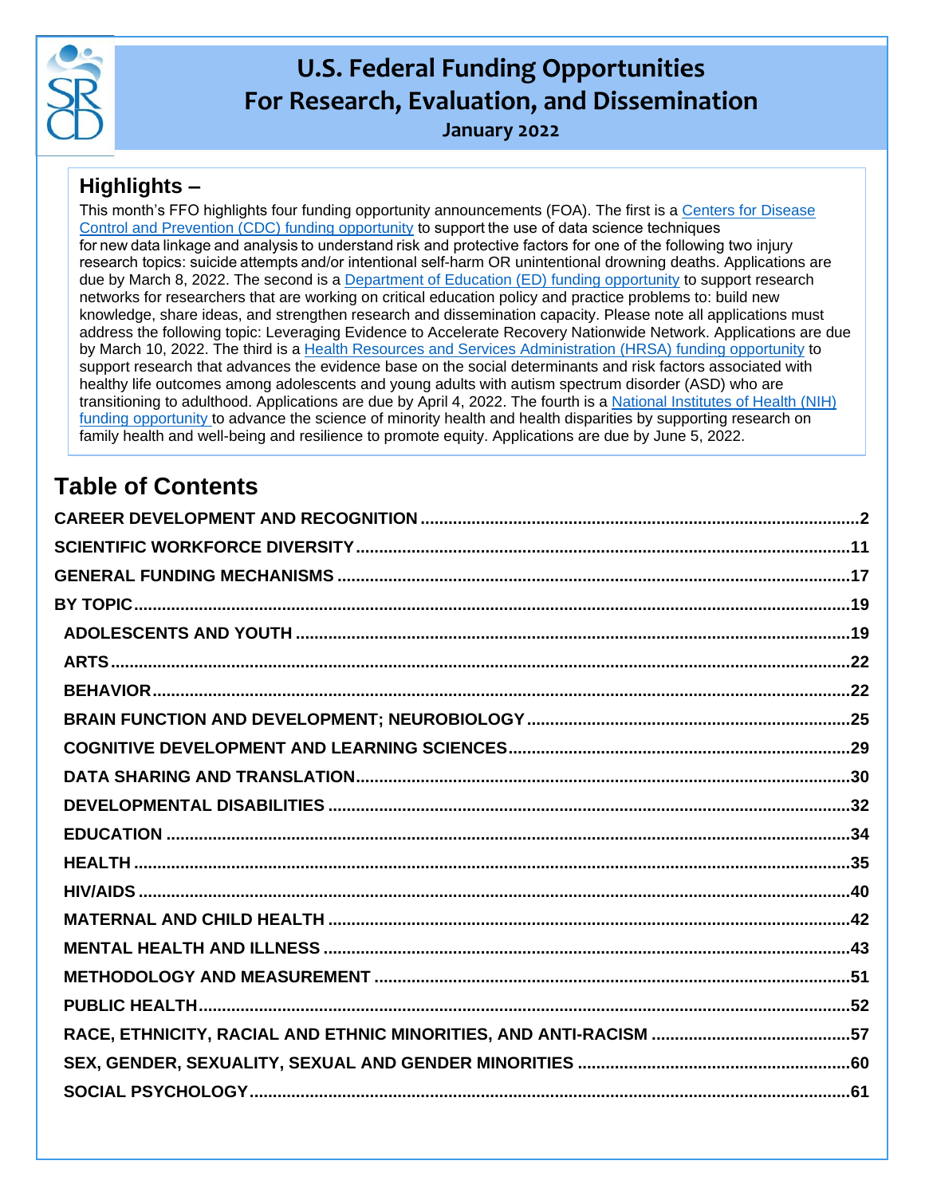# U.S. Federal Funding Opportunities For Research, Evaluation, and Dissemination

**January 2022**

## Highlights –

This month's FFO highlights four funding opportunity announcements (FOA). The first is a Centers for Disease Control and Prevention (CDC) funding opportunity to support the use of data science techniques for new data linkage and analysis to understand risk and protective factors for one of the following two injury research topics: suicide attempts and/or intentional self-harm OR unintentional drowning deaths. Applications are due by March 8, 2022. The second is a Department of Education (ED) funding opportunity to support research networks for researchers that are working on critical education policy and practice problems to: build new knowledge, share ideas, and strengthen research and dissemination capacity. Please note all applications must address the following topic: Leveraging Evidence to Accelerate Recovery Nationwide Network. Applications are due by March 10, 2022. The third is a Health Resources and Services Administration (HRSA) funding opportunity to support research that advances the evidence base on the social determinants and risk factors associated with healthy life outcomes among adolescents and young adults with autism spectrum disorder (ASD) who are transitioning to adulthood. Applications are due by April 4, 2022. The fourth is a National Institutes of Health (NIH) funding opportunity to advance the science of minority health and health disparities by supporting research on family health and well-being and resilience to promote equity. Applications are due by June 5, 2022.

## Table of Contents

- CAREER DEVELOPMENT AND RECOGNITION ..... 2
- SCIENTIFIC WORKFORCE DIVERSITY ..... 11
- GENERAL FUNDING MECHANISMS ..... 17
- BY TOPIC ..... 19
  - ADOLESCENTS AND YOUTH ..... 19
  - ARTS ..... 22
  - BEHAVIOR ..... 22
  - BRAIN FUNCTION AND DEVELOPMENT; NEUROBIOLOGY ..... 25
  - COGNITIVE DEVELOPMENT AND LEARNING SCIENCES ..... 29
  - DATA SHARING AND TRANSLATION ..... 30
  - DEVELOPMENTAL DISABILITIES ..... 32
  - EDUCATION ..... 34
  - HEALTH ..... 35
  - HIV/AIDS ..... 40
  - MATERNAL AND CHILD HEALTH ..... 42
  - MENTAL HEALTH AND ILLNESS ..... 43
  - METHODOLOGY AND MEASUREMENT ..... 51
  - PUBLIC HEALTH ..... 52
  - RACE, ETHNICITY, RACIAL AND ETHNIC MINORITIES, AND ANTI-RACISM ..... 57
  - SEX, GENDER, SEXUALITY, SEXUAL AND GENDER MINORITIES ..... 60
  - SOCIAL PSYCHOLOGY ..... 61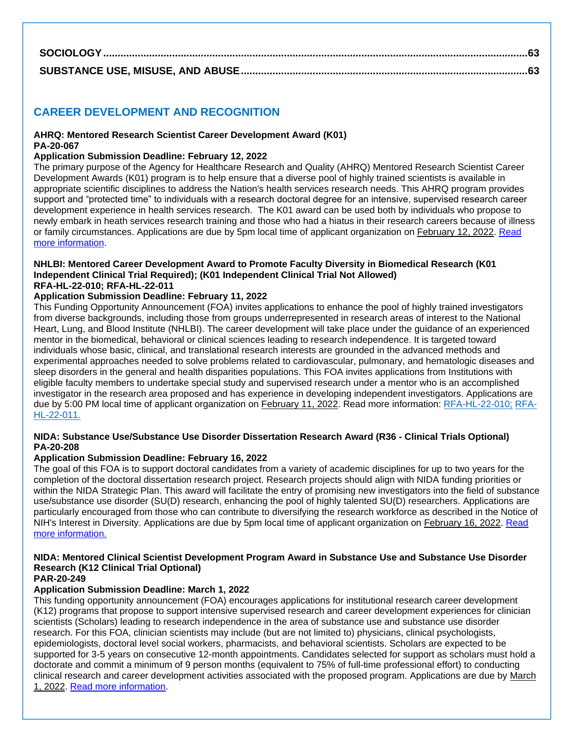SOCIOLOGY ....................................................................................................................................63
SUBSTANCE USE, MISUSE, AND ABUSE ....................................................................................63

## CAREER DEVELOPMENT AND RECOGNITION

**AHRQ: Mentored Research Scientist Career Development Award (K01)**
**PA-20-067**
**Application Submission Deadline: February 12, 2022**
The primary purpose of the Agency for Healthcare Research and Quality (AHRQ) Mentored Research Scientist Career Development Awards (K01) program is to help ensure that a diverse pool of highly trained scientists is available in appropriate scientific disciplines to address the Nation's health services research needs. This AHRQ program provides support and "protected time" to individuals with a research doctoral degree for an intensive, supervised research career development experience in health services research. The K01 award can be used both by individuals who propose to newly embark in heath services research training and those who had a hiatus in their research careers because of illness or family circumstances. Applications are due by 5pm local time of applicant organization on February 12, 2022. Read more information.

**NHLBI: Mentored Career Development Award to Promote Faculty Diversity in Biomedical Research (K01 Independent Clinical Trial Required); (K01 Independent Clinical Trial Not Allowed)**
**RFA-HL-22-010; RFA-HL-22-011**
**Application Submission Deadline: February 11, 2022**
This Funding Opportunity Announcement (FOA) invites applications to enhance the pool of highly trained investigators from diverse backgrounds, including those from groups underrepresented in research areas of interest to the National Heart, Lung, and Blood Institute (NHLBI). The career development will take place under the guidance of an experienced mentor in the biomedical, behavioral or clinical sciences leading to research independence. It is targeted toward individuals whose basic, clinical, and translational research interests are grounded in the advanced methods and experimental approaches needed to solve problems related to cardiovascular, pulmonary, and hematologic diseases and sleep disorders in the general and health disparities populations. This FOA invites applications from Institutions with eligible faculty members to undertake special study and supervised research under a mentor who is an accomplished investigator in the research area proposed and has experience in developing independent investigators. Applications are due by 5:00 PM local time of applicant organization on February 11, 2022. Read more information: RFA-HL-22-010; RFA-HL-22-011.

**NIDA: Substance Use/Substance Use Disorder Dissertation Research Award (R36 - Clinical Trials Optional)**
**PA-20-208**
**Application Submission Deadline: February 16, 2022**
The goal of this FOA is to support doctoral candidates from a variety of academic disciplines for up to two years for the completion of the doctoral dissertation research project. Research projects should align with NIDA funding priorities or within the NIDA Strategic Plan. This award will facilitate the entry of promising new investigators into the field of substance use/substance use disorder (SU(D) research, enhancing the pool of highly talented SU(D) researchers. Applications are particularly encouraged from those who can contribute to diversifying the research workforce as described in the Notice of NIH's Interest in Diversity. Applications are due by 5pm local time of applicant organization on February 16, 2022. Read more information.

**NIDA: Mentored Clinical Scientist Development Program Award in Substance Use and Substance Use Disorder Research (K12 Clinical Trial Optional)**
**PAR-20-249**
**Application Submission Deadline: March 1, 2022**
This funding opportunity announcement (FOA) encourages applications for institutional research career development (K12) programs that propose to support intensive supervised research and career development experiences for clinician scientists (Scholars) leading to research independence in the area of substance use and substance use disorder research. For this FOA, clinician scientists may include (but are not limited to) physicians, clinical psychologists, epidemiologists, doctoral level social workers, pharmacists, and behavioral scientists. Scholars are expected to be supported for 3-5 years on consecutive 12-month appointments. Candidates selected for support as scholars must hold a doctorate and commit a minimum of 9 person months (equivalent to 75% of full-time professional effort) to conducting clinical research and career development activities associated with the proposed program. Applications are due by March 1, 2022. Read more information.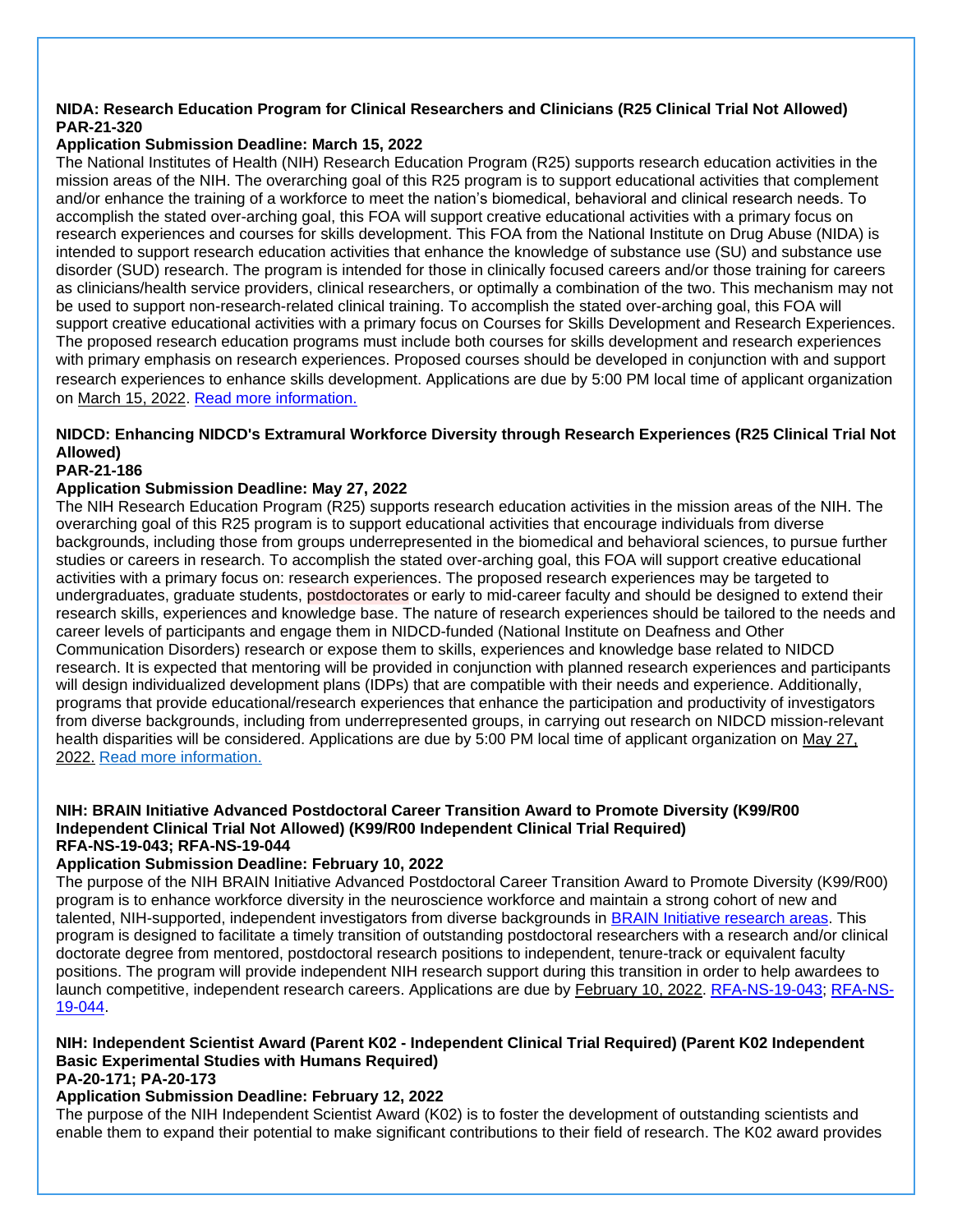**NIDA: Research Education Program for Clinical Researchers and Clinicians (R25 Clinical Trial Not Allowed)**
**PAR-21-320**
**Application Submission Deadline: March 15, 2022**

The National Institutes of Health (NIH) Research Education Program (R25) supports research education activities in the mission areas of the NIH. The overarching goal of this R25 program is to support educational activities that complement and/or enhance the training of a workforce to meet the nation's biomedical, behavioral and clinical research needs. To accomplish the stated over-arching goal, this FOA will support creative educational activities with a primary focus on research experiences and courses for skills development. This FOA from the National Institute on Drug Abuse (NIDA) is intended to support research education activities that enhance the knowledge of substance use (SU) and substance use disorder (SUD) research. The program is intended for those in clinically focused careers and/or those training for careers as clinicians/health service providers, clinical researchers, or optimally a combination of the two. This mechanism may not be used to support non-research-related clinical training. To accomplish the stated over-arching goal, this FOA will support creative educational activities with a primary focus on Courses for Skills Development and Research Experiences. The proposed research education programs must include both courses for skills development and research experiences with primary emphasis on research experiences. Proposed courses should be developed in conjunction with and support research experiences to enhance skills development. Applications are due by 5:00 PM local time of applicant organization on March 15, 2022. [Read more information.]

**NIDCD: Enhancing NIDCD's Extramural Workforce Diversity through Research Experiences (R25 Clinical Trial Not Allowed)**
**PAR-21-186**
**Application Submission Deadline: May 27, 2022**

The NIH Research Education Program (R25) supports research education activities in the mission areas of the NIH. The overarching goal of this R25 program is to support educational activities that encourage individuals from diverse backgrounds, including those from groups underrepresented in the biomedical and behavioral sciences, to pursue further studies or careers in research. To accomplish the stated over-arching goal, this FOA will support creative educational activities with a primary focus on: research experiences. The proposed research experiences may be targeted to undergraduates, graduate students, postdoctorates or early to mid-career faculty and should be designed to extend their research skills, experiences and knowledge base. The nature of research experiences should be tailored to the needs and career levels of participants and engage them in NIDCD-funded (National Institute on Deafness and Other Communication Disorders) research or expose them to skills, experiences and knowledge base related to NIDCD research. It is expected that mentoring will be provided in conjunction with planned research experiences and participants will design individualized development plans (IDPs) that are compatible with their needs and experience. Additionally, programs that provide educational/research experiences that enhance the participation and productivity of investigators from diverse backgrounds, including from underrepresented groups, in carrying out research on NIDCD mission-relevant health disparities will be considered. Applications are due by 5:00 PM local time of applicant organization on May 27, 2022. [Read more information.]

**NIH: BRAIN Initiative Advanced Postdoctoral Career Transition Award to Promote Diversity (K99/R00 Independent Clinical Trial Not Allowed) (K99/R00 Independent Clinical Trial Required)**
**RFA-NS-19-043; RFA-NS-19-044**
**Application Submission Deadline: February 10, 2022**

The purpose of the NIH BRAIN Initiative Advanced Postdoctoral Career Transition Award to Promote Diversity (K99/R00) program is to enhance workforce diversity in the neuroscience workforce and maintain a strong cohort of new and talented, NIH-supported, independent investigators from diverse backgrounds in [BRAIN Initiative research areas]. This program is designed to facilitate a timely transition of outstanding postdoctoral researchers with a research and/or clinical doctorate degree from mentored, postdoctoral research positions to independent, tenure-track or equivalent faculty positions. The program will provide independent NIH research support during this transition in order to help awardees to launch competitive, independent research careers. Applications are due by February 10, 2022. [RFA-NS-19-043]; [RFA-NS-19-044].

**NIH: Independent Scientist Award (Parent K02 - Independent Clinical Trial Required) (Parent K02 Independent Basic Experimental Studies with Humans Required)**
**PA-20-171; PA-20-173**
**Application Submission Deadline: February 12, 2022**

The purpose of the NIH Independent Scientist Award (K02) is to foster the development of outstanding scientists and enable them to expand their potential to make significant contributions to their field of research. The K02 award provides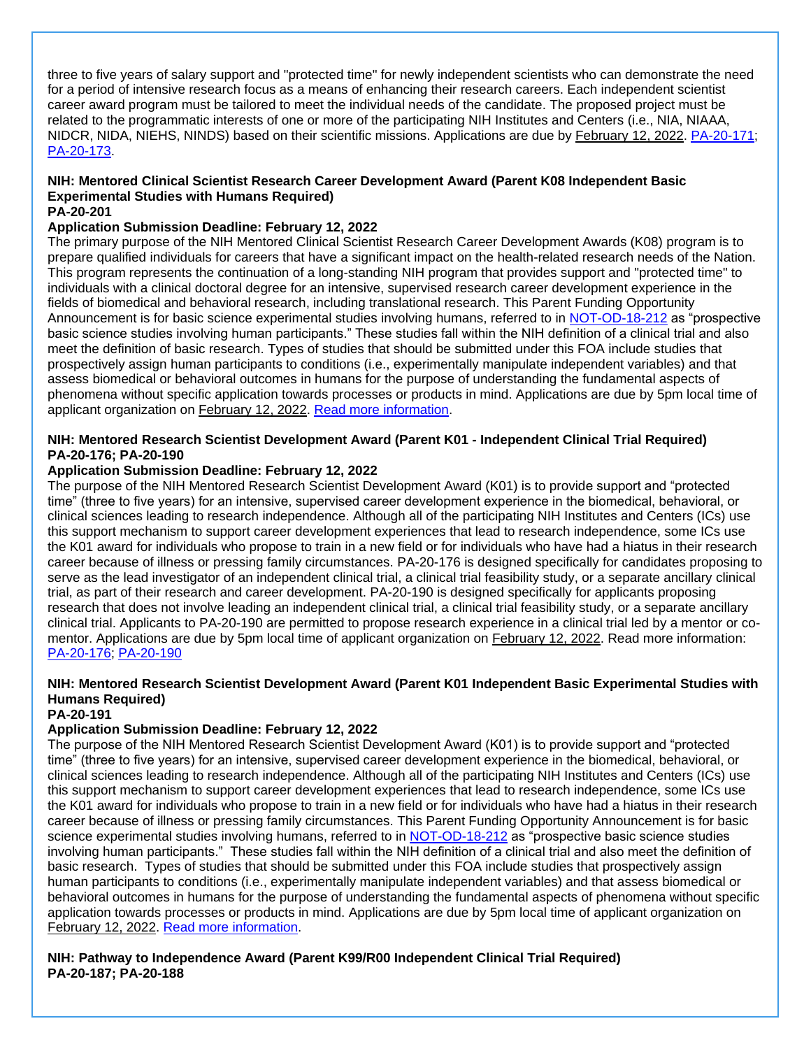three to five years of salary support and "protected time" for newly independent scientists who can demonstrate the need for a period of intensive research focus as a means of enhancing their research careers. Each independent scientist career award program must be tailored to meet the individual needs of the candidate. The proposed project must be related to the programmatic interests of one or more of the participating NIH Institutes and Centers (i.e., NIA, NIAAA, NIDCR, NIDA, NIEHS, NINDS) based on their scientific missions. Applications are due by February 12, 2022. PA-20-171; PA-20-173.

**NIH: Mentored Clinical Scientist Research Career Development Award (Parent K08 Independent Basic Experimental Studies with Humans Required)**
**PA-20-201**
**Application Submission Deadline: February 12, 2022**
The primary purpose of the NIH Mentored Clinical Scientist Research Career Development Awards (K08) program is to prepare qualified individuals for careers that have a significant impact on the health-related research needs of the Nation. This program represents the continuation of a long-standing NIH program that provides support and "protected time" to individuals with a clinical doctoral degree for an intensive, supervised research career development experience in the fields of biomedical and behavioral research, including translational research. This Parent Funding Opportunity Announcement is for basic science experimental studies involving humans, referred to in NOT-OD-18-212 as "prospective basic science studies involving human participants." These studies fall within the NIH definition of a clinical trial and also meet the definition of basic research. Types of studies that should be submitted under this FOA include studies that prospectively assign human participants to conditions (i.e., experimentally manipulate independent variables) and that assess biomedical or behavioral outcomes in humans for the purpose of understanding the fundamental aspects of phenomena without specific application towards processes or products in mind. Applications are due by 5pm local time of applicant organization on February 12, 2022. Read more information.

**NIH: Mentored Research Scientist Development Award (Parent K01 - Independent Clinical Trial Required)**
**PA-20-176; PA-20-190**
**Application Submission Deadline: February 12, 2022**
The purpose of the NIH Mentored Research Scientist Development Award (K01) is to provide support and "protected time" (three to five years) for an intensive, supervised career development experience in the biomedical, behavioral, or clinical sciences leading to research independence. Although all of the participating NIH Institutes and Centers (ICs) use this support mechanism to support career development experiences that lead to research independence, some ICs use the K01 award for individuals who propose to train in a new field or for individuals who have had a hiatus in their research career because of illness or pressing family circumstances. PA-20-176 is designed specifically for candidates proposing to serve as the lead investigator of an independent clinical trial, a clinical trial feasibility study, or a separate ancillary clinical trial, as part of their research and career development. PA-20-190 is designed specifically for applicants proposing research that does not involve leading an independent clinical trial, a clinical trial feasibility study, or a separate ancillary clinical trial. Applicants to PA-20-190 are permitted to propose research experience in a clinical trial led by a mentor or co-mentor. Applications are due by 5pm local time of applicant organization on February 12, 2022. Read more information: PA-20-176; PA-20-190

**NIH: Mentored Research Scientist Development Award (Parent K01 Independent Basic Experimental Studies with Humans Required)**
**PA-20-191**
**Application Submission Deadline: February 12, 2022**
The purpose of the NIH Mentored Research Scientist Development Award (K01) is to provide support and "protected time" (three to five years) for an intensive, supervised career development experience in the biomedical, behavioral, or clinical sciences leading to research independence. Although all of the participating NIH Institutes and Centers (ICs) use this support mechanism to support career development experiences that lead to research independence, some ICs use the K01 award for individuals who propose to train in a new field or for individuals who have had a hiatus in their research career because of illness or pressing family circumstances. This Parent Funding Opportunity Announcement is for basic science experimental studies involving humans, referred to in NOT-OD-18-212 as "prospective basic science studies involving human participants." These studies fall within the NIH definition of a clinical trial and also meet the definition of basic research. Types of studies that should be submitted under this FOA include studies that prospectively assign human participants to conditions (i.e., experimentally manipulate independent variables) and that assess biomedical or behavioral outcomes in humans for the purpose of understanding the fundamental aspects of phenomena without specific application towards processes or products in mind. Applications are due by 5pm local time of applicant organization on February 12, 2022. Read more information.

**NIH: Pathway to Independence Award (Parent K99/R00 Independent Clinical Trial Required)**
**PA-20-187; PA-20-188**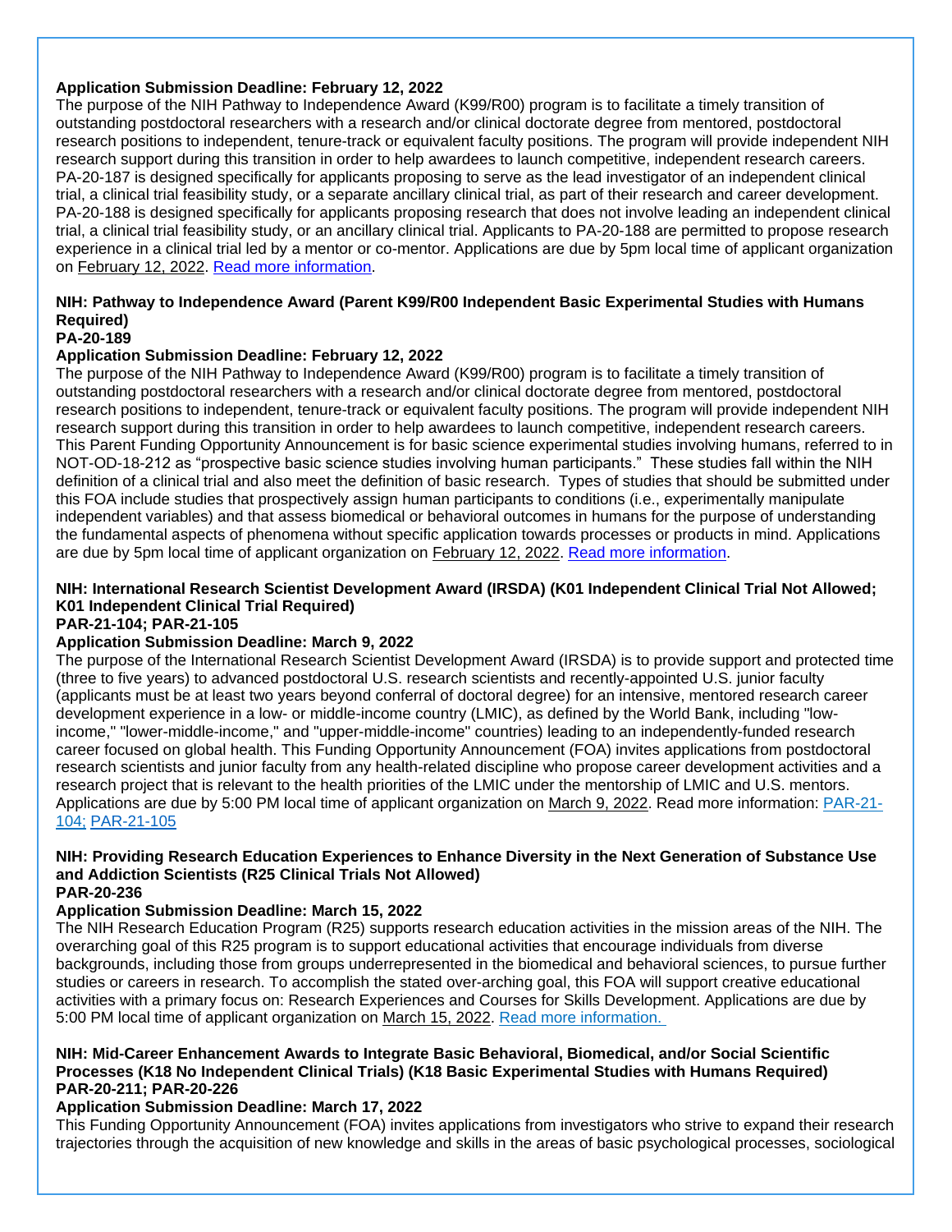**Application Submission Deadline: February 12, 2022**

The purpose of the NIH Pathway to Independence Award (K99/R00) program is to facilitate a timely transition of outstanding postdoctoral researchers with a research and/or clinical doctorate degree from mentored, postdoctoral research positions to independent, tenure-track or equivalent faculty positions. The program will provide independent NIH research support during this transition in order to help awardees to launch competitive, independent research careers. PA-20-187 is designed specifically for applicants proposing to serve as the lead investigator of an independent clinical trial, a clinical trial feasibility study, or a separate ancillary clinical trial, as part of their research and career development. PA-20-188 is designed specifically for applicants proposing research that does not involve leading an independent clinical trial, a clinical trial feasibility study, or an ancillary clinical trial. Applicants to PA-20-188 are permitted to propose research experience in a clinical trial led by a mentor or co-mentor. Applications are due by 5pm local time of applicant organization on February 12, 2022. [Read more information](#).

**NIH: Pathway to Independence Award (Parent K99/R00 Independent Basic Experimental Studies with Humans Required)**
**PA-20-189**
**Application Submission Deadline: February 12, 2022**

The purpose of the NIH Pathway to Independence Award (K99/R00) program is to facilitate a timely transition of outstanding postdoctoral researchers with a research and/or clinical doctorate degree from mentored, postdoctoral research positions to independent, tenure-track or equivalent faculty positions. The program will provide independent NIH research support during this transition in order to help awardees to launch competitive, independent research careers. This Parent Funding Opportunity Announcement is for basic science experimental studies involving humans, referred to in NOT-OD-18-212 as "prospective basic science studies involving human participants." These studies fall within the NIH definition of a clinical trial and also meet the definition of basic research. Types of studies that should be submitted under this FOA include studies that prospectively assign human participants to conditions (i.e., experimentally manipulate independent variables) and that assess biomedical or behavioral outcomes in humans for the purpose of understanding the fundamental aspects of phenomena without specific application towards processes or products in mind. Applications are due by 5pm local time of applicant organization on February 12, 2022. [Read more information](#).

**NIH: International Research Scientist Development Award (IRSDA) (K01 Independent Clinical Trial Not Allowed; K01 Independent Clinical Trial Required)**
**PAR-21-104; PAR-21-105**
**Application Submission Deadline: March 9, 2022**

The purpose of the International Research Scientist Development Award (IRSDA) is to provide support and protected time (three to five years) to advanced postdoctoral U.S. research scientists and recently-appointed U.S. junior faculty (applicants must be at least two years beyond conferral of doctoral degree) for an intensive, mentored research career development experience in a low- or middle-income country (LMIC), as defined by the World Bank, including "low-income," "lower-middle-income," and "upper-middle-income" countries) leading to an independently-funded research career focused on global health. This Funding Opportunity Announcement (FOA) invites applications from postdoctoral research scientists and junior faculty from any health-related discipline who propose career development activities and a research project that is relevant to the health priorities of the LMIC under the mentorship of LMIC and U.S. mentors. Applications are due by 5:00 PM local time of applicant organization on March 9, 2022. Read more information: [PAR-21-104;](#) [PAR-21-105](#)

**NIH: Providing Research Education Experiences to Enhance Diversity in the Next Generation of Substance Use and Addiction Scientists (R25 Clinical Trials Not Allowed)**
**PAR-20-236**
**Application Submission Deadline: March 15, 2022**

The NIH Research Education Program (R25) supports research education activities in the mission areas of the NIH. The overarching goal of this R25 program is to support educational activities that encourage individuals from diverse backgrounds, including those from groups underrepresented in the biomedical and behavioral sciences, to pursue further studies or careers in research. To accomplish the stated over-arching goal, this FOA will support creative educational activities with a primary focus on: Research Experiences and Courses for Skills Development. Applications are due by 5:00 PM local time of applicant organization on March 15, 2022. [Read more information.](#)

**NIH: Mid-Career Enhancement Awards to Integrate Basic Behavioral, Biomedical, and/or Social Scientific Processes (K18 No Independent Clinical Trials) (K18 Basic Experimental Studies with Humans Required)**
**PAR-20-211; PAR-20-226**
**Application Submission Deadline: March 17, 2022**

This Funding Opportunity Announcement (FOA) invites applications from investigators who strive to expand their research trajectories through the acquisition of new knowledge and skills in the areas of basic psychological processes, sociological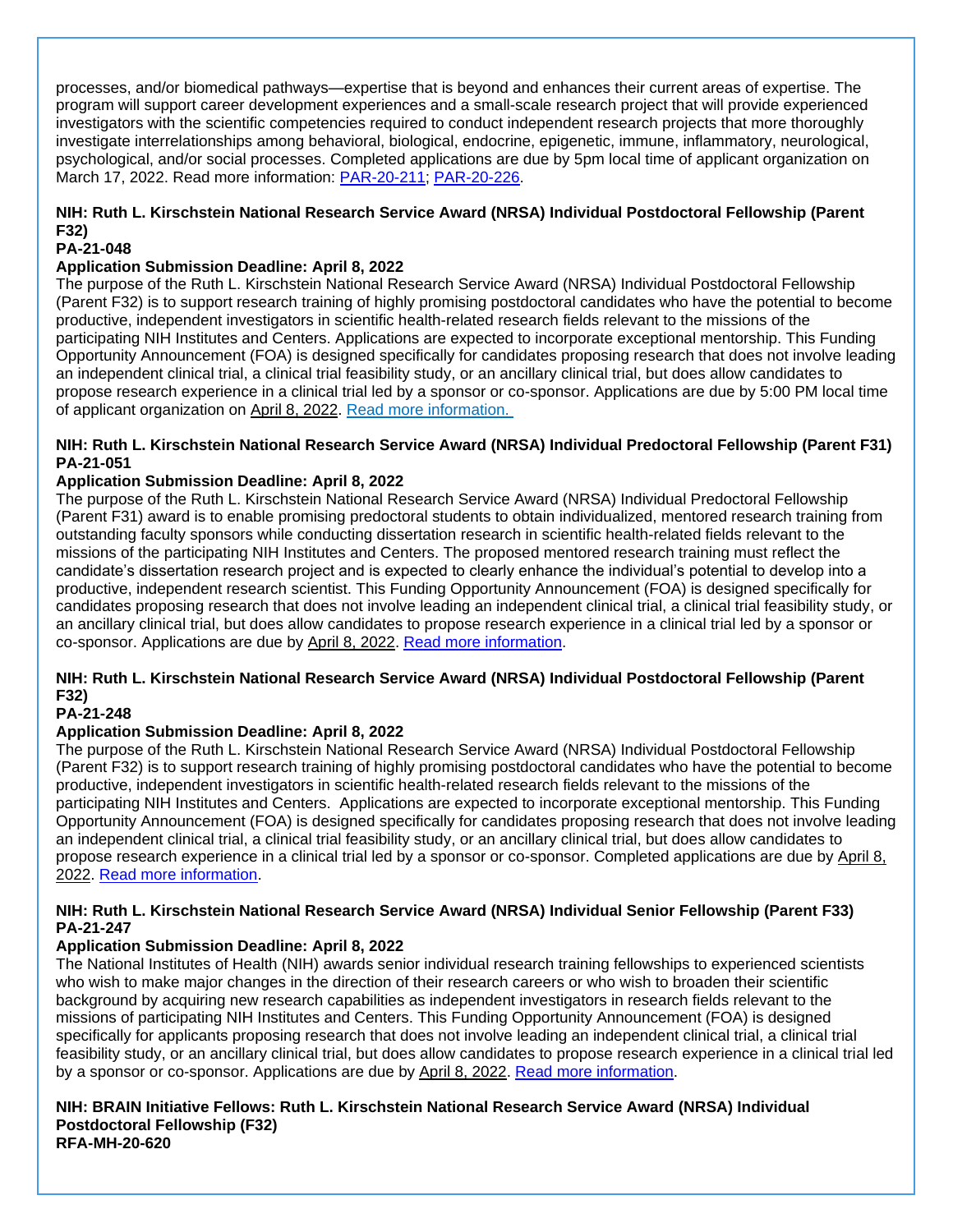processes, and/or biomedical pathways—expertise that is beyond and enhances their current areas of expertise. The program will support career development experiences and a small-scale research project that will provide experienced investigators with the scientific competencies required to conduct independent research projects that more thoroughly investigate interrelationships among behavioral, biological, endocrine, epigenetic, immune, inflammatory, neurological, psychological, and/or social processes. Completed applications are due by 5pm local time of applicant organization on March 17, 2022. Read more information: PAR-20-211; PAR-20-226.

**NIH: Ruth L. Kirschstein National Research Service Award (NRSA) Individual Postdoctoral Fellowship (Parent F32)**
**PA-21-048**
**Application Submission Deadline: April 8, 2022**
The purpose of the Ruth L. Kirschstein National Research Service Award (NRSA) Individual Postdoctoral Fellowship (Parent F32) is to support research training of highly promising postdoctoral candidates who have the potential to become productive, independent investigators in scientific health-related research fields relevant to the missions of the participating NIH Institutes and Centers. Applications are expected to incorporate exceptional mentorship. This Funding Opportunity Announcement (FOA) is designed specifically for candidates proposing research that does not involve leading an independent clinical trial, a clinical trial feasibility study, or an ancillary clinical trial, but does allow candidates to propose research experience in a clinical trial led by a sponsor or co-sponsor. Applications are due by 5:00 PM local time of applicant organization on April 8, 2022. Read more information.

**NIH: Ruth L. Kirschstein National Research Service Award (NRSA) Individual Predoctoral Fellowship (Parent F31)**
**PA-21-051**
**Application Submission Deadline: April 8, 2022**
The purpose of the Ruth L. Kirschstein National Research Service Award (NRSA) Individual Predoctoral Fellowship (Parent F31) award is to enable promising predoctoral students to obtain individualized, mentored research training from outstanding faculty sponsors while conducting dissertation research in scientific health-related fields relevant to the missions of the participating NIH Institutes and Centers. The proposed mentored research training must reflect the candidate's dissertation research project and is expected to clearly enhance the individual's potential to develop into a productive, independent research scientist. This Funding Opportunity Announcement (FOA) is designed specifically for candidates proposing research that does not involve leading an independent clinical trial, a clinical trial feasibility study, or an ancillary clinical trial, but does allow candidates to propose research experience in a clinical trial led by a sponsor or co-sponsor. Applications are due by April 8, 2022. Read more information.

**NIH: Ruth L. Kirschstein National Research Service Award (NRSA) Individual Postdoctoral Fellowship (Parent F32)**
**PA-21-248**
**Application Submission Deadline: April 8, 2022**
The purpose of the Ruth L. Kirschstein National Research Service Award (NRSA) Individual Postdoctoral Fellowship (Parent F32) is to support research training of highly promising postdoctoral candidates who have the potential to become productive, independent investigators in scientific health-related research fields relevant to the missions of the participating NIH Institutes and Centers. Applications are expected to incorporate exceptional mentorship. This Funding Opportunity Announcement (FOA) is designed specifically for candidates proposing research that does not involve leading an independent clinical trial, a clinical trial feasibility study, or an ancillary clinical trial, but does allow candidates to propose research experience in a clinical trial led by a sponsor or co-sponsor. Completed applications are due by April 8, 2022. Read more information.

**NIH: Ruth L. Kirschstein National Research Service Award (NRSA) Individual Senior Fellowship (Parent F33)**
**PA-21-247**
**Application Submission Deadline: April 8, 2022**
The National Institutes of Health (NIH) awards senior individual research training fellowships to experienced scientists who wish to make major changes in the direction of their research careers or who wish to broaden their scientific background by acquiring new research capabilities as independent investigators in research fields relevant to the missions of participating NIH Institutes and Centers. This Funding Opportunity Announcement (FOA) is designed specifically for applicants proposing research that does not involve leading an independent clinical trial, a clinical trial feasibility study, or an ancillary clinical trial, but does allow candidates to propose research experience in a clinical trial led by a sponsor or co-sponsor. Applications are due by April 8, 2022. Read more information.

**NIH: BRAIN Initiative Fellows: Ruth L. Kirschstein National Research Service Award (NRSA) Individual Postdoctoral Fellowship (F32)**
**RFA-MH-20-620**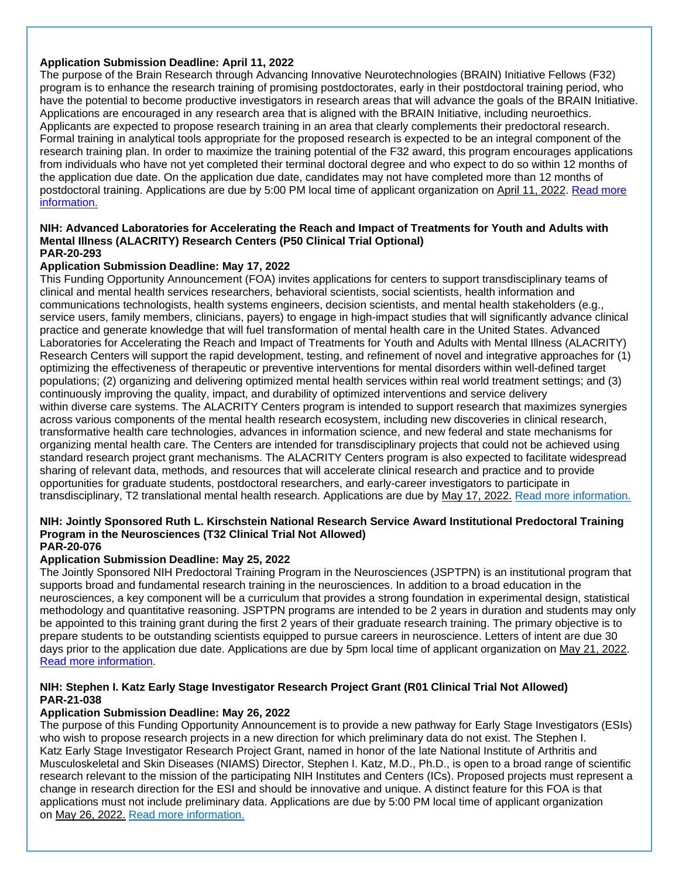**Application Submission Deadline: April 11, 2022**

The purpose of the Brain Research through Advancing Innovative Neurotechnologies (BRAIN) Initiative Fellows (F32) program is to enhance the research training of promising postdoctorates, early in their postdoctoral training period, who have the potential to become productive investigators in research areas that will advance the goals of the BRAIN Initiative. Applications are encouraged in any research area that is aligned with the BRAIN Initiative, including neuroethics. Applicants are expected to propose research training in an area that clearly complements their predoctoral research. Formal training in analytical tools appropriate for the proposed research is expected to be an integral component of the research training plan. In order to maximize the training potential of the F32 award, this program encourages applications from individuals who have not yet completed their terminal doctoral degree and who expect to do so within 12 months of the application due date. On the application due date, candidates may not have completed more than 12 months of postdoctoral training. Applications are due by 5:00 PM local time of applicant organization on April 11, 2022. Read more information.

**NIH: Advanced Laboratories for Accelerating the Reach and Impact of Treatments for Youth and Adults with Mental Illness (ALACRITY) Research Centers (P50 Clinical Trial Optional)**
**PAR-20-293**

**Application Submission Deadline: May 17, 2022**

This Funding Opportunity Announcement (FOA) invites applications for centers to support transdisciplinary teams of clinical and mental health services researchers, behavioral scientists, social scientists, health information and communications technologists, health systems engineers, decision scientists, and mental health stakeholders (e.g., service users, family members, clinicians, payers) to engage in high-impact studies that will significantly advance clinical practice and generate knowledge that will fuel transformation of mental health care in the United States. Advanced Laboratories for Accelerating the Reach and Impact of Treatments for Youth and Adults with Mental Illness (ALACRITY) Research Centers will support the rapid development, testing, and refinement of novel and integrative approaches for (1) optimizing the effectiveness of therapeutic or preventive interventions for mental disorders within well-defined target populations; (2) organizing and delivering optimized mental health services within real world treatment settings; and (3) continuously improving the quality, impact, and durability of optimized interventions and service delivery within diverse care systems. The ALACRITY Centers program is intended to support research that maximizes synergies across various components of the mental health research ecosystem, including new discoveries in clinical research, transformative health care technologies, advances in information science, and new federal and state mechanisms for organizing mental health care. The Centers are intended for transdisciplinary projects that could not be achieved using standard research project grant mechanisms. The ALACRITY Centers program is also expected to facilitate widespread sharing of relevant data, methods, and resources that will accelerate clinical research and practice and to provide opportunities for graduate students, postdoctoral researchers, and early-career investigators to participate in transdisciplinary, T2 translational mental health research. Applications are due by May 17, 2022. Read more information.

**NIH: Jointly Sponsored Ruth L. Kirschstein National Research Service Award Institutional Predoctoral Training Program in the Neurosciences (T32 Clinical Trial Not Allowed)**
**PAR-20-076**

**Application Submission Deadline: May 25, 2022**

The Jointly Sponsored NIH Predoctoral Training Program in the Neurosciences (JSPTPN) is an institutional program that supports broad and fundamental research training in the neurosciences. In addition to a broad education in the neurosciences, a key component will be a curriculum that provides a strong foundation in experimental design, statistical methodology and quantitative reasoning. JSPTPN programs are intended to be 2 years in duration and students may only be appointed to this training grant during the first 2 years of their graduate research training. The primary objective is to prepare students to be outstanding scientists equipped to pursue careers in neuroscience. Letters of intent are due 30 days prior to the application due date. Applications are due by 5pm local time of applicant organization on May 21, 2022. Read more information.

**NIH: Stephen I. Katz Early Stage Investigator Research Project Grant (R01 Clinical Trial Not Allowed)**
**PAR-21-038**

**Application Submission Deadline: May 26, 2022**

The purpose of this Funding Opportunity Announcement is to provide a new pathway for Early Stage Investigators (ESIs) who wish to propose research projects in a new direction for which preliminary data do not exist. The Stephen I. Katz Early Stage Investigator Research Project Grant, named in honor of the late National Institute of Arthritis and Musculoskeletal and Skin Diseases (NIAMS) Director, Stephen I. Katz, M.D., Ph.D., is open to a broad range of scientific research relevant to the mission of the participating NIH Institutes and Centers (ICs). Proposed projects must represent a change in research direction for the ESI and should be innovative and unique. A distinct feature for this FOA is that applications must not include preliminary data. Applications are due by 5:00 PM local time of applicant organization on May 26, 2022. Read more information.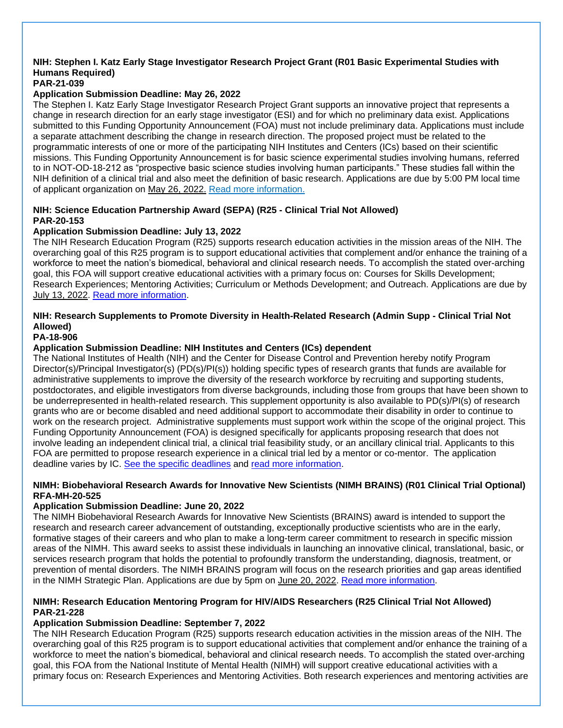**NIH: Stephen I. Katz Early Stage Investigator Research Project Grant (R01 Basic Experimental Studies with Humans Required)**
**PAR-21-039**
**Application Submission Deadline: May 26, 2022**
The Stephen I. Katz Early Stage Investigator Research Project Grant supports an innovative project that represents a change in research direction for an early stage investigator (ESI) and for which no preliminary data exist. Applications submitted to this Funding Opportunity Announcement (FOA) must not include preliminary data. Applications must include a separate attachment describing the change in research direction. The proposed project must be related to the programmatic interests of one or more of the participating NIH Institutes and Centers (ICs) based on their scientific missions. This Funding Opportunity Announcement is for basic science experimental studies involving humans, referred to in NOT-OD-18-212 as "prospective basic science studies involving human participants." These studies fall within the NIH definition of a clinical trial and also meet the definition of basic research. Applications are due by 5:00 PM local time of applicant organization on May 26, 2022. Read more information.

**NIH: Science Education Partnership Award (SEPA) (R25 - Clinical Trial Not Allowed)**
**PAR-20-153**
**Application Submission Deadline: July 13, 2022**
The NIH Research Education Program (R25) supports research education activities in the mission areas of the NIH. The overarching goal of this R25 program is to support educational activities that complement and/or enhance the training of a workforce to meet the nation's biomedical, behavioral and clinical research needs. To accomplish the stated over-arching goal, this FOA will support creative educational activities with a primary focus on: Courses for Skills Development; Research Experiences; Mentoring Activities; Curriculum or Methods Development; and Outreach. Applications are due by July 13, 2022. Read more information.

**NIH: Research Supplements to Promote Diversity in Health-Related Research (Admin Supp - Clinical Trial Not Allowed)**
**PA-18-906**
**Application Submission Deadline: NIH Institutes and Centers (ICs) dependent**
The National Institutes of Health (NIH) and the Center for Disease Control and Prevention hereby notify Program Director(s)/Principal Investigator(s) (PD(s)/PI(s)) holding specific types of research grants that funds are available for administrative supplements to improve the diversity of the research workforce by recruiting and supporting students, postdoctorates, and eligible investigators from diverse backgrounds, including those from groups that have been shown to be underrepresented in health-related research. This supplement opportunity is also available to PD(s)/PI(s) of research grants who are or become disabled and need additional support to accommodate their disability in order to continue to work on the research project. Administrative supplements must support work within the scope of the original project. This Funding Opportunity Announcement (FOA) is designed specifically for applicants proposing research that does not involve leading an independent clinical trial, a clinical trial feasibility study, or an ancillary clinical trial. Applicants to this FOA are permitted to propose research experience in a clinical trial led by a mentor or co-mentor. The application deadline varies by IC. See the specific deadlines and read more information.

**NIMH: Biobehavioral Research Awards for Innovative New Scientists (NIMH BRAINS) (R01 Clinical Trial Optional)**
**RFA-MH-20-525**
**Application Submission Deadline: June 20, 2022**
The NIMH Biobehavioral Research Awards for Innovative New Scientists (BRAINS) award is intended to support the research and research career advancement of outstanding, exceptionally productive scientists who are in the early, formative stages of their careers and who plan to make a long-term career commitment to research in specific mission areas of the NIMH. This award seeks to assist these individuals in launching an innovative clinical, translational, basic, or services research program that holds the potential to profoundly transform the understanding, diagnosis, treatment, or prevention of mental disorders. The NIMH BRAINS program will focus on the research priorities and gap areas identified in the NIMH Strategic Plan. Applications are due by 5pm on June 20, 2022. Read more information.

**NIMH: Research Education Mentoring Program for HIV/AIDS Researchers (R25 Clinical Trial Not Allowed)**
**PAR-21-228**
**Application Submission Deadline: September 7, 2022**
The NIH Research Education Program (R25) supports research education activities in the mission areas of the NIH. The overarching goal of this R25 program is to support educational activities that complement and/or enhance the training of a workforce to meet the nation's biomedical, behavioral and clinical research needs. To accomplish the stated over-arching goal, this FOA from the National Institute of Mental Health (NIMH) will support creative educational activities with a primary focus on: Research Experiences and Mentoring Activities. Both research experiences and mentoring activities are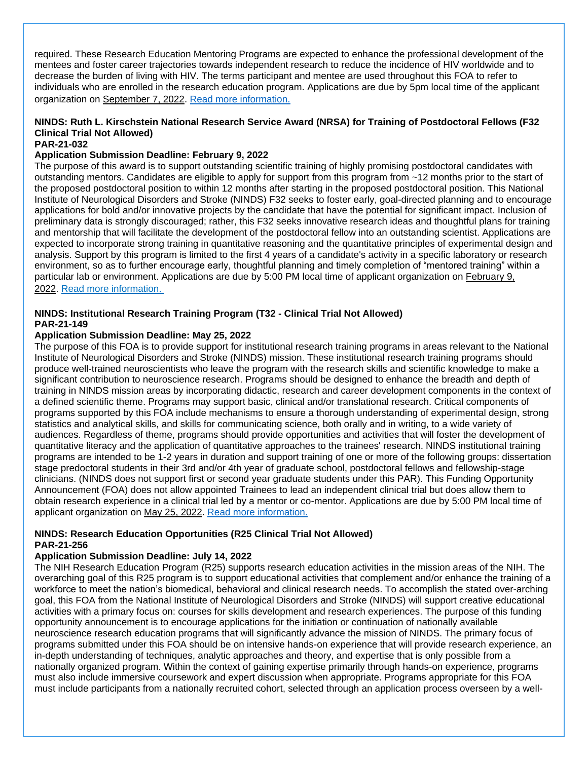required. These Research Education Mentoring Programs are expected to enhance the professional development of the mentees and foster career trajectories towards independent research to reduce the incidence of HIV worldwide and to decrease the burden of living with HIV. The terms participant and mentee are used throughout this FOA to refer to individuals who are enrolled in the research education program. Applications are due by 5pm local time of the applicant organization on September 7, 2022. Read more information.

**NINDS: Ruth L. Kirschstein National Research Service Award (NRSA) for Training of Postdoctoral Fellows (F32 Clinical Trial Not Allowed)**
**PAR-21-032**
**Application Submission Deadline: February 9, 2022**

The purpose of this award is to support outstanding scientific training of highly promising postdoctoral candidates with outstanding mentors. Candidates are eligible to apply for support from this program from ~12 months prior to the start of the proposed postdoctoral position to within 12 months after starting in the proposed postdoctoral position. This National Institute of Neurological Disorders and Stroke (NINDS) F32 seeks to foster early, goal-directed planning and to encourage applications for bold and/or innovative projects by the candidate that have the potential for significant impact. Inclusion of preliminary data is strongly discouraged; rather, this F32 seeks innovative research ideas and thoughtful plans for training and mentorship that will facilitate the development of the postdoctoral fellow into an outstanding scientist. Applications are expected to incorporate strong training in quantitative reasoning and the quantitative principles of experimental design and analysis. Support by this program is limited to the first 4 years of a candidate's activity in a specific laboratory or research environment, so as to further encourage early, thoughtful planning and timely completion of "mentored training" within a particular lab or environment. Applications are due by 5:00 PM local time of applicant organization on February 9, 2022. Read more information.

**NINDS: Institutional Research Training Program (T32 - Clinical Trial Not Allowed)**
**PAR-21-149**
**Application Submission Deadline: May 25, 2022**

The purpose of this FOA is to provide support for institutional research training programs in areas relevant to the National Institute of Neurological Disorders and Stroke (NINDS) mission. These institutional research training programs should produce well-trained neuroscientists who leave the program with the research skills and scientific knowledge to make a significant contribution to neuroscience research. Programs should be designed to enhance the breadth and depth of training in NINDS mission areas by incorporating didactic, research and career development components in the context of a defined scientific theme. Programs may support basic, clinical and/or translational research. Critical components of programs supported by this FOA include mechanisms to ensure a thorough understanding of experimental design, strong statistics and analytical skills, and skills for communicating science, both orally and in writing, to a wide variety of audiences. Regardless of theme, programs should provide opportunities and activities that will foster the development of quantitative literacy and the application of quantitative approaches to the trainees' research. NINDS institutional training programs are intended to be 1-2 years in duration and support training of one or more of the following groups: dissertation stage predoctoral students in their 3rd and/or 4th year of graduate school, postdoctoral fellows and fellowship-stage clinicians. (NINDS does not support first or second year graduate students under this PAR). This Funding Opportunity Announcement (FOA) does not allow appointed Trainees to lead an independent clinical trial but does allow them to obtain research experience in a clinical trial led by a mentor or co-mentor. Applications are due by 5:00 PM local time of applicant organization on May 25, 2022. Read more information.

**NINDS: Research Education Opportunities (R25 Clinical Trial Not Allowed)**
**PAR-21-256**
**Application Submission Deadline: July 14, 2022**

The NIH Research Education Program (R25) supports research education activities in the mission areas of the NIH. The overarching goal of this R25 program is to support educational activities that complement and/or enhance the training of a workforce to meet the nation's biomedical, behavioral and clinical research needs. To accomplish the stated over-arching goal, this FOA from the National Institute of Neurological Disorders and Stroke (NINDS) will support creative educational activities with a primary focus on: courses for skills development and research experiences. The purpose of this funding opportunity announcement is to encourage applications for the initiation or continuation of nationally available neuroscience research education programs that will significantly advance the mission of NINDS. The primary focus of programs submitted under this FOA should be on intensive hands-on experience that will provide research experience, an in-depth understanding of techniques, analytic approaches and theory, and expertise that is only possible from a nationally organized program. Within the context of gaining expertise primarily through hands-on experience, programs must also include immersive coursework and expert discussion when appropriate. Programs appropriate for this FOA must include participants from a nationally recruited cohort, selected through an application process overseen by a well-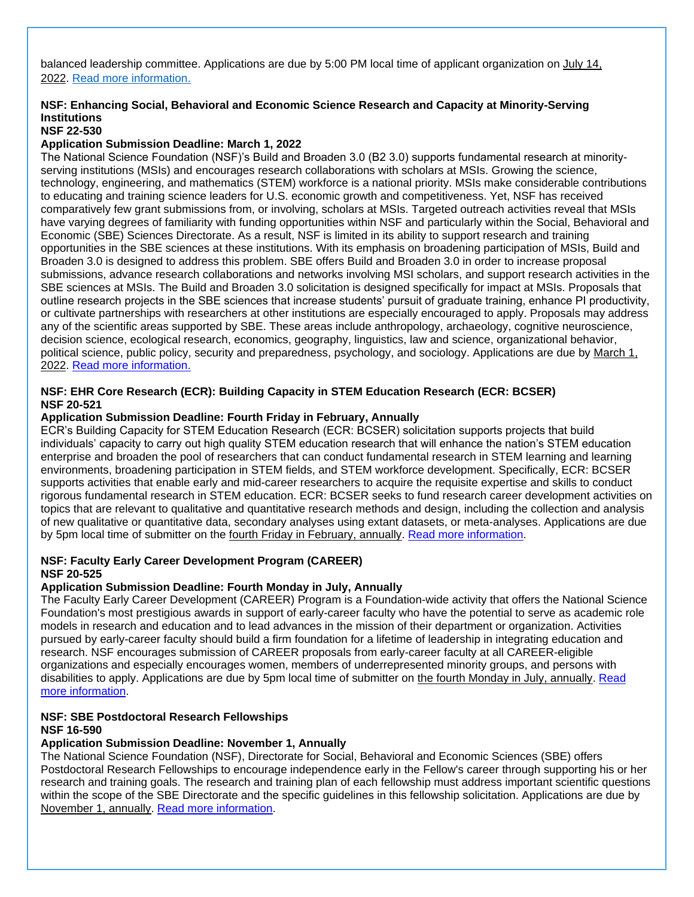balanced leadership committee. Applications are due by 5:00 PM local time of applicant organization on July 14, 2022. [Read more information.]

**NSF: Enhancing Social, Behavioral and Economic Science Research and Capacity at Minority-Serving Institutions**
**NSF 22-530**
**Application Submission Deadline: March 1, 2022**

The National Science Foundation (NSF)'s Build and Broaden 3.0 (B2 3.0) supports fundamental research at minority-serving institutions (MSIs) and encourages research collaborations with scholars at MSIs. Growing the science, technology, engineering, and mathematics (STEM) workforce is a national priority. MSIs make considerable contributions to educating and training science leaders for U.S. economic growth and competitiveness. Yet, NSF has received comparatively few grant submissions from, or involving, scholars at MSIs. Targeted outreach activities reveal that MSIs have varying degrees of familiarity with funding opportunities within NSF and particularly within the Social, Behavioral and Economic (SBE) Sciences Directorate. As a result, NSF is limited in its ability to support research and training opportunities in the SBE sciences at these institutions. With its emphasis on broadening participation of MSIs, Build and Broaden 3.0 is designed to address this problem. SBE offers Build and Broaden 3.0 in order to increase proposal submissions, advance research collaborations and networks involving MSI scholars, and support research activities in the SBE sciences at MSIs. The Build and Broaden 3.0 solicitation is designed specifically for impact at MSIs. Proposals that outline research projects in the SBE sciences that increase students' pursuit of graduate training, enhance PI productivity, or cultivate partnerships with researchers at other institutions are especially encouraged to apply. Proposals may address any of the scientific areas supported by SBE. These areas include anthropology, archaeology, cognitive neuroscience, decision science, ecological research, economics, geography, linguistics, law and science, organizational behavior, political science, public policy, security and preparedness, psychology, and sociology. Applications are due by March 1, 2022. [Read more information.]

**NSF: EHR Core Research (ECR): Building Capacity in STEM Education Research (ECR: BCSER)**
**NSF 20-521**
**Application Submission Deadline: Fourth Friday in February, Annually**

ECR's Building Capacity for STEM Education Research (ECR: BCSER) solicitation supports projects that build individuals' capacity to carry out high quality STEM education research that will enhance the nation's STEM education enterprise and broaden the pool of researchers that can conduct fundamental research in STEM learning and learning environments, broadening participation in STEM fields, and STEM workforce development. Specifically, ECR: BCSER supports activities that enable early and mid-career researchers to acquire the requisite expertise and skills to conduct rigorous fundamental research in STEM education. ECR: BCSER seeks to fund research career development activities on topics that are relevant to qualitative and quantitative research methods and design, including the collection and analysis of new qualitative or quantitative data, secondary analyses using extant datasets, or meta-analyses. Applications are due by 5pm local time of submitter on the fourth Friday in February, annually. [Read more information].

**NSF: Faculty Early Career Development Program (CAREER)**
**NSF 20-525**
**Application Submission Deadline: Fourth Monday in July, Annually**

The Faculty Early Career Development (CAREER) Program is a Foundation-wide activity that offers the National Science Foundation's most prestigious awards in support of early-career faculty who have the potential to serve as academic role models in research and education and to lead advances in the mission of their department or organization. Activities pursued by early-career faculty should build a firm foundation for a lifetime of leadership in integrating education and research. NSF encourages submission of CAREER proposals from early-career faculty at all CAREER-eligible organizations and especially encourages women, members of underrepresented minority groups, and persons with disabilities to apply. Applications are due by 5pm local time of submitter on the fourth Monday in July, annually. [Read more information].

**NSF: SBE Postdoctoral Research Fellowships**
**NSF 16-590**
**Application Submission Deadline: November 1, Annually**

The National Science Foundation (NSF), Directorate for Social, Behavioral and Economic Sciences (SBE) offers Postdoctoral Research Fellowships to encourage independence early in the Fellow's career through supporting his or her research and training goals. The research and training plan of each fellowship must address important scientific questions within the scope of the SBE Directorate and the specific guidelines in this fellowship solicitation. Applications are due by November 1, annually. [Read more information].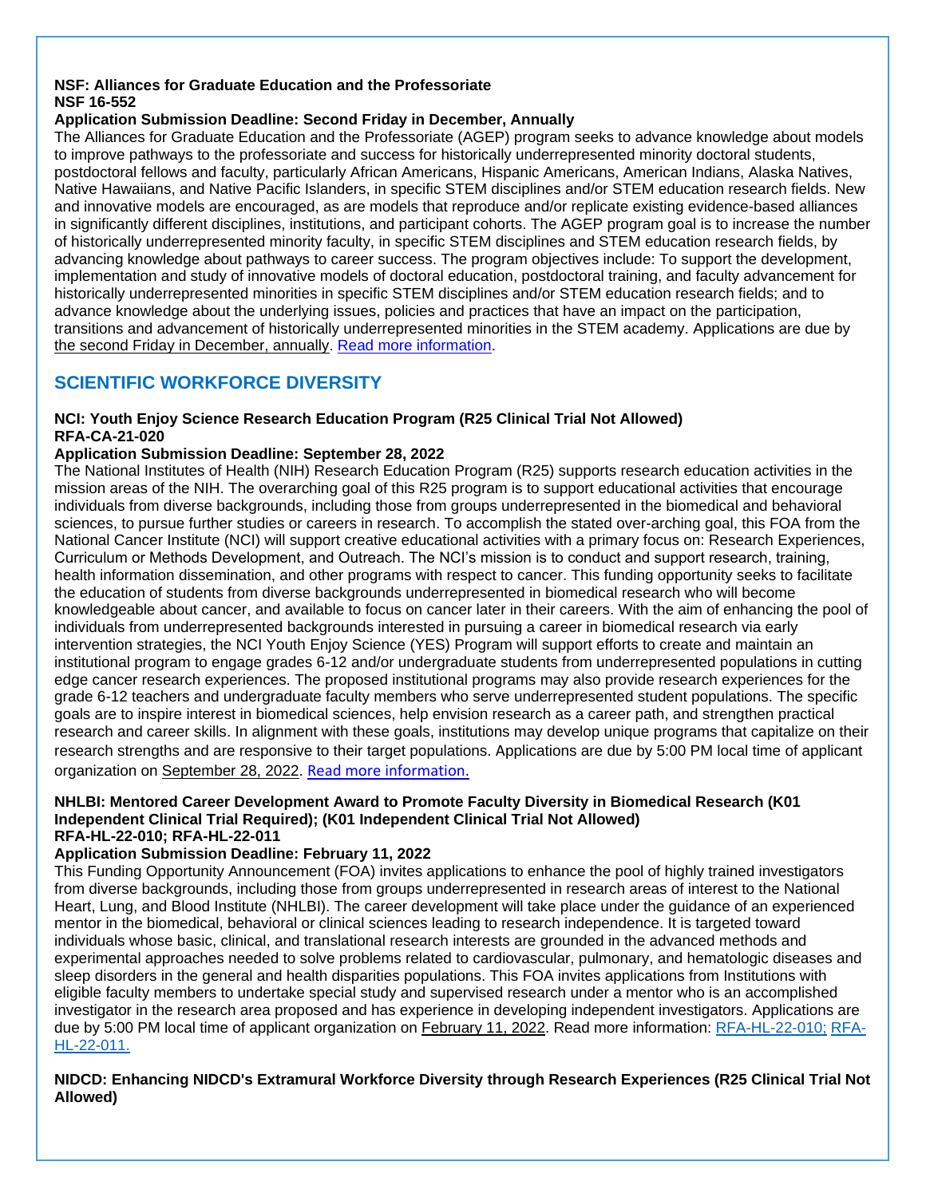**NSF: Alliances for Graduate Education and the Professoriate**
**NSF 16-552**
**Application Submission Deadline: Second Friday in December, Annually**

The Alliances for Graduate Education and the Professoriate (AGEP) program seeks to advance knowledge about models to improve pathways to the professoriate and success for historically underrepresented minority doctoral students, postdoctoral fellows and faculty, particularly African Americans, Hispanic Americans, American Indians, Alaska Natives, Native Hawaiians, and Native Pacific Islanders, in specific STEM disciplines and/or STEM education research fields. New and innovative models are encouraged, as are models that reproduce and/or replicate existing evidence-based alliances in significantly different disciplines, institutions, and participant cohorts. The AGEP program goal is to increase the number of historically underrepresented minority faculty, in specific STEM disciplines and STEM education research fields, by advancing knowledge about pathways to career success. The program objectives include: To support the development, implementation and study of innovative models of doctoral education, postdoctoral training, and faculty advancement for historically underrepresented minorities in specific STEM disciplines and/or STEM education research fields; and to advance knowledge about the underlying issues, policies and practices that have an impact on the participation, transitions and advancement of historically underrepresented minorities in the STEM academy. Applications are due by the second Friday in December, annually. [Read more information](#).

## SCIENTIFIC WORKFORCE DIVERSITY

**NCI: Youth Enjoy Science Research Education Program (R25 Clinical Trial Not Allowed)**
**RFA-CA-21-020**
**Application Submission Deadline: September 28, 2022**

The National Institutes of Health (NIH) Research Education Program (R25) supports research education activities in the mission areas of the NIH. The overarching goal of this R25 program is to support educational activities that encourage individuals from diverse backgrounds, including those from groups underrepresented in the biomedical and behavioral sciences, to pursue further studies or careers in research. To accomplish the stated over-arching goal, this FOA from the National Cancer Institute (NCI) will support creative educational activities with a primary focus on: Research Experiences, Curriculum or Methods Development, and Outreach. The NCI's mission is to conduct and support research, training, health information dissemination, and other programs with respect to cancer. This funding opportunity seeks to facilitate the education of students from diverse backgrounds underrepresented in biomedical research who will become knowledgeable about cancer, and available to focus on cancer later in their careers. With the aim of enhancing the pool of individuals from underrepresented backgrounds interested in pursuing a career in biomedical research via early intervention strategies, the NCI Youth Enjoy Science (YES) Program will support efforts to create and maintain an institutional program to engage grades 6-12 and/or undergraduate students from underrepresented populations in cutting edge cancer research experiences. The proposed institutional programs may also provide research experiences for the grade 6-12 teachers and undergraduate faculty members who serve underrepresented student populations. The specific goals are to inspire interest in biomedical sciences, help envision research as a career path, and strengthen practical research and career skills. In alignment with these goals, institutions may develop unique programs that capitalize on their research strengths and are responsive to their target populations. Applications are due by 5:00 PM local time of applicant organization on September 28, 2022. [Read more information.](#)

**NHLBI: Mentored Career Development Award to Promote Faculty Diversity in Biomedical Research (K01 Independent Clinical Trial Required); (K01 Independent Clinical Trial Not Allowed)**
**RFA-HL-22-010; RFA-HL-22-011**
**Application Submission Deadline: February 11, 2022**

This Funding Opportunity Announcement (FOA) invites applications to enhance the pool of highly trained investigators from diverse backgrounds, including those from groups underrepresented in research areas of interest to the National Heart, Lung, and Blood Institute (NHLBI). The career development will take place under the guidance of an experienced mentor in the biomedical, behavioral or clinical sciences leading to research independence. It is targeted toward individuals whose basic, clinical, and translational research interests are grounded in the advanced methods and experimental approaches needed to solve problems related to cardiovascular, pulmonary, and hematologic diseases and sleep disorders in the general and health disparities populations. This FOA invites applications from Institutions with eligible faculty members to undertake special study and supervised research under a mentor who is an accomplished investigator in the research area proposed and has experience in developing independent investigators. Applications are due by 5:00 PM local time of applicant organization on February 11, 2022. Read more information: [RFA-HL-22-010;](#) [RFA-HL-22-011.](#)

**NIDCD: Enhancing NIDCD's Extramural Workforce Diversity through Research Experiences (R25 Clinical Trial Not Allowed)**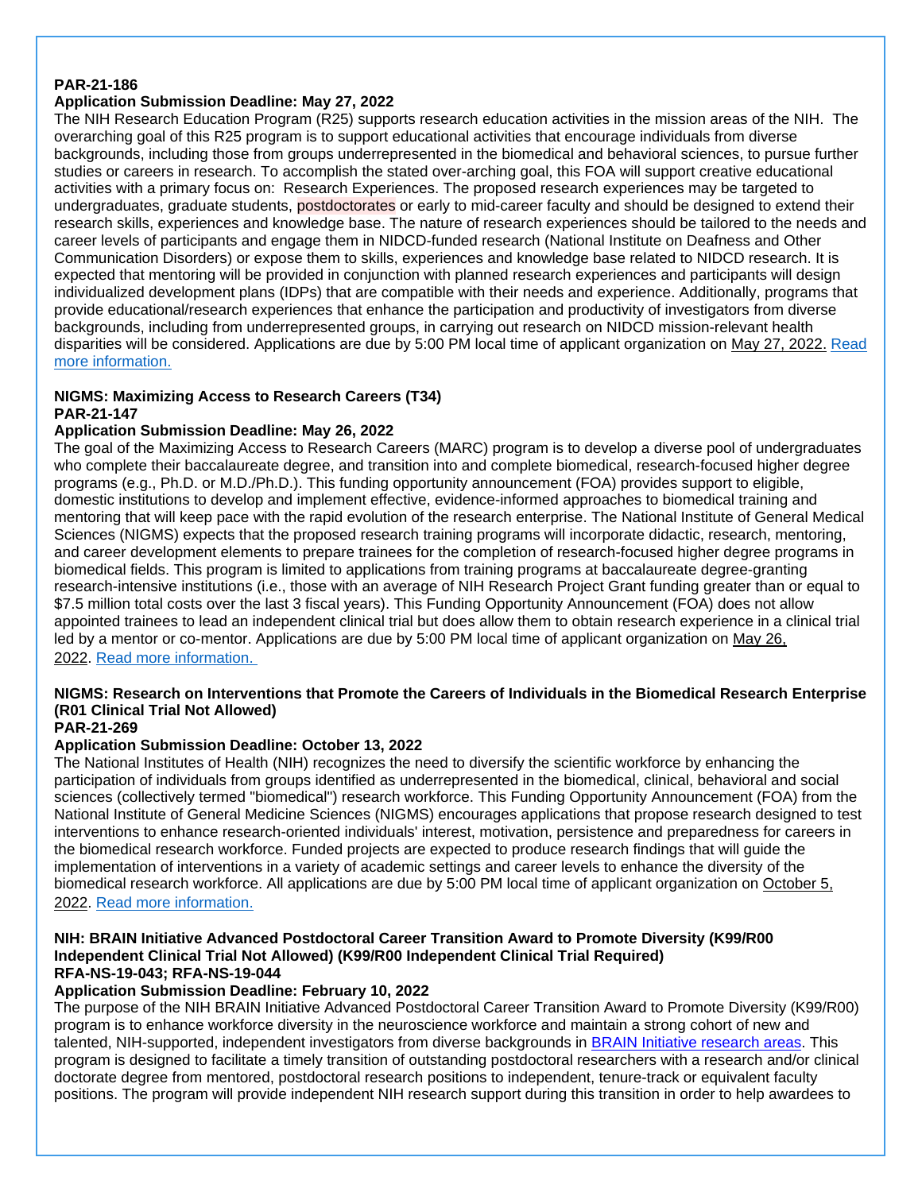**PAR-21-186**
**Application Submission Deadline: May 27, 2022**
The NIH Research Education Program (R25) supports research education activities in the mission areas of the NIH. The overarching goal of this R25 program is to support educational activities that encourage individuals from diverse backgrounds, including those from groups underrepresented in the biomedical and behavioral sciences, to pursue further studies or careers in research. To accomplish the stated over-arching goal, this FOA will support creative educational activities with a primary focus on: Research Experiences. The proposed research experiences may be targeted to undergraduates, graduate students, postdoctorates or early to mid-career faculty and should be designed to extend their research skills, experiences and knowledge base. The nature of research experiences should be tailored to the needs and career levels of participants and engage them in NIDCD-funded research (National Institute on Deafness and Other Communication Disorders) or expose them to skills, experiences and knowledge base related to NIDCD research. It is expected that mentoring will be provided in conjunction with planned research experiences and participants will design individualized development plans (IDPs) that are compatible with their needs and experience. Additionally, programs that provide educational/research experiences that enhance the participation and productivity of investigators from diverse backgrounds, including from underrepresented groups, in carrying out research on NIDCD mission-relevant health disparities will be considered. Applications are due by 5:00 PM local time of applicant organization on May 27, 2022. Read more information.

**NIGMS: Maximizing Access to Research Careers (T34)**
**PAR-21-147**
**Application Submission Deadline: May 26, 2022**
The goal of the Maximizing Access to Research Careers (MARC) program is to develop a diverse pool of undergraduates who complete their baccalaureate degree, and transition into and complete biomedical, research-focused higher degree programs (e.g., Ph.D. or M.D./Ph.D.). This funding opportunity announcement (FOA) provides support to eligible, domestic institutions to develop and implement effective, evidence-informed approaches to biomedical training and mentoring that will keep pace with the rapid evolution of the research enterprise. The National Institute of General Medical Sciences (NIGMS) expects that the proposed research training programs will incorporate didactic, research, mentoring, and career development elements to prepare trainees for the completion of research-focused higher degree programs in biomedical fields. This program is limited to applications from training programs at baccalaureate degree-granting research-intensive institutions (i.e., those with an average of NIH Research Project Grant funding greater than or equal to $7.5 million total costs over the last 3 fiscal years). This Funding Opportunity Announcement (FOA) does not allow appointed trainees to lead an independent clinical trial but does allow them to obtain research experience in a clinical trial led by a mentor or co-mentor. Applications are due by 5:00 PM local time of applicant organization on May 26, 2022. Read more information.

**NIGMS: Research on Interventions that Promote the Careers of Individuals in the Biomedical Research Enterprise (R01 Clinical Trial Not Allowed)**
**PAR-21-269**
**Application Submission Deadline: October 13, 2022**
The National Institutes of Health (NIH) recognizes the need to diversify the scientific workforce by enhancing the participation of individuals from groups identified as underrepresented in the biomedical, clinical, behavioral and social sciences (collectively termed "biomedical") research workforce. This Funding Opportunity Announcement (FOA) from the National Institute of General Medicine Sciences (NIGMS) encourages applications that propose research designed to test interventions to enhance research-oriented individuals' interest, motivation, persistence and preparedness for careers in the biomedical research workforce. Funded projects are expected to produce research findings that will guide the implementation of interventions in a variety of academic settings and career levels to enhance the diversity of the biomedical research workforce. All applications are due by 5:00 PM local time of applicant organization on October 5, 2022. Read more information.

**NIH: BRAIN Initiative Advanced Postdoctoral Career Transition Award to Promote Diversity (K99/R00 Independent Clinical Trial Not Allowed) (K99/R00 Independent Clinical Trial Required)**
**RFA-NS-19-043; RFA-NS-19-044**
**Application Submission Deadline: February 10, 2022**
The purpose of the NIH BRAIN Initiative Advanced Postdoctoral Career Transition Award to Promote Diversity (K99/R00) program is to enhance workforce diversity in the neuroscience workforce and maintain a strong cohort of new and talented, NIH-supported, independent investigators from diverse backgrounds in BRAIN Initiative research areas. This program is designed to facilitate a timely transition of outstanding postdoctoral researchers with a research and/or clinical doctorate degree from mentored, postdoctoral research positions to independent, tenure-track or equivalent faculty positions. The program will provide independent NIH research support during this transition in order to help awardees to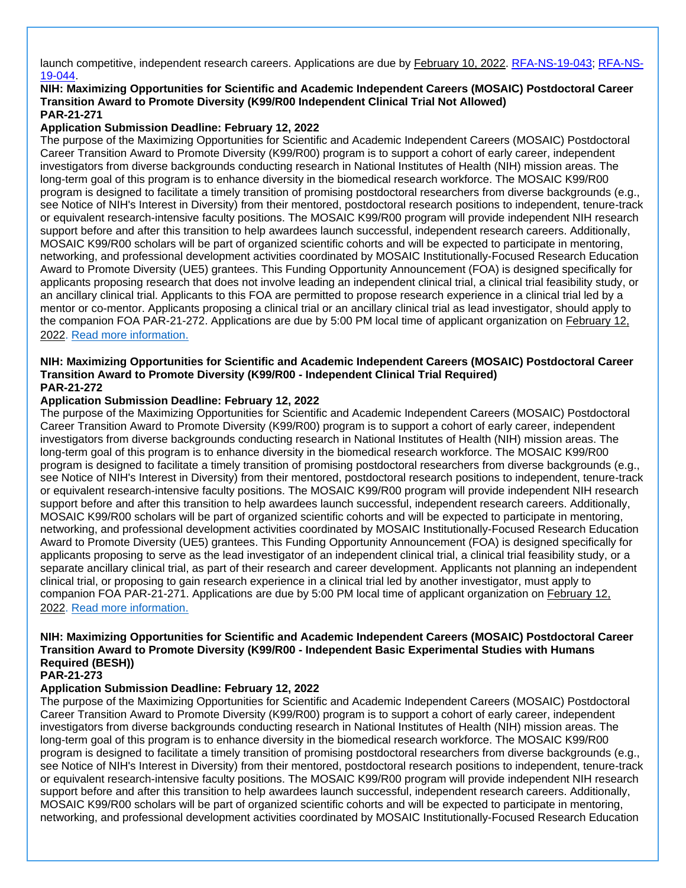launch competitive, independent research careers. Applications are due by February 10, 2022. RFA-NS-19-043; RFA-NS-19-044.

**NIH: Maximizing Opportunities for Scientific and Academic Independent Careers (MOSAIC) Postdoctoral Career Transition Award to Promote Diversity (K99/R00 Independent Clinical Trial Not Allowed)**
**PAR-21-271**
**Application Submission Deadline: February 12, 2022**

The purpose of the Maximizing Opportunities for Scientific and Academic Independent Careers (MOSAIC) Postdoctoral Career Transition Award to Promote Diversity (K99/R00) program is to support a cohort of early career, independent investigators from diverse backgrounds conducting research in National Institutes of Health (NIH) mission areas. The long-term goal of this program is to enhance diversity in the biomedical research workforce. The MOSAIC K99/R00 program is designed to facilitate a timely transition of promising postdoctoral researchers from diverse backgrounds (e.g., see Notice of NIH's Interest in Diversity) from their mentored, postdoctoral research positions to independent, tenure-track or equivalent research-intensive faculty positions. The MOSAIC K99/R00 program will provide independent NIH research support before and after this transition to help awardees launch successful, independent research careers. Additionally, MOSAIC K99/R00 scholars will be part of organized scientific cohorts and will be expected to participate in mentoring, networking, and professional development activities coordinated by MOSAIC Institutionally-Focused Research Education Award to Promote Diversity (UE5) grantees. This Funding Opportunity Announcement (FOA) is designed specifically for applicants proposing research that does not involve leading an independent clinical trial, a clinical trial feasibility study, or an ancillary clinical trial. Applicants to this FOA are permitted to propose research experience in a clinical trial led by a mentor or co-mentor. Applicants proposing a clinical trial or an ancillary clinical trial as lead investigator, should apply to the companion FOA PAR-21-272. Applications are due by 5:00 PM local time of applicant organization on February 12, 2022. Read more information.

**NIH: Maximizing Opportunities for Scientific and Academic Independent Careers (MOSAIC) Postdoctoral Career Transition Award to Promote Diversity (K99/R00 - Independent Clinical Trial Required)**
**PAR-21-272**
**Application Submission Deadline: February 12, 2022**

The purpose of the Maximizing Opportunities for Scientific and Academic Independent Careers (MOSAIC) Postdoctoral Career Transition Award to Promote Diversity (K99/R00) program is to support a cohort of early career, independent investigators from diverse backgrounds conducting research in National Institutes of Health (NIH) mission areas. The long-term goal of this program is to enhance diversity in the biomedical research workforce. The MOSAIC K99/R00 program is designed to facilitate a timely transition of promising postdoctoral researchers from diverse backgrounds (e.g., see Notice of NIH's Interest in Diversity) from their mentored, postdoctoral research positions to independent, tenure-track or equivalent research-intensive faculty positions. The MOSAIC K99/R00 program will provide independent NIH research support before and after this transition to help awardees launch successful, independent research careers. Additionally, MOSAIC K99/R00 scholars will be part of organized scientific cohorts and will be expected to participate in mentoring, networking, and professional development activities coordinated by MOSAIC Institutionally-Focused Research Education Award to Promote Diversity (UE5) grantees. This Funding Opportunity Announcement (FOA) is designed specifically for applicants proposing to serve as the lead investigator of an independent clinical trial, a clinical trial feasibility study, or a separate ancillary clinical trial, as part of their research and career development. Applicants not planning an independent clinical trial, or proposing to gain research experience in a clinical trial led by another investigator, must apply to companion FOA PAR-21-271. Applications are due by 5:00 PM local time of applicant organization on February 12, 2022. Read more information.

**NIH: Maximizing Opportunities for Scientific and Academic Independent Careers (MOSAIC) Postdoctoral Career Transition Award to Promote Diversity (K99/R00 - Independent Basic Experimental Studies with Humans Required (BESH))**
**PAR-21-273**
**Application Submission Deadline: February 12, 2022**

The purpose of the Maximizing Opportunities for Scientific and Academic Independent Careers (MOSAIC) Postdoctoral Career Transition Award to Promote Diversity (K99/R00) program is to support a cohort of early career, independent investigators from diverse backgrounds conducting research in National Institutes of Health (NIH) mission areas. The long-term goal of this program is to enhance diversity in the biomedical research workforce. The MOSAIC K99/R00 program is designed to facilitate a timely transition of promising postdoctoral researchers from diverse backgrounds (e.g., see Notice of NIH's Interest in Diversity) from their mentored, postdoctoral research positions to independent, tenure-track or equivalent research-intensive faculty positions. The MOSAIC K99/R00 program will provide independent NIH research support before and after this transition to help awardees launch successful, independent research careers. Additionally, MOSAIC K99/R00 scholars will be part of organized scientific cohorts and will be expected to participate in mentoring, networking, and professional development activities coordinated by MOSAIC Institutionally-Focused Research Education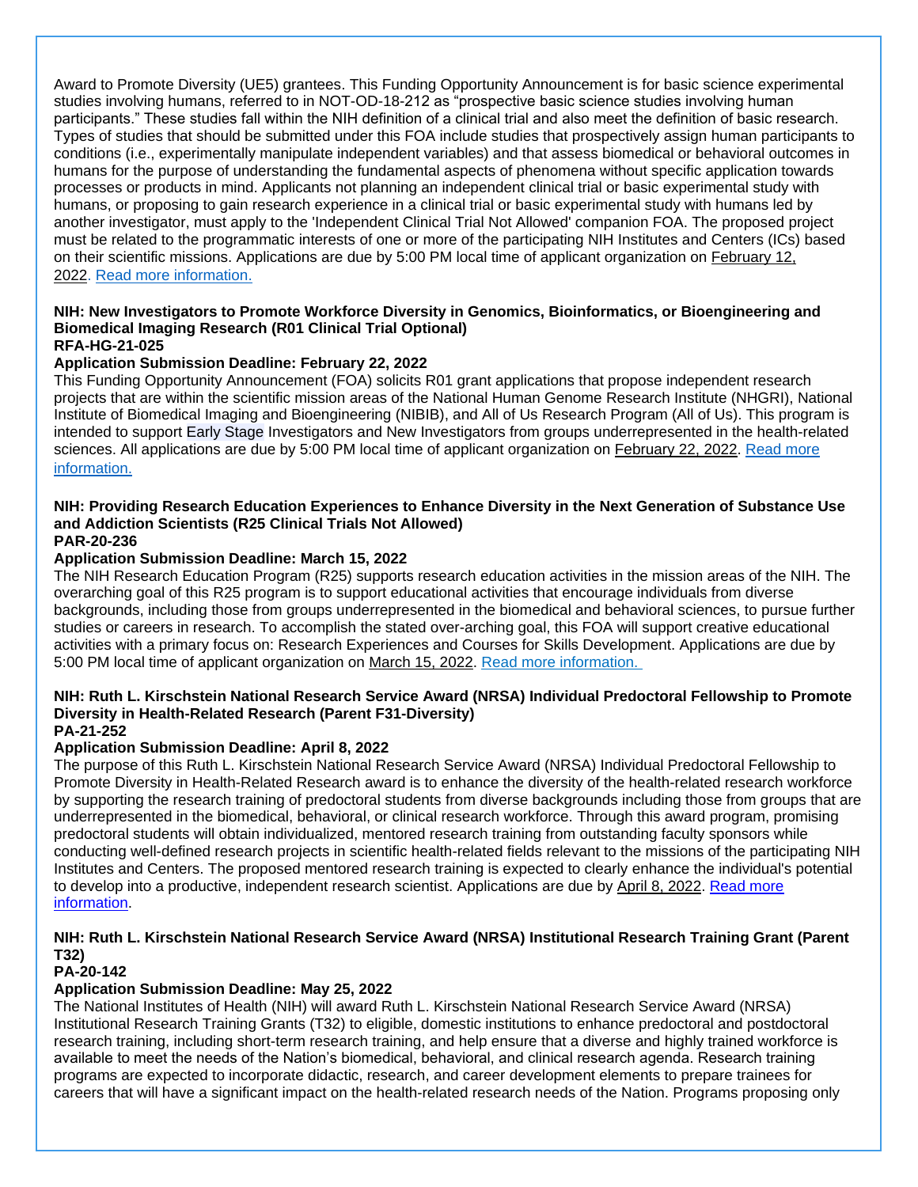Award to Promote Diversity (UE5) grantees. This Funding Opportunity Announcement is for basic science experimental studies involving humans, referred to in NOT-OD-18-212 as "prospective basic science studies involving human participants." These studies fall within the NIH definition of a clinical trial and also meet the definition of basic research. Types of studies that should be submitted under this FOA include studies that prospectively assign human participants to conditions (i.e., experimentally manipulate independent variables) and that assess biomedical or behavioral outcomes in humans for the purpose of understanding the fundamental aspects of phenomena without specific application towards processes or products in mind. Applicants not planning an independent clinical trial or basic experimental study with humans, or proposing to gain research experience in a clinical trial or basic experimental study with humans led by another investigator, must apply to the 'Independent Clinical Trial Not Allowed' companion FOA. The proposed project must be related to the programmatic interests of one or more of the participating NIH Institutes and Centers (ICs) based on their scientific missions. Applications are due by 5:00 PM local time of applicant organization on February 12, 2022. Read more information.

**NIH: New Investigators to Promote Workforce Diversity in Genomics, Bioinformatics, or Bioengineering and Biomedical Imaging Research (R01 Clinical Trial Optional)**
**RFA-HG-21-025**
**Application Submission Deadline: February 22, 2022**
This Funding Opportunity Announcement (FOA) solicits R01 grant applications that propose independent research projects that are within the scientific mission areas of the National Human Genome Research Institute (NHGRI), National Institute of Biomedical Imaging and Bioengineering (NIBIB), and All of Us Research Program (All of Us). This program is intended to support Early Stage Investigators and New Investigators from groups underrepresented in the health-related sciences. All applications are due by 5:00 PM local time of applicant organization on February 22, 2022. Read more information.

**NIH: Providing Research Education Experiences to Enhance Diversity in the Next Generation of Substance Use and Addiction Scientists (R25 Clinical Trials Not Allowed)**
**PAR-20-236**
**Application Submission Deadline: March 15, 2022**
The NIH Research Education Program (R25) supports research education activities in the mission areas of the NIH. The overarching goal of this R25 program is to support educational activities that encourage individuals from diverse backgrounds, including those from groups underrepresented in the biomedical and behavioral sciences, to pursue further studies or careers in research. To accomplish the stated over-arching goal, this FOA will support creative educational activities with a primary focus on: Research Experiences and Courses for Skills Development. Applications are due by 5:00 PM local time of applicant organization on March 15, 2022. Read more information.

**NIH: Ruth L. Kirschstein National Research Service Award (NRSA) Individual Predoctoral Fellowship to Promote Diversity in Health-Related Research (Parent F31-Diversity)**
**PA-21-252**
**Application Submission Deadline: April 8, 2022**
The purpose of this Ruth L. Kirschstein National Research Service Award (NRSA) Individual Predoctoral Fellowship to Promote Diversity in Health-Related Research award is to enhance the diversity of the health-related research workforce by supporting the research training of predoctoral students from diverse backgrounds including those from groups that are underrepresented in the biomedical, behavioral, or clinical research workforce. Through this award program, promising predoctoral students will obtain individualized, mentored research training from outstanding faculty sponsors while conducting well-defined research projects in scientific health-related fields relevant to the missions of the participating NIH Institutes and Centers. The proposed mentored research training is expected to clearly enhance the individual's potential to develop into a productive, independent research scientist. Applications are due by April 8, 2022. Read more information.

**NIH: Ruth L. Kirschstein National Research Service Award (NRSA) Institutional Research Training Grant (Parent T32)**
**PA-20-142**
**Application Submission Deadline: May 25, 2022**
The National Institutes of Health (NIH) will award Ruth L. Kirschstein National Research Service Award (NRSA) Institutional Research Training Grants (T32) to eligible, domestic institutions to enhance predoctoral and postdoctoral research training, including short-term research training, and help ensure that a diverse and highly trained workforce is available to meet the needs of the Nation's biomedical, behavioral, and clinical research agenda. Research training programs are expected to incorporate didactic, research, and career development elements to prepare trainees for careers that will have a significant impact on the health-related research needs of the Nation. Programs proposing only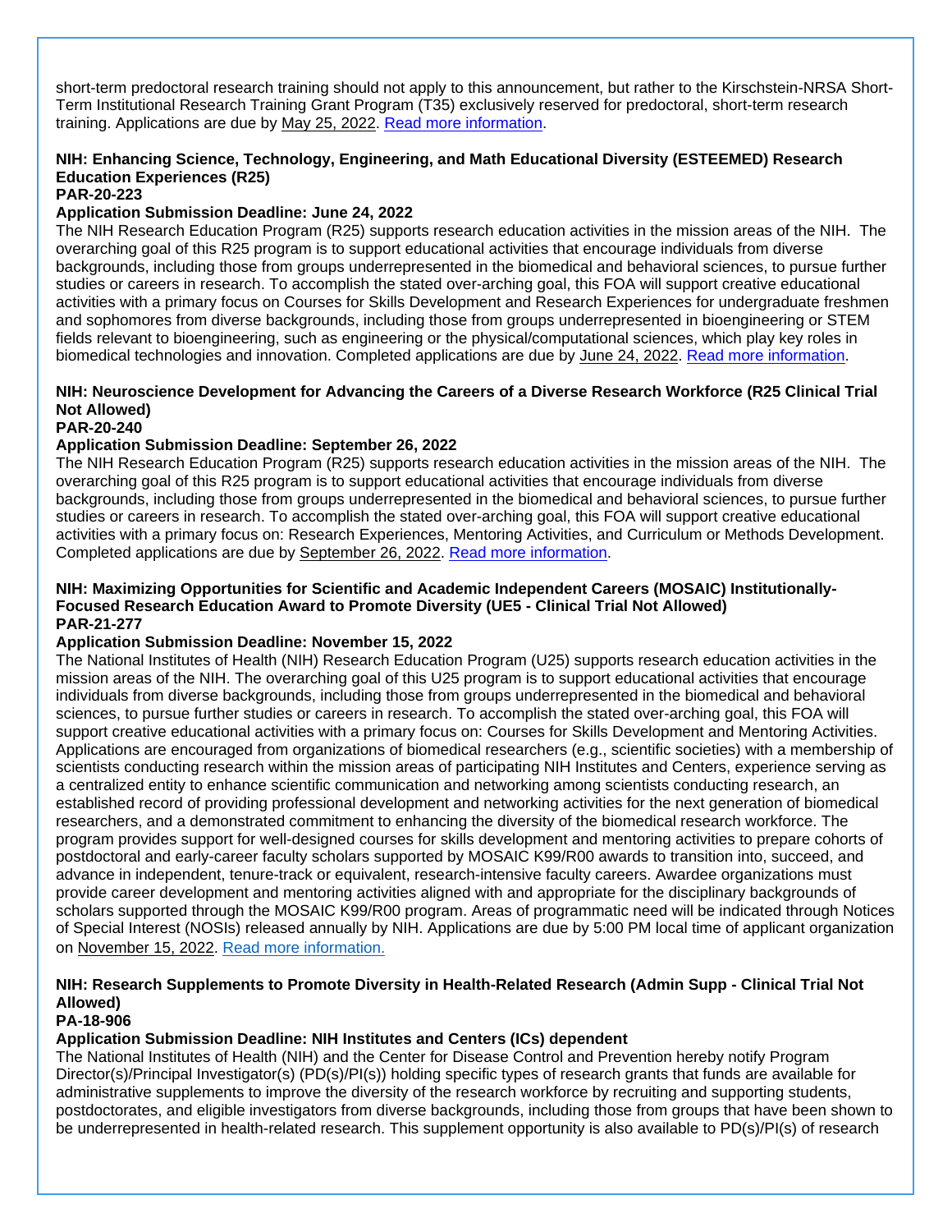short-term predoctoral research training should not apply to this announcement, but rather to the Kirschstein-NRSA Short-Term Institutional Research Training Grant Program (T35) exclusively reserved for predoctoral, short-term research training. Applications are due by May 25, 2022. Read more information.

**NIH: Enhancing Science, Technology, Engineering, and Math Educational Diversity (ESTEEMED) Research Education Experiences (R25)**
**PAR-20-223**
**Application Submission Deadline: June 24, 2022**
The NIH Research Education Program (R25) supports research education activities in the mission areas of the NIH. The overarching goal of this R25 program is to support educational activities that encourage individuals from diverse backgrounds, including those from groups underrepresented in the biomedical and behavioral sciences, to pursue further studies or careers in research. To accomplish the stated over-arching goal, this FOA will support creative educational activities with a primary focus on Courses for Skills Development and Research Experiences for undergraduate freshmen and sophomores from diverse backgrounds, including those from groups underrepresented in bioengineering or STEM fields relevant to bioengineering, such as engineering or the physical/computational sciences, which play key roles in biomedical technologies and innovation. Completed applications are due by June 24, 2022. Read more information.

**NIH: Neuroscience Development for Advancing the Careers of a Diverse Research Workforce (R25 Clinical Trial Not Allowed)**
**PAR-20-240**
**Application Submission Deadline: September 26, 2022**
The NIH Research Education Program (R25) supports research education activities in the mission areas of the NIH. The overarching goal of this R25 program is to support educational activities that encourage individuals from diverse backgrounds, including those from groups underrepresented in the biomedical and behavioral sciences, to pursue further studies or careers in research. To accomplish the stated over-arching goal, this FOA will support creative educational activities with a primary focus on: Research Experiences, Mentoring Activities, and Curriculum or Methods Development. Completed applications are due by September 26, 2022. Read more information.

**NIH: Maximizing Opportunities for Scientific and Academic Independent Careers (MOSAIC) Institutionally-Focused Research Education Award to Promote Diversity (UE5 - Clinical Trial Not Allowed)**
**PAR-21-277**
**Application Submission Deadline: November 15, 2022**
The National Institutes of Health (NIH) Research Education Program (U25) supports research education activities in the mission areas of the NIH. The overarching goal of this U25 program is to support educational activities that encourage individuals from diverse backgrounds, including those from groups underrepresented in the biomedical and behavioral sciences, to pursue further studies or careers in research. To accomplish the stated over-arching goal, this FOA will support creative educational activities with a primary focus on: Courses for Skills Development and Mentoring Activities. Applications are encouraged from organizations of biomedical researchers (e.g., scientific societies) with a membership of scientists conducting research within the mission areas of participating NIH Institutes and Centers, experience serving as a centralized entity to enhance scientific communication and networking among scientists conducting research, an established record of providing professional development and networking activities for the next generation of biomedical researchers, and a demonstrated commitment to enhancing the diversity of the biomedical research workforce. The program provides support for well-designed courses for skills development and mentoring activities to prepare cohorts of postdoctoral and early-career faculty scholars supported by MOSAIC K99/R00 awards to transition into, succeed, and advance in independent, tenure-track or equivalent, research-intensive faculty careers. Awardee organizations must provide career development and mentoring activities aligned with and appropriate for the disciplinary backgrounds of scholars supported through the MOSAIC K99/R00 program. Areas of programmatic need will be indicated through Notices of Special Interest (NOSIs) released annually by NIH. Applications are due by 5:00 PM local time of applicant organization on November 15, 2022. Read more information.

**NIH: Research Supplements to Promote Diversity in Health-Related Research (Admin Supp - Clinical Trial Not Allowed)**
**PA-18-906**
**Application Submission Deadline: NIH Institutes and Centers (ICs) dependent**
The National Institutes of Health (NIH) and the Center for Disease Control and Prevention hereby notify Program Director(s)/Principal Investigator(s) (PD(s)/PI(s)) holding specific types of research grants that funds are available for administrative supplements to improve the diversity of the research workforce by recruiting and supporting students, postdoctorates, and eligible investigators from diverse backgrounds, including those from groups that have been shown to be underrepresented in health-related research. This supplement opportunity is also available to PD(s)/PI(s) of research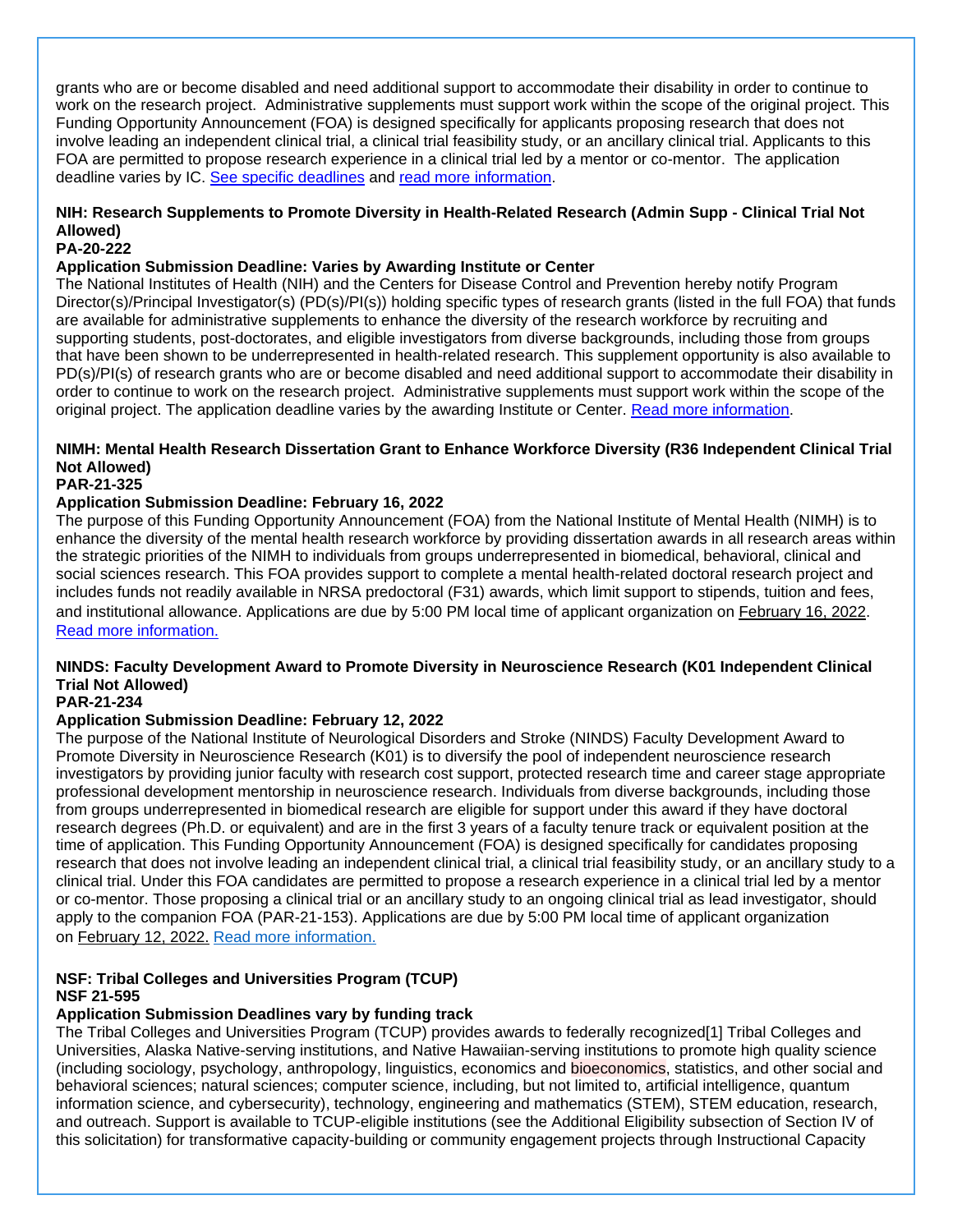grants who are or become disabled and need additional support to accommodate their disability in order to continue to work on the research project. Administrative supplements must support work within the scope of the original project. This Funding Opportunity Announcement (FOA) is designed specifically for applicants proposing research that does not involve leading an independent clinical trial, a clinical trial feasibility study, or an ancillary clinical trial. Applicants to this FOA are permitted to propose research experience in a clinical trial led by a mentor or co-mentor. The application deadline varies by IC. See specific deadlines and read more information.

**NIH: Research Supplements to Promote Diversity in Health-Related Research (Admin Supp - Clinical Trial Not Allowed)**
**PA-20-222**
**Application Submission Deadline: Varies by Awarding Institute or Center**
The National Institutes of Health (NIH) and the Centers for Disease Control and Prevention hereby notify Program Director(s)/Principal Investigator(s) (PD(s)/PI(s)) holding specific types of research grants (listed in the full FOA) that funds are available for administrative supplements to enhance the diversity of the research workforce by recruiting and supporting students, post-doctorates, and eligible investigators from diverse backgrounds, including those from groups that have been shown to be underrepresented in health-related research. This supplement opportunity is also available to PD(s)/PI(s) of research grants who are or become disabled and need additional support to accommodate their disability in order to continue to work on the research project. Administrative supplements must support work within the scope of the original project. The application deadline varies by the awarding Institute or Center. Read more information.

**NIMH: Mental Health Research Dissertation Grant to Enhance Workforce Diversity (R36 Independent Clinical Trial Not Allowed)**
**PAR-21-325**
**Application Submission Deadline: February 16, 2022**
The purpose of this Funding Opportunity Announcement (FOA) from the National Institute of Mental Health (NIMH) is to enhance the diversity of the mental health research workforce by providing dissertation awards in all research areas within the strategic priorities of the NIMH to individuals from groups underrepresented in biomedical, behavioral, clinical and social sciences research. This FOA provides support to complete a mental health-related doctoral research project and includes funds not readily available in NRSA predoctoral (F31) awards, which limit support to stipends, tuition and fees, and institutional allowance. Applications are due by 5:00 PM local time of applicant organization on February 16, 2022. Read more information.

**NINDS: Faculty Development Award to Promote Diversity in Neuroscience Research (K01 Independent Clinical Trial Not Allowed)**
**PAR-21-234**
**Application Submission Deadline: February 12, 2022**
The purpose of the National Institute of Neurological Disorders and Stroke (NINDS) Faculty Development Award to Promote Diversity in Neuroscience Research (K01) is to diversify the pool of independent neuroscience research investigators by providing junior faculty with research cost support, protected research time and career stage appropriate professional development mentorship in neuroscience research. Individuals from diverse backgrounds, including those from groups underrepresented in biomedical research are eligible for support under this award if they have doctoral research degrees (Ph.D. or equivalent) and are in the first 3 years of a faculty tenure track or equivalent position at the time of application. This Funding Opportunity Announcement (FOA) is designed specifically for candidates proposing research that does not involve leading an independent clinical trial, a clinical trial feasibility study, or an ancillary study to a clinical trial. Under this FOA candidates are permitted to propose a research experience in a clinical trial led by a mentor or co-mentor. Those proposing a clinical trial or an ancillary study to an ongoing clinical trial as lead investigator, should apply to the companion FOA (PAR-21-153). Applications are due by 5:00 PM local time of applicant organization on February 12, 2022. Read more information.

**NSF: Tribal Colleges and Universities Program (TCUP)**
**NSF 21-595**
**Application Submission Deadlines vary by funding track**
The Tribal Colleges and Universities Program (TCUP) provides awards to federally recognized[1] Tribal Colleges and Universities, Alaska Native-serving institutions, and Native Hawaiian-serving institutions to promote high quality science (including sociology, psychology, anthropology, linguistics, economics and bioeconomics, statistics, and other social and behavioral sciences; natural sciences; computer science, including, but not limited to, artificial intelligence, quantum information science, and cybersecurity), technology, engineering and mathematics (STEM), STEM education, research, and outreach. Support is available to TCUP-eligible institutions (see the Additional Eligibility subsection of Section IV of this solicitation) for transformative capacity-building or community engagement projects through Instructional Capacity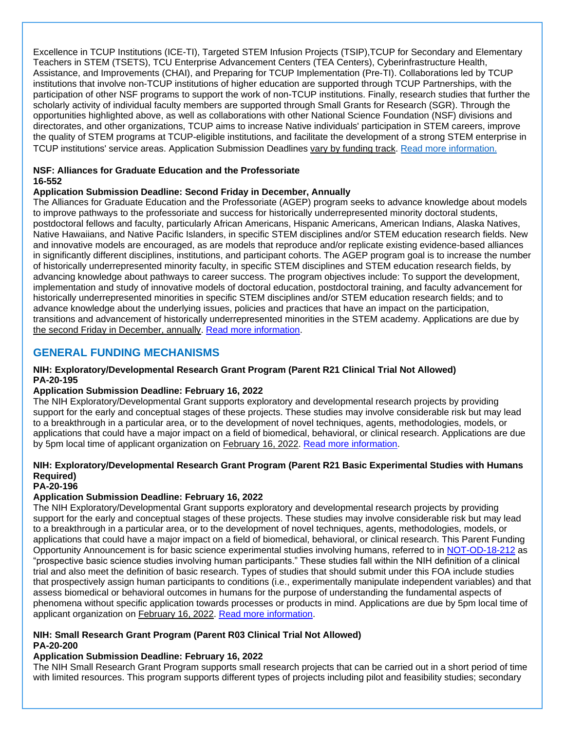Excellence in TCUP Institutions (ICE-TI), Targeted STEM Infusion Projects (TSIP),TCUP for Secondary and Elementary Teachers in STEM (TSETS), TCU Enterprise Advancement Centers (TEA Centers), Cyberinfrastructure Health, Assistance, and Improvements (CHAI), and Preparing for TCUP Implementation (Pre-TI). Collaborations led by TCUP institutions that involve non-TCUP institutions of higher education are supported through TCUP Partnerships, with the participation of other NSF programs to support the work of non-TCUP institutions. Finally, research studies that further the scholarly activity of individual faculty members are supported through Small Grants for Research (SGR). Through the opportunities highlighted above, as well as collaborations with other National Science Foundation (NSF) divisions and directorates, and other organizations, TCUP aims to increase Native individuals' participation in STEM careers, improve the quality of STEM programs at TCUP-eligible institutions, and facilitate the development of a strong STEM enterprise in TCUP institutions' service areas. Application Submission Deadlines vary by funding track. Read more information.

**NSF: Alliances for Graduate Education and the Professoriate**
**16-552**
**Application Submission Deadline: Second Friday in December, Annually**
The Alliances for Graduate Education and the Professoriate (AGEP) program seeks to advance knowledge about models to improve pathways to the professoriate and success for historically underrepresented minority doctoral students, postdoctoral fellows and faculty, particularly African Americans, Hispanic Americans, American Indians, Alaska Natives, Native Hawaiians, and Native Pacific Islanders, in specific STEM disciplines and/or STEM education research fields. New and innovative models are encouraged, as are models that reproduce and/or replicate existing evidence-based alliances in significantly different disciplines, institutions, and participant cohorts. The AGEP program goal is to increase the number of historically underrepresented minority faculty, in specific STEM disciplines and STEM education research fields, by advancing knowledge about pathways to career success. The program objectives include: To support the development, implementation and study of innovative models of doctoral education, postdoctoral training, and faculty advancement for historically underrepresented minorities in specific STEM disciplines and/or STEM education research fields; and to advance knowledge about the underlying issues, policies and practices that have an impact on the participation, transitions and advancement of historically underrepresented minorities in the STEM academy. Applications are due by the second Friday in December, annually. Read more information.

## GENERAL FUNDING MECHANISMS

**NIH: Exploratory/Developmental Research Grant Program (Parent R21 Clinical Trial Not Allowed)**
**PA-20-195**
**Application Submission Deadline: February 16, 2022**
The NIH Exploratory/Developmental Grant supports exploratory and developmental research projects by providing support for the early and conceptual stages of these projects. These studies may involve considerable risk but may lead to a breakthrough in a particular area, or to the development of novel techniques, agents, methodologies, models, or applications that could have a major impact on a field of biomedical, behavioral, or clinical research. Applications are due by 5pm local time of applicant organization on February 16, 2022. Read more information.

**NIH: Exploratory/Developmental Research Grant Program (Parent R21 Basic Experimental Studies with Humans Required)**
**PA-20-196**
**Application Submission Deadline: February 16, 2022**
The NIH Exploratory/Developmental Grant supports exploratory and developmental research projects by providing support for the early and conceptual stages of these projects. These studies may involve considerable risk but may lead to a breakthrough in a particular area, or to the development of novel techniques, agents, methodologies, models, or applications that could have a major impact on a field of biomedical, behavioral, or clinical research. This Parent Funding Opportunity Announcement is for basic science experimental studies involving humans, referred to in NOT-OD-18-212 as "prospective basic science studies involving human participants." These studies fall within the NIH definition of a clinical trial and also meet the definition of basic research. Types of studies that should submit under this FOA include studies that prospectively assign human participants to conditions (i.e., experimentally manipulate independent variables) and that assess biomedical or behavioral outcomes in humans for the purpose of understanding the fundamental aspects of phenomena without specific application towards processes or products in mind. Applications are due by 5pm local time of applicant organization on February 16, 2022. Read more information.

**NIH: Small Research Grant Program (Parent R03 Clinical Trial Not Allowed)**
**PA-20-200**
**Application Submission Deadline: February 16, 2022**
The NIH Small Research Grant Program supports small research projects that can be carried out in a short period of time with limited resources. This program supports different types of projects including pilot and feasibility studies; secondary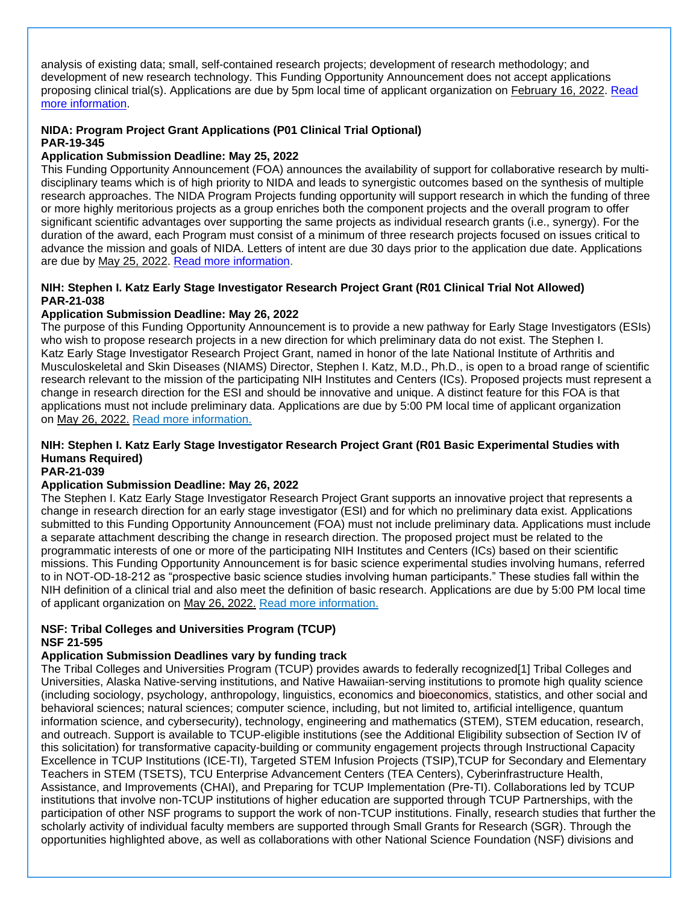analysis of existing data; small, self-contained research projects; development of research methodology; and development of new research technology. This Funding Opportunity Announcement does not accept applications proposing clinical trial(s). Applications are due by 5pm local time of applicant organization on February 16, 2022. [Read more information](#).

**NIDA: Program Project Grant Applications (P01 Clinical Trial Optional)**
**PAR-19-345**
**Application Submission Deadline: May 25, 2022**
This Funding Opportunity Announcement (FOA) announces the availability of support for collaborative research by multi-disciplinary teams which is of high priority to NIDA and leads to synergistic outcomes based on the synthesis of multiple research approaches. The NIDA Program Projects funding opportunity will support research in which the funding of three or more highly meritorious projects as a group enriches both the component projects and the overall program to offer significant scientific advantages over supporting the same projects as individual research grants (i.e., synergy). For the duration of the award, each Program must consist of a minimum of three research projects focused on issues critical to advance the mission and goals of NIDA. Letters of intent are due 30 days prior to the application due date. Applications are due by May 25, 2022. [Read more information](#).

**NIH: Stephen I. Katz Early Stage Investigator Research Project Grant (R01 Clinical Trial Not Allowed)**
**PAR-21-038**
**Application Submission Deadline: May 26, 2022**
The purpose of this Funding Opportunity Announcement is to provide a new pathway for Early Stage Investigators (ESIs) who wish to propose research projects in a new direction for which preliminary data do not exist. The Stephen I. Katz Early Stage Investigator Research Project Grant, named in honor of the late National Institute of Arthritis and Musculoskeletal and Skin Diseases (NIAMS) Director, Stephen I. Katz, M.D., Ph.D., is open to a broad range of scientific research relevant to the mission of the participating NIH Institutes and Centers (ICs). Proposed projects must represent a change in research direction for the ESI and should be innovative and unique. A distinct feature for this FOA is that applications must not include preliminary data. Applications are due by 5:00 PM local time of applicant organization on May 26, 2022. [Read more information.](#)

**NIH: Stephen I. Katz Early Stage Investigator Research Project Grant (R01 Basic Experimental Studies with Humans Required)**
**PAR-21-039**
**Application Submission Deadline: May 26, 2022**
The Stephen I. Katz Early Stage Investigator Research Project Grant supports an innovative project that represents a change in research direction for an early stage investigator (ESI) and for which no preliminary data exist. Applications submitted to this Funding Opportunity Announcement (FOA) must not include preliminary data. Applications must include a separate attachment describing the change in research direction. The proposed project must be related to the programmatic interests of one or more of the participating NIH Institutes and Centers (ICs) based on their scientific missions. This Funding Opportunity Announcement is for basic science experimental studies involving humans, referred to in NOT-OD-18-212 as "prospective basic science studies involving human participants." These studies fall within the NIH definition of a clinical trial and also meet the definition of basic research. Applications are due by 5:00 PM local time of applicant organization on May 26, 2022. [Read more information.](#)

**NSF: Tribal Colleges and Universities Program (TCUP)**
**NSF 21-595**
**Application Submission Deadlines vary by funding track**
The Tribal Colleges and Universities Program (TCUP) provides awards to federally recognized[1] Tribal Colleges and Universities, Alaska Native-serving institutions, and Native Hawaiian-serving institutions to promote high quality science (including sociology, psychology, anthropology, linguistics, economics and bioeconomics, statistics, and other social and behavioral sciences; natural sciences; computer science, including, but not limited to, artificial intelligence, quantum information science, and cybersecurity), technology, engineering and mathematics (STEM), STEM education, research, and outreach. Support is available to TCUP-eligible institutions (see the Additional Eligibility subsection of Section IV of this solicitation) for transformative capacity-building or community engagement projects through Instructional Capacity Excellence in TCUP Institutions (ICE-TI), Targeted STEM Infusion Projects (TSIP),TCUP for Secondary and Elementary Teachers in STEM (TSETS), TCU Enterprise Advancement Centers (TEA Centers), Cyberinfrastructure Health, Assistance, and Improvements (CHAI), and Preparing for TCUP Implementation (Pre-TI). Collaborations led by TCUP institutions that involve non-TCUP institutions of higher education are supported through TCUP Partnerships, with the participation of other NSF programs to support the work of non-TCUP institutions. Finally, research studies that further the scholarly activity of individual faculty members are supported through Small Grants for Research (SGR). Through the opportunities highlighted above, as well as collaborations with other National Science Foundation (NSF) divisions and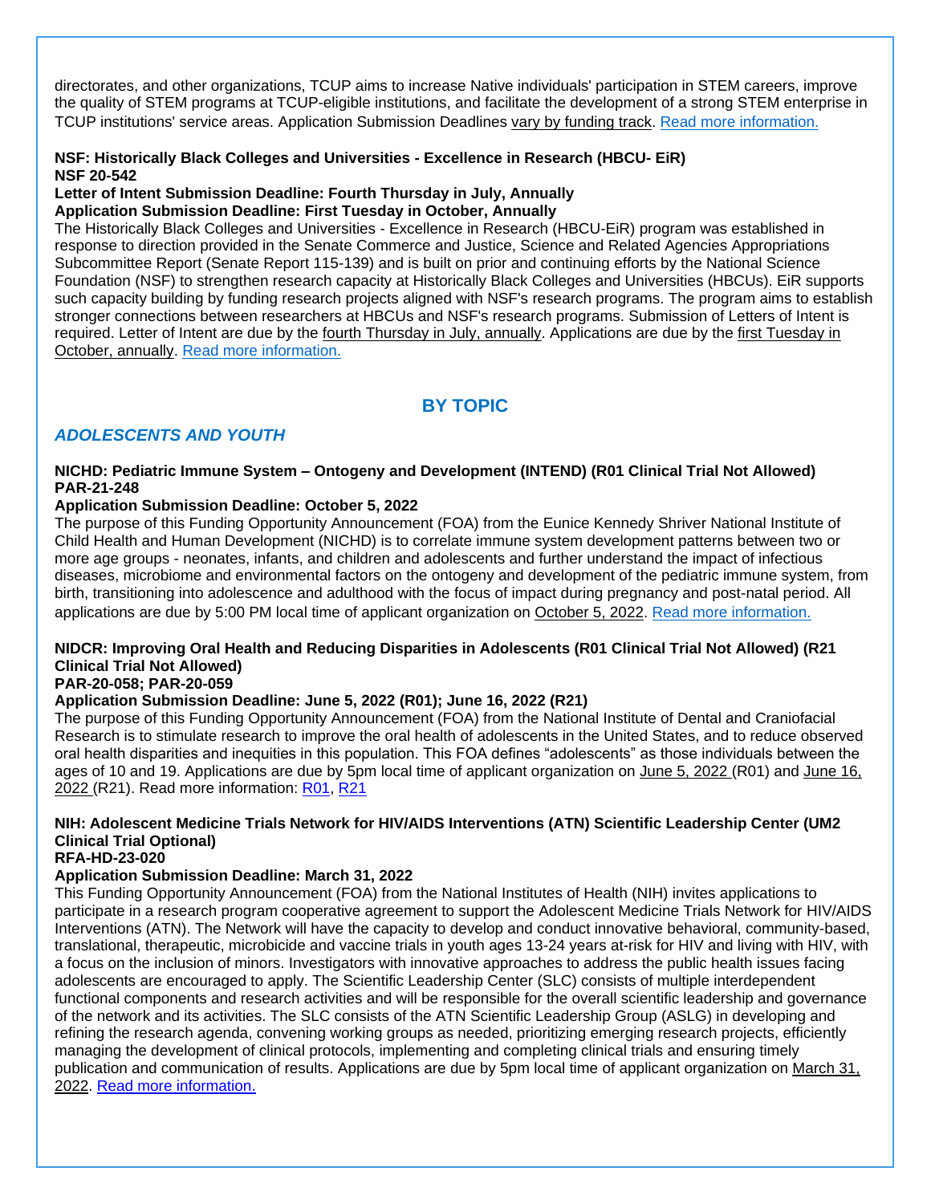directorates, and other organizations, TCUP aims to increase Native individuals' participation in STEM careers, improve the quality of STEM programs at TCUP-eligible institutions, and facilitate the development of a strong STEM enterprise in TCUP institutions' service areas. Application Submission Deadlines vary by funding track. [Read more information.]

**NSF: Historically Black Colleges and Universities - Excellence in Research (HBCU- EiR)**
**NSF 20-542**
**Letter of Intent Submission Deadline: Fourth Thursday in July, Annually**
**Application Submission Deadline: First Tuesday in October, Annually**
The Historically Black Colleges and Universities - Excellence in Research (HBCU-EiR) program was established in response to direction provided in the Senate Commerce and Justice, Science and Related Agencies Appropriations Subcommittee Report (Senate Report 115-139) and is built on prior and continuing efforts by the National Science Foundation (NSF) to strengthen research capacity at Historically Black Colleges and Universities (HBCUs). EiR supports such capacity building by funding research projects aligned with NSF's research programs. The program aims to establish stronger connections between researchers at HBCUs and NSF's research programs. Submission of Letters of Intent is required. Letter of Intent are due by the fourth Thursday in July, annually. Applications are due by the first Tuesday in October, annually. [Read more information.]

## BY TOPIC

### *ADOLESCENTS AND YOUTH*

**NICHD: Pediatric Immune System – Ontogeny and Development (INTEND) (R01 Clinical Trial Not Allowed)**
**PAR-21-248**
**Application Submission Deadline: October 5, 2022**
The purpose of this Funding Opportunity Announcement (FOA) from the Eunice Kennedy Shriver National Institute of Child Health and Human Development (NICHD) is to correlate immune system development patterns between two or more age groups - neonates, infants, and children and adolescents and further understand the impact of infectious diseases, microbiome and environmental factors on the ontogeny and development of the pediatric immune system, from birth, transitioning into adolescence and adulthood with the focus of impact during pregnancy and post-natal period. All applications are due by 5:00 PM local time of applicant organization on October 5, 2022. [Read more information.]

**NIDCR: Improving Oral Health and Reducing Disparities in Adolescents (R01 Clinical Trial Not Allowed) (R21 Clinical Trial Not Allowed)**
**PAR-20-058; PAR-20-059**
**Application Submission Deadline: June 5, 2022 (R01); June 16, 2022 (R21)**
The purpose of this Funding Opportunity Announcement (FOA) from the National Institute of Dental and Craniofacial Research is to stimulate research to improve the oral health of adolescents in the United States, and to reduce observed oral health disparities and inequities in this population. This FOA defines "adolescents" as those individuals between the ages of 10 and 19. Applications are due by 5pm local time of applicant organization on June 5, 2022 (R01) and June 16, 2022 (R21). Read more information: [R01], [R21]

**NIH: Adolescent Medicine Trials Network for HIV/AIDS Interventions (ATN) Scientific Leadership Center (UM2 Clinical Trial Optional)**
**RFA-HD-23-020**
**Application Submission Deadline: March 31, 2022**
This Funding Opportunity Announcement (FOA) from the National Institutes of Health (NIH) invites applications to participate in a research program cooperative agreement to support the Adolescent Medicine Trials Network for HIV/AIDS Interventions (ATN). The Network will have the capacity to develop and conduct innovative behavioral, community-based, translational, therapeutic, microbicide and vaccine trials in youth ages 13-24 years at-risk for HIV and living with HIV, with a focus on the inclusion of minors. Investigators with innovative approaches to address the public health issues facing adolescents are encouraged to apply. The Scientific Leadership Center (SLC) consists of multiple interdependent functional components and research activities and will be responsible for the overall scientific leadership and governance of the network and its activities. The SLC consists of the ATN Scientific Leadership Group (ASLG) in developing and refining the research agenda, convening working groups as needed, prioritizing emerging research projects, efficiently managing the development of clinical protocols, implementing and completing clinical trials and ensuring timely publication and communication of results. Applications are due by 5pm local time of applicant organization on March 31, 2022. [Read more information.]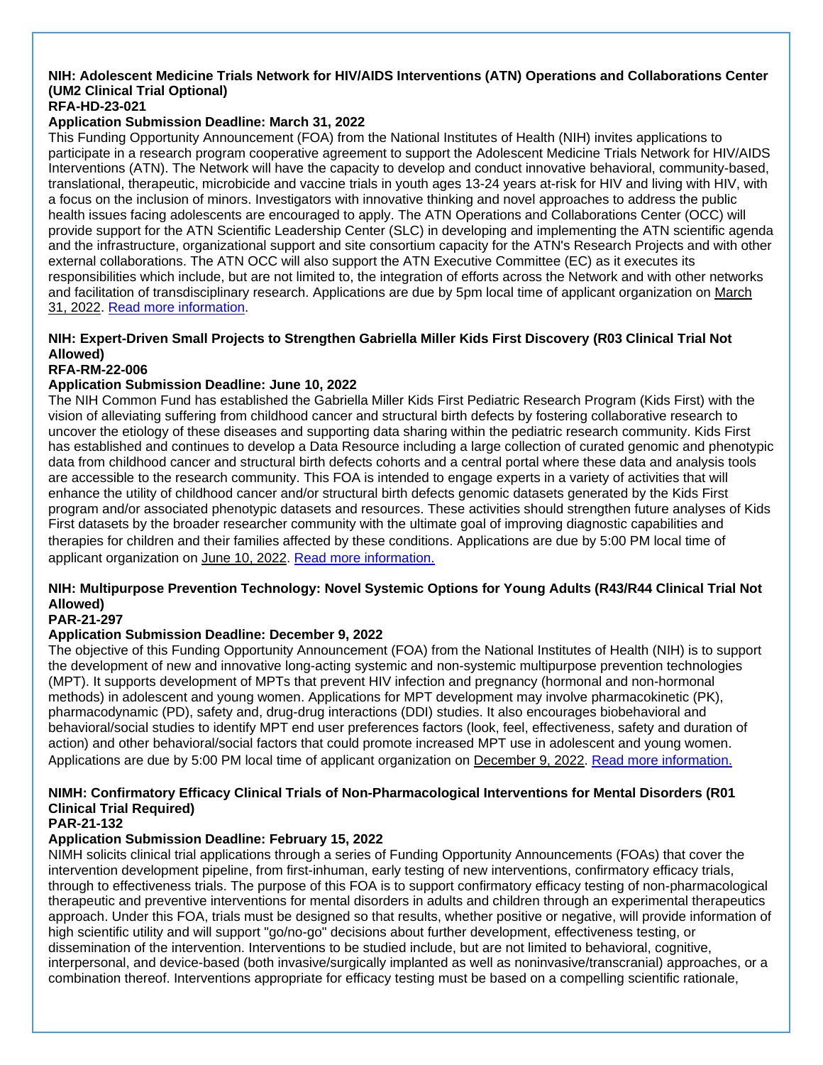**NIH: Adolescent Medicine Trials Network for HIV/AIDS Interventions (ATN) Operations and Collaborations Center (UM2 Clinical Trial Optional)**
**RFA-HD-23-021**
**Application Submission Deadline: March 31, 2022**

This Funding Opportunity Announcement (FOA) from the National Institutes of Health (NIH) invites applications to participate in a research program cooperative agreement to support the Adolescent Medicine Trials Network for HIV/AIDS Interventions (ATN). The Network will have the capacity to develop and conduct innovative behavioral, community-based, translational, therapeutic, microbicide and vaccine trials in youth ages 13-24 years at-risk for HIV and living with HIV, with a focus on the inclusion of minors. Investigators with innovative thinking and novel approaches to address the public health issues facing adolescents are encouraged to apply. The ATN Operations and Collaborations Center (OCC) will provide support for the ATN Scientific Leadership Center (SLC) in developing and implementing the ATN scientific agenda and the infrastructure, organizational support and site consortium capacity for the ATN's Research Projects and with other external collaborations. The ATN OCC will also support the ATN Executive Committee (EC) as it executes its responsibilities which include, but are not limited to, the integration of efforts across the Network and with other networks and facilitation of transdisciplinary research. Applications are due by 5pm local time of applicant organization on March 31, 2022. Read more information.

**NIH: Expert-Driven Small Projects to Strengthen Gabriella Miller Kids First Discovery (R03 Clinical Trial Not Allowed)**
**RFA-RM-22-006**
**Application Submission Deadline: June 10, 2022**

The NIH Common Fund has established the Gabriella Miller Kids First Pediatric Research Program (Kids First) with the vision of alleviating suffering from childhood cancer and structural birth defects by fostering collaborative research to uncover the etiology of these diseases and supporting data sharing within the pediatric research community. Kids First has established and continues to develop a Data Resource including a large collection of curated genomic and phenotypic data from childhood cancer and structural birth defects cohorts and a central portal where these data and analysis tools are accessible to the research community. This FOA is intended to engage experts in a variety of activities that will enhance the utility of childhood cancer and/or structural birth defects genomic datasets generated by the Kids First program and/or associated phenotypic datasets and resources. These activities should strengthen future analyses of Kids First datasets by the broader researcher community with the ultimate goal of improving diagnostic capabilities and therapies for children and their families affected by these conditions. Applications are due by 5:00 PM local time of applicant organization on June 10, 2022. Read more information.

**NIH: Multipurpose Prevention Technology: Novel Systemic Options for Young Adults (R43/R44 Clinical Trial Not Allowed)**
**PAR-21-297**
**Application Submission Deadline: December 9, 2022**

The objective of this Funding Opportunity Announcement (FOA) from the National Institutes of Health (NIH) is to support the development of new and innovative long-acting systemic and non-systemic multipurpose prevention technologies (MPT). It supports development of MPTs that prevent HIV infection and pregnancy (hormonal and non-hormonal methods) in adolescent and young women. Applications for MPT development may involve pharmacokinetic (PK), pharmacodynamic (PD), safety and, drug-drug interactions (DDI) studies. It also encourages biobehavioral and behavioral/social studies to identify MPT end user preferences factors (look, feel, effectiveness, safety and duration of action) and other behavioral/social factors that could promote increased MPT use in adolescent and young women. Applications are due by 5:00 PM local time of applicant organization on December 9, 2022. Read more information.

**NIMH: Confirmatory Efficacy Clinical Trials of Non-Pharmacological Interventions for Mental Disorders (R01 Clinical Trial Required)**
**PAR-21-132**
**Application Submission Deadline: February 15, 2022**

NIMH solicits clinical trial applications through a series of Funding Opportunity Announcements (FOAs) that cover the intervention development pipeline, from first-inhuman, early testing of new interventions, confirmatory efficacy trials, through to effectiveness trials. The purpose of this FOA is to support confirmatory efficacy testing of non-pharmacological therapeutic and preventive interventions for mental disorders in adults and children through an experimental therapeutics approach. Under this FOA, trials must be designed so that results, whether positive or negative, will provide information of high scientific utility and will support "go/no-go" decisions about further development, effectiveness testing, or dissemination of the intervention. Interventions to be studied include, but are not limited to behavioral, cognitive, interpersonal, and device-based (both invasive/surgically implanted as well as noninvasive/transcranial) approaches, or a combination thereof. Interventions appropriate for efficacy testing must be based on a compelling scientific rationale,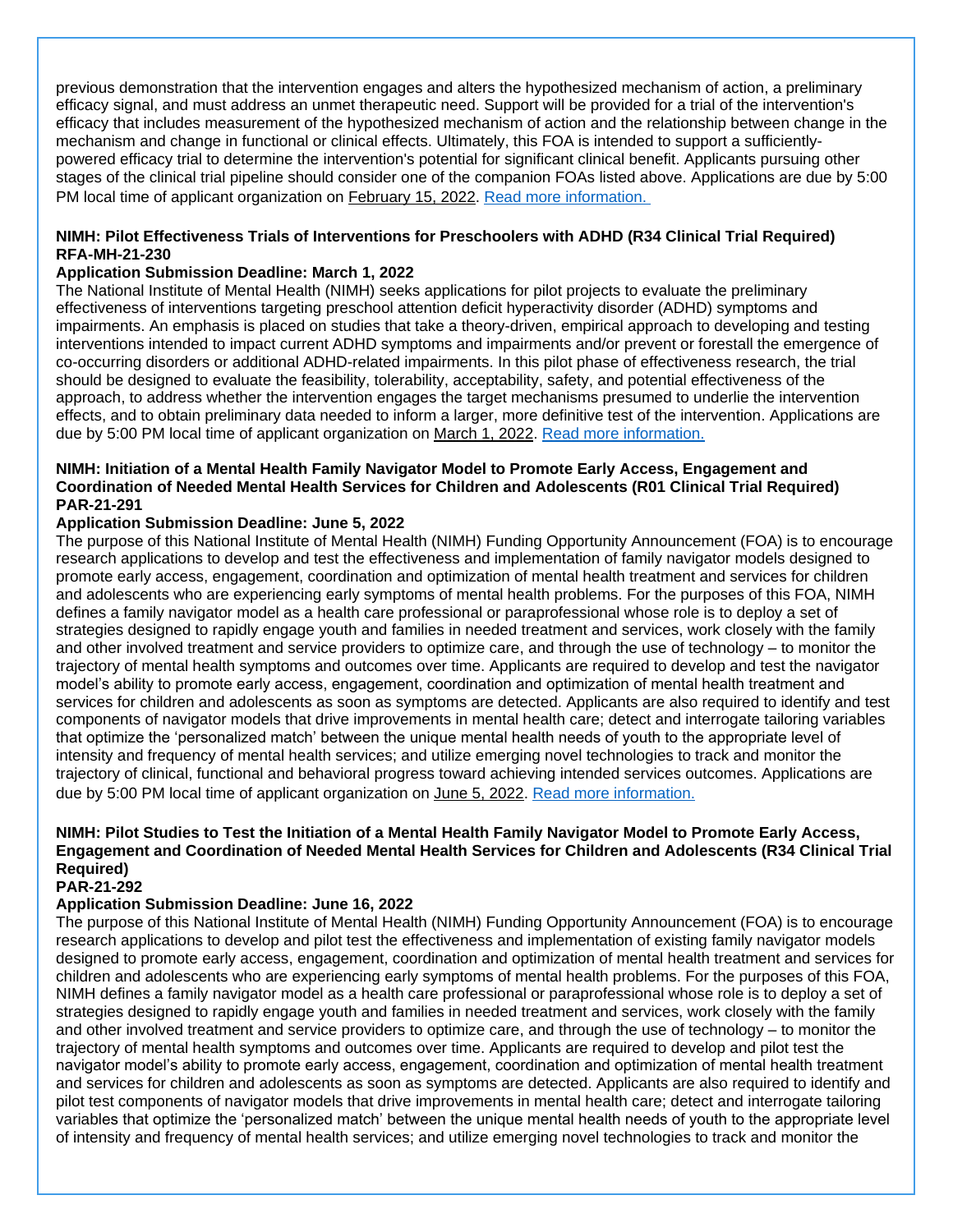previous demonstration that the intervention engages and alters the hypothesized mechanism of action, a preliminary efficacy signal, and must address an unmet therapeutic need. Support will be provided for a trial of the intervention's efficacy that includes measurement of the hypothesized mechanism of action and the relationship between change in the mechanism and change in functional or clinical effects. Ultimately, this FOA is intended to support a sufficiently-powered efficacy trial to determine the intervention's potential for significant clinical benefit. Applicants pursuing other stages of the clinical trial pipeline should consider one of the companion FOAs listed above. Applications are due by 5:00 PM local time of applicant organization on February 15, 2022. Read more information.

**NIMH: Pilot Effectiveness Trials of Interventions for Preschoolers with ADHD (R34 Clinical Trial Required) RFA-MH-21-230**

**Application Submission Deadline: March 1, 2022**

The National Institute of Mental Health (NIMH) seeks applications for pilot projects to evaluate the preliminary effectiveness of interventions targeting preschool attention deficit hyperactivity disorder (ADHD) symptoms and impairments. An emphasis is placed on studies that take a theory-driven, empirical approach to developing and testing interventions intended to impact current ADHD symptoms and impairments and/or prevent or forestall the emergence of co-occurring disorders or additional ADHD-related impairments. In this pilot phase of effectiveness research, the trial should be designed to evaluate the feasibility, tolerability, acceptability, safety, and potential effectiveness of the approach, to address whether the intervention engages the target mechanisms presumed to underlie the intervention effects, and to obtain preliminary data needed to inform a larger, more definitive test of the intervention. Applications are due by 5:00 PM local time of applicant organization on March 1, 2022. Read more information.

**NIMH: Initiation of a Mental Health Family Navigator Model to Promote Early Access, Engagement and Coordination of Needed Mental Health Services for Children and Adolescents (R01 Clinical Trial Required) PAR-21-291**

**Application Submission Deadline: June 5, 2022**

The purpose of this National Institute of Mental Health (NIMH) Funding Opportunity Announcement (FOA) is to encourage research applications to develop and test the effectiveness and implementation of family navigator models designed to promote early access, engagement, coordination and optimization of mental health treatment and services for children and adolescents who are experiencing early symptoms of mental health problems. For the purposes of this FOA, NIMH defines a family navigator model as a health care professional or paraprofessional whose role is to deploy a set of strategies designed to rapidly engage youth and families in needed treatment and services, work closely with the family and other involved treatment and service providers to optimize care, and through the use of technology – to monitor the trajectory of mental health symptoms and outcomes over time. Applicants are required to develop and test the navigator model's ability to promote early access, engagement, coordination and optimization of mental health treatment and services for children and adolescents as soon as symptoms are detected. Applicants are also required to identify and test components of navigator models that drive improvements in mental health care; detect and interrogate tailoring variables that optimize the 'personalized match' between the unique mental health needs of youth to the appropriate level of intensity and frequency of mental health services; and utilize emerging novel technologies to track and monitor the trajectory of clinical, functional and behavioral progress toward achieving intended services outcomes. Applications are due by 5:00 PM local time of applicant organization on June 5, 2022. Read more information.

**NIMH: Pilot Studies to Test the Initiation of a Mental Health Family Navigator Model to Promote Early Access, Engagement and Coordination of Needed Mental Health Services for Children and Adolescents (R34 Clinical Trial Required) PAR-21-292**

**Application Submission Deadline: June 16, 2022**

The purpose of this National Institute of Mental Health (NIMH) Funding Opportunity Announcement (FOA) is to encourage research applications to develop and pilot test the effectiveness and implementation of existing family navigator models designed to promote early access, engagement, coordination and optimization of mental health treatment and services for children and adolescents who are experiencing early symptoms of mental health problems. For the purposes of this FOA, NIMH defines a family navigator model as a health care professional or paraprofessional whose role is to deploy a set of strategies designed to rapidly engage youth and families in needed treatment and services, work closely with the family and other involved treatment and service providers to optimize care, and through the use of technology – to monitor the trajectory of mental health symptoms and outcomes over time. Applicants are required to develop and pilot test the navigator model's ability to promote early access, engagement, coordination and optimization of mental health treatment and services for children and adolescents as soon as symptoms are detected. Applicants are also required to identify and pilot test components of navigator models that drive improvements in mental health care; detect and interrogate tailoring variables that optimize the 'personalized match' between the unique mental health needs of youth to the appropriate level of intensity and frequency of mental health services; and utilize emerging novel technologies to track and monitor the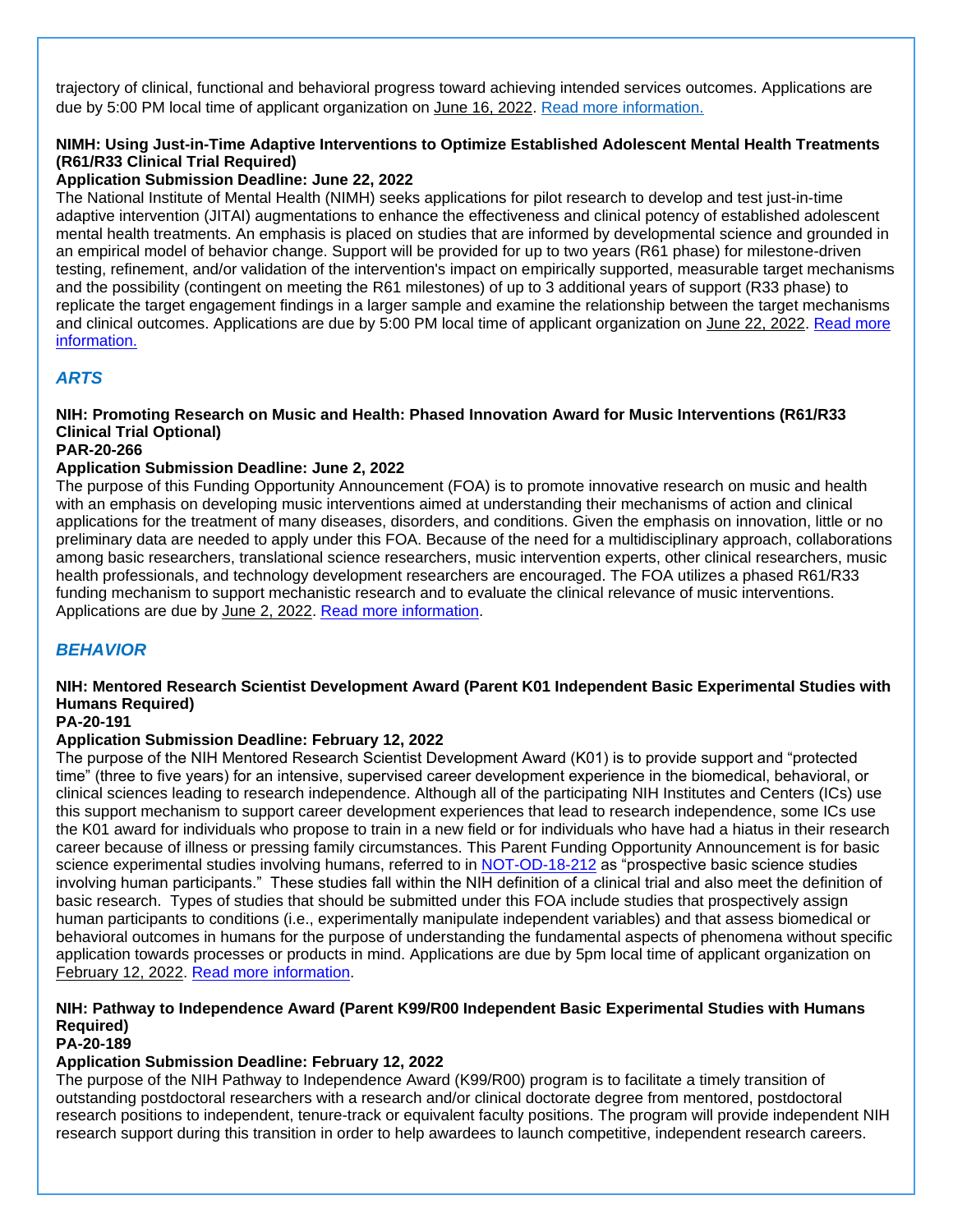trajectory of clinical, functional and behavioral progress toward achieving intended services outcomes. Applications are due by 5:00 PM local time of applicant organization on June 16, 2022. [Read more information.]

**NIMH: Using Just-in-Time Adaptive Interventions to Optimize Established Adolescent Mental Health Treatments (R61/R33 Clinical Trial Required)**
**Application Submission Deadline: June 22, 2022**
The National Institute of Mental Health (NIMH) seeks applications for pilot research to develop and test just-in-time adaptive intervention (JITAI) augmentations to enhance the effectiveness and clinical potency of established adolescent mental health treatments. An emphasis is placed on studies that are informed by developmental science and grounded in an empirical model of behavior change. Support will be provided for up to two years (R61 phase) for milestone-driven testing, refinement, and/or validation of the intervention's impact on empirically supported, measurable target mechanisms and the possibility (contingent on meeting the R61 milestones) of up to 3 additional years of support (R33 phase) to replicate the target engagement findings in a larger sample and examine the relationship between the target mechanisms and clinical outcomes. Applications are due by 5:00 PM local time of applicant organization on June 22, 2022. [Read more information.]

## *ARTS*

**NIH: Promoting Research on Music and Health: Phased Innovation Award for Music Interventions (R61/R33 Clinical Trial Optional)**
**PAR-20-266**
**Application Submission Deadline: June 2, 2022**
The purpose of this Funding Opportunity Announcement (FOA) is to promote innovative research on music and health with an emphasis on developing music interventions aimed at understanding their mechanisms of action and clinical applications for the treatment of many diseases, disorders, and conditions. Given the emphasis on innovation, little or no preliminary data are needed to apply under this FOA. Because of the need for a multidisciplinary approach, collaborations among basic researchers, translational science researchers, music intervention experts, other clinical researchers, music health professionals, and technology development researchers are encouraged. The FOA utilizes a phased R61/R33 funding mechanism to support mechanistic research and to evaluate the clinical relevance of music interventions. Applications are due by June 2, 2022. [Read more information].

## *BEHAVIOR*

**NIH: Mentored Research Scientist Development Award (Parent K01 Independent Basic Experimental Studies with Humans Required)**
**PA-20-191**
**Application Submission Deadline: February 12, 2022**
The purpose of the NIH Mentored Research Scientist Development Award (K01) is to provide support and "protected time" (three to five years) for an intensive, supervised career development experience in the biomedical, behavioral, or clinical sciences leading to research independence. Although all of the participating NIH Institutes and Centers (ICs) use this support mechanism to support career development experiences that lead to research independence, some ICs use the K01 award for individuals who propose to train in a new field or for individuals who have had a hiatus in their research career because of illness or pressing family circumstances. This Parent Funding Opportunity Announcement is for basic science experimental studies involving humans, referred to in [NOT-OD-18-212] as "prospective basic science studies involving human participants." These studies fall within the NIH definition of a clinical trial and also meet the definition of basic research. Types of studies that should be submitted under this FOA include studies that prospectively assign human participants to conditions (i.e., experimentally manipulate independent variables) and that assess biomedical or behavioral outcomes in humans for the purpose of understanding the fundamental aspects of phenomena without specific application towards processes or products in mind. Applications are due by 5pm local time of applicant organization on February 12, 2022. [Read more information].

**NIH: Pathway to Independence Award (Parent K99/R00 Independent Basic Experimental Studies with Humans Required)**
**PA-20-189**
**Application Submission Deadline: February 12, 2022**
The purpose of the NIH Pathway to Independence Award (K99/R00) program is to facilitate a timely transition of outstanding postdoctoral researchers with a research and/or clinical doctorate degree from mentored, postdoctoral research positions to independent, tenure-track or equivalent faculty positions. The program will provide independent NIH research support during this transition in order to help awardees to launch competitive, independent research careers.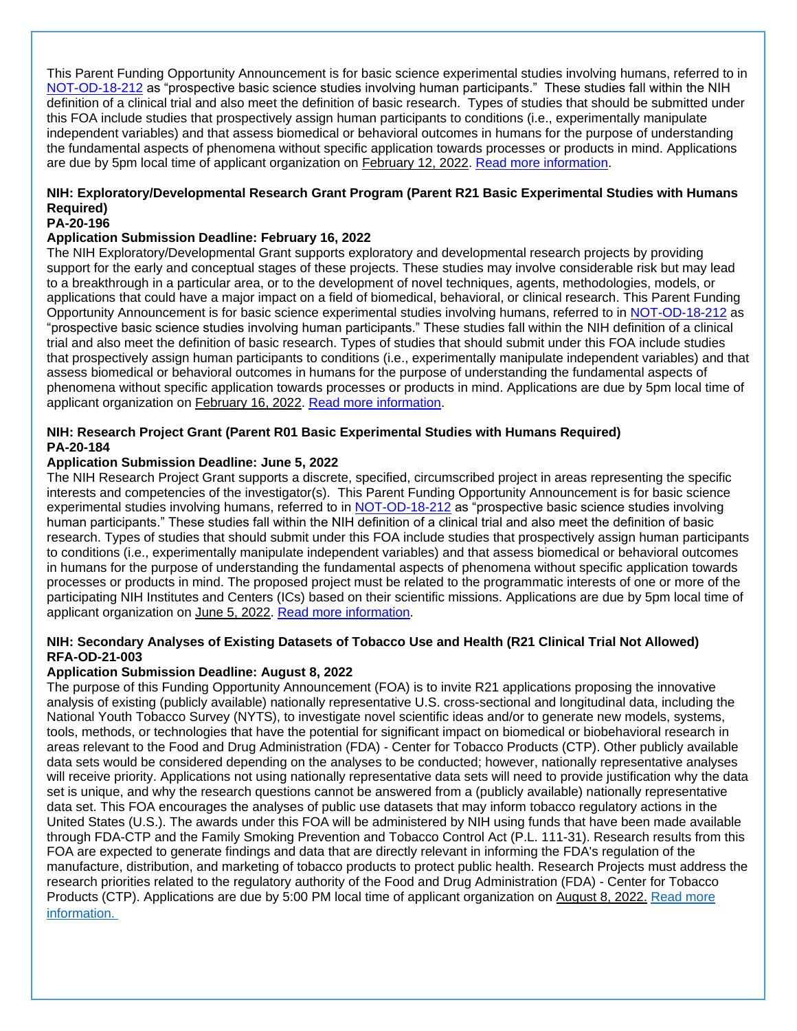This Parent Funding Opportunity Announcement is for basic science experimental studies involving humans, referred to in NOT-OD-18-212 as "prospective basic science studies involving human participants." These studies fall within the NIH definition of a clinical trial and also meet the definition of basic research. Types of studies that should be submitted under this FOA include studies that prospectively assign human participants to conditions (i.e., experimentally manipulate independent variables) and that assess biomedical or behavioral outcomes in humans for the purpose of understanding the fundamental aspects of phenomena without specific application towards processes or products in mind. Applications are due by 5pm local time of applicant organization on February 12, 2022. Read more information.

**NIH: Exploratory/Developmental Research Grant Program (Parent R21 Basic Experimental Studies with Humans Required)**
**PA-20-196**
**Application Submission Deadline: February 16, 2022**

The NIH Exploratory/Developmental Grant supports exploratory and developmental research projects by providing support for the early and conceptual stages of these projects. These studies may involve considerable risk but may lead to a breakthrough in a particular area, or to the development of novel techniques, agents, methodologies, models, or applications that could have a major impact on a field of biomedical, behavioral, or clinical research. This Parent Funding Opportunity Announcement is for basic science experimental studies involving humans, referred to in NOT-OD-18-212 as "prospective basic science studies involving human participants." These studies fall within the NIH definition of a clinical trial and also meet the definition of basic research. Types of studies that should submit under this FOA include studies that prospectively assign human participants to conditions (i.e., experimentally manipulate independent variables) and that assess biomedical or behavioral outcomes in humans for the purpose of understanding the fundamental aspects of phenomena without specific application towards processes or products in mind. Applications are due by 5pm local time of applicant organization on February 16, 2022. Read more information.

**NIH: Research Project Grant (Parent R01 Basic Experimental Studies with Humans Required)**
**PA-20-184**
**Application Submission Deadline: June 5, 2022**

The NIH Research Project Grant supports a discrete, specified, circumscribed project in areas representing the specific interests and competencies of the investigator(s). This Parent Funding Opportunity Announcement is for basic science experimental studies involving humans, referred to in NOT-OD-18-212 as "prospective basic science studies involving human participants." These studies fall within the NIH definition of a clinical trial and also meet the definition of basic research. Types of studies that should submit under this FOA include studies that prospectively assign human participants to conditions (i.e., experimentally manipulate independent variables) and that assess biomedical or behavioral outcomes in humans for the purpose of understanding the fundamental aspects of phenomena without specific application towards processes or products in mind. The proposed project must be related to the programmatic interests of one or more of the participating NIH Institutes and Centers (ICs) based on their scientific missions. Applications are due by 5pm local time of applicant organization on June 5, 2022. Read more information.

**NIH: Secondary Analyses of Existing Datasets of Tobacco Use and Health (R21 Clinical Trial Not Allowed)**
**RFA-OD-21-003**
**Application Submission Deadline: August 8, 2022**

The purpose of this Funding Opportunity Announcement (FOA) is to invite R21 applications proposing the innovative analysis of existing (publicly available) nationally representative U.S. cross-sectional and longitudinal data, including the National Youth Tobacco Survey (NYTS), to investigate novel scientific ideas and/or to generate new models, systems, tools, methods, or technologies that have the potential for significant impact on biomedical or biobehavioral research in areas relevant to the Food and Drug Administration (FDA) - Center for Tobacco Products (CTP). Other publicly available data sets would be considered depending on the analyses to be conducted; however, nationally representative analyses will receive priority. Applications not using nationally representative data sets will need to provide justification why the data set is unique, and why the research questions cannot be answered from a (publicly available) nationally representative data set. This FOA encourages the analyses of public use datasets that may inform tobacco regulatory actions in the United States (U.S.). The awards under this FOA will be administered by NIH using funds that have been made available through FDA-CTP and the Family Smoking Prevention and Tobacco Control Act (P.L. 111-31). Research results from this FOA are expected to generate findings and data that are directly relevant in informing the FDA's regulation of the manufacture, distribution, and marketing of tobacco products to protect public health. Research Projects must address the research priorities related to the regulatory authority of the Food and Drug Administration (FDA) - Center for Tobacco Products (CTP). Applications are due by 5:00 PM local time of applicant organization on August 8, 2022. Read more information.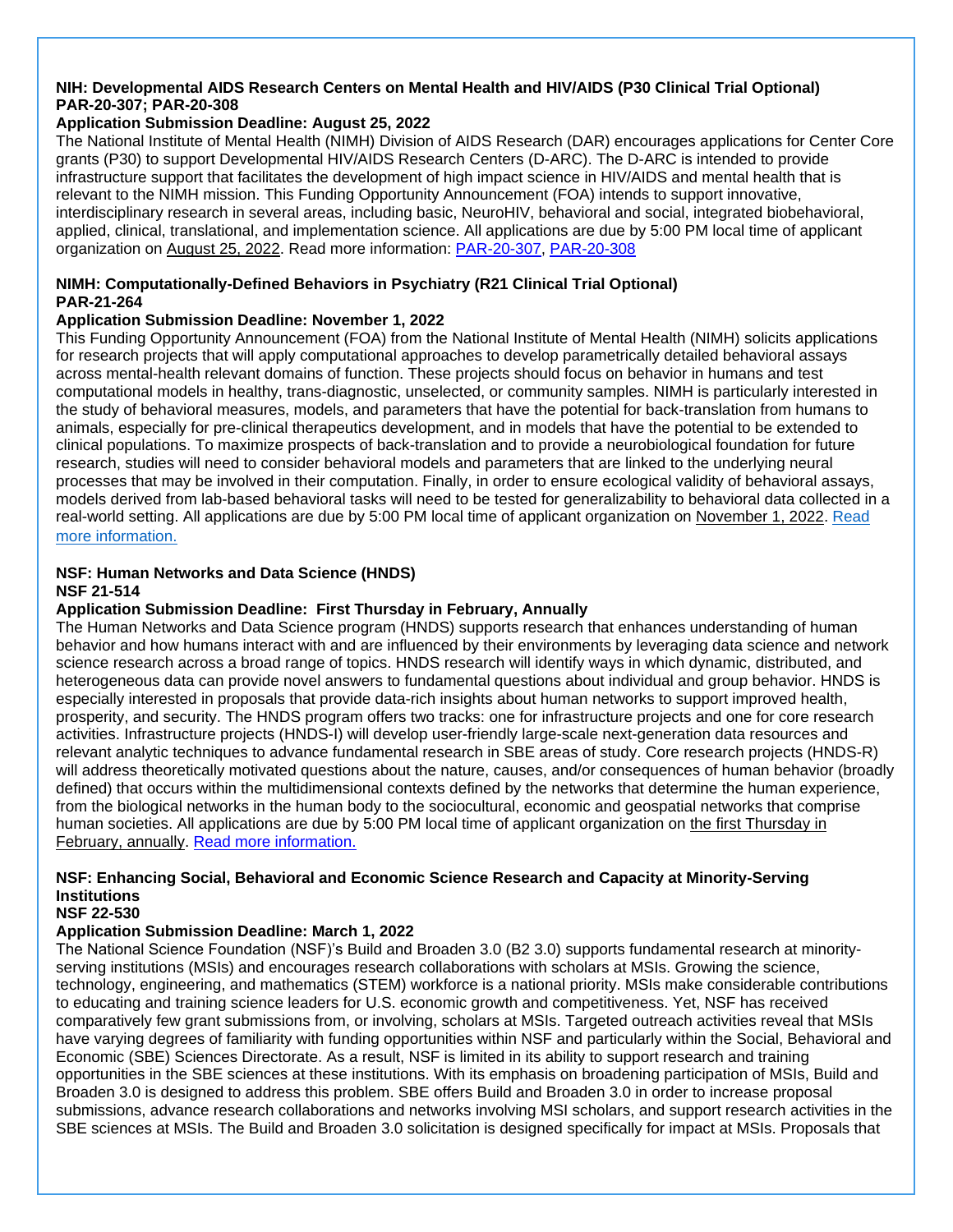**NIH: Developmental AIDS Research Centers on Mental Health and HIV/AIDS (P30 Clinical Trial Optional) PAR-20-307; PAR-20-308**

**Application Submission Deadline: August 25, 2022**

The National Institute of Mental Health (NIMH) Division of AIDS Research (DAR) encourages applications for Center Core grants (P30) to support Developmental HIV/AIDS Research Centers (D-ARC). The D-ARC is intended to provide infrastructure support that facilitates the development of high impact science in HIV/AIDS and mental health that is relevant to the NIMH mission. This Funding Opportunity Announcement (FOA) intends to support innovative, interdisciplinary research in several areas, including basic, NeuroHIV, behavioral and social, integrated biobehavioral, applied, clinical, translational, and implementation science. All applications are due by 5:00 PM local time of applicant organization on August 25, 2022. Read more information: PAR-20-307, PAR-20-308

**NIMH: Computationally-Defined Behaviors in Psychiatry (R21 Clinical Trial Optional) PAR-21-264**

**Application Submission Deadline: November 1, 2022**

This Funding Opportunity Announcement (FOA) from the National Institute of Mental Health (NIMH) solicits applications for research projects that will apply computational approaches to develop parametrically detailed behavioral assays across mental-health relevant domains of function. These projects should focus on behavior in humans and test computational models in healthy, trans-diagnostic, unselected, or community samples. NIMH is particularly interested in the study of behavioral measures, models, and parameters that have the potential for back-translation from humans to animals, especially for pre-clinical therapeutics development, and in models that have the potential to be extended to clinical populations. To maximize prospects of back-translation and to provide a neurobiological foundation for future research, studies will need to consider behavioral models and parameters that are linked to the underlying neural processes that may be involved in their computation. Finally, in order to ensure ecological validity of behavioral assays, models derived from lab-based behavioral tasks will need to be tested for generalizability to behavioral data collected in a real-world setting. All applications are due by 5:00 PM local time of applicant organization on November 1, 2022. Read more information.

**NSF: Human Networks and Data Science (HNDS) NSF 21-514**

**Application Submission Deadline: First Thursday in February, Annually**

The Human Networks and Data Science program (HNDS) supports research that enhances understanding of human behavior and how humans interact with and are influenced by their environments by leveraging data science and network science research across a broad range of topics. HNDS research will identify ways in which dynamic, distributed, and heterogeneous data can provide novel answers to fundamental questions about individual and group behavior. HNDS is especially interested in proposals that provide data-rich insights about human networks to support improved health, prosperity, and security. The HNDS program offers two tracks: one for infrastructure projects and one for core research activities. Infrastructure projects (HNDS-I) will develop user-friendly large-scale next-generation data resources and relevant analytic techniques to advance fundamental research in SBE areas of study. Core research projects (HNDS-R) will address theoretically motivated questions about the nature, causes, and/or consequences of human behavior (broadly defined) that occurs within the multidimensional contexts defined by the networks that determine the human experience, from the biological networks in the human body to the sociocultural, economic and geospatial networks that comprise human societies. All applications are due by 5:00 PM local time of applicant organization on the first Thursday in February, annually. Read more information.

**NSF: Enhancing Social, Behavioral and Economic Science Research and Capacity at Minority-Serving Institutions NSF 22-530**

**Application Submission Deadline: March 1, 2022**

The National Science Foundation (NSF)'s Build and Broaden 3.0 (B2 3.0) supports fundamental research at minority-serving institutions (MSIs) and encourages research collaborations with scholars at MSIs. Growing the science, technology, engineering, and mathematics (STEM) workforce is a national priority. MSIs make considerable contributions to educating and training science leaders for U.S. economic growth and competitiveness. Yet, NSF has received comparatively few grant submissions from, or involving, scholars at MSIs. Targeted outreach activities reveal that MSIs have varying degrees of familiarity with funding opportunities within NSF and particularly within the Social, Behavioral and Economic (SBE) Sciences Directorate. As a result, NSF is limited in its ability to support research and training opportunities in the SBE sciences at these institutions. With its emphasis on broadening participation of MSIs, Build and Broaden 3.0 is designed to address this problem. SBE offers Build and Broaden 3.0 in order to increase proposal submissions, advance research collaborations and networks involving MSI scholars, and support research activities in the SBE sciences at MSIs. The Build and Broaden 3.0 solicitation is designed specifically for impact at MSIs. Proposals that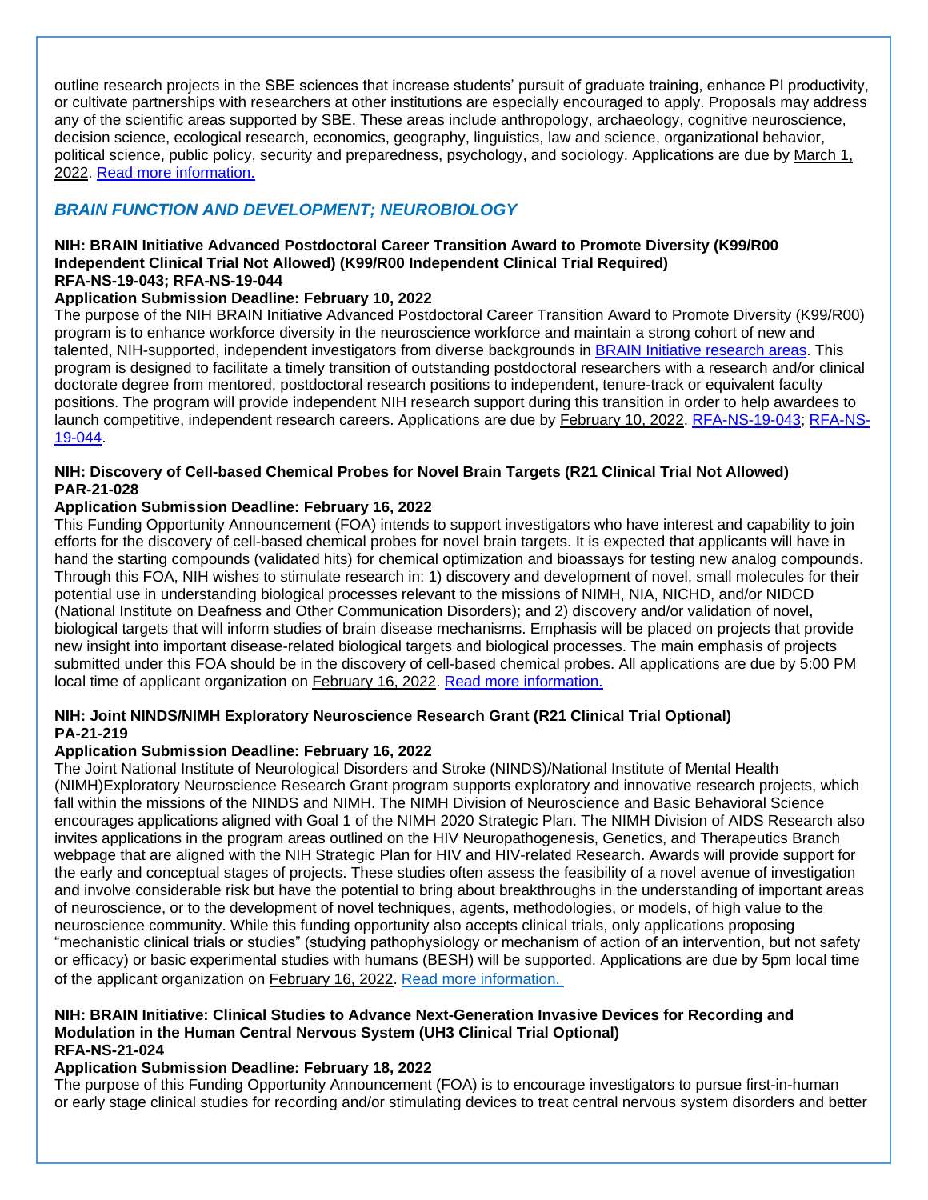outline research projects in the SBE sciences that increase students' pursuit of graduate training, enhance PI productivity, or cultivate partnerships with researchers at other institutions are especially encouraged to apply. Proposals may address any of the scientific areas supported by SBE. These areas include anthropology, archaeology, cognitive neuroscience, decision science, ecological research, economics, geography, linguistics, law and science, organizational behavior, political science, public policy, security and preparedness, psychology, and sociology. Applications are due by March 1, 2022. [Read more information.]

## *BRAIN FUNCTION AND DEVELOPMENT; NEUROBIOLOGY*

**NIH: BRAIN Initiative Advanced Postdoctoral Career Transition Award to Promote Diversity (K99/R00 Independent Clinical Trial Not Allowed) (K99/R00 Independent Clinical Trial Required)**
**RFA-NS-19-043; RFA-NS-19-044**

**Application Submission Deadline: February 10, 2022**

The purpose of the NIH BRAIN Initiative Advanced Postdoctoral Career Transition Award to Promote Diversity (K99/R00) program is to enhance workforce diversity in the neuroscience workforce and maintain a strong cohort of new and talented, NIH-supported, independent investigators from diverse backgrounds in [BRAIN Initiative research areas]. This program is designed to facilitate a timely transition of outstanding postdoctoral researchers with a research and/or clinical doctorate degree from mentored, postdoctoral research positions to independent, tenure-track or equivalent faculty positions. The program will provide independent NIH research support during this transition in order to help awardees to launch competitive, independent research careers. Applications are due by February 10, 2022. [RFA-NS-19-043]; [RFA-NS-19-044].

**NIH: Discovery of Cell-based Chemical Probes for Novel Brain Targets (R21 Clinical Trial Not Allowed)**
**PAR-21-028**

**Application Submission Deadline: February 16, 2022**

This Funding Opportunity Announcement (FOA) intends to support investigators who have interest and capability to join efforts for the discovery of cell-based chemical probes for novel brain targets. It is expected that applicants will have in hand the starting compounds (validated hits) for chemical optimization and bioassays for testing new analog compounds. Through this FOA, NIH wishes to stimulate research in: 1) discovery and development of novel, small molecules for their potential use in understanding biological processes relevant to the missions of NIMH, NIA, NICHD, and/or NIDCD (National Institute on Deafness and Other Communication Disorders); and 2) discovery and/or validation of novel, biological targets that will inform studies of brain disease mechanisms. Emphasis will be placed on projects that provide new insight into important disease-related biological targets and biological processes. The main emphasis of projects submitted under this FOA should be in the discovery of cell-based chemical probes. All applications are due by 5:00 PM local time of applicant organization on February 16, 2022. [Read more information.]

**NIH: Joint NINDS/NIMH Exploratory Neuroscience Research Grant (R21 Clinical Trial Optional)**
**PA-21-219**

**Application Submission Deadline: February 16, 2022**

The Joint National Institute of Neurological Disorders and Stroke (NINDS)/National Institute of Mental Health (NIMH)Exploratory Neuroscience Research Grant program supports exploratory and innovative research projects, which fall within the missions of the NINDS and NIMH. The NIMH Division of Neuroscience and Basic Behavioral Science encourages applications aligned with Goal 1 of the NIMH 2020 Strategic Plan. The NIMH Division of AIDS Research also invites applications in the program areas outlined on the HIV Neuropathogenesis, Genetics, and Therapeutics Branch webpage that are aligned with the NIH Strategic Plan for HIV and HIV-related Research. Awards will provide support for the early and conceptual stages of projects. These studies often assess the feasibility of a novel avenue of investigation and involve considerable risk but have the potential to bring about breakthroughs in the understanding of important areas of neuroscience, or to the development of novel techniques, agents, methodologies, or models, of high value to the neuroscience community. While this funding opportunity also accepts clinical trials, only applications proposing "mechanistic clinical trials or studies" (studying pathophysiology or mechanism of action of an intervention, but not safety or efficacy) or basic experimental studies with humans (BESH) will be supported. Applications are due by 5pm local time of the applicant organization on February 16, 2022. [Read more information.]

**NIH: BRAIN Initiative: Clinical Studies to Advance Next-Generation Invasive Devices for Recording and Modulation in the Human Central Nervous System (UH3 Clinical Trial Optional)**
**RFA-NS-21-024**

**Application Submission Deadline: February 18, 2022**

The purpose of this Funding Opportunity Announcement (FOA) is to encourage investigators to pursue first-in-human or early stage clinical studies for recording and/or stimulating devices to treat central nervous system disorders and better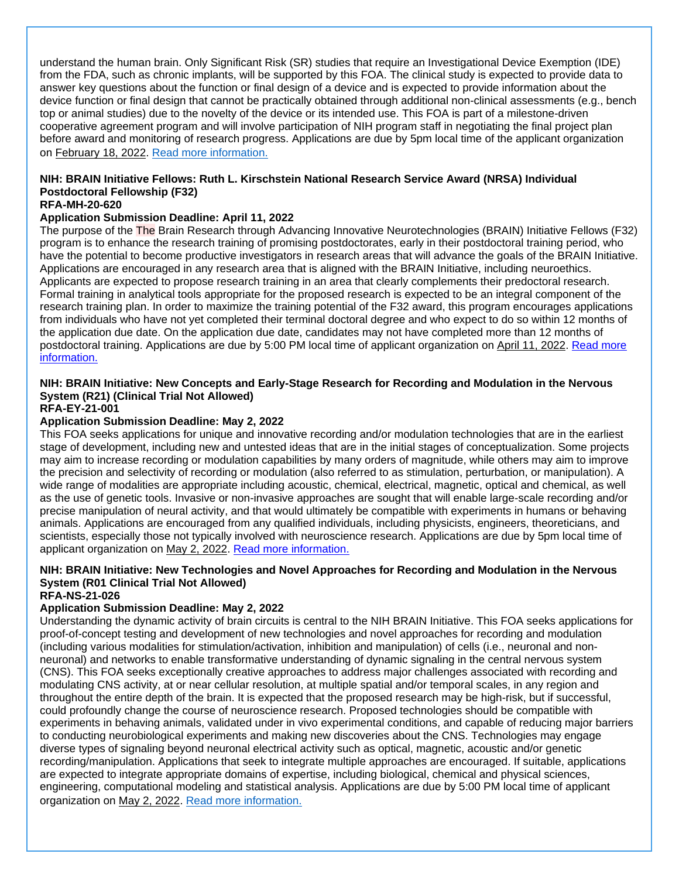understand the human brain. Only Significant Risk (SR) studies that require an Investigational Device Exemption (IDE) from the FDA, such as chronic implants, will be supported by this FOA. The clinical study is expected to provide data to answer key questions about the function or final design of a device and is expected to provide information about the device function or final design that cannot be practically obtained through additional non-clinical assessments (e.g., bench top or animal studies) due to the novelty of the device or its intended use. This FOA is part of a milestone-driven cooperative agreement program and will involve participation of NIH program staff in negotiating the final project plan before award and monitoring of research progress. Applications are due by 5pm local time of the applicant organization on February 18, 2022. [Read more information.]

**NIH: BRAIN Initiative Fellows: Ruth L. Kirschstein National Research Service Award (NRSA) Individual Postdoctoral Fellowship (F32)**
**RFA-MH-20-620**
**Application Submission Deadline: April 11, 2022**

The purpose of the The Brain Research through Advancing Innovative Neurotechnologies (BRAIN) Initiative Fellows (F32) program is to enhance the research training of promising postdoctorates, early in their postdoctoral training period, who have the potential to become productive investigators in research areas that will advance the goals of the BRAIN Initiative. Applications are encouraged in any research area that is aligned with the BRAIN Initiative, including neuroethics. Applicants are expected to propose research training in an area that clearly complements their predoctoral research. Formal training in analytical tools appropriate for the proposed research is expected to be an integral component of the research training plan. In order to maximize the training potential of the F32 award, this program encourages applications from individuals who have not yet completed their terminal doctoral degree and who expect to do so within 12 months of the application due date. On the application due date, candidates may not have completed more than 12 months of postdoctoral training. Applications are due by 5:00 PM local time of applicant organization on April 11, 2022. [Read more information.]

**NIH: BRAIN Initiative: New Concepts and Early-Stage Research for Recording and Modulation in the Nervous System (R21) (Clinical Trial Not Allowed)**
**RFA-EY-21-001**
**Application Submission Deadline: May 2, 2022**

This FOA seeks applications for unique and innovative recording and/or modulation technologies that are in the earliest stage of development, including new and untested ideas that are in the initial stages of conceptualization. Some projects may aim to increase recording or modulation capabilities by many orders of magnitude, while others may aim to improve the precision and selectivity of recording or modulation (also referred to as stimulation, perturbation, or manipulation). A wide range of modalities are appropriate including acoustic, chemical, electrical, magnetic, optical and chemical, as well as the use of genetic tools. Invasive or non-invasive approaches are sought that will enable large-scale recording and/or precise manipulation of neural activity, and that would ultimately be compatible with experiments in humans or behaving animals. Applications are encouraged from any qualified individuals, including physicists, engineers, theoreticians, and scientists, especially those not typically involved with neuroscience research. Applications are due by 5pm local time of applicant organization on May 2, 2022. [Read more information.]

**NIH: BRAIN Initiative: New Technologies and Novel Approaches for Recording and Modulation in the Nervous System (R01 Clinical Trial Not Allowed)**
**RFA-NS-21-026**
**Application Submission Deadline: May 2, 2022**

Understanding the dynamic activity of brain circuits is central to the NIH BRAIN Initiative. This FOA seeks applications for proof-of-concept testing and development of new technologies and novel approaches for recording and modulation (including various modalities for stimulation/activation, inhibition and manipulation) of cells (i.e., neuronal and non-neuronal) and networks to enable transformative understanding of dynamic signaling in the central nervous system (CNS). This FOA seeks exceptionally creative approaches to address major challenges associated with recording and modulating CNS activity, at or near cellular resolution, at multiple spatial and/or temporal scales, in any region and throughout the entire depth of the brain. It is expected that the proposed research may be high-risk, but if successful, could profoundly change the course of neuroscience research. Proposed technologies should be compatible with experiments in behaving animals, validated under in vivo experimental conditions, and capable of reducing major barriers to conducting neurobiological experiments and making new discoveries about the CNS. Technologies may engage diverse types of signaling beyond neuronal electrical activity such as optical, magnetic, acoustic and/or genetic recording/manipulation. Applications that seek to integrate multiple approaches are encouraged. If suitable, applications are expected to integrate appropriate domains of expertise, including biological, chemical and physical sciences, engineering, computational modeling and statistical analysis. Applications are due by 5:00 PM local time of applicant organization on May 2, 2022. [Read more information.]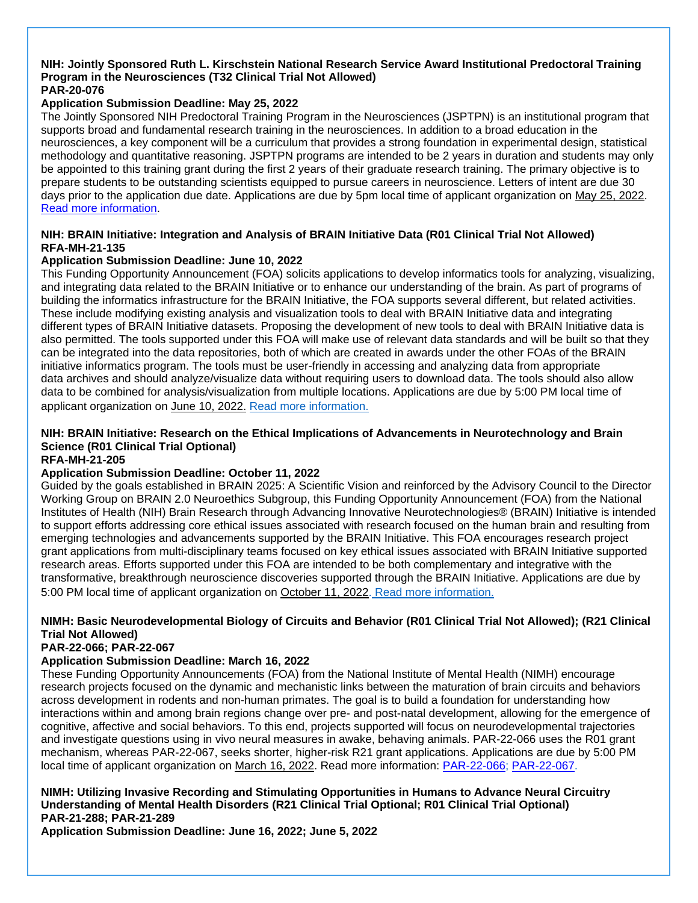**NIH: Jointly Sponsored Ruth L. Kirschstein National Research Service Award Institutional Predoctoral Training Program in the Neurosciences (T32 Clinical Trial Not Allowed)**
**PAR-20-076**

**Application Submission Deadline: May 25, 2022**

The Jointly Sponsored NIH Predoctoral Training Program in the Neurosciences (JSPTPN) is an institutional program that supports broad and fundamental research training in the neurosciences. In addition to a broad education in the neurosciences, a key component will be a curriculum that provides a strong foundation in experimental design, statistical methodology and quantitative reasoning. JSPTPN programs are intended to be 2 years in duration and students may only be appointed to this training grant during the first 2 years of their graduate research training. The primary objective is to prepare students to be outstanding scientists equipped to pursue careers in neuroscience. Letters of intent are due 30 days prior to the application due date. Applications are due by 5pm local time of applicant organization on May 25, 2022. Read more information.

**NIH: BRAIN Initiative: Integration and Analysis of BRAIN Initiative Data (R01 Clinical Trial Not Allowed)**
**RFA-MH-21-135**

**Application Submission Deadline: June 10, 2022**

This Funding Opportunity Announcement (FOA) solicits applications to develop informatics tools for analyzing, visualizing, and integrating data related to the BRAIN Initiative or to enhance our understanding of the brain. As part of programs of building the informatics infrastructure for the BRAIN Initiative, the FOA supports several different, but related activities. These include modifying existing analysis and visualization tools to deal with BRAIN Initiative data and integrating different types of BRAIN Initiative datasets. Proposing the development of new tools to deal with BRAIN Initiative data is also permitted. The tools supported under this FOA will make use of relevant data standards and will be built so that they can be integrated into the data repositories, both of which are created in awards under the other FOAs of the BRAIN initiative informatics program. The tools must be user-friendly in accessing and analyzing data from appropriate data archives and should analyze/visualize data without requiring users to download data. The tools should also allow data to be combined for analysis/visualization from multiple locations. Applications are due by 5:00 PM local time of applicant organization on June 10, 2022. Read more information.

**NIH: BRAIN Initiative: Research on the Ethical Implications of Advancements in Neurotechnology and Brain Science (R01 Clinical Trial Optional)**
**RFA-MH-21-205**

**Application Submission Deadline: October 11, 2022**

Guided by the goals established in BRAIN 2025: A Scientific Vision and reinforced by the Advisory Council to the Director Working Group on BRAIN 2.0 Neuroethics Subgroup, this Funding Opportunity Announcement (FOA) from the National Institutes of Health (NIH) Brain Research through Advancing Innovative Neurotechnologies® (BRAIN) Initiative is intended to support efforts addressing core ethical issues associated with research focused on the human brain and resulting from emerging technologies and advancements supported by the BRAIN Initiative. This FOA encourages research project grant applications from multi-disciplinary teams focused on key ethical issues associated with BRAIN Initiative supported research areas. Efforts supported under this FOA are intended to be both complementary and integrative with the transformative, breakthrough neuroscience discoveries supported through the BRAIN Initiative. Applications are due by 5:00 PM local time of applicant organization on October 11, 2022. Read more information.

**NIMH: Basic Neurodevelopmental Biology of Circuits and Behavior (R01 Clinical Trial Not Allowed); (R21 Clinical Trial Not Allowed)**
**PAR-22-066; PAR-22-067**

**Application Submission Deadline: March 16, 2022**

These Funding Opportunity Announcements (FOA) from the National Institute of Mental Health (NIMH) encourage research projects focused on the dynamic and mechanistic links between the maturation of brain circuits and behaviors across development in rodents and non-human primates. The goal is to build a foundation for understanding how interactions within and among brain regions change over pre- and post-natal development, allowing for the emergence of cognitive, affective and social behaviors. To this end, projects supported will focus on neurodevelopmental trajectories and investigate questions using in vivo neural measures in awake, behaving animals. PAR-22-066 uses the R01 grant mechanism, whereas PAR-22-067, seeks shorter, higher-risk R21 grant applications. Applications are due by 5:00 PM local time of applicant organization on March 16, 2022. Read more information: PAR-22-066; PAR-22-067.

**NIMH: Utilizing Invasive Recording and Stimulating Opportunities in Humans to Advance Neural Circuitry Understanding of Mental Health Disorders (R21 Clinical Trial Optional; R01 Clinical Trial Optional)**
**PAR-21-288; PAR-21-289**

**Application Submission Deadline: June 16, 2022; June 5, 2022**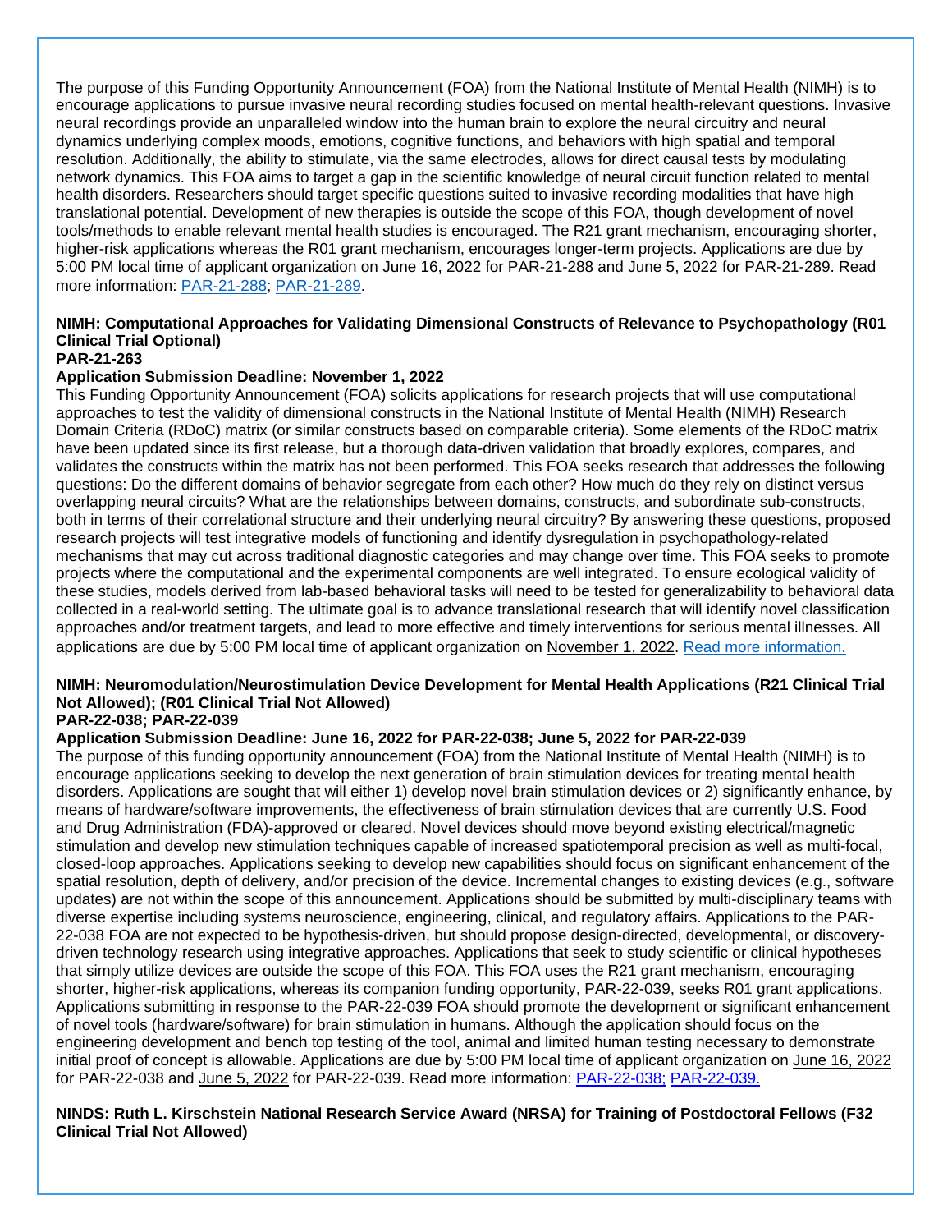The purpose of this Funding Opportunity Announcement (FOA) from the National Institute of Mental Health (NIMH) is to encourage applications to pursue invasive neural recording studies focused on mental health-relevant questions. Invasive neural recordings provide an unparalleled window into the human brain to explore the neural circuitry and neural dynamics underlying complex moods, emotions, cognitive functions, and behaviors with high spatial and temporal resolution. Additionally, the ability to stimulate, via the same electrodes, allows for direct causal tests by modulating network dynamics. This FOA aims to target a gap in the scientific knowledge of neural circuit function related to mental health disorders. Researchers should target specific questions suited to invasive recording modalities that have high translational potential. Development of new therapies is outside the scope of this FOA, though development of novel tools/methods to enable relevant mental health studies is encouraged. The R21 grant mechanism, encouraging shorter, higher-risk applications whereas the R01 grant mechanism, encourages longer-term projects. Applications are due by 5:00 PM local time of applicant organization on June 16, 2022 for PAR-21-288 and June 5, 2022 for PAR-21-289. Read more information: [PAR-21-288](); [PAR-21-289]().

**NIMH: Computational Approaches for Validating Dimensional Constructs of Relevance to Psychopathology (R01 Clinical Trial Optional)**
**PAR-21-263**
**Application Submission Deadline: November 1, 2022**

This Funding Opportunity Announcement (FOA) solicits applications for research projects that will use computational approaches to test the validity of dimensional constructs in the National Institute of Mental Health (NIMH) Research Domain Criteria (RDoC) matrix (or similar constructs based on comparable criteria). Some elements of the RDoC matrix have been updated since its first release, but a thorough data-driven validation that broadly explores, compares, and validates the constructs within the matrix has not been performed. This FOA seeks research that addresses the following questions: Do the different domains of behavior segregate from each other? How much do they rely on distinct versus overlapping neural circuits? What are the relationships between domains, constructs, and subordinate sub-constructs, both in terms of their correlational structure and their underlying neural circuitry? By answering these questions, proposed research projects will test integrative models of functioning and identify dysregulation in psychopathology-related mechanisms that may cut across traditional diagnostic categories and may change over time. This FOA seeks to promote projects where the computational and the experimental components are well integrated. To ensure ecological validity of these studies, models derived from lab-based behavioral tasks will need to be tested for generalizability to behavioral data collected in a real-world setting. The ultimate goal is to advance translational research that will identify novel classification approaches and/or treatment targets, and lead to more effective and timely interventions for serious mental illnesses. All applications are due by 5:00 PM local time of applicant organization on November 1, 2022. [Read more information.]()

**NIMH: Neuromodulation/Neurostimulation Device Development for Mental Health Applications (R21 Clinical Trial Not Allowed); (R01 Clinical Trial Not Allowed)**
**PAR-22-038; PAR-22-039**
**Application Submission Deadline: June 16, 2022 for PAR-22-038; June 5, 2022 for PAR-22-039**

The purpose of this funding opportunity announcement (FOA) from the National Institute of Mental Health (NIMH) is to encourage applications seeking to develop the next generation of brain stimulation devices for treating mental health disorders. Applications are sought that will either 1) develop novel brain stimulation devices or 2) significantly enhance, by means of hardware/software improvements, the effectiveness of brain stimulation devices that are currently U.S. Food and Drug Administration (FDA)-approved or cleared. Novel devices should move beyond existing electrical/magnetic stimulation and develop new stimulation techniques capable of increased spatiotemporal precision as well as multi-focal, closed-loop approaches. Applications seeking to develop new capabilities should focus on significant enhancement of the spatial resolution, depth of delivery, and/or precision of the device. Incremental changes to existing devices (e.g., software updates) are not within the scope of this announcement. Applications should be submitted by multi-disciplinary teams with diverse expertise including systems neuroscience, engineering, clinical, and regulatory affairs. Applications to the PAR-22-038 FOA are not expected to be hypothesis-driven, but should propose design-directed, developmental, or discovery-driven technology research using integrative approaches. Applications that seek to study scientific or clinical hypotheses that simply utilize devices are outside the scope of this FOA. This FOA uses the R21 grant mechanism, encouraging shorter, higher-risk applications, whereas its companion funding opportunity, PAR-22-039, seeks R01 grant applications. Applications submitting in response to the PAR-22-039 FOA should promote the development or significant enhancement of novel tools (hardware/software) for brain stimulation in humans. Although the application should focus on the engineering development and bench top testing of the tool, animal and limited human testing necessary to demonstrate initial proof of concept is allowable. Applications are due by 5:00 PM local time of applicant organization on June 16, 2022 for PAR-22-038 and June 5, 2022 for PAR-22-039. Read more information: [PAR-22-038;]() [PAR-22-039.]()

**NINDS: Ruth L. Kirschstein National Research Service Award (NRSA) for Training of Postdoctoral Fellows (F32 Clinical Trial Not Allowed)**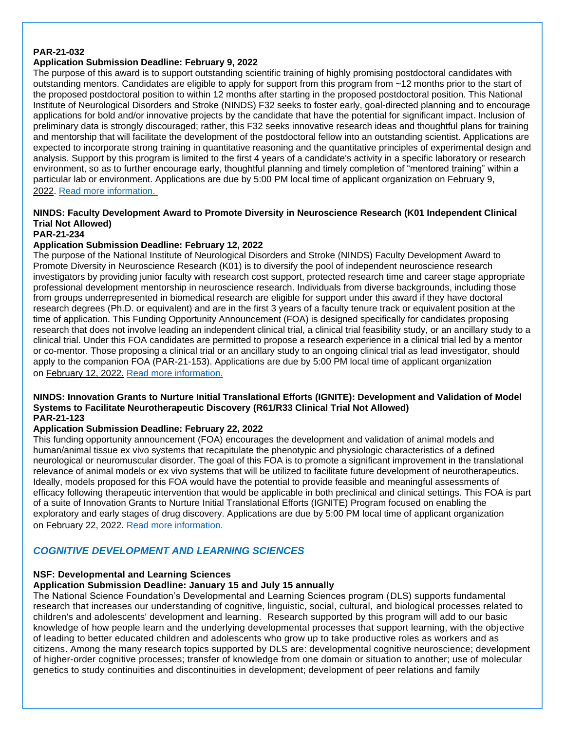**PAR-21-032**

**Application Submission Deadline: February 9, 2022**

The purpose of this award is to support outstanding scientific training of highly promising postdoctoral candidates with outstanding mentors. Candidates are eligible to apply for support from this program from ~12 months prior to the start of the proposed postdoctoral position to within 12 months after starting in the proposed postdoctoral position. This National Institute of Neurological Disorders and Stroke (NINDS) F32 seeks to foster early, goal-directed planning and to encourage applications for bold and/or innovative projects by the candidate that have the potential for significant impact. Inclusion of preliminary data is strongly discouraged; rather, this F32 seeks innovative research ideas and thoughtful plans for training and mentorship that will facilitate the development of the postdoctoral fellow into an outstanding scientist. Applications are expected to incorporate strong training in quantitative reasoning and the quantitative principles of experimental design and analysis. Support by this program is limited to the first 4 years of a candidate's activity in a specific laboratory or research environment, so as to further encourage early, thoughtful planning and timely completion of "mentored training" within a particular lab or environment. Applications are due by 5:00 PM local time of applicant organization on February 9, 2022. [Read more information.]()

**NINDS: Faculty Development Award to Promote Diversity in Neuroscience Research (K01 Independent Clinical Trial Not Allowed)**
**PAR-21-234**

**Application Submission Deadline: February 12, 2022**

The purpose of the National Institute of Neurological Disorders and Stroke (NINDS) Faculty Development Award to Promote Diversity in Neuroscience Research (K01) is to diversify the pool of independent neuroscience research investigators by providing junior faculty with research cost support, protected research time and career stage appropriate professional development mentorship in neuroscience research. Individuals from diverse backgrounds, including those from groups underrepresented in biomedical research are eligible for support under this award if they have doctoral research degrees (Ph.D. or equivalent) and are in the first 3 years of a faculty tenure track or equivalent position at the time of application. This Funding Opportunity Announcement (FOA) is designed specifically for candidates proposing research that does not involve leading an independent clinical trial, a clinical trial feasibility study, or an ancillary study to a clinical trial. Under this FOA candidates are permitted to propose a research experience in a clinical trial led by a mentor or co-mentor. Those proposing a clinical trial or an ancillary study to an ongoing clinical trial as lead investigator, should apply to the companion FOA (PAR-21-153). Applications are due by 5:00 PM local time of applicant organization on February 12, 2022. [Read more information.]()

**NINDS: Innovation Grants to Nurture Initial Translational Efforts (IGNITE): Development and Validation of Model Systems to Facilitate Neurotherapeutic Discovery (R61/R33 Clinical Trial Not Allowed)**
**PAR-21-123**

**Application Submission Deadline: February 22, 2022**

This funding opportunity announcement (FOA) encourages the development and validation of animal models and human/animal tissue ex vivo systems that recapitulate the phenotypic and physiologic characteristics of a defined neurological or neuromuscular disorder. The goal of this FOA is to promote a significant improvement in the translational relevance of animal models or ex vivo systems that will be utilized to facilitate future development of neurotherapeutics. Ideally, models proposed for this FOA would have the potential to provide feasible and meaningful assessments of efficacy following therapeutic intervention that would be applicable in both preclinical and clinical settings. This FOA is part of a suite of Innovation Grants to Nurture Initial Translational Efforts (IGNITE) Program focused on enabling the exploratory and early stages of drug discovery. Applications are due by 5:00 PM local time of applicant organization on February 22, 2022. [Read more information.]()

## *COGNITIVE DEVELOPMENT AND LEARNING SCIENCES*

**NSF: Developmental and Learning Sciences**

**Application Submission Deadline: January 15 and July 15 annually**

The National Science Foundation's Developmental and Learning Sciences program (DLS) supports fundamental research that increases our understanding of cognitive, linguistic, social, cultural, and biological processes related to children's and adolescents' development and learning. Research supported by this program will add to our basic knowledge of how people learn and the underlying developmental processes that support learning, with the objective of leading to better educated children and adolescents who grow up to take productive roles as workers and as citizens. Among the many research topics supported by DLS are: developmental cognitive neuroscience; development of higher-order cognitive processes; transfer of knowledge from one domain or situation to another; use of molecular genetics to study continuities and discontinuities in development; development of peer relations and family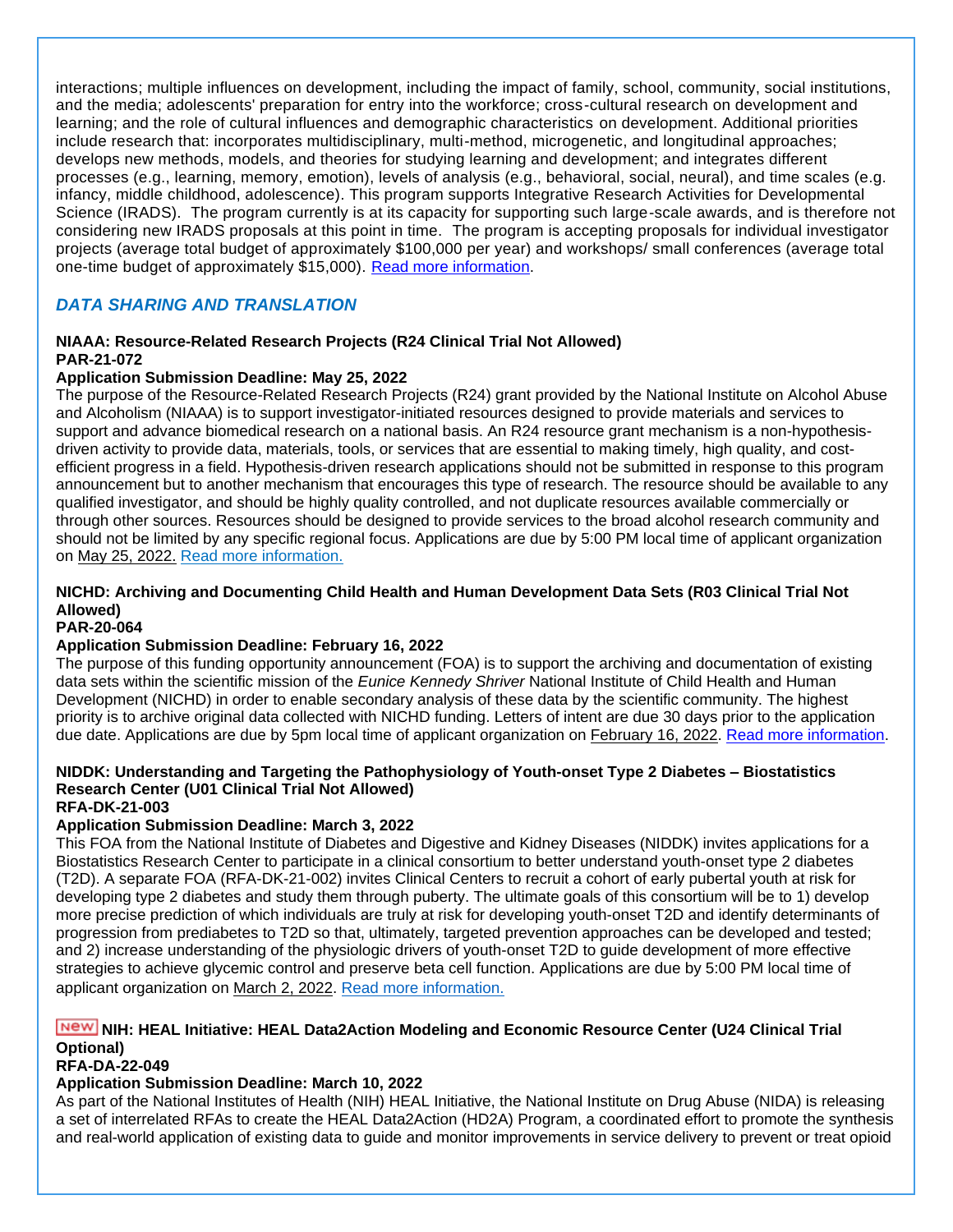interactions; multiple influences on development, including the impact of family, school, community, social institutions, and the media; adolescents' preparation for entry into the workforce; cross-cultural research on development and learning; and the role of cultural influences and demographic characteristics on development. Additional priorities include research that: incorporates multidisciplinary, multi-method, microgenetic, and longitudinal approaches; develops new methods, models, and theories for studying learning and development; and integrates different processes (e.g., learning, memory, emotion), levels of analysis (e.g., behavioral, social, neural), and time scales (e.g. infancy, middle childhood, adolescence). This program supports Integrative Research Activities for Developmental Science (IRADS). The program currently is at its capacity for supporting such large-scale awards, and is therefore not considering new IRADS proposals at this point in time. The program is accepting proposals for individual investigator projects (average total budget of approximately $100,000 per year) and workshops/ small conferences (average total one-time budget of approximately $15,000). Read more information.

## *DATA SHARING AND TRANSLATION*

**NIAAA: Resource-Related Research Projects (R24 Clinical Trial Not Allowed)**
**PAR-21-072**
**Application Submission Deadline: May 25, 2022**
The purpose of the Resource-Related Research Projects (R24) grant provided by the National Institute on Alcohol Abuse and Alcoholism (NIAAA) is to support investigator-initiated resources designed to provide materials and services to support and advance biomedical research on a national basis. An R24 resource grant mechanism is a non-hypothesis-driven activity to provide data, materials, tools, or services that are essential to making timely, high quality, and cost-efficient progress in a field. Hypothesis-driven research applications should not be submitted in response to this program announcement but to another mechanism that encourages this type of research. The resource should be available to any qualified investigator, and should be highly quality controlled, and not duplicate resources available commercially or through other sources. Resources should be designed to provide services to the broad alcohol research community and should not be limited by any specific regional focus. Applications are due by 5:00 PM local time of applicant organization on May 25, 2022. Read more information.

**NICHD: Archiving and Documenting Child Health and Human Development Data Sets (R03 Clinical Trial Not Allowed)**
**PAR-20-064**
**Application Submission Deadline: February 16, 2022**
The purpose of this funding opportunity announcement (FOA) is to support the archiving and documentation of existing data sets within the scientific mission of the *Eunice Kennedy Shriver* National Institute of Child Health and Human Development (NICHD) in order to enable secondary analysis of these data by the scientific community. The highest priority is to archive original data collected with NICHD funding. Letters of intent are due 30 days prior to the application due date. Applications are due by 5pm local time of applicant organization on February 16, 2022. Read more information.

**NIDDK: Understanding and Targeting the Pathophysiology of Youth-onset Type 2 Diabetes – Biostatistics Research Center (U01 Clinical Trial Not Allowed)**
**RFA-DK-21-003**
**Application Submission Deadline: March 3, 2022**
This FOA from the National Institute of Diabetes and Digestive and Kidney Diseases (NIDDK) invites applications for a Biostatistics Research Center to participate in a clinical consortium to better understand youth-onset type 2 diabetes (T2D). A separate FOA (RFA-DK-21-002) invites Clinical Centers to recruit a cohort of early pubertal youth at risk for developing type 2 diabetes and study them through puberty. The ultimate goals of this consortium will be to 1) develop more precise prediction of which individuals are truly at risk for developing youth-onset T2D and identify determinants of progression from prediabetes to T2D so that, ultimately, targeted prevention approaches can be developed and tested; and 2) increase understanding of the physiologic drivers of youth-onset T2D to guide development of more effective strategies to achieve glycemic control and preserve beta cell function. Applications are due by 5:00 PM local time of applicant organization on March 2, 2022. Read more information.

**New NIH: HEAL Initiative: HEAL Data2Action Modeling and Economic Resource Center (U24 Clinical Trial Optional)**
**RFA-DA-22-049**
**Application Submission Deadline: March 10, 2022**
As part of the National Institutes of Health (NIH) HEAL Initiative, the National Institute on Drug Abuse (NIDA) is releasing a set of interrelated RFAs to create the HEAL Data2Action (HD2A) Program, a coordinated effort to promote the synthesis and real-world application of existing data to guide and monitor improvements in service delivery to prevent or treat opioid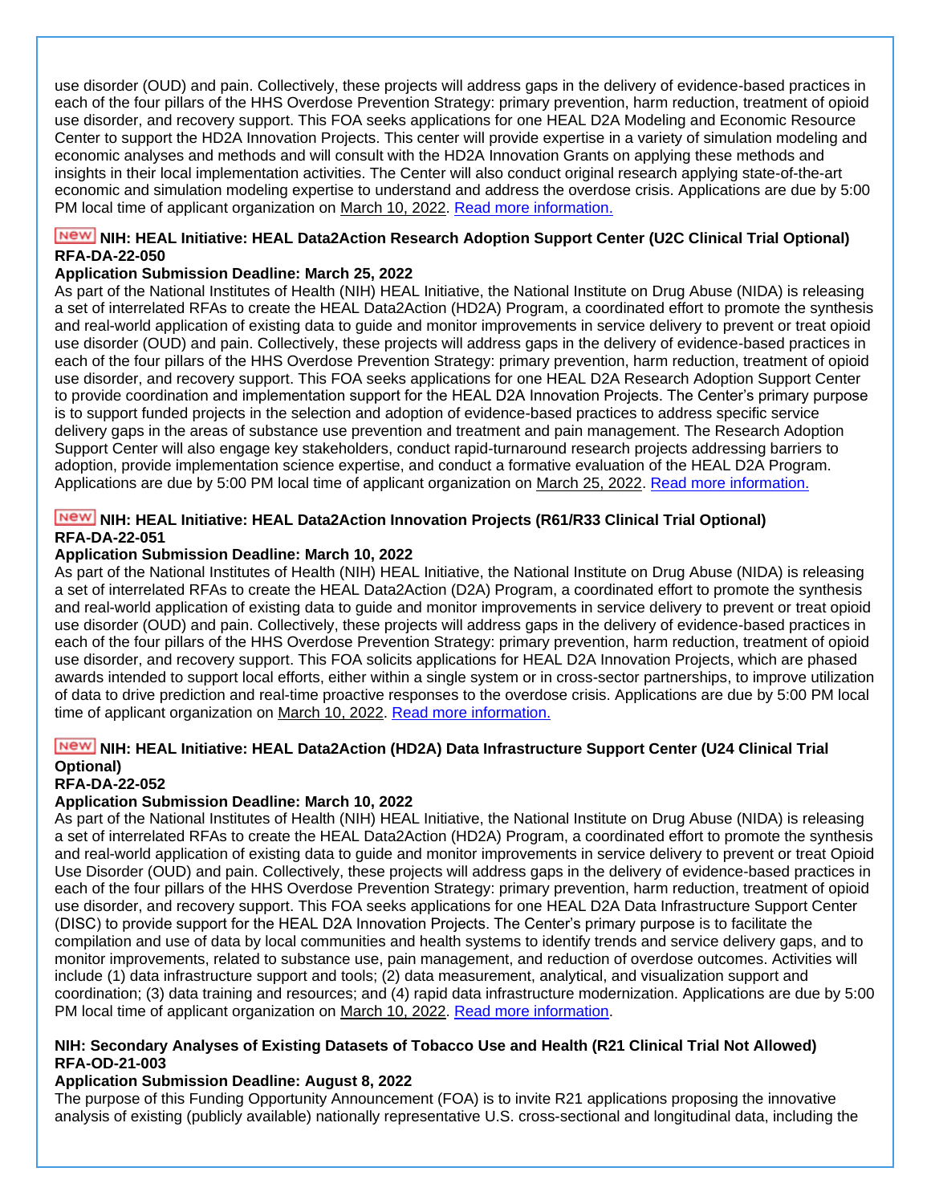use disorder (OUD) and pain. Collectively, these projects will address gaps in the delivery of evidence-based practices in each of the four pillars of the HHS Overdose Prevention Strategy: primary prevention, harm reduction, treatment of opioid use disorder, and recovery support. This FOA seeks applications for one HEAL D2A Modeling and Economic Resource Center to support the HD2A Innovation Projects. This center will provide expertise in a variety of simulation modeling and economic analyses and methods and will consult with the HD2A Innovation Grants on applying these methods and insights in their local implementation activities. The Center will also conduct original research applying state-of-the-art economic and simulation modeling expertise to understand and address the overdose crisis. Applications are due by 5:00 PM local time of applicant organization on March 10, 2022. Read more information.

**New NIH: HEAL Initiative: HEAL Data2Action Research Adoption Support Center (U2C Clinical Trial Optional) RFA-DA-22-050**

**Application Submission Deadline: March 25, 2022**

As part of the National Institutes of Health (NIH) HEAL Initiative, the National Institute on Drug Abuse (NIDA) is releasing a set of interrelated RFAs to create the HEAL Data2Action (HD2A) Program, a coordinated effort to promote the synthesis and real-world application of existing data to guide and monitor improvements in service delivery to prevent or treat opioid use disorder (OUD) and pain. Collectively, these projects will address gaps in the delivery of evidence-based practices in each of the four pillars of the HHS Overdose Prevention Strategy: primary prevention, harm reduction, treatment of opioid use disorder, and recovery support. This FOA seeks applications for one HEAL D2A Research Adoption Support Center to provide coordination and implementation support for the HEAL D2A Innovation Projects. The Center's primary purpose is to support funded projects in the selection and adoption of evidence-based practices to address specific service delivery gaps in the areas of substance use prevention and treatment and pain management. The Research Adoption Support Center will also engage key stakeholders, conduct rapid-turnaround research projects addressing barriers to adoption, provide implementation science expertise, and conduct a formative evaluation of the HEAL D2A Program. Applications are due by 5:00 PM local time of applicant organization on March 25, 2022. Read more information.

**New NIH: HEAL Initiative: HEAL Data2Action Innovation Projects (R61/R33 Clinical Trial Optional) RFA-DA-22-051**

**Application Submission Deadline: March 10, 2022**

As part of the National Institutes of Health (NIH) HEAL Initiative, the National Institute on Drug Abuse (NIDA) is releasing a set of interrelated RFAs to create the HEAL Data2Action (D2A) Program, a coordinated effort to promote the synthesis and real-world application of existing data to guide and monitor improvements in service delivery to prevent or treat opioid use disorder (OUD) and pain. Collectively, these projects will address gaps in the delivery of evidence-based practices in each of the four pillars of the HHS Overdose Prevention Strategy: primary prevention, harm reduction, treatment of opioid use disorder, and recovery support. This FOA solicits applications for HEAL D2A Innovation Projects, which are phased awards intended to support local efforts, either within a single system or in cross-sector partnerships, to improve utilization of data to drive prediction and real-time proactive responses to the overdose crisis. Applications are due by 5:00 PM local time of applicant organization on March 10, 2022. Read more information.

**New NIH: HEAL Initiative: HEAL Data2Action (HD2A) Data Infrastructure Support Center (U24 Clinical Trial Optional) RFA-DA-22-052**

**Application Submission Deadline: March 10, 2022**

As part of the National Institutes of Health (NIH) HEAL Initiative, the National Institute on Drug Abuse (NIDA) is releasing a set of interrelated RFAs to create the HEAL Data2Action (HD2A) Program, a coordinated effort to promote the synthesis and real-world application of existing data to guide and monitor improvements in service delivery to prevent or treat Opioid Use Disorder (OUD) and pain. Collectively, these projects will address gaps in the delivery of evidence-based practices in each of the four pillars of the HHS Overdose Prevention Strategy: primary prevention, harm reduction, treatment of opioid use disorder, and recovery support. This FOA seeks applications for one HEAL D2A Data Infrastructure Support Center (DISC) to provide support for the HEAL D2A Innovation Projects. The Center's primary purpose is to facilitate the compilation and use of data by local communities and health systems to identify trends and service delivery gaps, and to monitor improvements, related to substance use, pain management, and reduction of overdose outcomes. Activities will include (1) data infrastructure support and tools; (2) data measurement, analytical, and visualization support and coordination; (3) data training and resources; and (4) rapid data infrastructure modernization. Applications are due by 5:00 PM local time of applicant organization on March 10, 2022. Read more information.

**NIH: Secondary Analyses of Existing Datasets of Tobacco Use and Health (R21 Clinical Trial Not Allowed) RFA-OD-21-003**

**Application Submission Deadline: August 8, 2022**

The purpose of this Funding Opportunity Announcement (FOA) is to invite R21 applications proposing the innovative analysis of existing (publicly available) nationally representative U.S. cross-sectional and longitudinal data, including the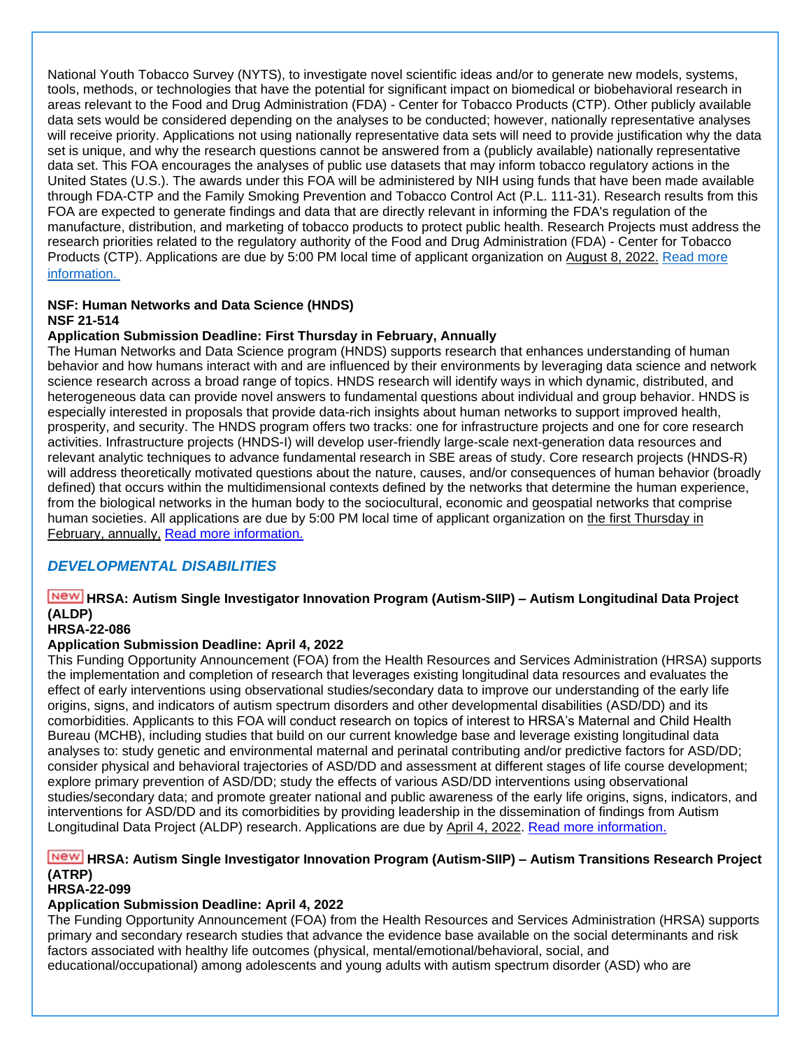National Youth Tobacco Survey (NYTS), to investigate novel scientific ideas and/or to generate new models, systems, tools, methods, or technologies that have the potential for significant impact on biomedical or biobehavioral research in areas relevant to the Food and Drug Administration (FDA) - Center for Tobacco Products (CTP). Other publicly available data sets would be considered depending on the analyses to be conducted; however, nationally representative analyses will receive priority. Applications not using nationally representative data sets will need to provide justification why the data set is unique, and why the research questions cannot be answered from a (publicly available) nationally representative data set. This FOA encourages the analyses of public use datasets that may inform tobacco regulatory actions in the United States (U.S.). The awards under this FOA will be administered by NIH using funds that have been made available through FDA-CTP and the Family Smoking Prevention and Tobacco Control Act (P.L. 111-31). Research results from this FOA are expected to generate findings and data that are directly relevant in informing the FDA's regulation of the manufacture, distribution, and marketing of tobacco products to protect public health. Research Projects must address the research priorities related to the regulatory authority of the Food and Drug Administration (FDA) - Center for Tobacco Products (CTP). Applications are due by 5:00 PM local time of applicant organization on August 8, 2022. Read more information.

**NSF: Human Networks and Data Science (HNDS)**
**NSF 21-514**
**Application Submission Deadline: First Thursday in February, Annually**
The Human Networks and Data Science program (HNDS) supports research that enhances understanding of human behavior and how humans interact with and are influenced by their environments by leveraging data science and network science research across a broad range of topics. HNDS research will identify ways in which dynamic, distributed, and heterogeneous data can provide novel answers to fundamental questions about individual and group behavior. HNDS is especially interested in proposals that provide data-rich insights about human networks to support improved health, prosperity, and security. The HNDS program offers two tracks: one for infrastructure projects and one for core research activities. Infrastructure projects (HNDS-I) will develop user-friendly large-scale next-generation data resources and relevant analytic techniques to advance fundamental research in SBE areas of study. Core research projects (HNDS-R) will address theoretically motivated questions about the nature, causes, and/or consequences of human behavior (broadly defined) that occurs within the multidimensional contexts defined by the networks that determine the human experience, from the biological networks in the human body to the sociocultural, economic and geospatial networks that comprise human societies. All applications are due by 5:00 PM local time of applicant organization on the first Thursday in February, annually. Read more information.

## *DEVELOPMENTAL DISABILITIES*

**New HRSA: Autism Single Investigator Innovation Program (Autism-SIIP) – Autism Longitudinal Data Project (ALDP)**
**HRSA-22-086**
**Application Submission Deadline: April 4, 2022**
This Funding Opportunity Announcement (FOA) from the Health Resources and Services Administration (HRSA) supports the implementation and completion of research that leverages existing longitudinal data resources and evaluates the effect of early interventions using observational studies/secondary data to improve our understanding of the early life origins, signs, and indicators of autism spectrum disorders and other developmental disabilities (ASD/DD) and its comorbidities. Applicants to this FOA will conduct research on topics of interest to HRSA's Maternal and Child Health Bureau (MCHB), including studies that build on our current knowledge base and leverage existing longitudinal data analyses to: study genetic and environmental maternal and perinatal contributing and/or predictive factors for ASD/DD; consider physical and behavioral trajectories of ASD/DD and assessment at different stages of life course development; explore primary prevention of ASD/DD; study the effects of various ASD/DD interventions using observational studies/secondary data; and promote greater national and public awareness of the early life origins, signs, indicators, and interventions for ASD/DD and its comorbidities by providing leadership in the dissemination of findings from Autism Longitudinal Data Project (ALDP) research. Applications are due by April 4, 2022. Read more information.

**New HRSA: Autism Single Investigator Innovation Program (Autism-SIIP) – Autism Transitions Research Project (ATRP)**
**HRSA-22-099**
**Application Submission Deadline: April 4, 2022**
The Funding Opportunity Announcement (FOA) from the Health Resources and Services Administration (HRSA) supports primary and secondary research studies that advance the evidence base available on the social determinants and risk factors associated with healthy life outcomes (physical, mental/emotional/behavioral, social, and educational/occupational) among adolescents and young adults with autism spectrum disorder (ASD) who are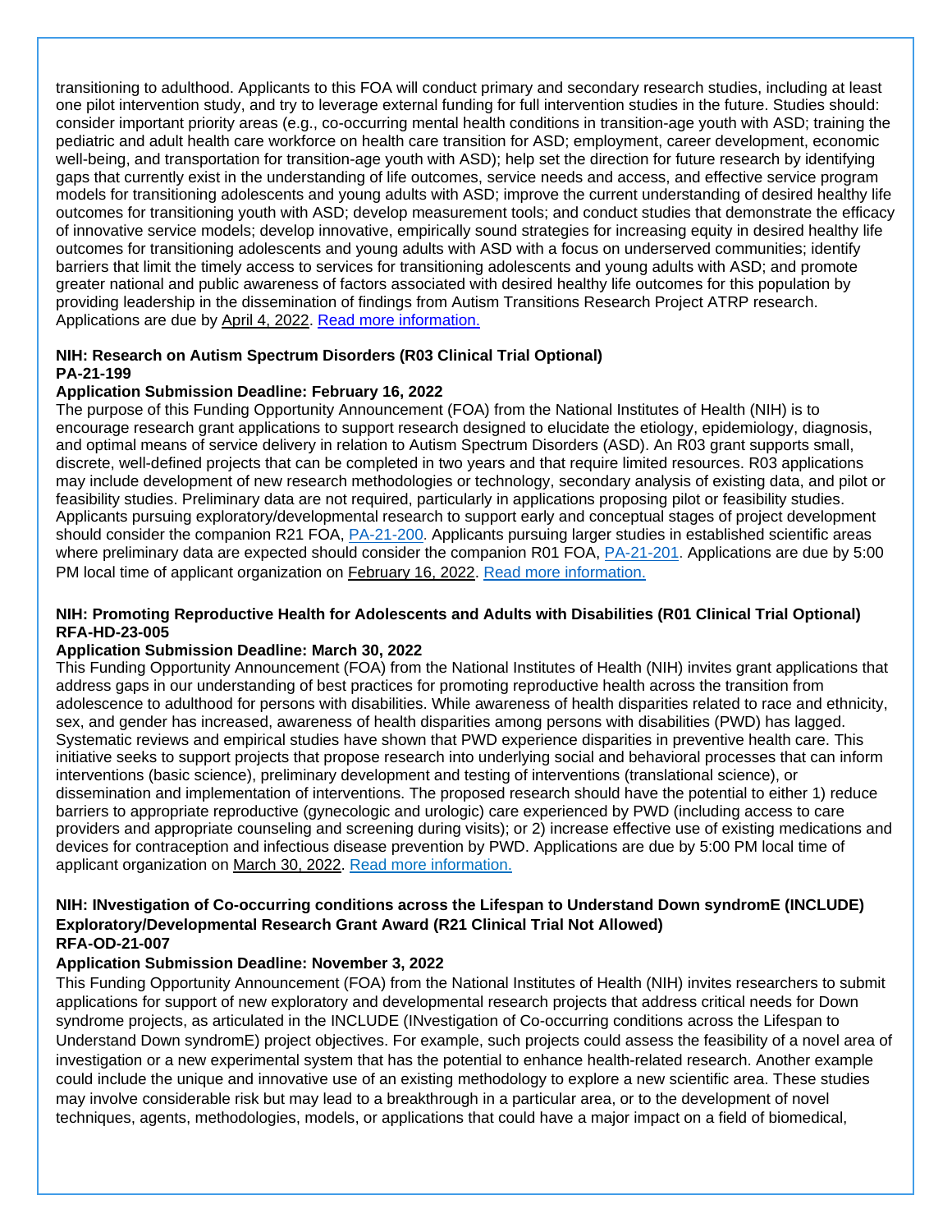transitioning to adulthood. Applicants to this FOA will conduct primary and secondary research studies, including at least one pilot intervention study, and try to leverage external funding for full intervention studies in the future. Studies should: consider important priority areas (e.g., co-occurring mental health conditions in transition-age youth with ASD; training the pediatric and adult health care workforce on health care transition for ASD; employment, career development, economic well-being, and transportation for transition-age youth with ASD); help set the direction for future research by identifying gaps that currently exist in the understanding of life outcomes, service needs and access, and effective service program models for transitioning adolescents and young adults with ASD; improve the current understanding of desired healthy life outcomes for transitioning youth with ASD; develop measurement tools; and conduct studies that demonstrate the efficacy of innovative service models; develop innovative, empirically sound strategies for increasing equity in desired healthy life outcomes for transitioning adolescents and young adults with ASD with a focus on underserved communities; identify barriers that limit the timely access to services for transitioning adolescents and young adults with ASD; and promote greater national and public awareness of factors associated with desired healthy life outcomes for this population by providing leadership in the dissemination of findings from Autism Transitions Research Project ATRP research. Applications are due by April 4, 2022. Read more information.

**NIH: Research on Autism Spectrum Disorders (R03 Clinical Trial Optional)**
**PA-21-199**

**Application Submission Deadline: February 16, 2022**

The purpose of this Funding Opportunity Announcement (FOA) from the National Institutes of Health (NIH) is to encourage research grant applications to support research designed to elucidate the etiology, epidemiology, diagnosis, and optimal means of service delivery in relation to Autism Spectrum Disorders (ASD). An R03 grant supports small, discrete, well-defined projects that can be completed in two years and that require limited resources. R03 applications may include development of new research methodologies or technology, secondary analysis of existing data, and pilot or feasibility studies. Preliminary data are not required, particularly in applications proposing pilot or feasibility studies. Applicants pursuing exploratory/developmental research to support early and conceptual stages of project development should consider the companion R21 FOA, PA-21-200. Applicants pursuing larger studies in established scientific areas where preliminary data are expected should consider the companion R01 FOA, PA-21-201. Applications are due by 5:00 PM local time of applicant organization on February 16, 2022. Read more information.

**NIH: Promoting Reproductive Health for Adolescents and Adults with Disabilities (R01 Clinical Trial Optional)**
**RFA-HD-23-005**

**Application Submission Deadline: March 30, 2022**

This Funding Opportunity Announcement (FOA) from the National Institutes of Health (NIH) invites grant applications that address gaps in our understanding of best practices for promoting reproductive health across the transition from adolescence to adulthood for persons with disabilities. While awareness of health disparities related to race and ethnicity, sex, and gender has increased, awareness of health disparities among persons with disabilities (PWD) has lagged. Systematic reviews and empirical studies have shown that PWD experience disparities in preventive health care. This initiative seeks to support projects that propose research into underlying social and behavioral processes that can inform interventions (basic science), preliminary development and testing of interventions (translational science), or dissemination and implementation of interventions. The proposed research should have the potential to either 1) reduce barriers to appropriate reproductive (gynecologic and urologic) care experienced by PWD (including access to care providers and appropriate counseling and screening during visits); or 2) increase effective use of existing medications and devices for contraception and infectious disease prevention by PWD. Applications are due by 5:00 PM local time of applicant organization on March 30, 2022. Read more information.

**NIH: INvestigation of Co-occurring conditions across the Lifespan to Understand Down syndromE (INCLUDE) Exploratory/Developmental Research Grant Award (R21 Clinical Trial Not Allowed)**
**RFA-OD-21-007**

**Application Submission Deadline: November 3, 2022**

This Funding Opportunity Announcement (FOA) from the National Institutes of Health (NIH) invites researchers to submit applications for support of new exploratory and developmental research projects that address critical needs for Down syndrome projects, as articulated in the INCLUDE (INvestigation of Co-occurring conditions across the Lifespan to Understand Down syndromE) project objectives. For example, such projects could assess the feasibility of a novel area of investigation or a new experimental system that has the potential to enhance health-related research. Another example could include the unique and innovative use of an existing methodology to explore a new scientific area. These studies may involve considerable risk but may lead to a breakthrough in a particular area, or to the development of novel techniques, agents, methodologies, models, or applications that could have a major impact on a field of biomedical,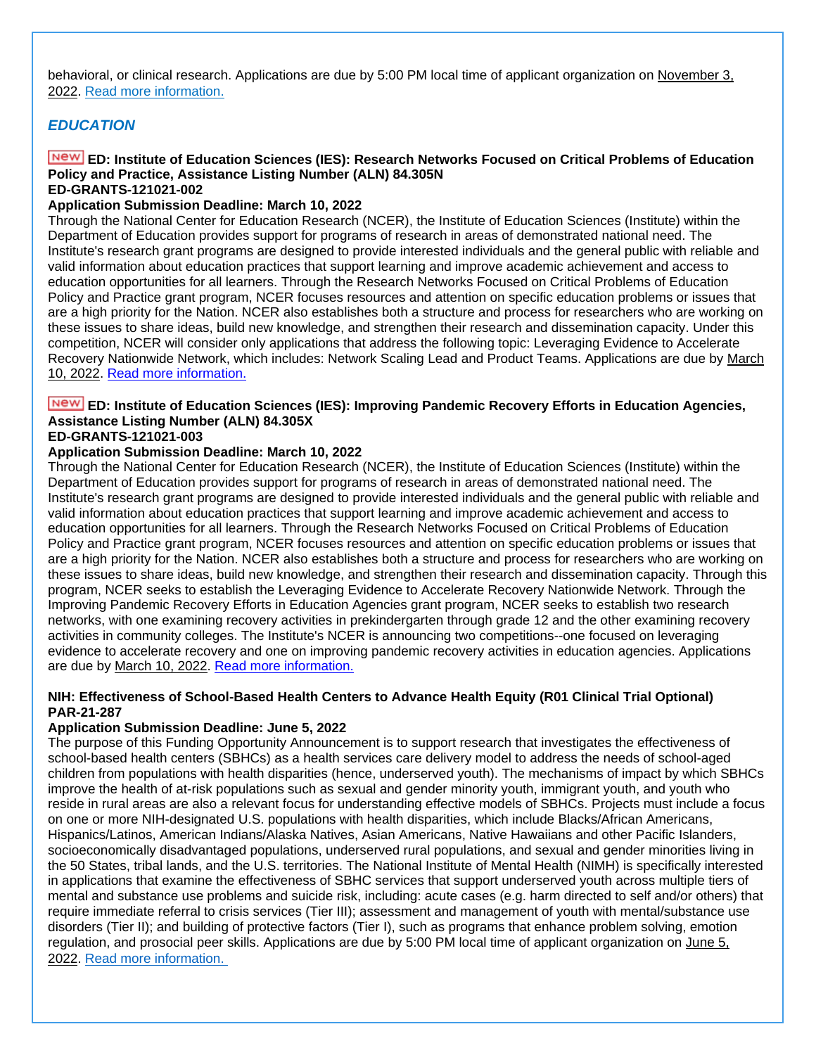behavioral, or clinical research. Applications are due by 5:00 PM local time of applicant organization on November 3, 2022. Read more information.

## *EDUCATION*

**New ED: Institute of Education Sciences (IES): Research Networks Focused on Critical Problems of Education Policy and Practice, Assistance Listing Number (ALN) 84.305N**
**ED-GRANTS-121021-002**
**Application Submission Deadline: March 10, 2022**
Through the National Center for Education Research (NCER), the Institute of Education Sciences (Institute) within the Department of Education provides support for programs of research in areas of demonstrated national need. The Institute's research grant programs are designed to provide interested individuals and the general public with reliable and valid information about education practices that support learning and improve academic achievement and access to education opportunities for all learners. Through the Research Networks Focused on Critical Problems of Education Policy and Practice grant program, NCER focuses resources and attention on specific education problems or issues that are a high priority for the Nation. NCER also establishes both a structure and process for researchers who are working on these issues to share ideas, build new knowledge, and strengthen their research and dissemination capacity. Under this competition, NCER will consider only applications that address the following topic: Leveraging Evidence to Accelerate Recovery Nationwide Network, which includes: Network Scaling Lead and Product Teams. Applications are due by March 10, 2022. Read more information.

**New ED: Institute of Education Sciences (IES): Improving Pandemic Recovery Efforts in Education Agencies, Assistance Listing Number (ALN) 84.305X**
**ED-GRANTS-121021-003**
**Application Submission Deadline: March 10, 2022**
Through the National Center for Education Research (NCER), the Institute of Education Sciences (Institute) within the Department of Education provides support for programs of research in areas of demonstrated national need. The Institute's research grant programs are designed to provide interested individuals and the general public with reliable and valid information about education practices that support learning and improve academic achievement and access to education opportunities for all learners. Through the Research Networks Focused on Critical Problems of Education Policy and Practice grant program, NCER focuses resources and attention on specific education problems or issues that are a high priority for the Nation. NCER also establishes both a structure and process for researchers who are working on these issues to share ideas, build new knowledge, and strengthen their research and dissemination capacity. Through this program, NCER seeks to establish the Leveraging Evidence to Accelerate Recovery Nationwide Network. Through the Improving Pandemic Recovery Efforts in Education Agencies grant program, NCER seeks to establish two research networks, with one examining recovery activities in prekindergarten through grade 12 and the other examining recovery activities in community colleges. The Institute's NCER is announcing two competitions--one focused on leveraging evidence to accelerate recovery and one on improving pandemic recovery activities in education agencies. Applications are due by March 10, 2022. Read more information.

**NIH: Effectiveness of School-Based Health Centers to Advance Health Equity (R01 Clinical Trial Optional)**
**PAR-21-287**
**Application Submission Deadline: June 5, 2022**
The purpose of this Funding Opportunity Announcement is to support research that investigates the effectiveness of school-based health centers (SBHCs) as a health services care delivery model to address the needs of school-aged children from populations with health disparities (hence, underserved youth). The mechanisms of impact by which SBHCs improve the health of at-risk populations such as sexual and gender minority youth, immigrant youth, and youth who reside in rural areas are also a relevant focus for understanding effective models of SBHCs. Projects must include a focus on one or more NIH-designated U.S. populations with health disparities, which include Blacks/African Americans, Hispanics/Latinos, American Indians/Alaska Natives, Asian Americans, Native Hawaiians and other Pacific Islanders, socioeconomically disadvantaged populations, underserved rural populations, and sexual and gender minorities living in the 50 States, tribal lands, and the U.S. territories. The National Institute of Mental Health (NIMH) is specifically interested in applications that examine the effectiveness of SBHC services that support underserved youth across multiple tiers of mental and substance use problems and suicide risk, including: acute cases (e.g. harm directed to self and/or others) that require immediate referral to crisis services (Tier III); assessment and management of youth with mental/substance use disorders (Tier II); and building of protective factors (Tier I), such as programs that enhance problem solving, emotion regulation, and prosocial peer skills. Applications are due by 5:00 PM local time of applicant organization on June 5, 2022. Read more information.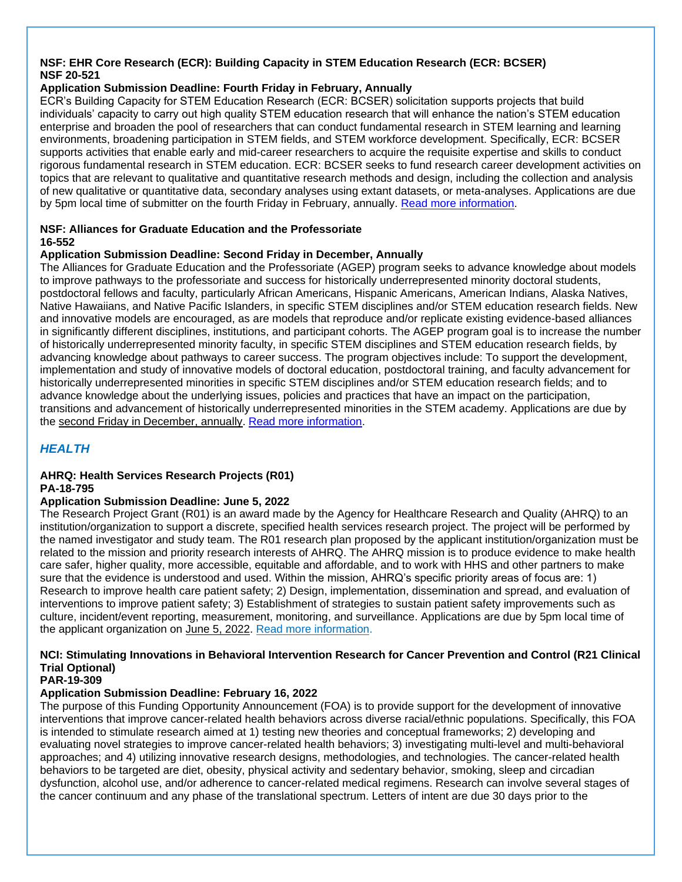**NSF: EHR Core Research (ECR): Building Capacity in STEM Education Research (ECR: BCSER)**
**NSF 20-521**
**Application Submission Deadline: Fourth Friday in February, Annually**
ECR's Building Capacity for STEM Education Research (ECR: BCSER) solicitation supports projects that build individuals' capacity to carry out high quality STEM education research that will enhance the nation's STEM education enterprise and broaden the pool of researchers that can conduct fundamental research in STEM learning and learning environments, broadening participation in STEM fields, and STEM workforce development. Specifically, ECR: BCSER supports activities that enable early and mid-career researchers to acquire the requisite expertise and skills to conduct rigorous fundamental research in STEM education. ECR: BCSER seeks to fund research career development activities on topics that are relevant to qualitative and quantitative research methods and design, including the collection and analysis of new qualitative or quantitative data, secondary analyses using extant datasets, or meta-analyses. Applications are due by 5pm local time of submitter on the fourth Friday in February, annually. Read more information.

**NSF: Alliances for Graduate Education and the Professoriate**
**16-552**
**Application Submission Deadline: Second Friday in December, Annually**
The Alliances for Graduate Education and the Professoriate (AGEP) program seeks to advance knowledge about models to improve pathways to the professoriate and success for historically underrepresented minority doctoral students, postdoctoral fellows and faculty, particularly African Americans, Hispanic Americans, American Indians, Alaska Natives, Native Hawaiians, and Native Pacific Islanders, in specific STEM disciplines and/or STEM education research fields. New and innovative models are encouraged, as are models that reproduce and/or replicate existing evidence-based alliances in significantly different disciplines, institutions, and participant cohorts. The AGEP program goal is to increase the number of historically underrepresented minority faculty, in specific STEM disciplines and STEM education research fields, by advancing knowledge about pathways to career success. The program objectives include: To support the development, implementation and study of innovative models of doctoral education, postdoctoral training, and faculty advancement for historically underrepresented minorities in specific STEM disciplines and/or STEM education research fields; and to advance knowledge about the underlying issues, policies and practices that have an impact on the participation, transitions and advancement of historically underrepresented minorities in the STEM academy. Applications are due by the second Friday in December, annually. Read more information.

## *HEALTH*

**AHRQ: Health Services Research Projects (R01)**
**PA-18-795**
**Application Submission Deadline: June 5, 2022**
The Research Project Grant (R01) is an award made by the Agency for Healthcare Research and Quality (AHRQ) to an institution/organization to support a discrete, specified health services research project. The project will be performed by the named investigator and study team. The R01 research plan proposed by the applicant institution/organization must be related to the mission and priority research interests of AHRQ. The AHRQ mission is to produce evidence to make health care safer, higher quality, more accessible, equitable and affordable, and to work with HHS and other partners to make sure that the evidence is understood and used. Within the mission, AHRQ's specific priority areas of focus are: 1) Research to improve health care patient safety; 2) Design, implementation, dissemination and spread, and evaluation of interventions to improve patient safety; 3) Establishment of strategies to sustain patient safety improvements such as culture, incident/event reporting, measurement, monitoring, and surveillance. Applications are due by 5pm local time of the applicant organization on June 5, 2022. Read more information.

**NCI: Stimulating Innovations in Behavioral Intervention Research for Cancer Prevention and Control (R21 Clinical Trial Optional)**
**PAR-19-309**
**Application Submission Deadline: February 16, 2022**
The purpose of this Funding Opportunity Announcement (FOA) is to provide support for the development of innovative interventions that improve cancer-related health behaviors across diverse racial/ethnic populations. Specifically, this FOA is intended to stimulate research aimed at 1) testing new theories and conceptual frameworks; 2) developing and evaluating novel strategies to improve cancer-related health behaviors; 3) investigating multi-level and multi-behavioral approaches; and 4) utilizing innovative research designs, methodologies, and technologies. The cancer-related health behaviors to be targeted are diet, obesity, physical activity and sedentary behavior, smoking, sleep and circadian dysfunction, alcohol use, and/or adherence to cancer-related medical regimens. Research can involve several stages of the cancer continuum and any phase of the translational spectrum. Letters of intent are due 30 days prior to the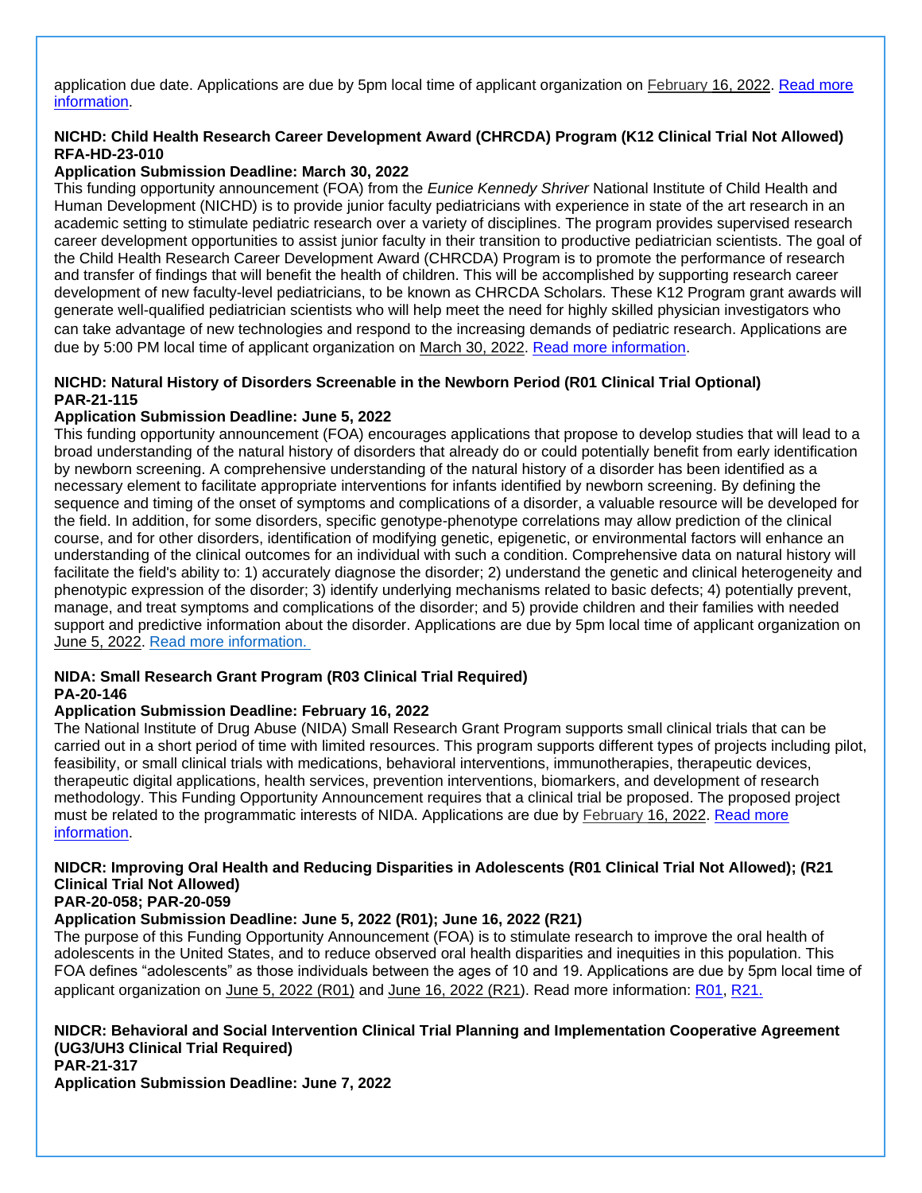application due date. Applications are due by 5pm local time of applicant organization on February 16, 2022. Read more information.

**NICHD: Child Health Research Career Development Award (CHRCDA) Program (K12 Clinical Trial Not Allowed) RFA-HD-23-010**
**Application Submission Deadline: March 30, 2022**
This funding opportunity announcement (FOA) from the *Eunice Kennedy Shriver* National Institute of Child Health and Human Development (NICHD) is to provide junior faculty pediatricians with experience in state of the art research in an academic setting to stimulate pediatric research over a variety of disciplines. The program provides supervised research career development opportunities to assist junior faculty in their transition to productive pediatrician scientists. The goal of the Child Health Research Career Development Award (CHRCDA) Program is to promote the performance of research and transfer of findings that will benefit the health of children. This will be accomplished by supporting research career development of new faculty-level pediatricians, to be known as CHRCDA Scholars. These K12 Program grant awards will generate well-qualified pediatrician scientists who will help meet the need for highly skilled physician investigators who can take advantage of new technologies and respond to the increasing demands of pediatric research. Applications are due by 5:00 PM local time of applicant organization on March 30, 2022. Read more information.

**NICHD: Natural History of Disorders Screenable in the Newborn Period (R01 Clinical Trial Optional) PAR-21-115**
**Application Submission Deadline: June 5, 2022**
This funding opportunity announcement (FOA) encourages applications that propose to develop studies that will lead to a broad understanding of the natural history of disorders that already do or could potentially benefit from early identification by newborn screening. A comprehensive understanding of the natural history of a disorder has been identified as a necessary element to facilitate appropriate interventions for infants identified by newborn screening. By defining the sequence and timing of the onset of symptoms and complications of a disorder, a valuable resource will be developed for the field. In addition, for some disorders, specific genotype-phenotype correlations may allow prediction of the clinical course, and for other disorders, identification of modifying genetic, epigenetic, or environmental factors will enhance an understanding of the clinical outcomes for an individual with such a condition. Comprehensive data on natural history will facilitate the field's ability to: 1) accurately diagnose the disorder; 2) understand the genetic and clinical heterogeneity and phenotypic expression of the disorder; 3) identify underlying mechanisms related to basic defects; 4) potentially prevent, manage, and treat symptoms and complications of the disorder; and 5) provide children and their families with needed support and predictive information about the disorder. Applications are due by 5pm local time of applicant organization on June 5, 2022. Read more information.

**NIDA: Small Research Grant Program (R03 Clinical Trial Required)**
**PA-20-146**
**Application Submission Deadline: February 16, 2022**
The National Institute of Drug Abuse (NIDA) Small Research Grant Program supports small clinical trials that can be carried out in a short period of time with limited resources. This program supports different types of projects including pilot, feasibility, or small clinical trials with medications, behavioral interventions, immunotherapies, therapeutic devices, therapeutic digital applications, health services, prevention interventions, biomarkers, and development of research methodology. This Funding Opportunity Announcement requires that a clinical trial be proposed. The proposed project must be related to the programmatic interests of NIDA. Applications are due by February 16, 2022. Read more information.

**NIDCR: Improving Oral Health and Reducing Disparities in Adolescents (R01 Clinical Trial Not Allowed); (R21 Clinical Trial Not Allowed)**
**PAR-20-058; PAR-20-059**
**Application Submission Deadline: June 5, 2022 (R01); June 16, 2022 (R21)**
The purpose of this Funding Opportunity Announcement (FOA) is to stimulate research to improve the oral health of adolescents in the United States, and to reduce observed oral health disparities and inequities in this population. This FOA defines "adolescents" as those individuals between the ages of 10 and 19. Applications are due by 5pm local time of applicant organization on June 5, 2022 (R01) and June 16, 2022 (R21). Read more information: R01, R21.

**NIDCR: Behavioral and Social Intervention Clinical Trial Planning and Implementation Cooperative Agreement (UG3/UH3 Clinical Trial Required)**
**PAR-21-317**
**Application Submission Deadline: June 7, 2022**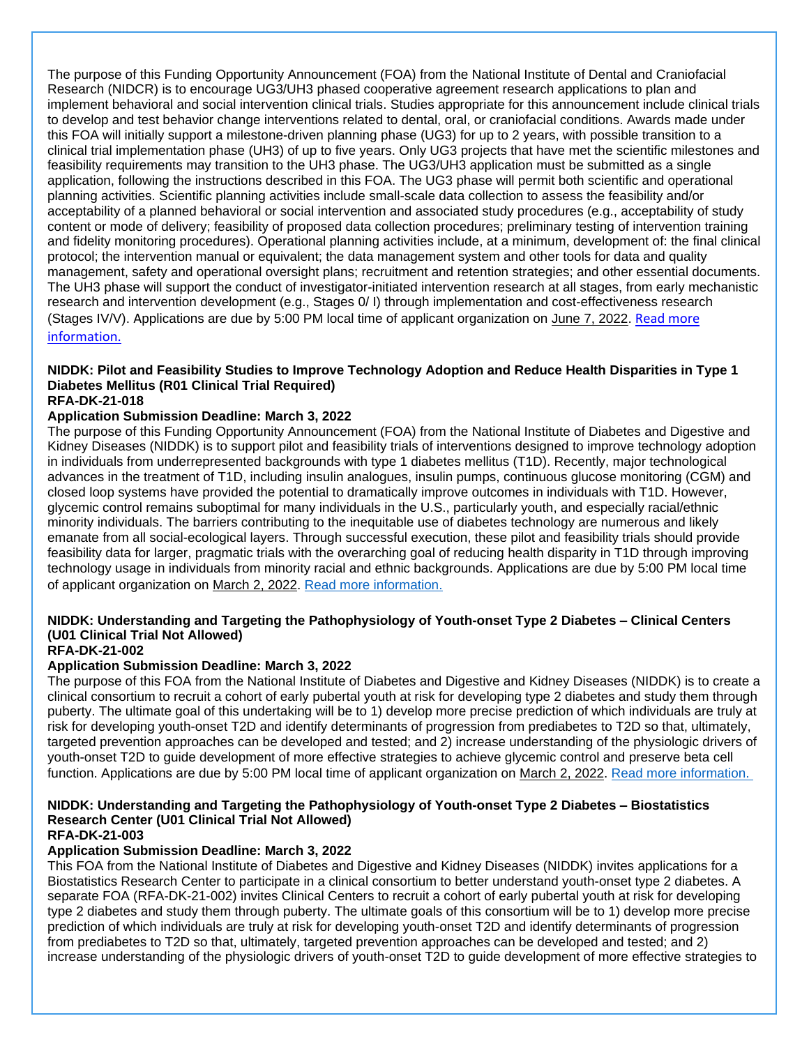The purpose of this Funding Opportunity Announcement (FOA) from the National Institute of Dental and Craniofacial Research (NIDCR) is to encourage UG3/UH3 phased cooperative agreement research applications to plan and implement behavioral and social intervention clinical trials. Studies appropriate for this announcement include clinical trials to develop and test behavior change interventions related to dental, oral, or craniofacial conditions. Awards made under this FOA will initially support a milestone-driven planning phase (UG3) for up to 2 years, with possible transition to a clinical trial implementation phase (UH3) of up to five years. Only UG3 projects that have met the scientific milestones and feasibility requirements may transition to the UH3 phase. The UG3/UH3 application must be submitted as a single application, following the instructions described in this FOA. The UG3 phase will permit both scientific and operational planning activities. Scientific planning activities include small-scale data collection to assess the feasibility and/or acceptability of a planned behavioral or social intervention and associated study procedures (e.g., acceptability of study content or mode of delivery; feasibility of proposed data collection procedures; preliminary testing of intervention training and fidelity monitoring procedures). Operational planning activities include, at a minimum, development of: the final clinical protocol; the intervention manual or equivalent; the data management system and other tools for data and quality management, safety and operational oversight plans; recruitment and retention strategies; and other essential documents. The UH3 phase will support the conduct of investigator-initiated intervention research at all stages, from early mechanistic research and intervention development (e.g., Stages 0/ I) through implementation and cost-effectiveness research (Stages IV/V). Applications are due by 5:00 PM local time of applicant organization on June 7, 2022. Read more information.

**NIDDK: Pilot and Feasibility Studies to Improve Technology Adoption and Reduce Health Disparities in Type 1 Diabetes Mellitus (R01 Clinical Trial Required)**
**RFA-DK-21-018**
**Application Submission Deadline: March 3, 2022**

The purpose of this Funding Opportunity Announcement (FOA) from the National Institute of Diabetes and Digestive and Kidney Diseases (NIDDK) is to support pilot and feasibility trials of interventions designed to improve technology adoption in individuals from underrepresented backgrounds with type 1 diabetes mellitus (T1D). Recently, major technological advances in the treatment of T1D, including insulin analogues, insulin pumps, continuous glucose monitoring (CGM) and closed loop systems have provided the potential to dramatically improve outcomes in individuals with T1D. However, glycemic control remains suboptimal for many individuals in the U.S., particularly youth, and especially racial/ethnic minority individuals. The barriers contributing to the inequitable use of diabetes technology are numerous and likely emanate from all social-ecological layers. Through successful execution, these pilot and feasibility trials should provide feasibility data for larger, pragmatic trials with the overarching goal of reducing health disparity in T1D through improving technology usage in individuals from minority racial and ethnic backgrounds. Applications are due by 5:00 PM local time of applicant organization on March 2, 2022. Read more information.

**NIDDK: Understanding and Targeting the Pathophysiology of Youth-onset Type 2 Diabetes – Clinical Centers (U01 Clinical Trial Not Allowed)**
**RFA-DK-21-002**
**Application Submission Deadline: March 3, 2022**

The purpose of this FOA from the National Institute of Diabetes and Digestive and Kidney Diseases (NIDDK) is to create a clinical consortium to recruit a cohort of early pubertal youth at risk for developing type 2 diabetes and study them through puberty. The ultimate goal of this undertaking will be to 1) develop more precise prediction of which individuals are truly at risk for developing youth-onset T2D and identify determinants of progression from prediabetes to T2D so that, ultimately, targeted prevention approaches can be developed and tested; and 2) increase understanding of the physiologic drivers of youth-onset T2D to guide development of more effective strategies to achieve glycemic control and preserve beta cell function. Applications are due by 5:00 PM local time of applicant organization on March 2, 2022. Read more information.

**NIDDK: Understanding and Targeting the Pathophysiology of Youth-onset Type 2 Diabetes – Biostatistics Research Center (U01 Clinical Trial Not Allowed)**
**RFA-DK-21-003**
**Application Submission Deadline: March 3, 2022**

This FOA from the National Institute of Diabetes and Digestive and Kidney Diseases (NIDDK) invites applications for a Biostatistics Research Center to participate in a clinical consortium to better understand youth-onset type 2 diabetes. A separate FOA (RFA-DK-21-002) invites Clinical Centers to recruit a cohort of early pubertal youth at risk for developing type 2 diabetes and study them through puberty. The ultimate goals of this consortium will be to 1) develop more precise prediction of which individuals are truly at risk for developing youth-onset T2D and identify determinants of progression from prediabetes to T2D so that, ultimately, targeted prevention approaches can be developed and tested; and 2) increase understanding of the physiologic drivers of youth-onset T2D to guide development of more effective strategies to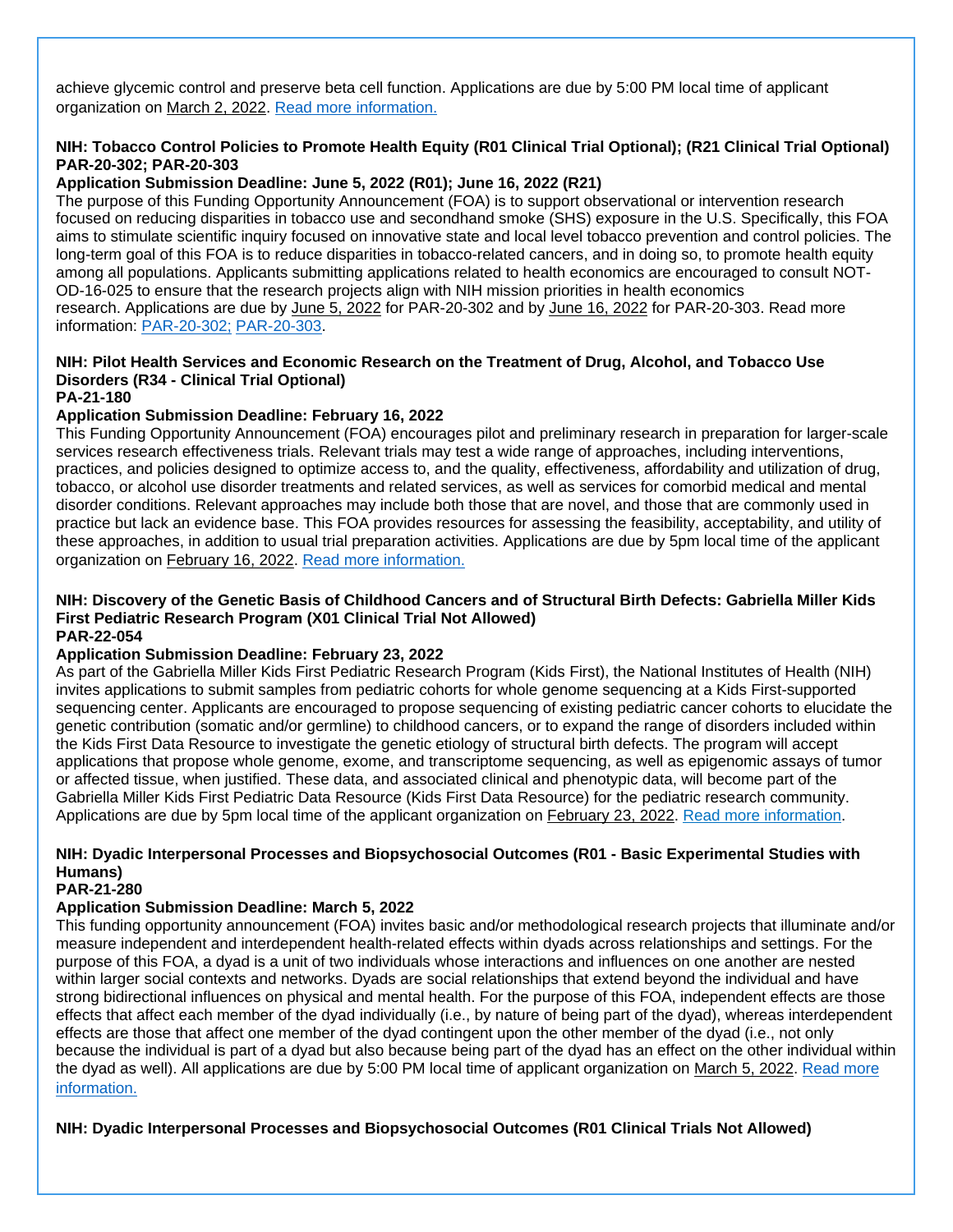achieve glycemic control and preserve beta cell function. Applications are due by 5:00 PM local time of applicant organization on March 2, 2022. Read more information.

**NIH: Tobacco Control Policies to Promote Health Equity (R01 Clinical Trial Optional); (R21 Clinical Trial Optional) PAR-20-302; PAR-20-303**

**Application Submission Deadline: June 5, 2022 (R01); June 16, 2022 (R21)**

The purpose of this Funding Opportunity Announcement (FOA) is to support observational or intervention research focused on reducing disparities in tobacco use and secondhand smoke (SHS) exposure in the U.S. Specifically, this FOA aims to stimulate scientific inquiry focused on innovative state and local level tobacco prevention and control policies. The long-term goal of this FOA is to reduce disparities in tobacco-related cancers, and in doing so, to promote health equity among all populations. Applicants submitting applications related to health economics are encouraged to consult NOT-OD-16-025 to ensure that the research projects align with NIH mission priorities in health economics research. Applications are due by June 5, 2022 for PAR-20-302 and by June 16, 2022 for PAR-20-303. Read more information: PAR-20-302; PAR-20-303.

**NIH: Pilot Health Services and Economic Research on the Treatment of Drug, Alcohol, and Tobacco Use Disorders (R34 - Clinical Trial Optional)**
**PA-21-180**

**Application Submission Deadline: February 16, 2022**

This Funding Opportunity Announcement (FOA) encourages pilot and preliminary research in preparation for larger-scale services research effectiveness trials. Relevant trials may test a wide range of approaches, including interventions, practices, and policies designed to optimize access to, and the quality, effectiveness, affordability and utilization of drug, tobacco, or alcohol use disorder treatments and related services, as well as services for comorbid medical and mental disorder conditions. Relevant approaches may include both those that are novel, and those that are commonly used in practice but lack an evidence base. This FOA provides resources for assessing the feasibility, acceptability, and utility of these approaches, in addition to usual trial preparation activities. Applications are due by 5pm local time of the applicant organization on February 16, 2022. Read more information.

**NIH: Discovery of the Genetic Basis of Childhood Cancers and of Structural Birth Defects: Gabriella Miller Kids First Pediatric Research Program (X01 Clinical Trial Not Allowed)**
**PAR-22-054**

**Application Submission Deadline: February 23, 2022**

As part of the Gabriella Miller Kids First Pediatric Research Program (Kids First), the National Institutes of Health (NIH) invites applications to submit samples from pediatric cohorts for whole genome sequencing at a Kids First-supported sequencing center. Applicants are encouraged to propose sequencing of existing pediatric cancer cohorts to elucidate the genetic contribution (somatic and/or germline) to childhood cancers, or to expand the range of disorders included within the Kids First Data Resource to investigate the genetic etiology of structural birth defects. The program will accept applications that propose whole genome, exome, and transcriptome sequencing, as well as epigenomic assays of tumor or affected tissue, when justified. These data, and associated clinical and phenotypic data, will become part of the Gabriella Miller Kids First Pediatric Data Resource (Kids First Data Resource) for the pediatric research community. Applications are due by 5pm local time of the applicant organization on February 23, 2022. Read more information.

**NIH: Dyadic Interpersonal Processes and Biopsychosocial Outcomes (R01 - Basic Experimental Studies with Humans)**
**PAR-21-280**

**Application Submission Deadline: March 5, 2022**

This funding opportunity announcement (FOA) invites basic and/or methodological research projects that illuminate and/or measure independent and interdependent health-related effects within dyads across relationships and settings. For the purpose of this FOA, a dyad is a unit of two individuals whose interactions and influences on one another are nested within larger social contexts and networks. Dyads are social relationships that extend beyond the individual and have strong bidirectional influences on physical and mental health. For the purpose of this FOA, independent effects are those effects that affect each member of the dyad individually (i.e., by nature of being part of the dyad), whereas interdependent effects are those that affect one member of the dyad contingent upon the other member of the dyad (i.e., not only because the individual is part of a dyad but also because being part of the dyad has an effect on the other individual within the dyad as well). All applications are due by 5:00 PM local time of applicant organization on March 5, 2022. Read more information.

**NIH: Dyadic Interpersonal Processes and Biopsychosocial Outcomes (R01 Clinical Trials Not Allowed)**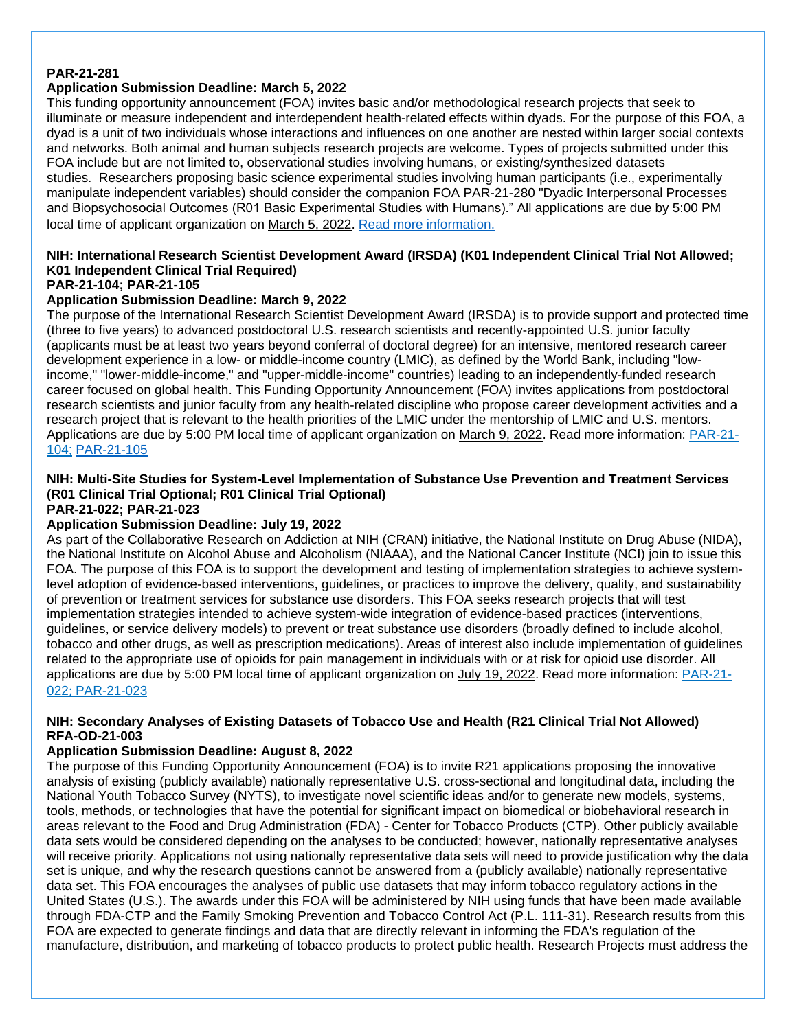**PAR-21-281**
**Application Submission Deadline: March 5, 2022**
This funding opportunity announcement (FOA) invites basic and/or methodological research projects that seek to illuminate or measure independent and interdependent health-related effects within dyads. For the purpose of this FOA, a dyad is a unit of two individuals whose interactions and influences on one another are nested within larger social contexts and networks. Both animal and human subjects research projects are welcome. Types of projects submitted under this FOA include but are not limited to, observational studies involving humans, or existing/synthesized datasets studies. Researchers proposing basic science experimental studies involving human participants (i.e., experimentally manipulate independent variables) should consider the companion FOA PAR-21-280 "Dyadic Interpersonal Processes and Biopsychosocial Outcomes (R01 Basic Experimental Studies with Humans)." All applications are due by 5:00 PM local time of applicant organization on March 5, 2022. Read more information.

**NIH: International Research Scientist Development Award (IRSDA) (K01 Independent Clinical Trial Not Allowed; K01 Independent Clinical Trial Required)**
**PAR-21-104; PAR-21-105**
**Application Submission Deadline: March 9, 2022**
The purpose of the International Research Scientist Development Award (IRSDA) is to provide support and protected time (three to five years) to advanced postdoctoral U.S. research scientists and recently-appointed U.S. junior faculty (applicants must be at least two years beyond conferral of doctoral degree) for an intensive, mentored research career development experience in a low- or middle-income country (LMIC), as defined by the World Bank, including "low-income," "lower-middle-income," and "upper-middle-income" countries) leading to an independently-funded research career focused on global health. This Funding Opportunity Announcement (FOA) invites applications from postdoctoral research scientists and junior faculty from any health-related discipline who propose career development activities and a research project that is relevant to the health priorities of the LMIC under the mentorship of LMIC and U.S. mentors. Applications are due by 5:00 PM local time of applicant organization on March 9, 2022. Read more information: PAR-21-104; PAR-21-105

**NIH: Multi-Site Studies for System-Level Implementation of Substance Use Prevention and Treatment Services (R01 Clinical Trial Optional; R01 Clinical Trial Optional)**
**PAR-21-022; PAR-21-023**
**Application Submission Deadline: July 19, 2022**
As part of the Collaborative Research on Addiction at NIH (CRAN) initiative, the National Institute on Drug Abuse (NIDA), the National Institute on Alcohol Abuse and Alcoholism (NIAAA), and the National Cancer Institute (NCI) join to issue this FOA. The purpose of this FOA is to support the development and testing of implementation strategies to achieve system-level adoption of evidence-based interventions, guidelines, or practices to improve the delivery, quality, and sustainability of prevention or treatment services for substance use disorders. This FOA seeks research projects that will test implementation strategies intended to achieve system-wide integration of evidence-based practices (interventions, guidelines, or service delivery models) to prevent or treat substance use disorders (broadly defined to include alcohol, tobacco and other drugs, as well as prescription medications). Areas of interest also include implementation of guidelines related to the appropriate use of opioids for pain management in individuals with or at risk for opioid use disorder. All applications are due by 5:00 PM local time of applicant organization on July 19, 2022. Read more information: PAR-21-022; PAR-21-023

**NIH: Secondary Analyses of Existing Datasets of Tobacco Use and Health (R21 Clinical Trial Not Allowed)**
**RFA-OD-21-003**
**Application Submission Deadline: August 8, 2022**
The purpose of this Funding Opportunity Announcement (FOA) is to invite R21 applications proposing the innovative analysis of existing (publicly available) nationally representative U.S. cross-sectional and longitudinal data, including the National Youth Tobacco Survey (NYTS), to investigate novel scientific ideas and/or to generate new models, systems, tools, methods, or technologies that have the potential for significant impact on biomedical or biobehavioral research in areas relevant to the Food and Drug Administration (FDA) - Center for Tobacco Products (CTP). Other publicly available data sets would be considered depending on the analyses to be conducted; however, nationally representative analyses will receive priority. Applications not using nationally representative data sets will need to provide justification why the data set is unique, and why the research questions cannot be answered from a (publicly available) nationally representative data set. This FOA encourages the analyses of public use datasets that may inform tobacco regulatory actions in the United States (U.S.). The awards under this FOA will be administered by NIH using funds that have been made available through FDA-CTP and the Family Smoking Prevention and Tobacco Control Act (P.L. 111-31). Research results from this FOA are expected to generate findings and data that are directly relevant in informing the FDA's regulation of the manufacture, distribution, and marketing of tobacco products to protect public health. Research Projects must address the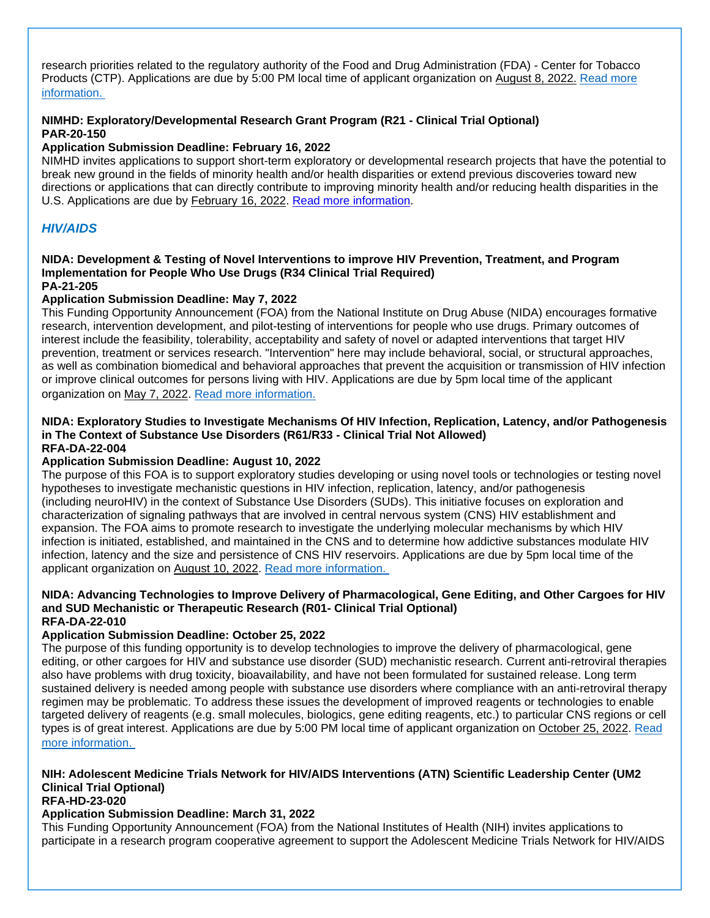research priorities related to the regulatory authority of the Food and Drug Administration (FDA) - Center for Tobacco Products (CTP). Applications are due by 5:00 PM local time of applicant organization on August 8, 2022. [Read more information.]

**NIMHD: Exploratory/Developmental Research Grant Program (R21 - Clinical Trial Optional)**
**PAR-20-150**
**Application Submission Deadline: February 16, 2022**
NIMHD invites applications to support short-term exploratory or developmental research projects that have the potential to break new ground in the fields of minority health and/or health disparities or extend previous discoveries toward new directions or applications that can directly contribute to improving minority health and/or reducing health disparities in the U.S. Applications are due by February 16, 2022. [Read more information].

## *HIV/AIDS*

**NIDA: Development & Testing of Novel Interventions to improve HIV Prevention, Treatment, and Program Implementation for People Who Use Drugs (R34 Clinical Trial Required)**
**PA-21-205**
**Application Submission Deadline: May 7, 2022**
This Funding Opportunity Announcement (FOA) from the National Institute on Drug Abuse (NIDA) encourages formative research, intervention development, and pilot-testing of interventions for people who use drugs. Primary outcomes of interest include the feasibility, tolerability, acceptability and safety of novel or adapted interventions that target HIV prevention, treatment or services research. "Intervention" here may include behavioral, social, or structural approaches, as well as combination biomedical and behavioral approaches that prevent the acquisition or transmission of HIV infection or improve clinical outcomes for persons living with HIV. Applications are due by 5pm local time of the applicant organization on May 7, 2022. [Read more information.]

**NIDA: Exploratory Studies to Investigate Mechanisms Of HIV Infection, Replication, Latency, and/or Pathogenesis in The Context of Substance Use Disorders (R61/R33 - Clinical Trial Not Allowed)**
**RFA-DA-22-004**
**Application Submission Deadline: August 10, 2022**
The purpose of this FOA is to support exploratory studies developing or using novel tools or technologies or testing novel hypotheses to investigate mechanistic questions in HIV infection, replication, latency, and/or pathogenesis (including neuroHIV) in the context of Substance Use Disorders (SUDs). This initiative focuses on exploration and characterization of signaling pathways that are involved in central nervous system (CNS) HIV establishment and expansion. The FOA aims to promote research to investigate the underlying molecular mechanisms by which HIV infection is initiated, established, and maintained in the CNS and to determine how addictive substances modulate HIV infection, latency and the size and persistence of CNS HIV reservoirs. Applications are due by 5pm local time of the applicant organization on August 10, 2022. [Read more information.]

**NIDA: Advancing Technologies to Improve Delivery of Pharmacological, Gene Editing, and Other Cargoes for HIV and SUD Mechanistic or Therapeutic Research (R01- Clinical Trial Optional)**
**RFA-DA-22-010**
**Application Submission Deadline: October 25, 2022**
The purpose of this funding opportunity is to develop technologies to improve the delivery of pharmacological, gene editing, or other cargoes for HIV and substance use disorder (SUD) mechanistic research. Current anti-retroviral therapies also have problems with drug toxicity, bioavailability, and have not been formulated for sustained release. Long term sustained delivery is needed among people with substance use disorders where compliance with an anti-retroviral therapy regimen may be problematic. To address these issues the development of improved reagents or technologies to enable targeted delivery of reagents (e.g. small molecules, biologics, gene editing reagents, etc.) to particular CNS regions or cell types is of great interest. Applications are due by 5:00 PM local time of applicant organization on October 25, 2022. [Read more information.]

**NIH: Adolescent Medicine Trials Network for HIV/AIDS Interventions (ATN) Scientific Leadership Center (UM2 Clinical Trial Optional)**
**RFA-HD-23-020**
**Application Submission Deadline: March 31, 2022**
This Funding Opportunity Announcement (FOA) from the National Institutes of Health (NIH) invites applications to participate in a research program cooperative agreement to support the Adolescent Medicine Trials Network for HIV/AIDS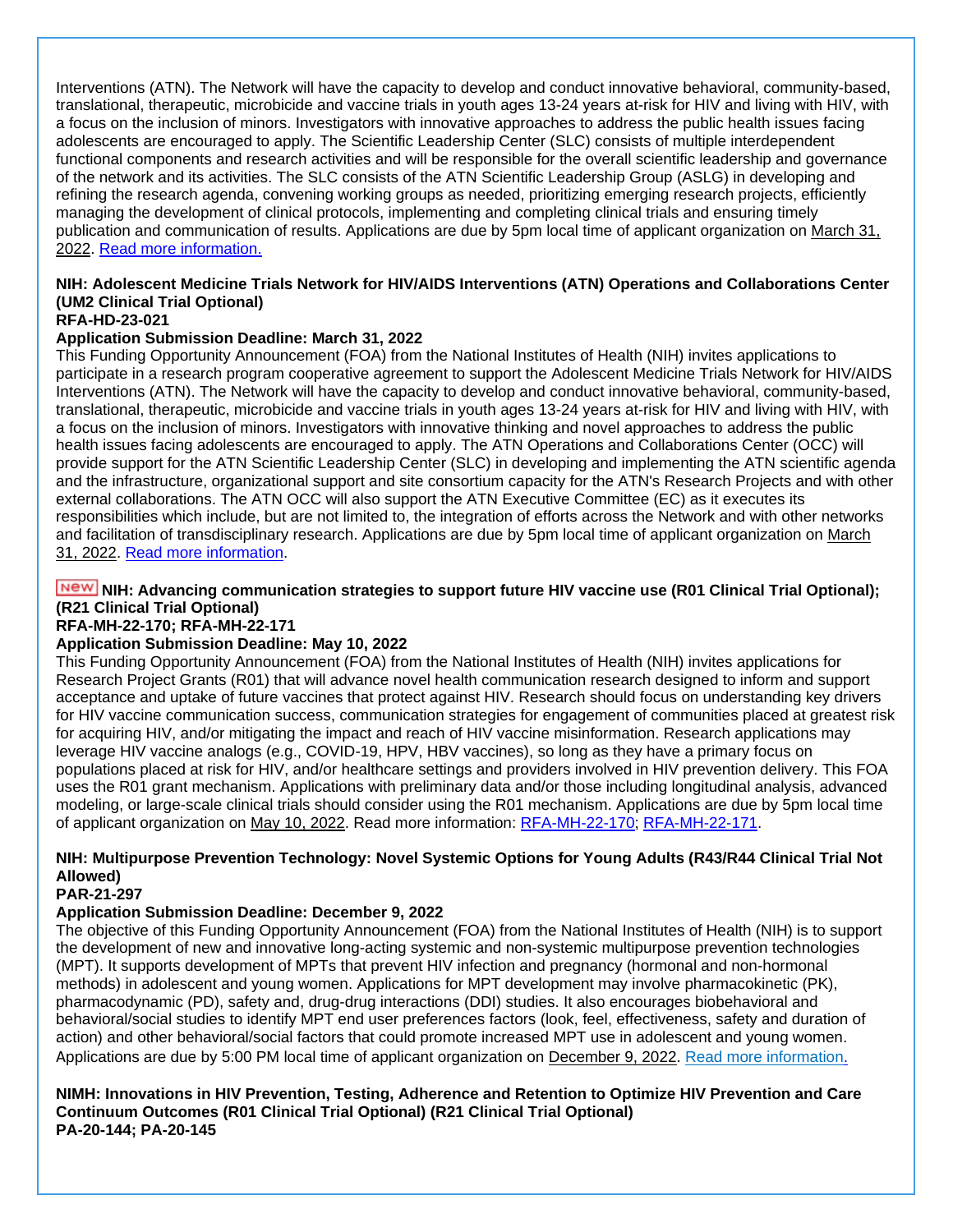Interventions (ATN). The Network will have the capacity to develop and conduct innovative behavioral, community-based, translational, therapeutic, microbicide and vaccine trials in youth ages 13-24 years at-risk for HIV and living with HIV, with a focus on the inclusion of minors. Investigators with innovative approaches to address the public health issues facing adolescents are encouraged to apply. The Scientific Leadership Center (SLC) consists of multiple interdependent functional components and research activities and will be responsible for the overall scientific leadership and governance of the network and its activities. The SLC consists of the ATN Scientific Leadership Group (ASLG) in developing and refining the research agenda, convening working groups as needed, prioritizing emerging research projects, efficiently managing the development of clinical protocols, implementing and completing clinical trials and ensuring timely publication and communication of results. Applications are due by 5pm local time of applicant organization on March 31, 2022. Read more information.

**NIH: Adolescent Medicine Trials Network for HIV/AIDS Interventions (ATN) Operations and Collaborations Center (UM2 Clinical Trial Optional)**
**RFA-HD-23-021**
**Application Submission Deadline: March 31, 2022**
This Funding Opportunity Announcement (FOA) from the National Institutes of Health (NIH) invites applications to participate in a research program cooperative agreement to support the Adolescent Medicine Trials Network for HIV/AIDS Interventions (ATN). The Network will have the capacity to develop and conduct innovative behavioral, community-based, translational, therapeutic, microbicide and vaccine trials in youth ages 13-24 years at-risk for HIV and living with HIV, with a focus on the inclusion of minors. Investigators with innovative thinking and novel approaches to address the public health issues facing adolescents are encouraged to apply. The ATN Operations and Collaborations Center (OCC) will provide support for the ATN Scientific Leadership Center (SLC) in developing and implementing the ATN scientific agenda and the infrastructure, organizational support and site consortium capacity for the ATN's Research Projects and with other external collaborations. The ATN OCC will also support the ATN Executive Committee (EC) as it executes its responsibilities which include, but are not limited to, the integration of efforts across the Network and with other networks and facilitation of transdisciplinary research. Applications are due by 5pm local time of applicant organization on March 31, 2022. Read more information.

**New NIH: Advancing communication strategies to support future HIV vaccine use (R01 Clinical Trial Optional); (R21 Clinical Trial Optional)**
**RFA-MH-22-170; RFA-MH-22-171**
**Application Submission Deadline: May 10, 2022**
This Funding Opportunity Announcement (FOA) from the National Institutes of Health (NIH) invites applications for Research Project Grants (R01) that will advance novel health communication research designed to inform and support acceptance and uptake of future vaccines that protect against HIV. Research should focus on understanding key drivers for HIV vaccine communication success, communication strategies for engagement of communities placed at greatest risk for acquiring HIV, and/or mitigating the impact and reach of HIV vaccine misinformation. Research applications may leverage HIV vaccine analogs (e.g., COVID-19, HPV, HBV vaccines), so long as they have a primary focus on populations placed at risk for HIV, and/or healthcare settings and providers involved in HIV prevention delivery. This FOA uses the R01 grant mechanism. Applications with preliminary data and/or those including longitudinal analysis, advanced modeling, or large-scale clinical trials should consider using the R01 mechanism. Applications are due by 5pm local time of applicant organization on May 10, 2022. Read more information: RFA-MH-22-170; RFA-MH-22-171.

**NIH: Multipurpose Prevention Technology: Novel Systemic Options for Young Adults (R43/R44 Clinical Trial Not Allowed)**
**PAR-21-297**
**Application Submission Deadline: December 9, 2022**
The objective of this Funding Opportunity Announcement (FOA) from the National Institutes of Health (NIH) is to support the development of new and innovative long-acting systemic and non-systemic multipurpose prevention technologies (MPT). It supports development of MPTs that prevent HIV infection and pregnancy (hormonal and non-hormonal methods) in adolescent and young women. Applications for MPT development may involve pharmacokinetic (PK), pharmacodynamic (PD), safety and, drug-drug interactions (DDI) studies. It also encourages biobehavioral and behavioral/social studies to identify MPT end user preferences factors (look, feel, effectiveness, safety and duration of action) and other behavioral/social factors that could promote increased MPT use in adolescent and young women. Applications are due by 5:00 PM local time of applicant organization on December 9, 2022. Read more information.

**NIMH: Innovations in HIV Prevention, Testing, Adherence and Retention to Optimize HIV Prevention and Care Continuum Outcomes (R01 Clinical Trial Optional) (R21 Clinical Trial Optional)**
**PA-20-144; PA-20-145**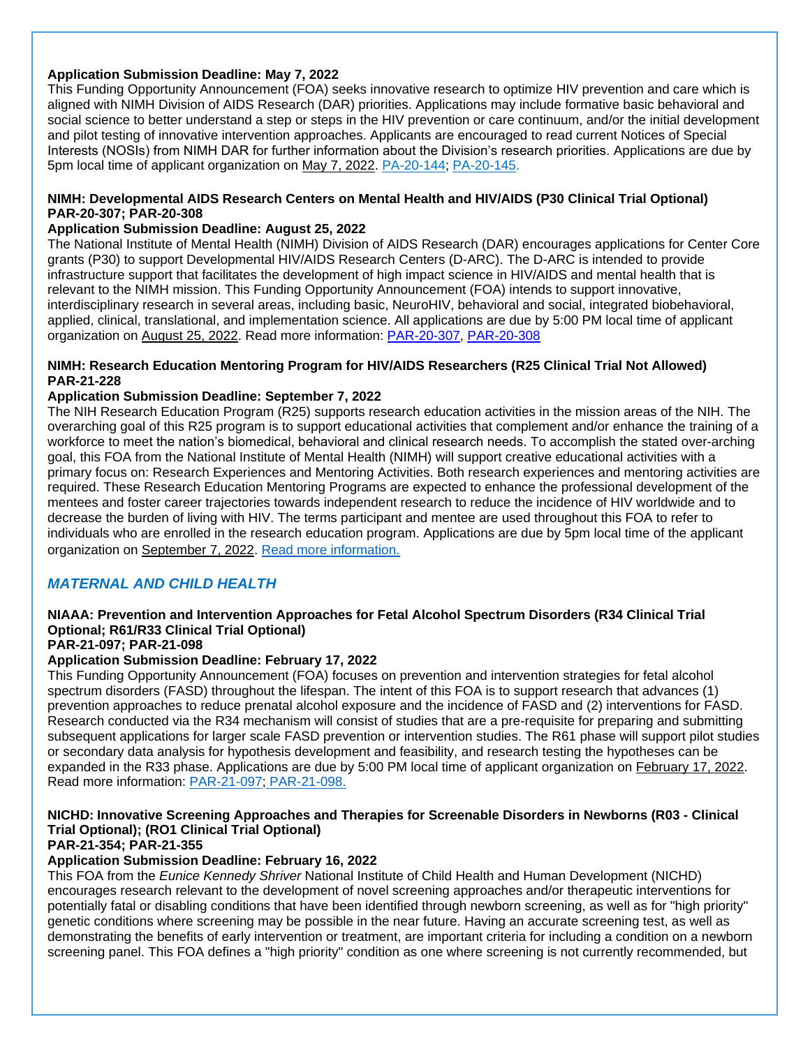**Application Submission Deadline: May 7, 2022**

This Funding Opportunity Announcement (FOA) seeks innovative research to optimize HIV prevention and care which is aligned with NIMH Division of AIDS Research (DAR) priorities. Applications may include formative basic behavioral and social science to better understand a step or steps in the HIV prevention or care continuum, and/or the initial development and pilot testing of innovative intervention approaches. Applicants are encouraged to read current Notices of Special Interests (NOSIs) from NIMH DAR for further information about the Division's research priorities. Applications are due by 5pm local time of applicant organization on May 7, 2022. PA-20-144; PA-20-145.

**NIMH: Developmental AIDS Research Centers on Mental Health and HIV/AIDS (P30 Clinical Trial Optional) PAR-20-307; PAR-20-308**

**Application Submission Deadline: August 25, 2022**

The National Institute of Mental Health (NIMH) Division of AIDS Research (DAR) encourages applications for Center Core grants (P30) to support Developmental HIV/AIDS Research Centers (D-ARC). The D-ARC is intended to provide infrastructure support that facilitates the development of high impact science in HIV/AIDS and mental health that is relevant to the NIMH mission. This Funding Opportunity Announcement (FOA) intends to support innovative, interdisciplinary research in several areas, including basic, NeuroHIV, behavioral and social, integrated biobehavioral, applied, clinical, translational, and implementation science. All applications are due by 5:00 PM local time of applicant organization on August 25, 2022. Read more information: PAR-20-307, PAR-20-308

**NIMH: Research Education Mentoring Program for HIV/AIDS Researchers (R25 Clinical Trial Not Allowed) PAR-21-228**

**Application Submission Deadline: September 7, 2022**

The NIH Research Education Program (R25) supports research education activities in the mission areas of the NIH. The overarching goal of this R25 program is to support educational activities that complement and/or enhance the training of a workforce to meet the nation's biomedical, behavioral and clinical research needs. To accomplish the stated over-arching goal, this FOA from the National Institute of Mental Health (NIMH) will support creative educational activities with a primary focus on: Research Experiences and Mentoring Activities. Both research experiences and mentoring activities are required. These Research Education Mentoring Programs are expected to enhance the professional development of the mentees and foster career trajectories towards independent research to reduce the incidence of HIV worldwide and to decrease the burden of living with HIV. The terms participant and mentee are used throughout this FOA to refer to individuals who are enrolled in the research education program. Applications are due by 5pm local time of the applicant organization on September 7, 2022. Read more information.

## *MATERNAL AND CHILD HEALTH*

**NIAAA: Prevention and Intervention Approaches for Fetal Alcohol Spectrum Disorders (R34 Clinical Trial Optional; R61/R33 Clinical Trial Optional)**
**PAR-21-097; PAR-21-098**

**Application Submission Deadline: February 17, 2022**

This Funding Opportunity Announcement (FOA) focuses on prevention and intervention strategies for fetal alcohol spectrum disorders (FASD) throughout the lifespan. The intent of this FOA is to support research that advances (1) prevention approaches to reduce prenatal alcohol exposure and the incidence of FASD and (2) interventions for FASD. Research conducted via the R34 mechanism will consist of studies that are a pre-requisite for preparing and submitting subsequent applications for larger scale FASD prevention or intervention studies. The R61 phase will support pilot studies or secondary data analysis for hypothesis development and feasibility, and research testing the hypotheses can be expanded in the R33 phase. Applications are due by 5:00 PM local time of applicant organization on February 17, 2022. Read more information: PAR-21-097; PAR-21-098.

**NICHD: Innovative Screening Approaches and Therapies for Screenable Disorders in Newborns (R03 - Clinical Trial Optional); (RO1 Clinical Trial Optional)**
**PAR-21-354; PAR-21-355**

**Application Submission Deadline: February 16, 2022**

This FOA from the *Eunice Kennedy Shriver* National Institute of Child Health and Human Development (NICHD) encourages research relevant to the development of novel screening approaches and/or therapeutic interventions for potentially fatal or disabling conditions that have been identified through newborn screening, as well as for "high priority" genetic conditions where screening may be possible in the near future. Having an accurate screening test, as well as demonstrating the benefits of early intervention or treatment, are important criteria for including a condition on a newborn screening panel. This FOA defines a "high priority" condition as one where screening is not currently recommended, but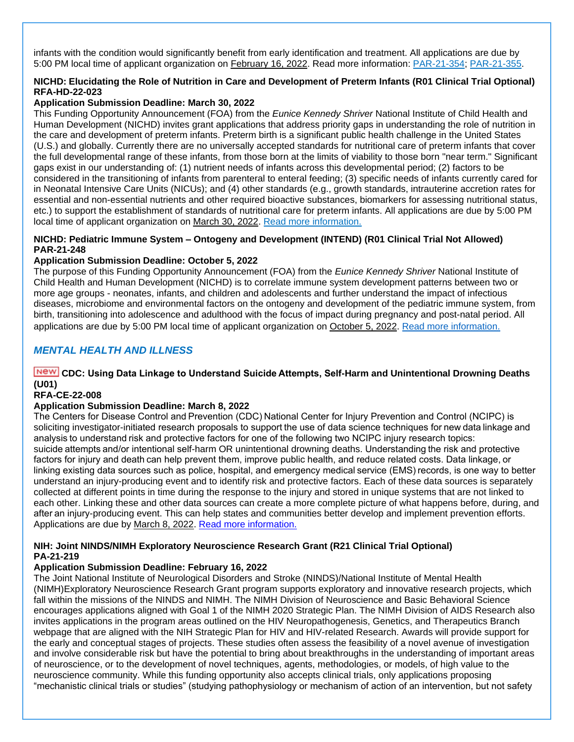infants with the condition would significantly benefit from early identification and treatment. All applications are due by 5:00 PM local time of applicant organization on February 16, 2022. Read more information: [PAR-21-354](); [PAR-21-355]().

**NICHD: Elucidating the Role of Nutrition in Care and Development of Preterm Infants (R01 Clinical Trial Optional) RFA-HD-22-023**

**Application Submission Deadline: March 30, 2022**

This Funding Opportunity Announcement (FOA) from the *Eunice Kennedy Shriver* National Institute of Child Health and Human Development (NICHD) invites grant applications that address priority gaps in understanding the role of nutrition in the care and development of preterm infants. Preterm birth is a significant public health challenge in the United States (U.S.) and globally. Currently there are no universally accepted standards for nutritional care of preterm infants that cover the full developmental range of these infants, from those born at the limits of viability to those born "near term." Significant gaps exist in our understanding of: (1) nutrient needs of infants across this developmental period; (2) factors to be considered in the transitioning of infants from parenteral to enteral feeding; (3) specific needs of infants currently cared for in Neonatal Intensive Care Units (NICUs); and (4) other standards (e.g., growth standards, intrauterine accretion rates for essential and non-essential nutrients and other required bioactive substances, biomarkers for assessing nutritional status, etc.) to support the establishment of standards of nutritional care for preterm infants. All applications are due by 5:00 PM local time of applicant organization on March 30, 2022. [Read more information.]()

**NICHD: Pediatric Immune System – Ontogeny and Development (INTEND) (R01 Clinical Trial Not Allowed) PAR-21-248**

**Application Submission Deadline: October 5, 2022**

The purpose of this Funding Opportunity Announcement (FOA) from the *Eunice Kennedy Shriver* National Institute of Child Health and Human Development (NICHD) is to correlate immune system development patterns between two or more age groups - neonates, infants, and children and adolescents and further understand the impact of infectious diseases, microbiome and environmental factors on the ontogeny and development of the pediatric immune system, from birth, transitioning into adolescence and adulthood with the focus of impact during pregnancy and post-natal period. All applications are due by 5:00 PM local time of applicant organization on October 5, 2022. [Read more information.]()

## *MENTAL HEALTH AND ILLNESS*

**NEW CDC: Using Data Linkage to Understand Suicide Attempts, Self-Harm and Unintentional Drowning Deaths (U01)**
**RFA-CE-22-008**

**Application Submission Deadline: March 8, 2022**

The Centers for Disease Control and Prevention (CDC) National Center for Injury Prevention and Control (NCIPC) is soliciting investigator-initiated research proposals to support the use of data science techniques for new data linkage and analysis to understand risk and protective factors for one of the following two NCIPC injury research topics: suicide attempts and/or intentional self-harm OR unintentional drowning deaths. Understanding the risk and protective factors for injury and death can help prevent them, improve public health, and reduce related costs. Data linkage, or linking existing data sources such as police, hospital, and emergency medical service (EMS) records, is one way to better understand an injury-producing event and to identify risk and protective factors. Each of these data sources is separately collected at different points in time during the response to the injury and stored in unique systems that are not linked to each other. Linking these and other data sources can create a more complete picture of what happens before, during, and after an injury-producing event. This can help states and communities better develop and implement prevention efforts. Applications are due by March 8, 2022. [Read more information.]()

**NIH: Joint NINDS/NIMH Exploratory Neuroscience Research Grant (R21 Clinical Trial Optional)**
**PA-21-219**

**Application Submission Deadline: February 16, 2022**

The Joint National Institute of Neurological Disorders and Stroke (NINDS)/National Institute of Mental Health (NIMH)Exploratory Neuroscience Research Grant program supports exploratory and innovative research projects, which fall within the missions of the NINDS and NIMH. The NIMH Division of Neuroscience and Basic Behavioral Science encourages applications aligned with Goal 1 of the NIMH 2020 Strategic Plan. The NIMH Division of AIDS Research also invites applications in the program areas outlined on the HIV Neuropathogenesis, Genetics, and Therapeutics Branch webpage that are aligned with the NIH Strategic Plan for HIV and HIV-related Research. Awards will provide support for the early and conceptual stages of projects. These studies often assess the feasibility of a novel avenue of investigation and involve considerable risk but have the potential to bring about breakthroughs in the understanding of important areas of neuroscience, or to the development of novel techniques, agents, methodologies, or models, of high value to the neuroscience community. While this funding opportunity also accepts clinical trials, only applications proposing "mechanistic clinical trials or studies" (studying pathophysiology or mechanism of action of an intervention, but not safety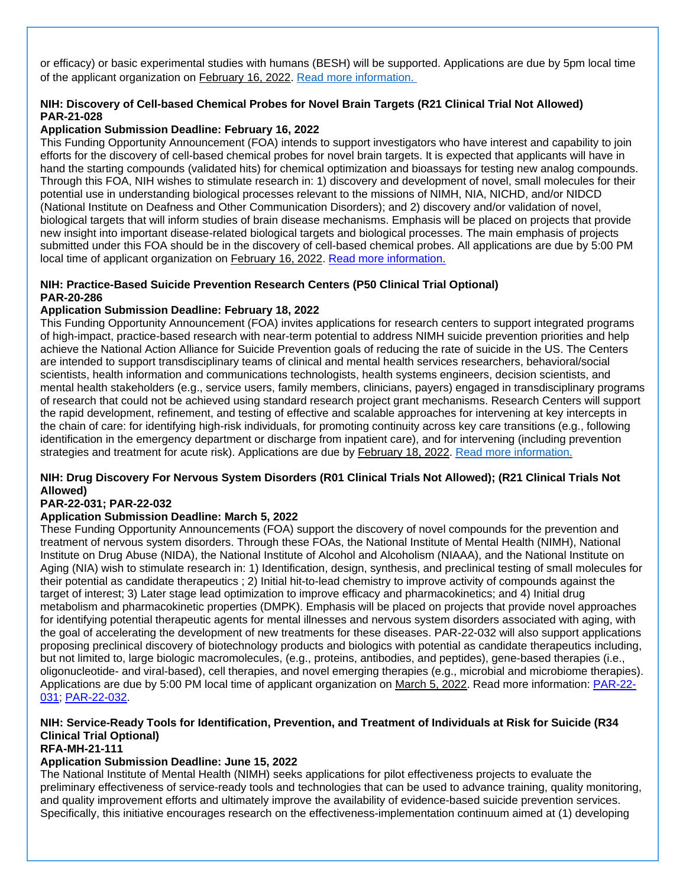or efficacy) or basic experimental studies with humans (BESH) will be supported. Applications are due by 5pm local time of the applicant organization on February 16, 2022. [Read more information.]

**NIH: Discovery of Cell-based Chemical Probes for Novel Brain Targets (R21 Clinical Trial Not Allowed) PAR-21-028**

**Application Submission Deadline: February 16, 2022**

This Funding Opportunity Announcement (FOA) intends to support investigators who have interest and capability to join efforts for the discovery of cell-based chemical probes for novel brain targets. It is expected that applicants will have in hand the starting compounds (validated hits) for chemical optimization and bioassays for testing new analog compounds. Through this FOA, NIH wishes to stimulate research in: 1) discovery and development of novel, small molecules for their potential use in understanding biological processes relevant to the missions of NIMH, NIA, NICHD, and/or NIDCD (National Institute on Deafness and Other Communication Disorders); and 2) discovery and/or validation of novel, biological targets that will inform studies of brain disease mechanisms. Emphasis will be placed on projects that provide new insight into important disease-related biological targets and biological processes. The main emphasis of projects submitted under this FOA should be in the discovery of cell-based chemical probes. All applications are due by 5:00 PM local time of applicant organization on February 16, 2022. [Read more information.]

**NIH: Practice-Based Suicide Prevention Research Centers (P50 Clinical Trial Optional) PAR-20-286**

**Application Submission Deadline: February 18, 2022**

This Funding Opportunity Announcement (FOA) invites applications for research centers to support integrated programs of high-impact, practice-based research with near-term potential to address NIMH suicide prevention priorities and help achieve the National Action Alliance for Suicide Prevention goals of reducing the rate of suicide in the US. The Centers are intended to support transdisciplinary teams of clinical and mental health services researchers, behavioral/social scientists, health information and communications technologists, health systems engineers, decision scientists, and mental health stakeholders (e.g., service users, family members, clinicians, payers) engaged in transdisciplinary programs of research that could not be achieved using standard research project grant mechanisms. Research Centers will support the rapid development, refinement, and testing of effective and scalable approaches for intervening at key intercepts in the chain of care: for identifying high-risk individuals, for promoting continuity across key care transitions (e.g., following identification in the emergency department or discharge from inpatient care), and for intervening (including prevention strategies and treatment for acute risk). Applications are due by February 18, 2022. [Read more information.]

**NIH: Drug Discovery For Nervous System Disorders (R01 Clinical Trials Not Allowed); (R21 Clinical Trials Not Allowed)**

**PAR-22-031; PAR-22-032**

**Application Submission Deadline: March 5, 2022**

These Funding Opportunity Announcements (FOA) support the discovery of novel compounds for the prevention and treatment of nervous system disorders. Through these FOAs, the National Institute of Mental Health (NIMH), National Institute on Drug Abuse (NIDA), the National Institute of Alcohol and Alcoholism (NIAAA), and the National Institute on Aging (NIA) wish to stimulate research in: 1) Identification, design, synthesis, and preclinical testing of small molecules for their potential as candidate therapeutics ; 2) Initial hit-to-lead chemistry to improve activity of compounds against the target of interest; 3) Later stage lead optimization to improve efficacy and pharmacokinetics; and 4) Initial drug metabolism and pharmacokinetic properties (DMPK). Emphasis will be placed on projects that provide novel approaches for identifying potential therapeutic agents for mental illnesses and nervous system disorders associated with aging, with the goal of accelerating the development of new treatments for these diseases. PAR-22-032 will also support applications proposing preclinical discovery of biotechnology products and biologics with potential as candidate therapeutics including, but not limited to, large biologic macromolecules, (e.g., proteins, antibodies, and peptides), gene-based therapies (i.e., oligonucleotide- and viral-based), cell therapies, and novel emerging therapies (e.g., microbial and microbiome therapies). Applications are due by 5:00 PM local time of applicant organization on March 5, 2022. Read more information: [PAR-22-031]; [PAR-22-032].

**NIH: Service-Ready Tools for Identification, Prevention, and Treatment of Individuals at Risk for Suicide (R34 Clinical Trial Optional)**

**RFA-MH-21-111**

**Application Submission Deadline: June 15, 2022**

The National Institute of Mental Health (NIMH) seeks applications for pilot effectiveness projects to evaluate the preliminary effectiveness of service-ready tools and technologies that can be used to advance training, quality monitoring, and quality improvement efforts and ultimately improve the availability of evidence-based suicide prevention services. Specifically, this initiative encourages research on the effectiveness-implementation continuum aimed at (1) developing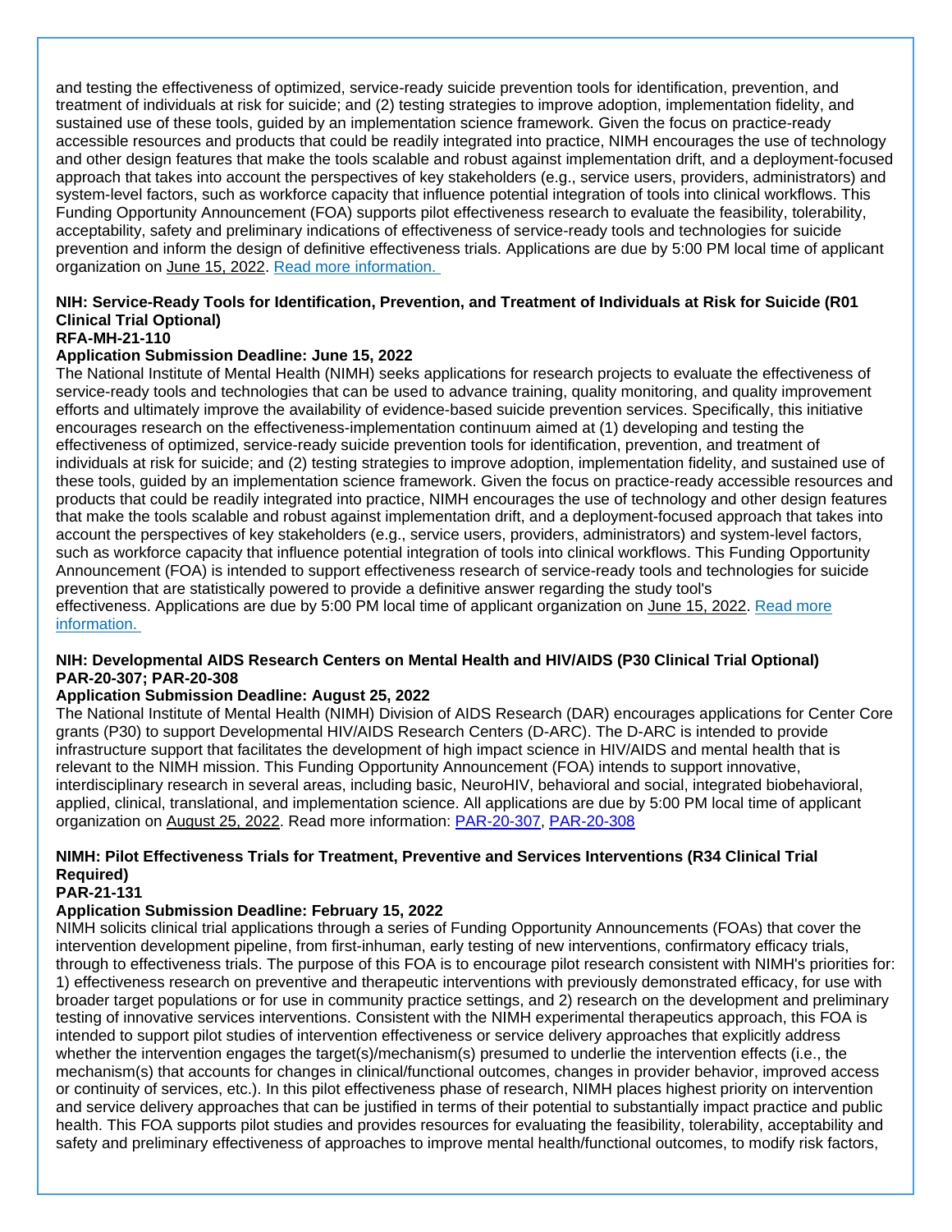and testing the effectiveness of optimized, service-ready suicide prevention tools for identification, prevention, and treatment of individuals at risk for suicide; and (2) testing strategies to improve adoption, implementation fidelity, and sustained use of these tools, guided by an implementation science framework. Given the focus on practice-ready accessible resources and products that could be readily integrated into practice, NIMH encourages the use of technology and other design features that make the tools scalable and robust against implementation drift, and a deployment-focused approach that takes into account the perspectives of key stakeholders (e.g., service users, providers, administrators) and system-level factors, such as workforce capacity that influence potential integration of tools into clinical workflows. This Funding Opportunity Announcement (FOA) supports pilot effectiveness research to evaluate the feasibility, tolerability, acceptability, safety and preliminary indications of effectiveness of service-ready tools and technologies for suicide prevention and inform the design of definitive effectiveness trials. Applications are due by 5:00 PM local time of applicant organization on June 15, 2022. [Read more information.](#)

**NIH: Service-Ready Tools for Identification, Prevention, and Treatment of Individuals at Risk for Suicide (R01 Clinical Trial Optional)**
**RFA-MH-21-110**
**Application Submission Deadline: June 15, 2022**

The National Institute of Mental Health (NIMH) seeks applications for research projects to evaluate the effectiveness of service-ready tools and technologies that can be used to advance training, quality monitoring, and quality improvement efforts and ultimately improve the availability of evidence-based suicide prevention services. Specifically, this initiative encourages research on the effectiveness-implementation continuum aimed at (1) developing and testing the effectiveness of optimized, service-ready suicide prevention tools for identification, prevention, and treatment of individuals at risk for suicide; and (2) testing strategies to improve adoption, implementation fidelity, and sustained use of these tools, guided by an implementation science framework. Given the focus on practice-ready accessible resources and products that could be readily integrated into practice, NIMH encourages the use of technology and other design features that make the tools scalable and robust against implementation drift, and a deployment-focused approach that takes into account the perspectives of key stakeholders (e.g., service users, providers, administrators) and system-level factors, such as workforce capacity that influence potential integration of tools into clinical workflows. This Funding Opportunity Announcement (FOA) is intended to support effectiveness research of service-ready tools and technologies for suicide prevention that are statistically powered to provide a definitive answer regarding the study tool's effectiveness. Applications are due by 5:00 PM local time of applicant organization on June 15, 2022. [Read more information.](#)

**NIH: Developmental AIDS Research Centers on Mental Health and HIV/AIDS (P30 Clinical Trial Optional)**
**PAR-20-307; PAR-20-308**
**Application Submission Deadline: August 25, 2022**

The National Institute of Mental Health (NIMH) Division of AIDS Research (DAR) encourages applications for Center Core grants (P30) to support Developmental HIV/AIDS Research Centers (D-ARC). The D-ARC is intended to provide infrastructure support that facilitates the development of high impact science in HIV/AIDS and mental health that is relevant to the NIMH mission. This Funding Opportunity Announcement (FOA) intends to support innovative, interdisciplinary research in several areas, including basic, NeuroHIV, behavioral and social, integrated biobehavioral, applied, clinical, translational, and implementation science. All applications are due by 5:00 PM local time of applicant organization on August 25, 2022. Read more information: [PAR-20-307](#), [PAR-20-308](#)

**NIMH: Pilot Effectiveness Trials for Treatment, Preventive and Services Interventions (R34 Clinical Trial Required)**
**PAR-21-131**
**Application Submission Deadline: February 15, 2022**

NIMH solicits clinical trial applications through a series of Funding Opportunity Announcements (FOAs) that cover the intervention development pipeline, from first-inhuman, early testing of new interventions, confirmatory efficacy trials, through to effectiveness trials. The purpose of this FOA is to encourage pilot research consistent with NIMH's priorities for: 1) effectiveness research on preventive and therapeutic interventions with previously demonstrated efficacy, for use with broader target populations or for use in community practice settings, and 2) research on the development and preliminary testing of innovative services interventions. Consistent with the NIMH experimental therapeutics approach, this FOA is intended to support pilot studies of intervention effectiveness or service delivery approaches that explicitly address whether the intervention engages the target(s)/mechanism(s) presumed to underlie the intervention effects (i.e., the mechanism(s) that accounts for changes in clinical/functional outcomes, changes in provider behavior, improved access or continuity of services, etc.). In this pilot effectiveness phase of research, NIMH places highest priority on intervention and service delivery approaches that can be justified in terms of their potential to substantially impact practice and public health. This FOA supports pilot studies and provides resources for evaluating the feasibility, tolerability, acceptability and safety and preliminary effectiveness of approaches to improve mental health/functional outcomes, to modify risk factors,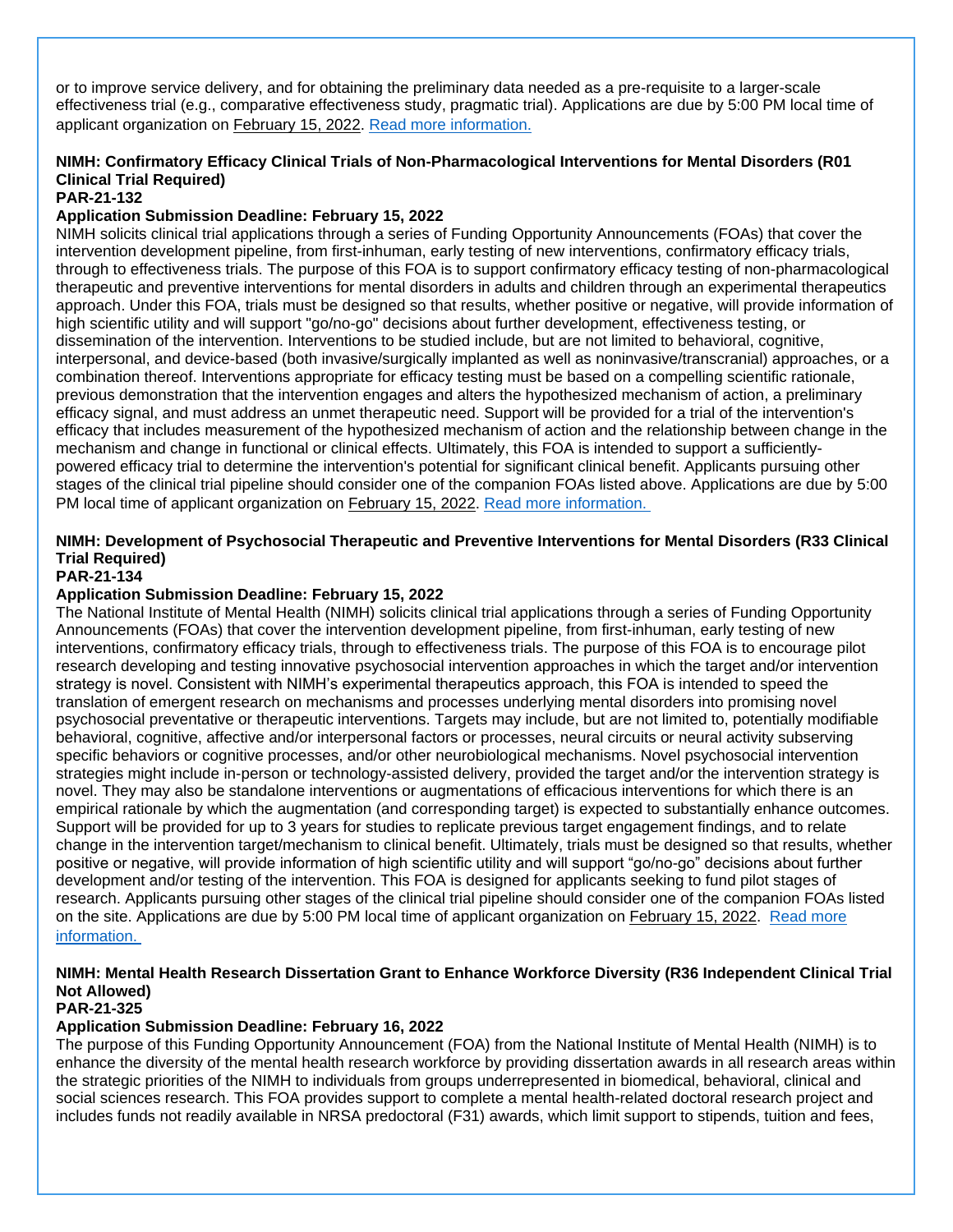or to improve service delivery, and for obtaining the preliminary data needed as a pre-requisite to a larger-scale effectiveness trial (e.g., comparative effectiveness study, pragmatic trial). Applications are due by 5:00 PM local time of applicant organization on February 15, 2022. [Read more information.]

**NIMH: Confirmatory Efficacy Clinical Trials of Non-Pharmacological Interventions for Mental Disorders (R01 Clinical Trial Required)**
**PAR-21-132**
**Application Submission Deadline: February 15, 2022**
NIMH solicits clinical trial applications through a series of Funding Opportunity Announcements (FOAs) that cover the intervention development pipeline, from first-inhuman, early testing of new interventions, confirmatory efficacy trials, through to effectiveness trials. The purpose of this FOA is to support confirmatory efficacy testing of non-pharmacological therapeutic and preventive interventions for mental disorders in adults and children through an experimental therapeutics approach. Under this FOA, trials must be designed so that results, whether positive or negative, will provide information of high scientific utility and will support "go/no-go" decisions about further development, effectiveness testing, or dissemination of the intervention. Interventions to be studied include, but are not limited to, behavioral, cognitive, interpersonal, and device-based (both invasive/surgically implanted as well as noninvasive/transcranial) approaches, or a combination thereof. Interventions appropriate for efficacy testing must be based on a compelling scientific rationale, previous demonstration that the intervention engages and alters the hypothesized mechanism of action, a preliminary efficacy signal, and must address an unmet therapeutic need. Support will be provided for a trial of the intervention's efficacy that includes measurement of the hypothesized mechanism of action and the relationship between change in the mechanism and change in functional or clinical effects. Ultimately, this FOA is intended to support a sufficiently-powered efficacy trial to determine the intervention's potential for significant clinical benefit. Applicants pursuing other stages of the clinical trial pipeline should consider one of the companion FOAs listed above. Applications are due by 5:00 PM local time of applicant organization on February 15, 2022. [Read more information.]

**NIMH: Development of Psychosocial Therapeutic and Preventive Interventions for Mental Disorders (R33 Clinical Trial Required)**
**PAR-21-134**
**Application Submission Deadline: February 15, 2022**
The National Institute of Mental Health (NIMH) solicits clinical trial applications through a series of Funding Opportunity Announcements (FOAs) that cover the intervention development pipeline, from first-inhuman, early testing of new interventions, confirmatory efficacy trials, through to effectiveness trials. The purpose of this FOA is to encourage pilot research developing and testing innovative psychosocial intervention approaches in which the target and/or intervention strategy is novel. Consistent with NIMH's experimental therapeutics approach, this FOA is intended to speed the translation of emergent research on mechanisms and processes underlying mental disorders into promising novel psychosocial preventative or therapeutic interventions. Targets may include, but are not limited to, potentially modifiable behavioral, cognitive, affective and/or interpersonal factors or processes, neural circuits or neural activity subserving specific behaviors or cognitive processes, and/or other neurobiological mechanisms. Novel psychosocial intervention strategies might include in-person or technology-assisted delivery, provided the target and/or the intervention strategy is novel. They may also be standalone interventions or augmentations of efficacious interventions for which there is an empirical rationale by which the augmentation (and corresponding target) is expected to substantially enhance outcomes. Support will be provided for up to 3 years for studies to replicate previous target engagement findings, and to relate change in the intervention target/mechanism to clinical benefit. Ultimately, trials must be designed so that results, whether positive or negative, will provide information of high scientific utility and will support "go/no-go" decisions about further development and/or testing of the intervention. This FOA is designed for applicants seeking to fund pilot stages of research. Applicants pursuing other stages of the clinical trial pipeline should consider one of the companion FOAs listed on the site. Applications are due by 5:00 PM local time of applicant organization on February 15, 2022. [Read more information.]

**NIMH: Mental Health Research Dissertation Grant to Enhance Workforce Diversity (R36 Independent Clinical Trial Not Allowed)**
**PAR-21-325**
**Application Submission Deadline: February 16, 2022**
The purpose of this Funding Opportunity Announcement (FOA) from the National Institute of Mental Health (NIMH) is to enhance the diversity of the mental health research workforce by providing dissertation awards in all research areas within the strategic priorities of the NIMH to individuals from groups underrepresented in biomedical, behavioral, clinical and social sciences research. This FOA provides support to complete a mental health-related doctoral research project and includes funds not readily available in NRSA predoctoral (F31) awards, which limit support to stipends, tuition and fees,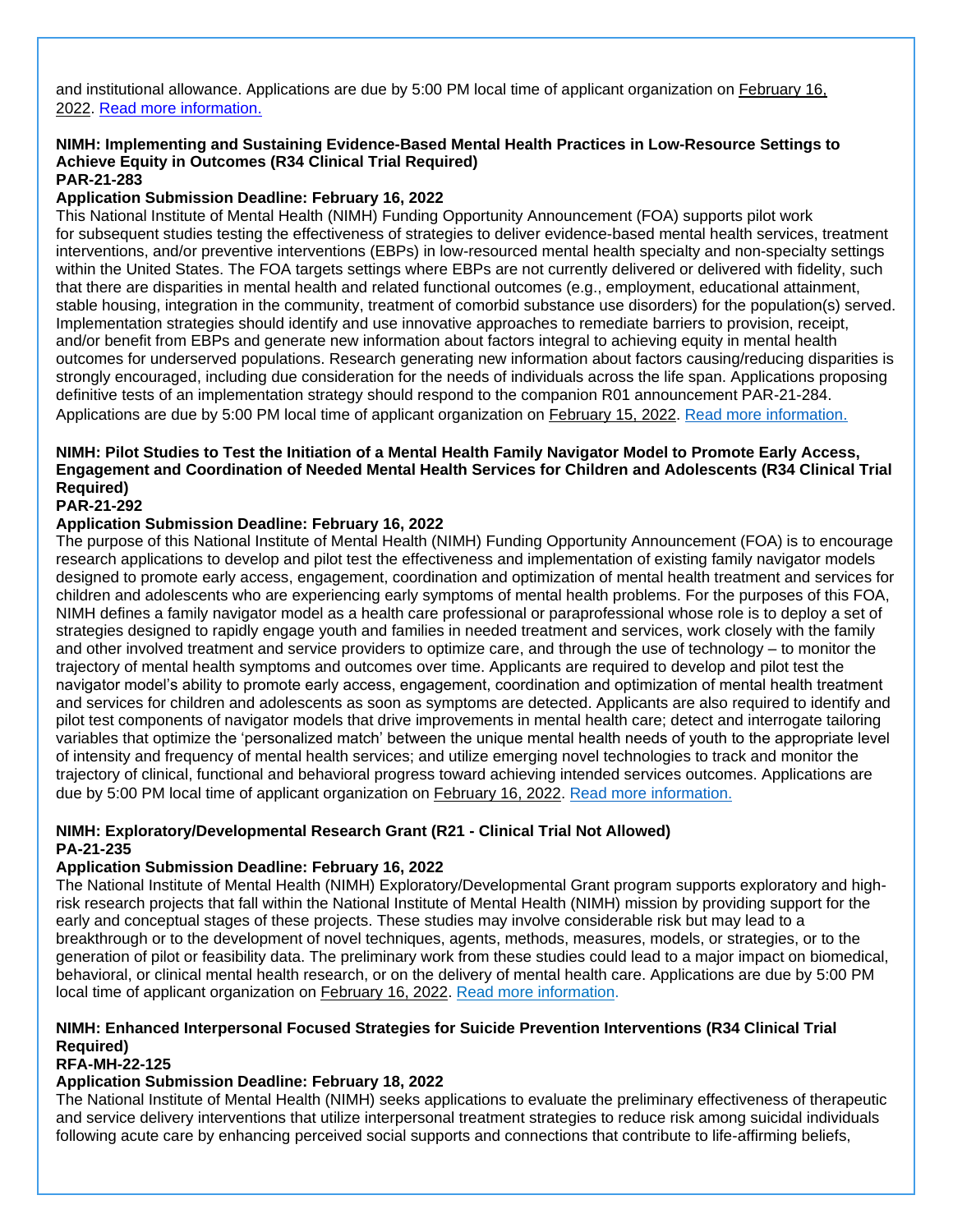and institutional allowance. Applications are due by 5:00 PM local time of applicant organization on February 16, 2022. Read more information.

**NIMH: Implementing and Sustaining Evidence-Based Mental Health Practices in Low-Resource Settings to Achieve Equity in Outcomes (R34 Clinical Trial Required)**
**PAR-21-283**
**Application Submission Deadline: February 16, 2022**

This National Institute of Mental Health (NIMH) Funding Opportunity Announcement (FOA) supports pilot work for subsequent studies testing the effectiveness of strategies to deliver evidence-based mental health services, treatment interventions, and/or preventive interventions (EBPs) in low-resourced mental health specialty and non-specialty settings within the United States. The FOA targets settings where EBPs are not currently delivered or delivered with fidelity, such that there are disparities in mental health and related functional outcomes (e.g., employment, educational attainment, stable housing, integration in the community, treatment of comorbid substance use disorders) for the population(s) served. Implementation strategies should identify and use innovative approaches to remediate barriers to provision, receipt, and/or benefit from EBPs and generate new information about factors integral to achieving equity in mental health outcomes for underserved populations. Research generating new information about factors causing/reducing disparities is strongly encouraged, including due consideration for the needs of individuals across the life span. Applications proposing definitive tests of an implementation strategy should respond to the companion R01 announcement PAR-21-284. Applications are due by 5:00 PM local time of applicant organization on February 15, 2022. Read more information.

**NIMH: Pilot Studies to Test the Initiation of a Mental Health Family Navigator Model to Promote Early Access, Engagement and Coordination of Needed Mental Health Services for Children and Adolescents (R34 Clinical Trial Required)**
**PAR-21-292**
**Application Submission Deadline: February 16, 2022**

The purpose of this National Institute of Mental Health (NIMH) Funding Opportunity Announcement (FOA) is to encourage research applications to develop and pilot test the effectiveness and implementation of existing family navigator models designed to promote early access, engagement, coordination and optimization of mental health treatment and services for children and adolescents who are experiencing early symptoms of mental health problems. For the purposes of this FOA, NIMH defines a family navigator model as a health care professional or paraprofessional whose role is to deploy a set of strategies designed to rapidly engage youth and families in needed treatment and services, work closely with the family and other involved treatment and service providers to optimize care, and through the use of technology – to monitor the trajectory of mental health symptoms and outcomes over time. Applicants are required to develop and pilot test the navigator model's ability to promote early access, engagement, coordination and optimization of mental health treatment and services for children and adolescents as soon as symptoms are detected. Applicants are also required to identify and pilot test components of navigator models that drive improvements in mental health care; detect and interrogate tailoring variables that optimize the 'personalized match' between the unique mental health needs of youth to the appropriate level of intensity and frequency of mental health services; and utilize emerging novel technologies to track and monitor the trajectory of clinical, functional and behavioral progress toward achieving intended services outcomes. Applications are due by 5:00 PM local time of applicant organization on February 16, 2022. Read more information.

**NIMH: Exploratory/Developmental Research Grant (R21 - Clinical Trial Not Allowed)**
**PA-21-235**
**Application Submission Deadline: February 16, 2022**

The National Institute of Mental Health (NIMH) Exploratory/Developmental Grant program supports exploratory and high-risk research projects that fall within the National Institute of Mental Health (NIMH) mission by providing support for the early and conceptual stages of these projects. These studies may involve considerable risk but may lead to a breakthrough or to the development of novel techniques, agents, methods, measures, models, or strategies, or to the generation of pilot or feasibility data. The preliminary work from these studies could lead to a major impact on biomedical, behavioral, or clinical mental health research, or on the delivery of mental health care. Applications are due by 5:00 PM local time of applicant organization on February 16, 2022. Read more information.

**NIMH: Enhanced Interpersonal Focused Strategies for Suicide Prevention Interventions (R34 Clinical Trial Required)**
**RFA-MH-22-125**
**Application Submission Deadline: February 18, 2022**

The National Institute of Mental Health (NIMH) seeks applications to evaluate the preliminary effectiveness of therapeutic and service delivery interventions that utilize interpersonal treatment strategies to reduce risk among suicidal individuals following acute care by enhancing perceived social supports and connections that contribute to life-affirming beliefs,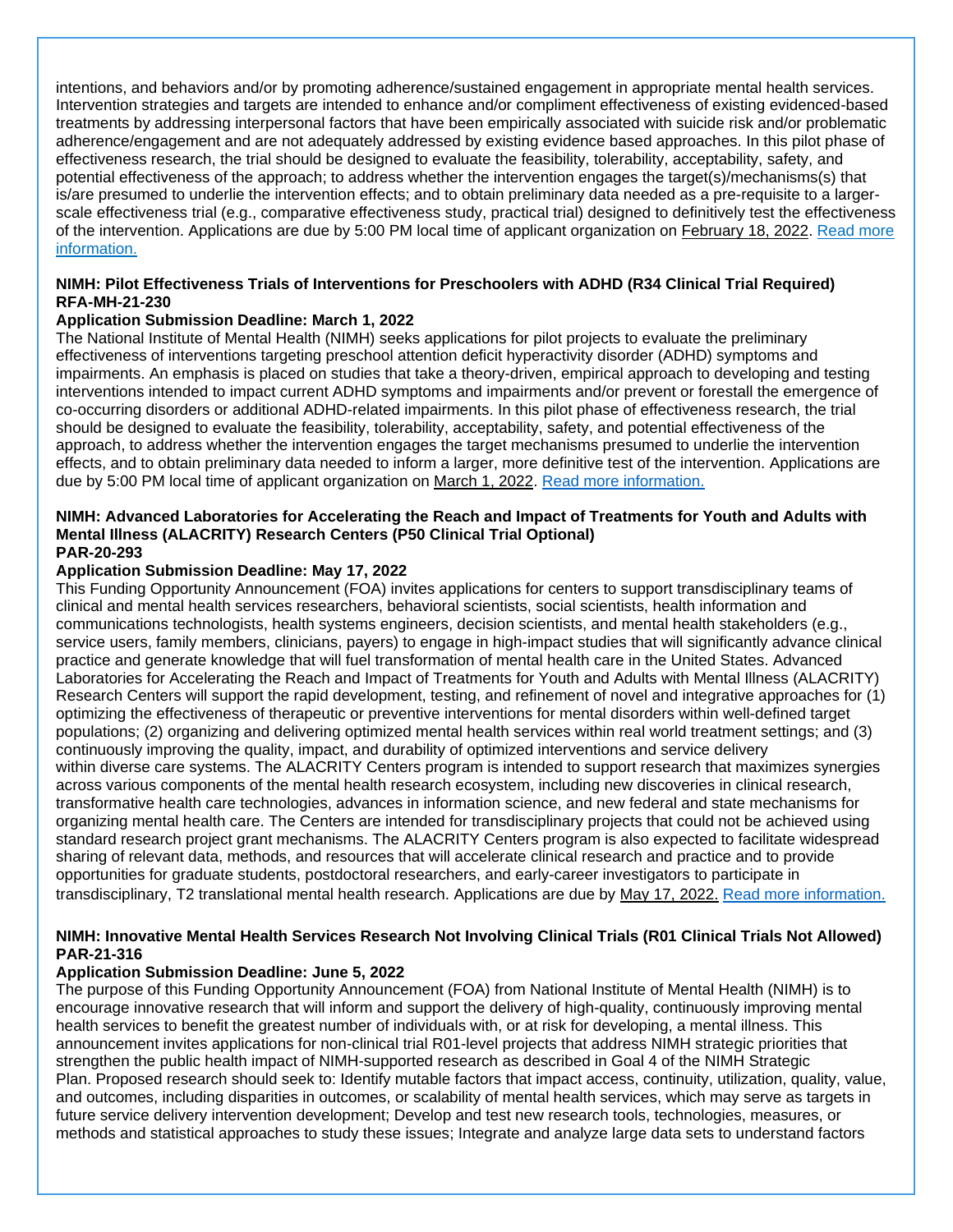intentions, and behaviors and/or by promoting adherence/sustained engagement in appropriate mental health services. Intervention strategies and targets are intended to enhance and/or compliment effectiveness of existing evidenced-based treatments by addressing interpersonal factors that have been empirically associated with suicide risk and/or problematic adherence/engagement and are not adequately addressed by existing evidence based approaches. In this pilot phase of effectiveness research, the trial should be designed to evaluate the feasibility, tolerability, acceptability, safety, and potential effectiveness of the approach; to address whether the intervention engages the target(s)/mechanisms(s) that is/are presumed to underlie the intervention effects; and to obtain preliminary data needed as a pre-requisite to a larger-scale effectiveness trial (e.g., comparative effectiveness study, practical trial) designed to definitively test the effectiveness of the intervention. Applications are due by 5:00 PM local time of applicant organization on February 18, 2022. Read more information.

**NIMH: Pilot Effectiveness Trials of Interventions for Preschoolers with ADHD (R34 Clinical Trial Required) RFA-MH-21-230**

**Application Submission Deadline: March 1, 2022**

The National Institute of Mental Health (NIMH) seeks applications for pilot projects to evaluate the preliminary effectiveness of interventions targeting preschool attention deficit hyperactivity disorder (ADHD) symptoms and impairments. An emphasis is placed on studies that take a theory-driven, empirical approach to developing and testing interventions intended to impact current ADHD symptoms and impairments and/or prevent or forestall the emergence of co-occurring disorders or additional ADHD-related impairments. In this pilot phase of effectiveness research, the trial should be designed to evaluate the feasibility, tolerability, acceptability, safety, and potential effectiveness of the approach, to address whether the intervention engages the target mechanisms presumed to underlie the intervention effects, and to obtain preliminary data needed to inform a larger, more definitive test of the intervention. Applications are due by 5:00 PM local time of applicant organization on March 1, 2022. Read more information.

**NIMH: Advanced Laboratories for Accelerating the Reach and Impact of Treatments for Youth and Adults with Mental Illness (ALACRITY) Research Centers (P50 Clinical Trial Optional)**
**PAR-20-293**

**Application Submission Deadline: May 17, 2022**

This Funding Opportunity Announcement (FOA) invites applications for centers to support transdisciplinary teams of clinical and mental health services researchers, behavioral scientists, social scientists, health information and communications technologists, health systems engineers, decision scientists, and mental health stakeholders (e.g., service users, family members, clinicians, payers) to engage in high-impact studies that will significantly advance clinical practice and generate knowledge that will fuel transformation of mental health care in the United States. Advanced Laboratories for Accelerating the Reach and Impact of Treatments for Youth and Adults with Mental Illness (ALACRITY) Research Centers will support the rapid development, testing, and refinement of novel and integrative approaches for (1) optimizing the effectiveness of therapeutic or preventive interventions for mental disorders within well-defined target populations; (2) organizing and delivering optimized mental health services within real world treatment settings; and (3) continuously improving the quality, impact, and durability of optimized interventions and service delivery within diverse care systems. The ALACRITY Centers program is intended to support research that maximizes synergies across various components of the mental health research ecosystem, including new discoveries in clinical research, transformative health care technologies, advances in information science, and new federal and state mechanisms for organizing mental health care. The Centers are intended for transdisciplinary projects that could not be achieved using standard research project grant mechanisms. The ALACRITY Centers program is also expected to facilitate widespread sharing of relevant data, methods, and resources that will accelerate clinical research and practice and to provide opportunities for graduate students, postdoctoral researchers, and early-career investigators to participate in transdisciplinary, T2 translational mental health research. Applications are due by May 17, 2022. Read more information.

**NIMH: Innovative Mental Health Services Research Not Involving Clinical Trials (R01 Clinical Trials Not Allowed) PAR-21-316**

**Application Submission Deadline: June 5, 2022**

The purpose of this Funding Opportunity Announcement (FOA) from National Institute of Mental Health (NIMH) is to encourage innovative research that will inform and support the delivery of high-quality, continuously improving mental health services to benefit the greatest number of individuals with, or at risk for developing, a mental illness. This announcement invites applications for non-clinical trial R01-level projects that address NIMH strategic priorities that strengthen the public health impact of NIMH-supported research as described in Goal 4 of the NIMH Strategic Plan. Proposed research should seek to: Identify mutable factors that impact access, continuity, utilization, quality, value, and outcomes, including disparities in outcomes, or scalability of mental health services, which may serve as targets in future service delivery intervention development; Develop and test new research tools, technologies, measures, or methods and statistical approaches to study these issues; Integrate and analyze large data sets to understand factors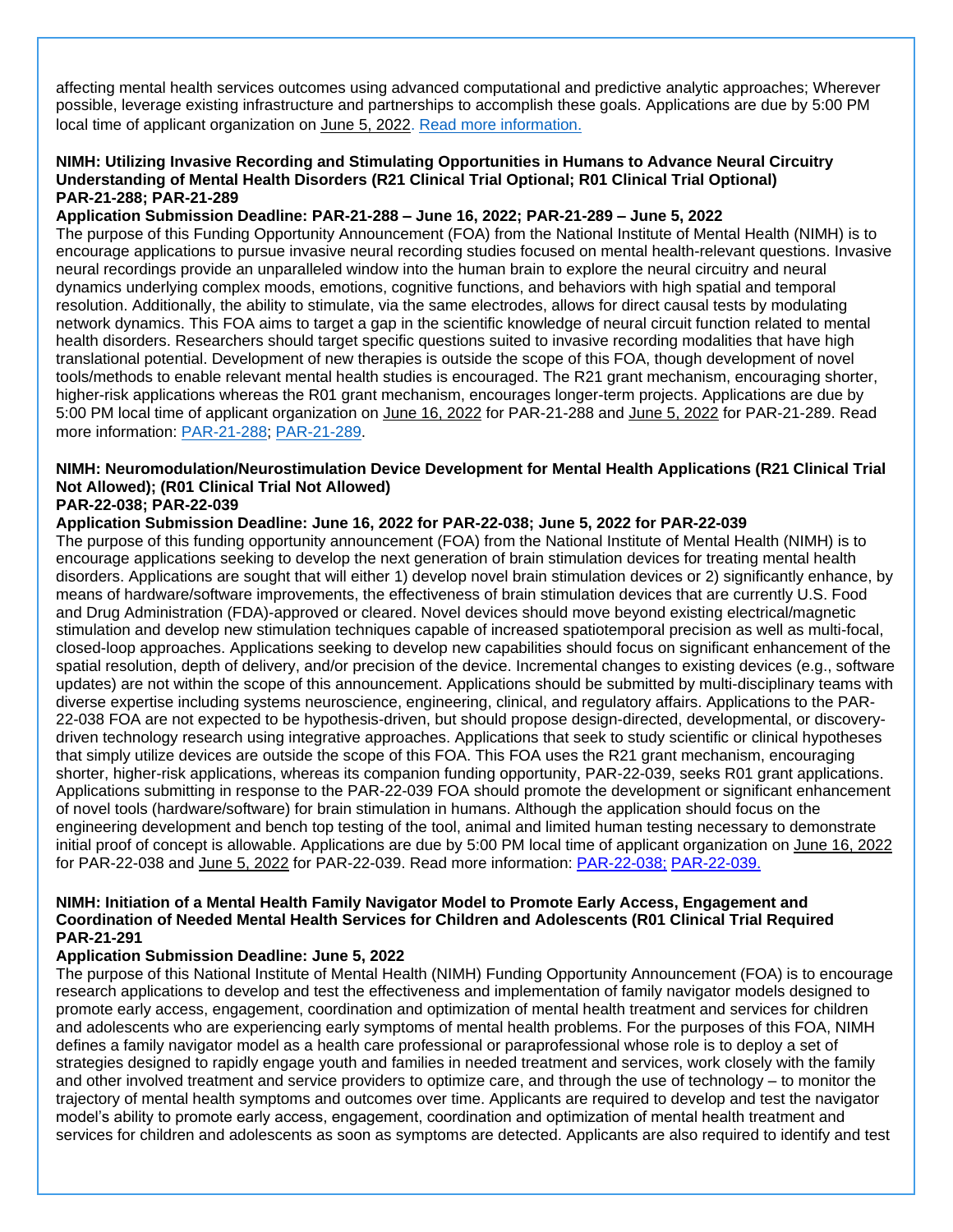affecting mental health services outcomes using advanced computational and predictive analytic approaches; Wherever possible, leverage existing infrastructure and partnerships to accomplish these goals. Applications are due by 5:00 PM local time of applicant organization on June 5, 2022. [Read more information.]

**NIMH: Utilizing Invasive Recording and Stimulating Opportunities in Humans to Advance Neural Circuitry Understanding of Mental Health Disorders (R21 Clinical Trial Optional; R01 Clinical Trial Optional)**
**PAR-21-288; PAR-21-289**

**Application Submission Deadline: PAR-21-288 – June 16, 2022; PAR-21-289 – June 5, 2022**

The purpose of this Funding Opportunity Announcement (FOA) from the National Institute of Mental Health (NIMH) is to encourage applications to pursue invasive neural recording studies focused on mental health-relevant questions. Invasive neural recordings provide an unparalleled window into the human brain to explore the neural circuitry and neural dynamics underlying complex moods, emotions, cognitive functions, and behaviors with high spatial and temporal resolution. Additionally, the ability to stimulate, via the same electrodes, allows for direct causal tests by modulating network dynamics. This FOA aims to target a gap in the scientific knowledge of neural circuit function related to mental health disorders. Researchers should target specific questions suited to invasive recording modalities that have high translational potential. Development of new therapies is outside the scope of this FOA, though development of novel tools/methods to enable relevant mental health studies is encouraged. The R21 grant mechanism, encouraging shorter, higher-risk applications whereas the R01 grant mechanism, encourages longer-term projects. Applications are due by 5:00 PM local time of applicant organization on June 16, 2022 for PAR-21-288 and June 5, 2022 for PAR-21-289. Read more information: PAR-21-288; PAR-21-289.

**NIMH: Neuromodulation/Neurostimulation Device Development for Mental Health Applications (R21 Clinical Trial Not Allowed); (R01 Clinical Trial Not Allowed)**
**PAR-22-038; PAR-22-039**

**Application Submission Deadline: June 16, 2022 for PAR-22-038; June 5, 2022 for PAR-22-039**

The purpose of this funding opportunity announcement (FOA) from the National Institute of Mental Health (NIMH) is to encourage applications seeking to develop the next generation of brain stimulation devices for treating mental health disorders. Applications are sought that will either 1) develop novel brain stimulation devices or 2) significantly enhance, by means of hardware/software improvements, the effectiveness of brain stimulation devices that are currently U.S. Food and Drug Administration (FDA)-approved or cleared. Novel devices should move beyond existing electrical/magnetic stimulation and develop new stimulation techniques capable of increased spatiotemporal precision as well as multi-focal, closed-loop approaches. Applications seeking to develop new capabilities should focus on significant enhancement of the spatial resolution, depth of delivery, and/or precision of the device. Incremental changes to existing devices (e.g., software updates) are not within the scope of this announcement. Applications should be submitted by multi-disciplinary teams with diverse expertise including systems neuroscience, engineering, clinical, and regulatory affairs. Applications to the PAR-22-038 FOA are not expected to be hypothesis-driven, but should propose design-directed, developmental, or discovery-driven technology research using integrative approaches. Applications that seek to study scientific or clinical hypotheses that simply utilize devices are outside the scope of this FOA. This FOA uses the R21 grant mechanism, encouraging shorter, higher-risk applications, whereas its companion funding opportunity, PAR-22-039, seeks R01 grant applications. Applications submitting in response to the PAR-22-039 FOA should promote the development or significant enhancement of novel tools (hardware/software) for brain stimulation in humans. Although the application should focus on the engineering development and bench top testing of the tool, animal and limited human testing necessary to demonstrate initial proof of concept is allowable. Applications are due by 5:00 PM local time of applicant organization on June 16, 2022 for PAR-22-038 and June 5, 2022 for PAR-22-039. Read more information: PAR-22-038; PAR-22-039.

**NIMH: Initiation of a Mental Health Family Navigator Model to Promote Early Access, Engagement and Coordination of Needed Mental Health Services for Children and Adolescents (R01 Clinical Trial Required**
**PAR-21-291**

**Application Submission Deadline: June 5, 2022**

The purpose of this National Institute of Mental Health (NIMH) Funding Opportunity Announcement (FOA) is to encourage research applications to develop and test the effectiveness and implementation of family navigator models designed to promote early access, engagement, coordination and optimization of mental health treatment and services for children and adolescents who are experiencing early symptoms of mental health problems. For the purposes of this FOA, NIMH defines a family navigator model as a health care professional or paraprofessional whose role is to deploy a set of strategies designed to rapidly engage youth and families in needed treatment and services, work closely with the family and other involved treatment and service providers to optimize care, and through the use of technology – to monitor the trajectory of mental health symptoms and outcomes over time. Applicants are required to develop and test the navigator model's ability to promote early access, engagement, coordination and optimization of mental health treatment and services for children and adolescents as soon as symptoms are detected. Applicants are also required to identify and test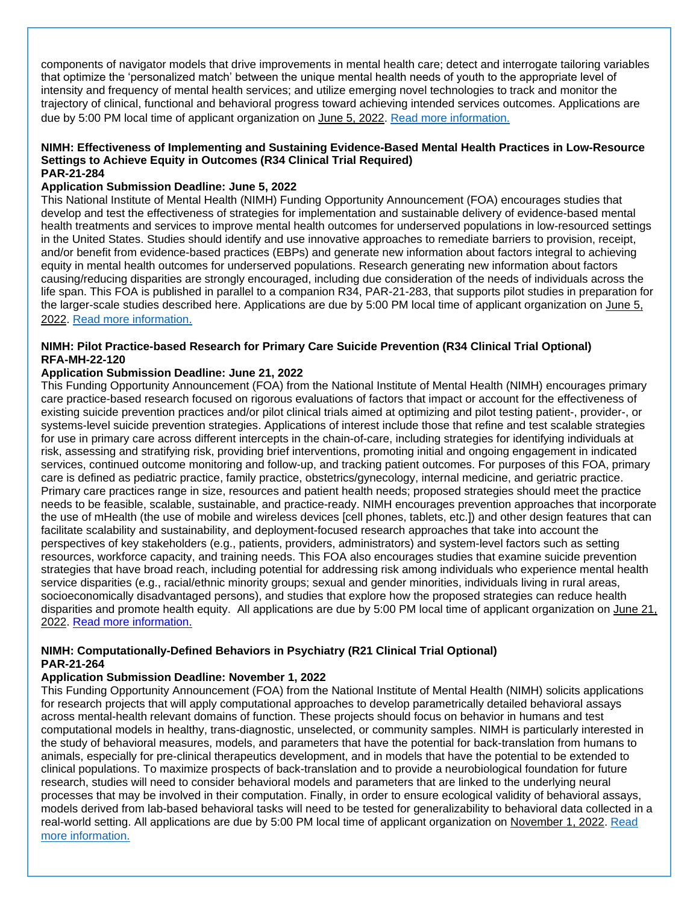components of navigator models that drive improvements in mental health care; detect and interrogate tailoring variables that optimize the 'personalized match' between the unique mental health needs of youth to the appropriate level of intensity and frequency of mental health services; and utilize emerging novel technologies to track and monitor the trajectory of clinical, functional and behavioral progress toward achieving intended services outcomes. Applications are due by 5:00 PM local time of applicant organization on June 5, 2022. Read more information.

**NIMH: Effectiveness of Implementing and Sustaining Evidence-Based Mental Health Practices in Low-Resource Settings to Achieve Equity in Outcomes (R34 Clinical Trial Required)**
**PAR-21-284**

**Application Submission Deadline: June 5, 2022**

This National Institute of Mental Health (NIMH) Funding Opportunity Announcement (FOA) encourages studies that develop and test the effectiveness of strategies for implementation and sustainable delivery of evidence-based mental health treatments and services to improve mental health outcomes for underserved populations in low-resourced settings in the United States. Studies should identify and use innovative approaches to remediate barriers to provision, receipt, and/or benefit from evidence-based practices (EBPs) and generate new information about factors integral to achieving equity in mental health outcomes for underserved populations. Research generating new information about factors causing/reducing disparities are strongly encouraged, including due consideration of the needs of individuals across the life span. This FOA is published in parallel to a companion R34, PAR-21-283, that supports pilot studies in preparation for the larger-scale studies described here. Applications are due by 5:00 PM local time of applicant organization on June 5, 2022. Read more information.

**NIMH: Pilot Practice-based Research for Primary Care Suicide Prevention (R34 Clinical Trial Optional)**
**RFA-MH-22-120**

**Application Submission Deadline: June 21, 2022**

This Funding Opportunity Announcement (FOA) from the National Institute of Mental Health (NIMH) encourages primary care practice-based research focused on rigorous evaluations of factors that impact or account for the effectiveness of existing suicide prevention practices and/or pilot clinical trials aimed at optimizing and pilot testing patient-, provider-, or systems-level suicide prevention strategies. Applications of interest include those that refine and test scalable strategies for use in primary care across different intercepts in the chain-of-care, including strategies for identifying individuals at risk, assessing and stratifying risk, providing brief interventions, promoting initial and ongoing engagement in indicated services, continued outcome monitoring and follow-up, and tracking patient outcomes. For purposes of this FOA, primary care is defined as pediatric practice, family practice, obstetrics/gynecology, internal medicine, and geriatric practice. Primary care practices range in size, resources and patient health needs; proposed strategies should meet the practice needs to be feasible, scalable, sustainable, and practice-ready. NIMH encourages prevention approaches that incorporate the use of mHealth (the use of mobile and wireless devices [cell phones, tablets, etc.]) and other design features that can facilitate scalability and sustainability, and deployment-focused research approaches that take into account the perspectives of key stakeholders (e.g., patients, providers, administrators) and system-level factors such as setting resources, workforce capacity, and training needs. This FOA also encourages studies that examine suicide prevention strategies that have broad reach, including potential for addressing risk among individuals who experience mental health service disparities (e.g., racial/ethnic minority groups; sexual and gender minorities, individuals living in rural areas, socioeconomically disadvantaged persons), and studies that explore how the proposed strategies can reduce health disparities and promote health equity. All applications are due by 5:00 PM local time of applicant organization on June 21, 2022. Read more information.

**NIMH: Computationally-Defined Behaviors in Psychiatry (R21 Clinical Trial Optional)**
**PAR-21-264**

**Application Submission Deadline: November 1, 2022**

This Funding Opportunity Announcement (FOA) from the National Institute of Mental Health (NIMH) solicits applications for research projects that will apply computational approaches to develop parametrically detailed behavioral assays across mental-health relevant domains of function. These projects should focus on behavior in humans and test computational models in healthy, trans-diagnostic, unselected, or community samples. NIMH is particularly interested in the study of behavioral measures, models, and parameters that have the potential for back-translation from humans to animals, especially for pre-clinical therapeutics development, and in models that have the potential to be extended to clinical populations. To maximize prospects of back-translation and to provide a neurobiological foundation for future research, studies will need to consider behavioral models and parameters that are linked to the underlying neural processes that may be involved in their computation. Finally, in order to ensure ecological validity of behavioral assays, models derived from lab-based behavioral tasks will need to be tested for generalizability to behavioral data collected in a real-world setting. All applications are due by 5:00 PM local time of applicant organization on November 1, 2022. Read more information.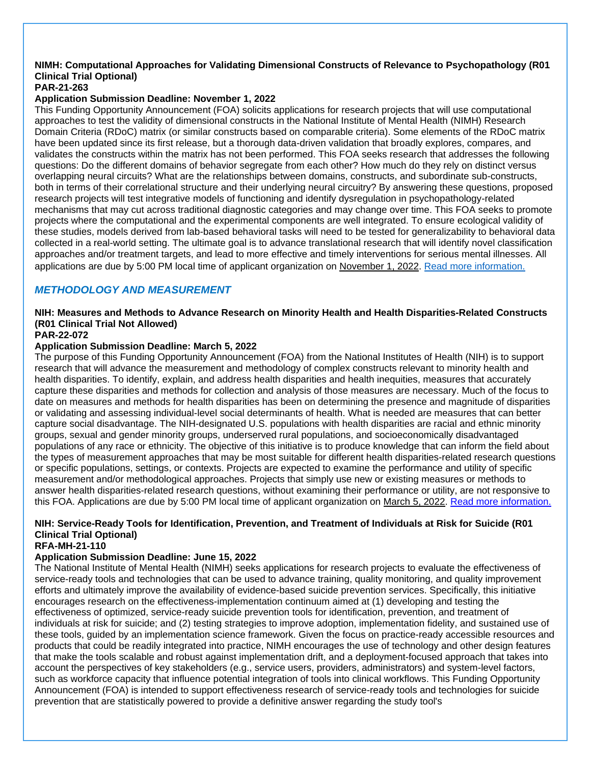**NIMH: Computational Approaches for Validating Dimensional Constructs of Relevance to Psychopathology (R01 Clinical Trial Optional)**
**PAR-21-263**
**Application Submission Deadline: November 1, 2022**
This Funding Opportunity Announcement (FOA) solicits applications for research projects that will use computational approaches to test the validity of dimensional constructs in the National Institute of Mental Health (NIMH) Research Domain Criteria (RDoC) matrix (or similar constructs based on comparable criteria). Some elements of the RDoC matrix have been updated since its first release, but a thorough data-driven validation that broadly explores, compares, and validates the constructs within the matrix has not been performed. This FOA seeks research that addresses the following questions: Do the different domains of behavior segregate from each other? How much do they rely on distinct versus overlapping neural circuits? What are the relationships between domains, constructs, and subordinate sub-constructs, both in terms of their correlational structure and their underlying neural circuitry? By answering these questions, proposed research projects will test integrative models of functioning and identify dysregulation in psychopathology-related mechanisms that may cut across traditional diagnostic categories and may change over time. This FOA seeks to promote projects where the computational and the experimental components are well integrated. To ensure ecological validity of these studies, models derived from lab-based behavioral tasks will need to be tested for generalizability to behavioral data collected in a real-world setting. The ultimate goal is to advance translational research that will identify novel classification approaches and/or treatment targets, and lead to more effective and timely interventions for serious mental illnesses. All applications are due by 5:00 PM local time of applicant organization on November 1, 2022. [Read more information.]

## *METHODOLOGY AND MEASUREMENT*

**NIH: Measures and Methods to Advance Research on Minority Health and Health Disparities-Related Constructs (R01 Clinical Trial Not Allowed)**
**PAR-22-072**
**Application Submission Deadline: March 5, 2022**
The purpose of this Funding Opportunity Announcement (FOA) from the National Institutes of Health (NIH) is to support research that will advance the measurement and methodology of complex constructs relevant to minority health and health disparities. To identify, explain, and address health disparities and health inequities, measures that accurately capture these disparities and methods for collection and analysis of those measures are necessary. Much of the focus to date on measures and methods for health disparities has been on determining the presence and magnitude of disparities or validating and assessing individual-level social determinants of health. What is needed are measures that can better capture social disadvantage. The NIH-designated U.S. populations with health disparities are racial and ethnic minority groups, sexual and gender minority groups, underserved rural populations, and socioeconomically disadvantaged populations of any race or ethnicity. The objective of this initiative is to produce knowledge that can inform the field about the types of measurement approaches that may be most suitable for different health disparities-related research questions or specific populations, settings, or contexts. Projects are expected to examine the performance and utility of specific measurement and/or methodological approaches. Projects that simply use new or existing measures or methods to answer health disparities-related research questions, without examining their performance or utility, are not responsive to this FOA. Applications are due by 5:00 PM local time of applicant organization on March 5, 2022. [Read more information.]

**NIH: Service-Ready Tools for Identification, Prevention, and Treatment of Individuals at Risk for Suicide (R01 Clinical Trial Optional)**
**RFA-MH-21-110**
**Application Submission Deadline: June 15, 2022**
The National Institute of Mental Health (NIMH) seeks applications for research projects to evaluate the effectiveness of service-ready tools and technologies that can be used to advance training, quality monitoring, and quality improvement efforts and ultimately improve the availability of evidence-based suicide prevention services. Specifically, this initiative encourages research on the effectiveness-implementation continuum aimed at (1) developing and testing the effectiveness of optimized, service-ready suicide prevention tools for identification, prevention, and treatment of individuals at risk for suicide; and (2) testing strategies to improve adoption, implementation fidelity, and sustained use of these tools, guided by an implementation science framework. Given the focus on practice-ready accessible resources and products that could be readily integrated into practice, NIMH encourages the use of technology and other design features that make the tools scalable and robust against implementation drift, and a deployment-focused approach that takes into account the perspectives of key stakeholders (e.g., service users, providers, administrators) and system-level factors, such as workforce capacity that influence potential integration of tools into clinical workflows. This Funding Opportunity Announcement (FOA) is intended to support effectiveness research of service-ready tools and technologies for suicide prevention that are statistically powered to provide a definitive answer regarding the study tool's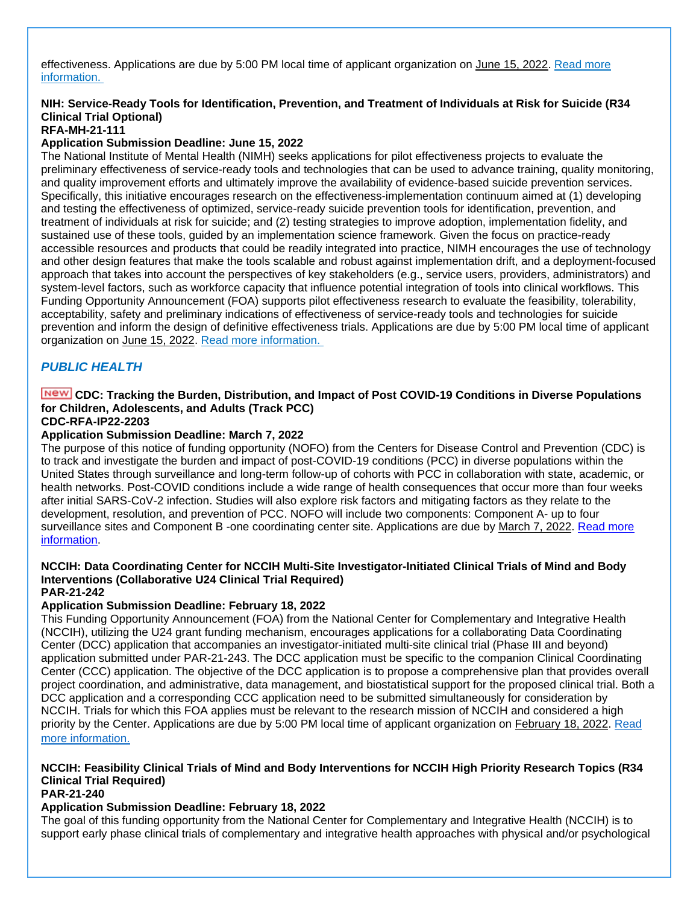effectiveness. Applications are due by 5:00 PM local time of applicant organization on June 15, 2022. Read more information.

**NIH: Service-Ready Tools for Identification, Prevention, and Treatment of Individuals at Risk for Suicide (R34 Clinical Trial Optional)**
**RFA-MH-21-111**
**Application Submission Deadline: June 15, 2022**
The National Institute of Mental Health (NIMH) seeks applications for pilot effectiveness projects to evaluate the preliminary effectiveness of service-ready tools and technologies that can be used to advance training, quality monitoring, and quality improvement efforts and ultimately improve the availability of evidence-based suicide prevention services. Specifically, this initiative encourages research on the effectiveness-implementation continuum aimed at (1) developing and testing the effectiveness of optimized, service-ready suicide prevention tools for identification, prevention, and treatment of individuals at risk for suicide; and (2) testing strategies to improve adoption, implementation fidelity, and sustained use of these tools, guided by an implementation science framework. Given the focus on practice-ready accessible resources and products that could be readily integrated into practice, NIMH encourages the use of technology and other design features that make the tools scalable and robust against implementation drift, and a deployment-focused approach that takes into account the perspectives of key stakeholders (e.g., service users, providers, administrators) and system-level factors, such as workforce capacity that influence potential integration of tools into clinical workflows. This Funding Opportunity Announcement (FOA) supports pilot effectiveness research to evaluate the feasibility, tolerability, acceptability, safety and preliminary indications of effectiveness of service-ready tools and technologies for suicide prevention and inform the design of definitive effectiveness trials. Applications are due by 5:00 PM local time of applicant organization on June 15, 2022. Read more information.

## *PUBLIC HEALTH*

**NEW CDC: Tracking the Burden, Distribution, and Impact of Post COVID-19 Conditions in Diverse Populations for Children, Adolescents, and Adults (Track PCC)**
**CDC-RFA-IP22-2203**
**Application Submission Deadline: March 7, 2022**
The purpose of this notice of funding opportunity (NOFO) from the Centers for Disease Control and Prevention (CDC) is to track and investigate the burden and impact of post-COVID-19 conditions (PCC) in diverse populations within the United States through surveillance and long-term follow-up of cohorts with PCC in collaboration with state, academic, or health networks. Post-COVID conditions include a wide range of health consequences that occur more than four weeks after initial SARS-CoV-2 infection. Studies will also explore risk factors and mitigating factors as they relate to the development, resolution, and prevention of PCC. NOFO will include two components: Component A- up to four surveillance sites and Component B -one coordinating center site. Applications are due by March 7, 2022. Read more information.

**NCCIH: Data Coordinating Center for NCCIH Multi-Site Investigator-Initiated Clinical Trials of Mind and Body Interventions (Collaborative U24 Clinical Trial Required)**
**PAR-21-242**
**Application Submission Deadline: February 18, 2022**
This Funding Opportunity Announcement (FOA) from the National Center for Complementary and Integrative Health (NCCIH), utilizing the U24 grant funding mechanism, encourages applications for a collaborating Data Coordinating Center (DCC) application that accompanies an investigator-initiated multi-site clinical trial (Phase III and beyond) application submitted under PAR-21-243. The DCC application must be specific to the companion Clinical Coordinating Center (CCC) application. The objective of the DCC application is to propose a comprehensive plan that provides overall project coordination, and administrative, data management, and biostatistical support for the proposed clinical trial. Both a DCC application and a corresponding CCC application need to be submitted simultaneously for consideration by NCCIH. Trials for which this FOA applies must be relevant to the research mission of NCCIH and considered a high priority by the Center. Applications are due by 5:00 PM local time of applicant organization on February 18, 2022. Read more information.

**NCCIH: Feasibility Clinical Trials of Mind and Body Interventions for NCCIH High Priority Research Topics (R34 Clinical Trial Required)**
**PAR-21-240**
**Application Submission Deadline: February 18, 2022**
The goal of this funding opportunity from the National Center for Complementary and Integrative Health (NCCIH) is to support early phase clinical trials of complementary and integrative health approaches with physical and/or psychological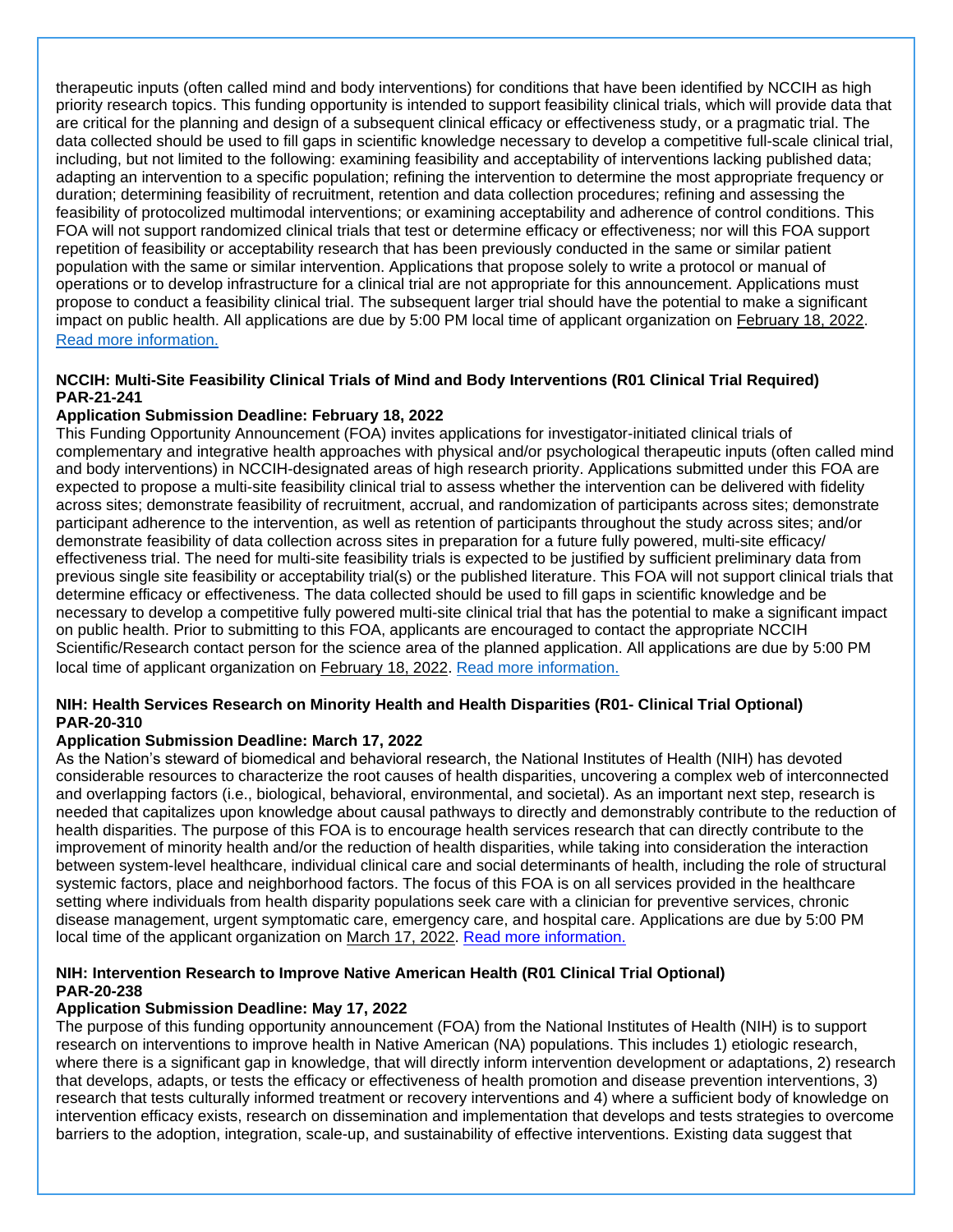therapeutic inputs (often called mind and body interventions) for conditions that have been identified by NCCIH as high priority research topics. This funding opportunity is intended to support feasibility clinical trials, which will provide data that are critical for the planning and design of a subsequent clinical efficacy or effectiveness study, or a pragmatic trial. The data collected should be used to fill gaps in scientific knowledge necessary to develop a competitive full-scale clinical trial, including, but not limited to the following: examining feasibility and acceptability of interventions lacking published data; adapting an intervention to a specific population; refining the intervention to determine the most appropriate frequency or duration; determining feasibility of recruitment, retention and data collection procedures; refining and assessing the feasibility of protocolized multimodal interventions; or examining acceptability and adherence of control conditions. This FOA will not support randomized clinical trials that test or determine efficacy or effectiveness; nor will this FOA support repetition of feasibility or acceptability research that has been previously conducted in the same or similar patient population with the same or similar intervention. Applications that propose solely to write a protocol or manual of operations or to develop infrastructure for a clinical trial are not appropriate for this announcement. Applications must propose to conduct a feasibility clinical trial. The subsequent larger trial should have the potential to make a significant impact on public health. All applications are due by 5:00 PM local time of applicant organization on February 18, 2022. Read more information.

**NCCIH: Multi-Site Feasibility Clinical Trials of Mind and Body Interventions (R01 Clinical Trial Required) PAR-21-241**

**Application Submission Deadline: February 18, 2022**

This Funding Opportunity Announcement (FOA) invites applications for investigator-initiated clinical trials of complementary and integrative health approaches with physical and/or psychological therapeutic inputs (often called mind and body interventions) in NCCIH-designated areas of high research priority. Applications submitted under this FOA are expected to propose a multi-site feasibility clinical trial to assess whether the intervention can be delivered with fidelity across sites; demonstrate feasibility of recruitment, accrual, and randomization of participants across sites; demonstrate participant adherence to the intervention, as well as retention of participants throughout the study across sites; and/or demonstrate feasibility of data collection across sites in preparation for a future fully powered, multi-site efficacy/effectiveness trial. The need for multi-site feasibility trials is expected to be justified by sufficient preliminary data from previous single site feasibility or acceptability trial(s) or the published literature. This FOA will not support clinical trials that determine efficacy or effectiveness. The data collected should be used to fill gaps in scientific knowledge and be necessary to develop a competitive fully powered multi-site clinical trial that has the potential to make a significant impact on public health. Prior to submitting to this FOA, applicants are encouraged to contact the appropriate NCCIH Scientific/Research contact person for the science area of the planned application. All applications are due by 5:00 PM local time of applicant organization on February 18, 2022. Read more information.

**NIH: Health Services Research on Minority Health and Health Disparities (R01- Clinical Trial Optional) PAR-20-310**

**Application Submission Deadline: March 17, 2022**

As the Nation's steward of biomedical and behavioral research, the National Institutes of Health (NIH) has devoted considerable resources to characterize the root causes of health disparities, uncovering a complex web of interconnected and overlapping factors (i.e., biological, behavioral, environmental, and societal). As an important next step, research is needed that capitalizes upon knowledge about causal pathways to directly and demonstrably contribute to the reduction of health disparities. The purpose of this FOA is to encourage health services research that can directly contribute to the improvement of minority health and/or the reduction of health disparities, while taking into consideration the interaction between system-level healthcare, individual clinical care and social determinants of health, including the role of structural systemic factors, place and neighborhood factors. The focus of this FOA is on all services provided in the healthcare setting where individuals from health disparity populations seek care with a clinician for preventive services, chronic disease management, urgent symptomatic care, emergency care, and hospital care. Applications are due by 5:00 PM local time of the applicant organization on March 17, 2022. Read more information.

**NIH: Intervention Research to Improve Native American Health (R01 Clinical Trial Optional) PAR-20-238**

**Application Submission Deadline: May 17, 2022**

The purpose of this funding opportunity announcement (FOA) from the National Institutes of Health (NIH) is to support research on interventions to improve health in Native American (NA) populations. This includes 1) etiologic research, where there is a significant gap in knowledge, that will directly inform intervention development or adaptations, 2) research that develops, adapts, or tests the efficacy or effectiveness of health promotion and disease prevention interventions, 3) research that tests culturally informed treatment or recovery interventions and 4) where a sufficient body of knowledge on intervention efficacy exists, research on dissemination and implementation that develops and tests strategies to overcome barriers to the adoption, integration, scale-up, and sustainability of effective interventions. Existing data suggest that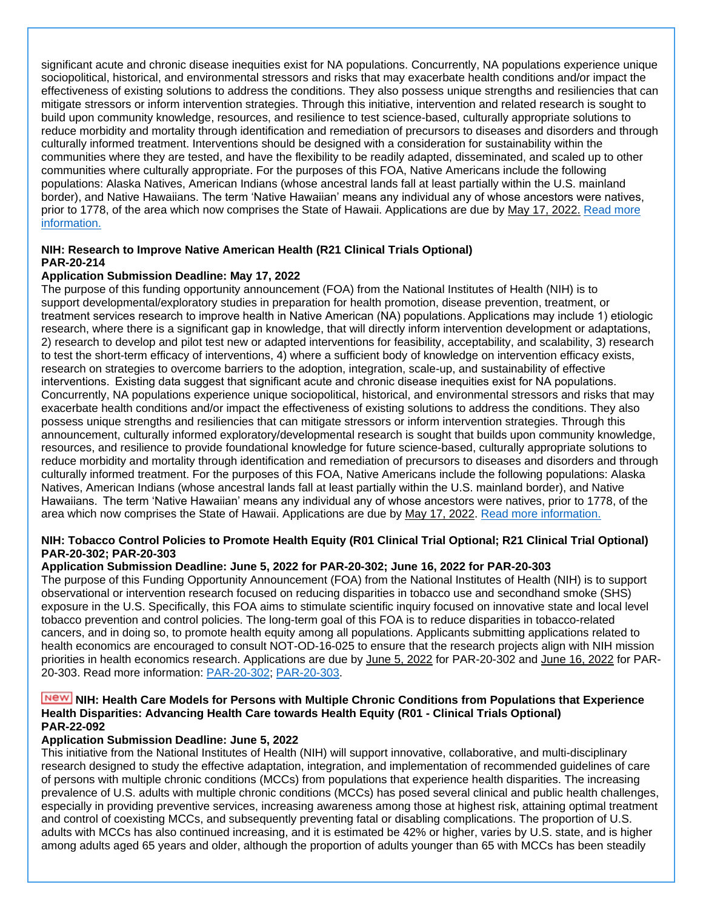significant acute and chronic disease inequities exist for NA populations. Concurrently, NA populations experience unique sociopolitical, historical, and environmental stressors and risks that may exacerbate health conditions and/or impact the effectiveness of existing solutions to address the conditions. They also possess unique strengths and resiliencies that can mitigate stressors or inform intervention strategies. Through this initiative, intervention and related research is sought to build upon community knowledge, resources, and resilience to test science-based, culturally appropriate solutions to reduce morbidity and mortality through identification and remediation of precursors to diseases and disorders and through culturally informed treatment. Interventions should be designed with a consideration for sustainability within the communities where they are tested, and have the flexibility to be readily adapted, disseminated, and scaled up to other communities where culturally appropriate. For the purposes of this FOA, Native Americans include the following populations: Alaska Natives, American Indians (whose ancestral lands fall at least partially within the U.S. mainland border), and Native Hawaiians. The term 'Native Hawaiian' means any individual any of whose ancestors were natives, prior to 1778, of the area which now comprises the State of Hawaii. Applications are due by May 17, 2022. [Read more information.]

**NIH: Research to Improve Native American Health (R21 Clinical Trials Optional)**
**PAR-20-214**
**Application Submission Deadline: May 17, 2022**

The purpose of this funding opportunity announcement (FOA) from the National Institutes of Health (NIH) is to support developmental/exploratory studies in preparation for health promotion, disease prevention, treatment, or treatment services research to improve health in Native American (NA) populations. Applications may include 1) etiologic research, where there is a significant gap in knowledge, that will directly inform intervention development or adaptations, 2) research to develop and pilot test new or adapted interventions for feasibility, acceptability, and scalability, 3) research to test the short-term efficacy of interventions, 4) where a sufficient body of knowledge on intervention efficacy exists, research on strategies to overcome barriers to the adoption, integration, scale-up, and sustainability of effective interventions. Existing data suggest that significant acute and chronic disease inequities exist for NA populations. Concurrently, NA populations experience unique sociopolitical, historical, and environmental stressors and risks that may exacerbate health conditions and/or impact the effectiveness of existing solutions to address the conditions. They also possess unique strengths and resiliencies that can mitigate stressors or inform intervention strategies. Through this announcement, culturally informed exploratory/developmental research is sought that builds upon community knowledge, resources, and resilience to provide foundational knowledge for future science-based, culturally appropriate solutions to reduce morbidity and mortality through identification and remediation of precursors to diseases and disorders and through culturally informed treatment. For the purposes of this FOA, Native Americans include the following populations: Alaska Natives, American Indians (whose ancestral lands fall at least partially within the U.S. mainland border), and Native Hawaiians. The term 'Native Hawaiian' means any individual any of whose ancestors were natives, prior to 1778, of the area which now comprises the State of Hawaii. Applications are due by May 17, 2022. [Read more information.]

**NIH: Tobacco Control Policies to Promote Health Equity (R01 Clinical Trial Optional; R21 Clinical Trial Optional)**
**PAR-20-302; PAR-20-303**
**Application Submission Deadline: June 5, 2022 for PAR-20-302; June 16, 2022 for PAR-20-303**

The purpose of this Funding Opportunity Announcement (FOA) from the National Institutes of Health (NIH) is to support observational or intervention research focused on reducing disparities in tobacco use and secondhand smoke (SHS) exposure in the U.S. Specifically, this FOA aims to stimulate scientific inquiry focused on innovative state and local level tobacco prevention and control policies. The long-term goal of this FOA is to reduce disparities in tobacco-related cancers, and in doing so, to promote health equity among all populations. Applicants submitting applications related to health economics are encouraged to consult NOT-OD-16-025 to ensure that the research projects align with NIH mission priorities in health economics research. Applications are due by June 5, 2022 for PAR-20-302 and June 16, 2022 for PAR-20-303. Read more information: [PAR-20-302]; [PAR-20-303].

**New NIH: Health Care Models for Persons with Multiple Chronic Conditions from Populations that Experience Health Disparities: Advancing Health Care towards Health Equity (R01 - Clinical Trials Optional)**
**PAR-22-092**
**Application Submission Deadline: June 5, 2022**

This initiative from the National Institutes of Health (NIH) will support innovative, collaborative, and multi-disciplinary research designed to study the effective adaptation, integration, and implementation of recommended guidelines of care of persons with multiple chronic conditions (MCCs) from populations that experience health disparities. The increasing prevalence of U.S. adults with multiple chronic conditions (MCCs) has posed several clinical and public health challenges, especially in providing preventive services, increasing awareness among those at highest risk, attaining optimal treatment and control of coexisting MCCs, and subsequently preventing fatal or disabling complications. The proportion of U.S. adults with MCCs has also continued increasing, and it is estimated be 42% or higher, varies by U.S. state, and is higher among adults aged 65 years and older, although the proportion of adults younger than 65 with MCCs has been steadily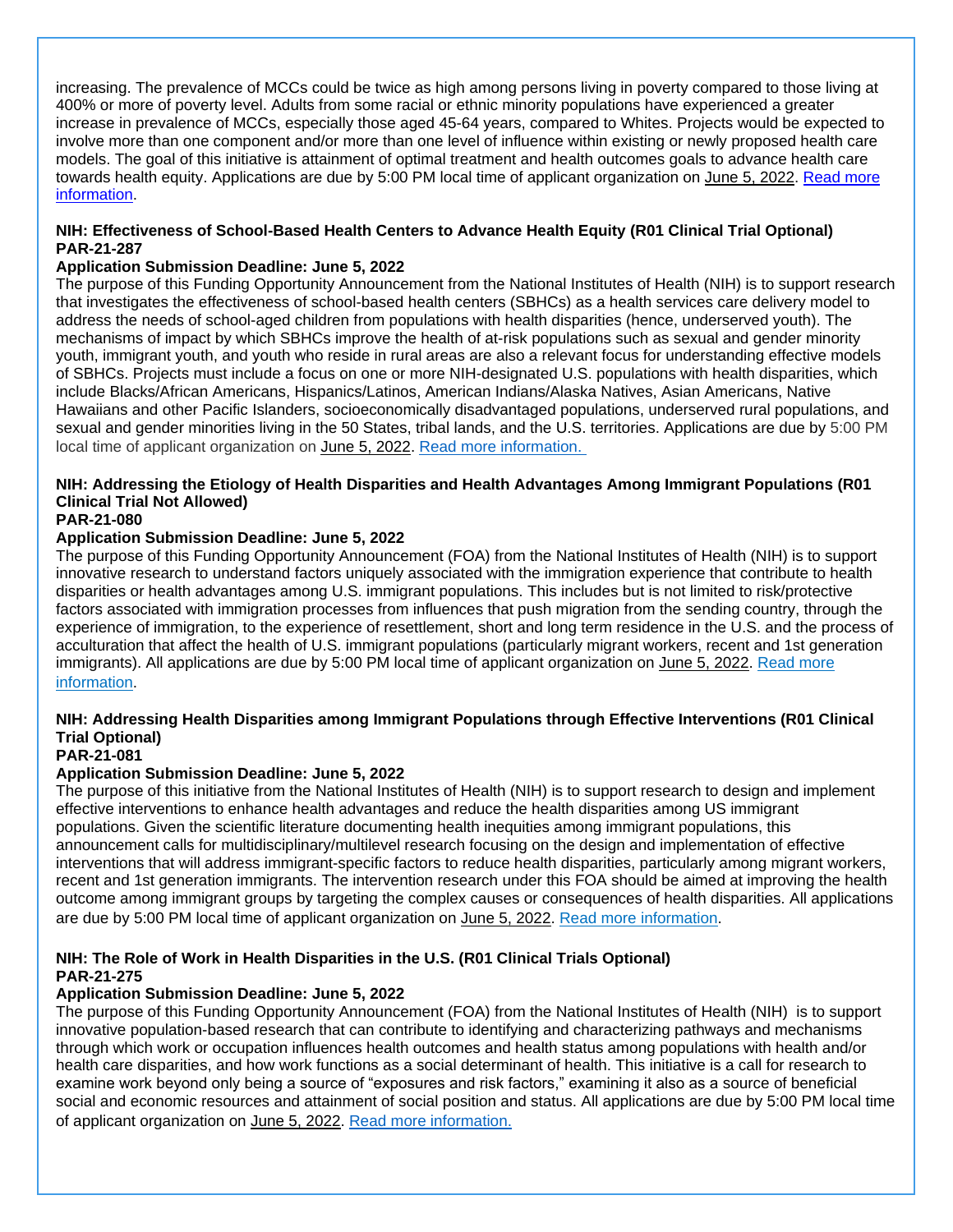increasing. The prevalence of MCCs could be twice as high among persons living in poverty compared to those living at 400% or more of poverty level. Adults from some racial or ethnic minority populations have experienced a greater increase in prevalence of MCCs, especially those aged 45-64 years, compared to Whites. Projects would be expected to involve more than one component and/or more than one level of influence within existing or newly proposed health care models. The goal of this initiative is attainment of optimal treatment and health outcomes goals to advance health care towards health equity. Applications are due by 5:00 PM local time of applicant organization on June 5, 2022. Read more information.

**NIH: Effectiveness of School-Based Health Centers to Advance Health Equity (R01 Clinical Trial Optional)**
**PAR-21-287**
**Application Submission Deadline: June 5, 2022**
The purpose of this Funding Opportunity Announcement from the National Institutes of Health (NIH) is to support research that investigates the effectiveness of school-based health centers (SBHCs) as a health services care delivery model to address the needs of school-aged children from populations with health disparities (hence, underserved youth). The mechanisms of impact by which SBHCs improve the health of at-risk populations such as sexual and gender minority youth, immigrant youth, and youth who reside in rural areas are also a relevant focus for understanding effective models of SBHCs. Projects must include a focus on one or more NIH-designated U.S. populations with health disparities, which include Blacks/African Americans, Hispanics/Latinos, American Indians/Alaska Natives, Asian Americans, Native Hawaiians and other Pacific Islanders, socioeconomically disadvantaged populations, underserved rural populations, and sexual and gender minorities living in the 50 States, tribal lands, and the U.S. territories. Applications are due by 5:00 PM local time of applicant organization on June 5, 2022. Read more information.

**NIH: Addressing the Etiology of Health Disparities and Health Advantages Among Immigrant Populations (R01 Clinical Trial Not Allowed)**
**PAR-21-080**
**Application Submission Deadline: June 5, 2022**
The purpose of this Funding Opportunity Announcement (FOA) from the National Institutes of Health (NIH) is to support innovative research to understand factors uniquely associated with the immigration experience that contribute to health disparities or health advantages among U.S. immigrant populations. This includes but is not limited to risk/protective factors associated with immigration processes from influences that push migration from the sending country, through the experience of immigration, to the experience of resettlement, short and long term residence in the U.S. and the process of acculturation that affect the health of U.S. immigrant populations (particularly migrant workers, recent and 1st generation immigrants). All applications are due by 5:00 PM local time of applicant organization on June 5, 2022. Read more information.

**NIH: Addressing Health Disparities among Immigrant Populations through Effective Interventions (R01 Clinical Trial Optional)**
**PAR-21-081**
**Application Submission Deadline: June 5, 2022**
The purpose of this initiative from the National Institutes of Health (NIH) is to support research to design and implement effective interventions to enhance health advantages and reduce the health disparities among US immigrant populations. Given the scientific literature documenting health inequities among immigrant populations, this announcement calls for multidisciplinary/multilevel research focusing on the design and implementation of effective interventions that will address immigrant-specific factors to reduce health disparities, particularly among migrant workers, recent and 1st generation immigrants. The intervention research under this FOA should be aimed at improving the health outcome among immigrant groups by targeting the complex causes or consequences of health disparities. All applications are due by 5:00 PM local time of applicant organization on June 5, 2022. Read more information.

**NIH: The Role of Work in Health Disparities in the U.S. (R01 Clinical Trials Optional)**
**PAR-21-275**
**Application Submission Deadline: June 5, 2022**
The purpose of this Funding Opportunity Announcement (FOA) from the National Institutes of Health (NIH) is to support innovative population-based research that can contribute to identifying and characterizing pathways and mechanisms through which work or occupation influences health outcomes and health status among populations with health and/or health care disparities, and how work functions as a social determinant of health. This initiative is a call for research to examine work beyond only being a source of "exposures and risk factors," examining it also as a source of beneficial social and economic resources and attainment of social position and status. All applications are due by 5:00 PM local time of applicant organization on June 5, 2022. Read more information.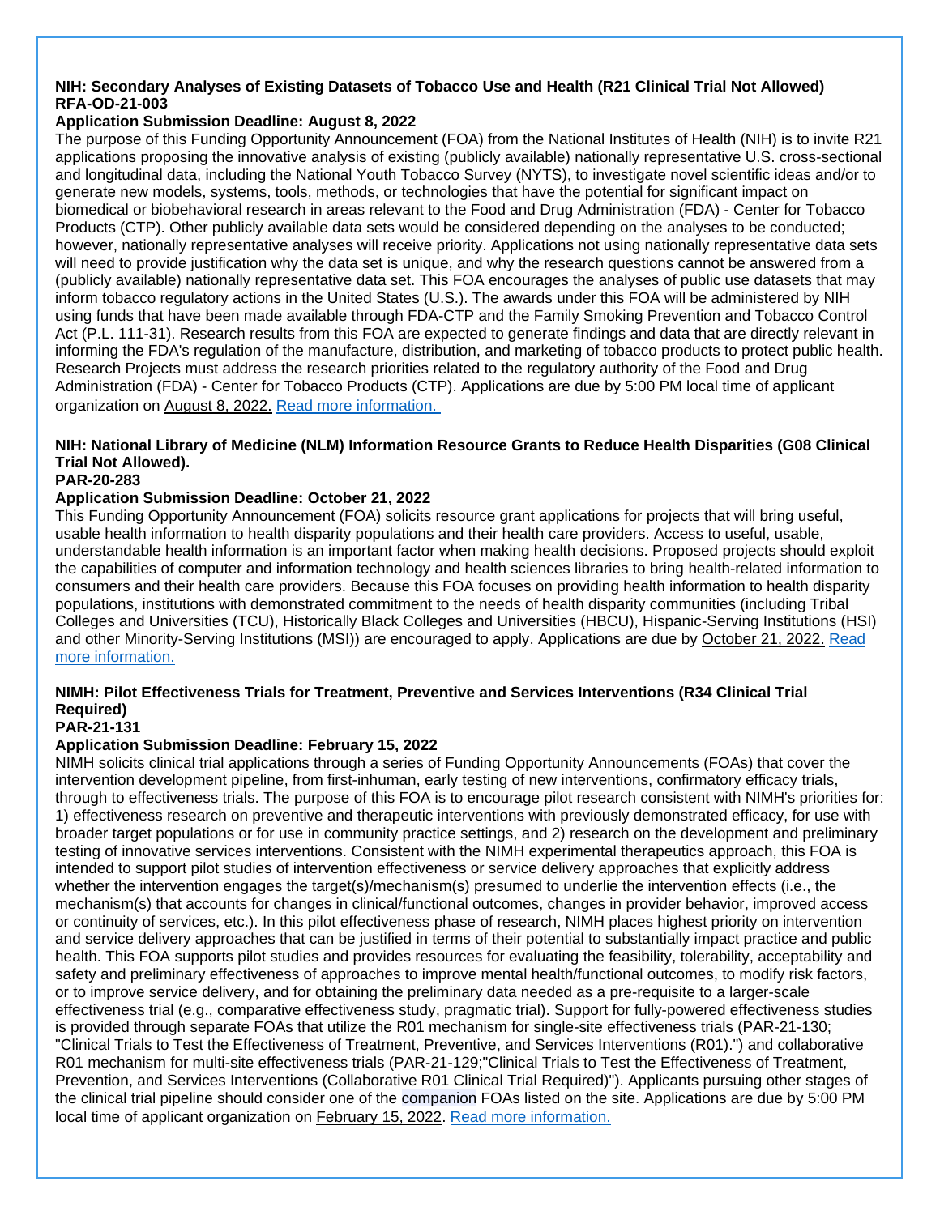**NIH: Secondary Analyses of Existing Datasets of Tobacco Use and Health (R21 Clinical Trial Not Allowed) RFA-OD-21-003**

**Application Submission Deadline: August 8, 2022**

The purpose of this Funding Opportunity Announcement (FOA) from the National Institutes of Health (NIH) is to invite R21 applications proposing the innovative analysis of existing (publicly available) nationally representative U.S. cross-sectional and longitudinal data, including the National Youth Tobacco Survey (NYTS), to investigate novel scientific ideas and/or to generate new models, systems, tools, methods, or technologies that have the potential for significant impact on biomedical or biobehavioral research in areas relevant to the Food and Drug Administration (FDA) - Center for Tobacco Products (CTP). Other publicly available data sets would be considered depending on the analyses to be conducted; however, nationally representative analyses will receive priority. Applications not using nationally representative data sets will need to provide justification why the data set is unique, and why the research questions cannot be answered from a (publicly available) nationally representative data set. This FOA encourages the analyses of public use datasets that may inform tobacco regulatory actions in the United States (U.S.). The awards under this FOA will be administered by NIH using funds that have been made available through FDA-CTP and the Family Smoking Prevention and Tobacco Control Act (P.L. 111-31). Research results from this FOA are expected to generate findings and data that are directly relevant in informing the FDA's regulation of the manufacture, distribution, and marketing of tobacco products to protect public health. Research Projects must address the research priorities related to the regulatory authority of the Food and Drug Administration (FDA) - Center for Tobacco Products (CTP). Applications are due by 5:00 PM local time of applicant organization on August 8, 2022. Read more information.

**NIH: National Library of Medicine (NLM) Information Resource Grants to Reduce Health Disparities (G08 Clinical Trial Not Allowed). PAR-20-283**

**Application Submission Deadline: October 21, 2022**

This Funding Opportunity Announcement (FOA) solicits resource grant applications for projects that will bring useful, usable health information to health disparity populations and their health care providers. Access to useful, usable, understandable health information is an important factor when making health decisions. Proposed projects should exploit the capabilities of computer and information technology and health sciences libraries to bring health-related information to consumers and their health care providers. Because this FOA focuses on providing health information to health disparity populations, institutions with demonstrated commitment to the needs of health disparity communities (including Tribal Colleges and Universities (TCU), Historically Black Colleges and Universities (HBCU), Hispanic-Serving Institutions (HSI) and other Minority-Serving Institutions (MSI)) are encouraged to apply. Applications are due by October 21, 2022. Read more information.

**NIMH: Pilot Effectiveness Trials for Treatment, Preventive and Services Interventions (R34 Clinical Trial Required) PAR-21-131**

**Application Submission Deadline: February 15, 2022**

NIMH solicits clinical trial applications through a series of Funding Opportunity Announcements (FOAs) that cover the intervention development pipeline, from first-inhuman, early testing of new interventions, confirmatory efficacy trials, through to effectiveness trials. The purpose of this FOA is to encourage pilot research consistent with NIMH's priorities for: 1) effectiveness research on preventive and therapeutic interventions with previously demonstrated efficacy, for use with broader target populations or for use in community practice settings, and 2) research on the development and preliminary testing of innovative services interventions. Consistent with the NIMH experimental therapeutics approach, this FOA is intended to support pilot studies of intervention effectiveness or service delivery approaches that explicitly address whether the intervention engages the target(s)/mechanism(s) presumed to underlie the intervention effects (i.e., the mechanism(s) that accounts for changes in clinical/functional outcomes, changes in provider behavior, improved access or continuity of services, etc.). In this pilot effectiveness phase of research, NIMH places highest priority on intervention and service delivery approaches that can be justified in terms of their potential to substantially impact practice and public health. This FOA supports pilot studies and provides resources for evaluating the feasibility, tolerability, acceptability and safety and preliminary effectiveness of approaches to improve mental health/functional outcomes, to modify risk factors, or to improve service delivery, and for obtaining the preliminary data needed as a pre-requisite to a larger-scale effectiveness trial (e.g., comparative effectiveness study, pragmatic trial). Support for fully-powered effectiveness studies is provided through separate FOAs that utilize the R01 mechanism for single-site effectiveness trials (PAR-21-130; "Clinical Trials to Test the Effectiveness of Treatment, Preventive, and Services Interventions (R01).") and collaborative R01 mechanism for multi-site effectiveness trials (PAR-21-129;"Clinical Trials to Test the Effectiveness of Treatment, Prevention, and Services Interventions (Collaborative R01 Clinical Trial Required)"). Applicants pursuing other stages of the clinical trial pipeline should consider one of the companion FOAs listed on the site. Applications are due by 5:00 PM local time of applicant organization on February 15, 2022. Read more information.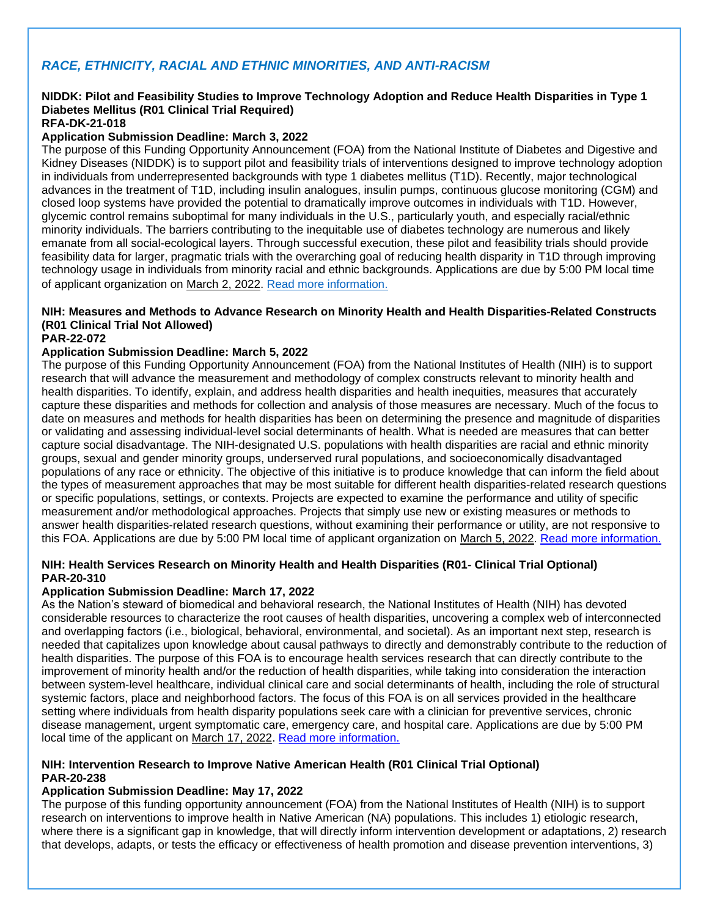## *RACE, ETHNICITY, RACIAL AND ETHNIC MINORITIES, AND ANTI-RACISM*

**NIDDK: Pilot and Feasibility Studies to Improve Technology Adoption and Reduce Health Disparities in Type 1 Diabetes Mellitus (R01 Clinical Trial Required)**
**RFA-DK-21-018**

**Application Submission Deadline: March 3, 2022**

The purpose of this Funding Opportunity Announcement (FOA) from the National Institute of Diabetes and Digestive and Kidney Diseases (NIDDK) is to support pilot and feasibility trials of interventions designed to improve technology adoption in individuals from underrepresented backgrounds with type 1 diabetes mellitus (T1D). Recently, major technological advances in the treatment of T1D, including insulin analogues, insulin pumps, continuous glucose monitoring (CGM) and closed loop systems have provided the potential to dramatically improve outcomes in individuals with T1D. However, glycemic control remains suboptimal for many individuals in the U.S., particularly youth, and especially racial/ethnic minority individuals. The barriers contributing to the inequitable use of diabetes technology are numerous and likely emanate from all social-ecological layers. Through successful execution, these pilot and feasibility trials should provide feasibility data for larger, pragmatic trials with the overarching goal of reducing health disparity in T1D through improving technology usage in individuals from minority racial and ethnic backgrounds. Applications are due by 5:00 PM local time of applicant organization on March 2, 2022. Read more information.

**NIH: Measures and Methods to Advance Research on Minority Health and Health Disparities-Related Constructs (R01 Clinical Trial Not Allowed)**
**PAR-22-072**

**Application Submission Deadline: March 5, 2022**

The purpose of this Funding Opportunity Announcement (FOA) from the National Institutes of Health (NIH) is to support research that will advance the measurement and methodology of complex constructs relevant to minority health and health disparities. To identify, explain, and address health disparities and health inequities, measures that accurately capture these disparities and methods for collection and analysis of those measures are necessary. Much of the focus to date on measures and methods for health disparities has been on determining the presence and magnitude of disparities or validating and assessing individual-level social determinants of health. What is needed are measures that can better capture social disadvantage. The NIH-designated U.S. populations with health disparities are racial and ethnic minority groups, sexual and gender minority groups, underserved rural populations, and socioeconomically disadvantaged populations of any race or ethnicity. The objective of this initiative is to produce knowledge that can inform the field about the types of measurement approaches that may be most suitable for different health disparities-related research questions or specific populations, settings, or contexts. Projects are expected to examine the performance and utility of specific measurement and/or methodological approaches. Projects that simply use new or existing measures or methods to answer health disparities-related research questions, without examining their performance or utility, are not responsive to this FOA. Applications are due by 5:00 PM local time of applicant organization on March 5, 2022. Read more information.

**NIH: Health Services Research on Minority Health and Health Disparities (R01- Clinical Trial Optional)**
**PAR-20-310**

**Application Submission Deadline: March 17, 2022**

As the Nation's steward of biomedical and behavioral research, the National Institutes of Health (NIH) has devoted considerable resources to characterize the root causes of health disparities, uncovering a complex web of interconnected and overlapping factors (i.e., biological, behavioral, environmental, and societal). As an important next step, research is needed that capitalizes upon knowledge about causal pathways to directly and demonstrably contribute to the reduction of health disparities. The purpose of this FOA is to encourage health services research that can directly contribute to the improvement of minority health and/or the reduction of health disparities, while taking into consideration the interaction between system-level healthcare, individual clinical care and social determinants of health, including the role of structural systemic factors, place and neighborhood factors. The focus of this FOA is on all services provided in the healthcare setting where individuals from health disparity populations seek care with a clinician for preventive services, chronic disease management, urgent symptomatic care, emergency care, and hospital care. Applications are due by 5:00 PM local time of the applicant on March 17, 2022. Read more information.

**NIH: Intervention Research to Improve Native American Health (R01 Clinical Trial Optional)**
**PAR-20-238**

**Application Submission Deadline: May 17, 2022**

The purpose of this funding opportunity announcement (FOA) from the National Institutes of Health (NIH) is to support research on interventions to improve health in Native American (NA) populations. This includes 1) etiologic research, where there is a significant gap in knowledge, that will directly inform intervention development or adaptations, 2) research that develops, adapts, or tests the efficacy or effectiveness of health promotion and disease prevention interventions, 3)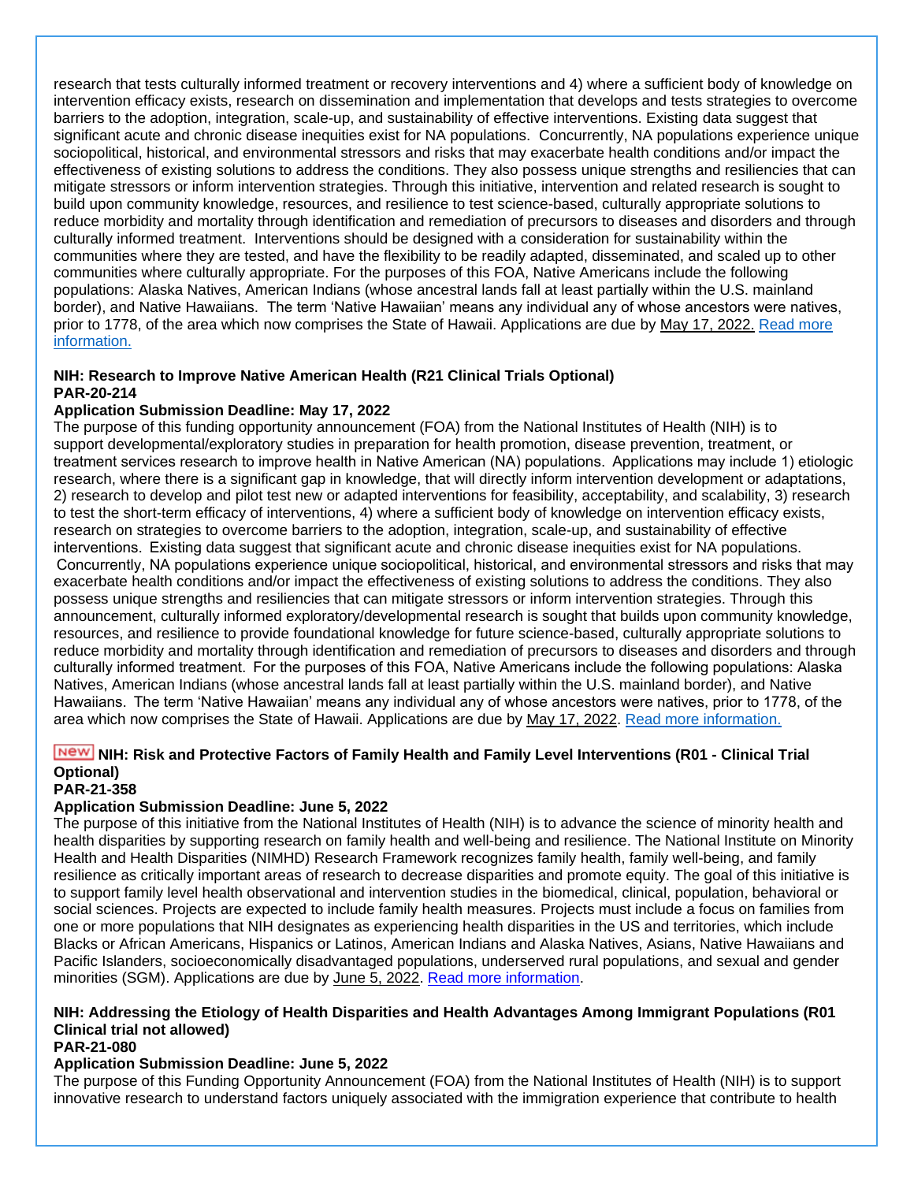research that tests culturally informed treatment or recovery interventions and 4) where a sufficient body of knowledge on intervention efficacy exists, research on dissemination and implementation that develops and tests strategies to overcome barriers to the adoption, integration, scale-up, and sustainability of effective interventions. Existing data suggest that significant acute and chronic disease inequities exist for NA populations. Concurrently, NA populations experience unique sociopolitical, historical, and environmental stressors and risks that may exacerbate health conditions and/or impact the effectiveness of existing solutions to address the conditions. They also possess unique strengths and resiliencies that can mitigate stressors or inform intervention strategies. Through this initiative, intervention and related research is sought to build upon community knowledge, resources, and resilience to test science-based, culturally appropriate solutions to reduce morbidity and mortality through identification and remediation of precursors to diseases and disorders and through culturally informed treatment. Interventions should be designed with a consideration for sustainability within the communities where they are tested, and have the flexibility to be readily adapted, disseminated, and scaled up to other communities where culturally appropriate. For the purposes of this FOA, Native Americans include the following populations: Alaska Natives, American Indians (whose ancestral lands fall at least partially within the U.S. mainland border), and Native Hawaiians. The term 'Native Hawaiian' means any individual any of whose ancestors were natives, prior to 1778, of the area which now comprises the State of Hawaii. Applications are due by May 17, 2022. Read more information.

**NIH: Research to Improve Native American Health (R21 Clinical Trials Optional)**
**PAR-20-214**
**Application Submission Deadline: May 17, 2022**
The purpose of this funding opportunity announcement (FOA) from the National Institutes of Health (NIH) is to support developmental/exploratory studies in preparation for health promotion, disease prevention, treatment, or treatment services research to improve health in Native American (NA) populations. Applications may include 1) etiologic research, where there is a significant gap in knowledge, that will directly inform intervention development or adaptations, 2) research to develop and pilot test new or adapted interventions for feasibility, acceptability, and scalability, 3) research to test the short-term efficacy of interventions, 4) where a sufficient body of knowledge on intervention efficacy exists, research on strategies to overcome barriers to the adoption, integration, scale-up, and sustainability of effective interventions. Existing data suggest that significant acute and chronic disease inequities exist for NA populations. Concurrently, NA populations experience unique sociopolitical, historical, and environmental stressors and risks that may exacerbate health conditions and/or impact the effectiveness of existing solutions to address the conditions. They also possess unique strengths and resiliencies that can mitigate stressors or inform intervention strategies. Through this announcement, culturally informed exploratory/developmental research is sought that builds upon community knowledge, resources, and resilience to provide foundational knowledge for future science-based, culturally appropriate solutions to reduce morbidity and mortality through identification and remediation of precursors to diseases and disorders and through culturally informed treatment. For the purposes of this FOA, Native Americans include the following populations: Alaska Natives, American Indians (whose ancestral lands fall at least partially within the U.S. mainland border), and Native Hawaiians. The term 'Native Hawaiian' means any individual any of whose ancestors were natives, prior to 1778, of the area which now comprises the State of Hawaii. Applications are due by May 17, 2022. Read more information.

**New NIH: Risk and Protective Factors of Family Health and Family Level Interventions (R01 - Clinical Trial Optional)**
**PAR-21-358**
**Application Submission Deadline: June 5, 2022**
The purpose of this initiative from the National Institutes of Health (NIH) is to advance the science of minority health and health disparities by supporting research on family health and well-being and resilience. The National Institute on Minority Health and Health Disparities (NIMHD) Research Framework recognizes family health, family well-being, and family resilience as critically important areas of research to decrease disparities and promote equity. The goal of this initiative is to support family level health observational and intervention studies in the biomedical, clinical, population, behavioral or social sciences. Projects are expected to include family health measures. Projects must include a focus on families from one or more populations that NIH designates as experiencing health disparities in the US and territories, which include Blacks or African Americans, Hispanics or Latinos, American Indians and Alaska Natives, Asians, Native Hawaiians and Pacific Islanders, socioeconomically disadvantaged populations, underserved rural populations, and sexual and gender minorities (SGM). Applications are due by June 5, 2022. Read more information.

**NIH: Addressing the Etiology of Health Disparities and Health Advantages Among Immigrant Populations (R01 Clinical trial not allowed)**
**PAR-21-080**
**Application Submission Deadline: June 5, 2022**
The purpose of this Funding Opportunity Announcement (FOA) from the National Institutes of Health (NIH) is to support innovative research to understand factors uniquely associated with the immigration experience that contribute to health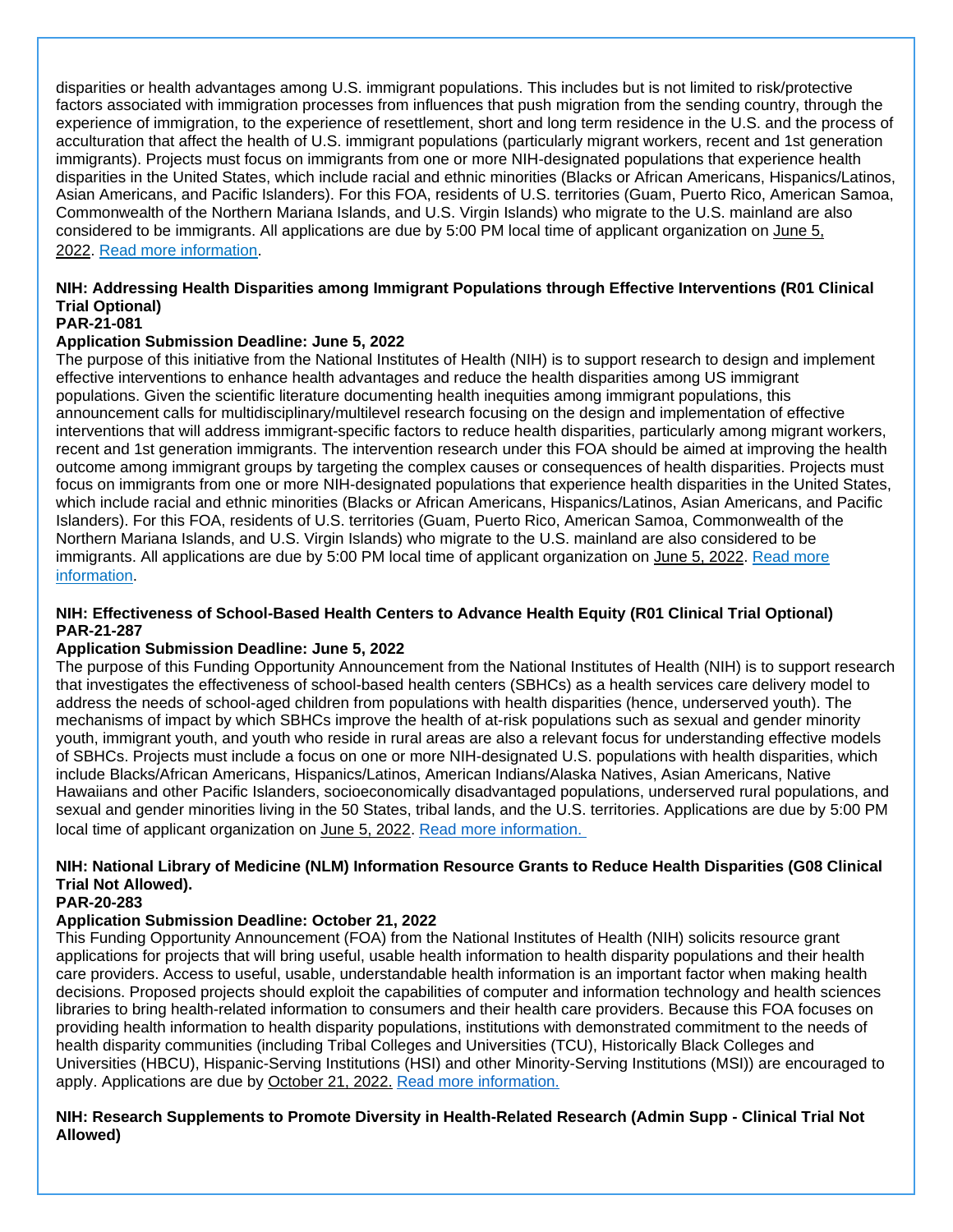disparities or health advantages among U.S. immigrant populations. This includes but is not limited to risk/protective factors associated with immigration processes from influences that push migration from the sending country, through the experience of immigration, to the experience of resettlement, short and long term residence in the U.S. and the process of acculturation that affect the health of U.S. immigrant populations (particularly migrant workers, recent and 1st generation immigrants). Projects must focus on immigrants from one or more NIH-designated populations that experience health disparities in the United States, which include racial and ethnic minorities (Blacks or African Americans, Hispanics/Latinos, Asian Americans, and Pacific Islanders). For this FOA, residents of U.S. territories (Guam, Puerto Rico, American Samoa, Commonwealth of the Northern Mariana Islands, and U.S. Virgin Islands) who migrate to the U.S. mainland are also considered to be immigrants. All applications are due by 5:00 PM local time of applicant organization on June 5, 2022. Read more information.

**NIH: Addressing Health Disparities among Immigrant Populations through Effective Interventions (R01 Clinical Trial Optional)**
**PAR-21-081**
**Application Submission Deadline: June 5, 2022**
The purpose of this initiative from the National Institutes of Health (NIH) is to support research to design and implement effective interventions to enhance health advantages and reduce the health disparities among US immigrant populations. Given the scientific literature documenting health inequities among immigrant populations, this announcement calls for multidisciplinary/multilevel research focusing on the design and implementation of effective interventions that will address immigrant-specific factors to reduce health disparities, particularly among migrant workers, recent and 1st generation immigrants. The intervention research under this FOA should be aimed at improving the health outcome among immigrant groups by targeting the complex causes or consequences of health disparities. Projects must focus on immigrants from one or more NIH-designated populations that experience health disparities in the United States, which include racial and ethnic minorities (Blacks or African Americans, Hispanics/Latinos, Asian Americans, and Pacific Islanders). For this FOA, residents of U.S. territories (Guam, Puerto Rico, American Samoa, Commonwealth of the Northern Mariana Islands, and U.S. Virgin Islands) who migrate to the U.S. mainland are also considered to be immigrants. All applications are due by 5:00 PM local time of applicant organization on June 5, 2022. Read more information.

**NIH: Effectiveness of School-Based Health Centers to Advance Health Equity (R01 Clinical Trial Optional)**
**PAR-21-287**
**Application Submission Deadline: June 5, 2022**
The purpose of this Funding Opportunity Announcement from the National Institutes of Health (NIH) is to support research that investigates the effectiveness of school-based health centers (SBHCs) as a health services care delivery model to address the needs of school-aged children from populations with health disparities (hence, underserved youth). The mechanisms of impact by which SBHCs improve the health of at-risk populations such as sexual and gender minority youth, immigrant youth, and youth who reside in rural areas are also a relevant focus for understanding effective models of SBHCs. Projects must include a focus on one or more NIH-designated U.S. populations with health disparities, which include Blacks/African Americans, Hispanics/Latinos, American Indians/Alaska Natives, Asian Americans, Native Hawaiians and other Pacific Islanders, socioeconomically disadvantaged populations, underserved rural populations, and sexual and gender minorities living in the 50 States, tribal lands, and the U.S. territories. Applications are due by 5:00 PM local time of applicant organization on June 5, 2022. Read more information.

**NIH: National Library of Medicine (NLM) Information Resource Grants to Reduce Health Disparities (G08 Clinical Trial Not Allowed).**
**PAR-20-283**
**Application Submission Deadline: October 21, 2022**
This Funding Opportunity Announcement (FOA) from the National Institutes of Health (NIH) solicits resource grant applications for projects that will bring useful, usable health information to health disparity populations and their health care providers. Access to useful, usable, understandable health information is an important factor when making health decisions. Proposed projects should exploit the capabilities of computer and information technology and health sciences libraries to bring health-related information to consumers and their health care providers. Because this FOA focuses on providing health information to health disparity populations, institutions with demonstrated commitment to the needs of health disparity communities (including Tribal Colleges and Universities (TCU), Historically Black Colleges and Universities (HBCU), Hispanic-Serving Institutions (HSI) and other Minority-Serving Institutions (MSI)) are encouraged to apply. Applications are due by October 21, 2022. Read more information.

**NIH: Research Supplements to Promote Diversity in Health-Related Research (Admin Supp - Clinical Trial Not Allowed)**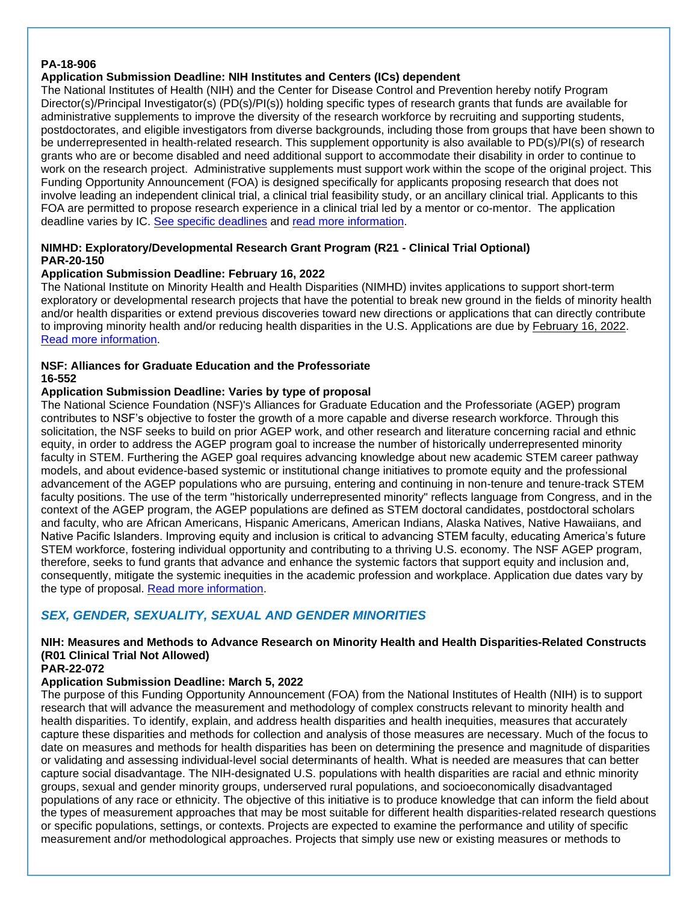**PA-18-906**

**Application Submission Deadline: NIH Institutes and Centers (ICs) dependent**

The National Institutes of Health (NIH) and the Center for Disease Control and Prevention hereby notify Program Director(s)/Principal Investigator(s) (PD(s)/PI(s)) holding specific types of research grants that funds are available for administrative supplements to improve the diversity of the research workforce by recruiting and supporting students, postdoctorates, and eligible investigators from diverse backgrounds, including those from groups that have been shown to be underrepresented in health-related research. This supplement opportunity is also available to PD(s)/PI(s) of research grants who are or become disabled and need additional support to accommodate their disability in order to continue to work on the research project. Administrative supplements must support work within the scope of the original project. This Funding Opportunity Announcement (FOA) is designed specifically for applicants proposing research that does not involve leading an independent clinical trial, a clinical trial feasibility study, or an ancillary clinical trial. Applicants to this FOA are permitted to propose research experience in a clinical trial led by a mentor or co-mentor. The application deadline varies by IC. See specific deadlines and read more information.

**NIMHD: Exploratory/Developmental Research Grant Program (R21 - Clinical Trial Optional)**
**PAR-20-150**

**Application Submission Deadline: February 16, 2022**

The National Institute on Minority Health and Health Disparities (NIMHD) invites applications to support short-term exploratory or developmental research projects that have the potential to break new ground in the fields of minority health and/or health disparities or extend previous discoveries toward new directions or applications that can directly contribute to improving minority health and/or reducing health disparities in the U.S. Applications are due by February 16, 2022. Read more information.

**NSF: Alliances for Graduate Education and the Professoriate**
**16-552**

**Application Submission Deadline: Varies by type of proposal**

The National Science Foundation (NSF)'s Alliances for Graduate Education and the Professoriate (AGEP) program contributes to NSF's objective to foster the growth of a more capable and diverse research workforce. Through this solicitation, the NSF seeks to build on prior AGEP work, and other research and literature concerning racial and ethnic equity, in order to address the AGEP program goal to increase the number of historically underrepresented minority faculty in STEM. Furthering the AGEP goal requires advancing knowledge about new academic STEM career pathway models, and about evidence-based systemic or institutional change initiatives to promote equity and the professional advancement of the AGEP populations who are pursuing, entering and continuing in non-tenure and tenure-track STEM faculty positions. The use of the term "historically underrepresented minority" reflects language from Congress, and in the context of the AGEP program, the AGEP populations are defined as STEM doctoral candidates, postdoctoral scholars and faculty, who are African Americans, Hispanic Americans, American Indians, Alaska Natives, Native Hawaiians, and Native Pacific Islanders. Improving equity and inclusion is critical to advancing STEM faculty, educating America's future STEM workforce, fostering individual opportunity and contributing to a thriving U.S. economy. The NSF AGEP program, therefore, seeks to fund grants that advance and enhance the systemic factors that support equity and inclusion and, consequently, mitigate the systemic inequities in the academic profession and workplace. Application due dates vary by the type of proposal. Read more information.

## *SEX, GENDER, SEXUALITY, SEXUAL AND GENDER MINORITIES*

**NIH: Measures and Methods to Advance Research on Minority Health and Health Disparities-Related Constructs (R01 Clinical Trial Not Allowed)**
**PAR-22-072**

**Application Submission Deadline: March 5, 2022**

The purpose of this Funding Opportunity Announcement (FOA) from the National Institutes of Health (NIH) is to support research that will advance the measurement and methodology of complex constructs relevant to minority health and health disparities. To identify, explain, and address health disparities and health inequities, measures that accurately capture these disparities and methods for collection and analysis of those measures are necessary. Much of the focus to date on measures and methods for health disparities has been on determining the presence and magnitude of disparities or validating and assessing individual-level social determinants of health. What is needed are measures that can better capture social disadvantage. The NIH-designated U.S. populations with health disparities are racial and ethnic minority groups, sexual and gender minority groups, underserved rural populations, and socioeconomically disadvantaged populations of any race or ethnicity. The objective of this initiative is to produce knowledge that can inform the field about the types of measurement approaches that may be most suitable for different health disparities-related research questions or specific populations, settings, or contexts. Projects are expected to examine the performance and utility of specific measurement and/or methodological approaches. Projects that simply use new or existing measures or methods to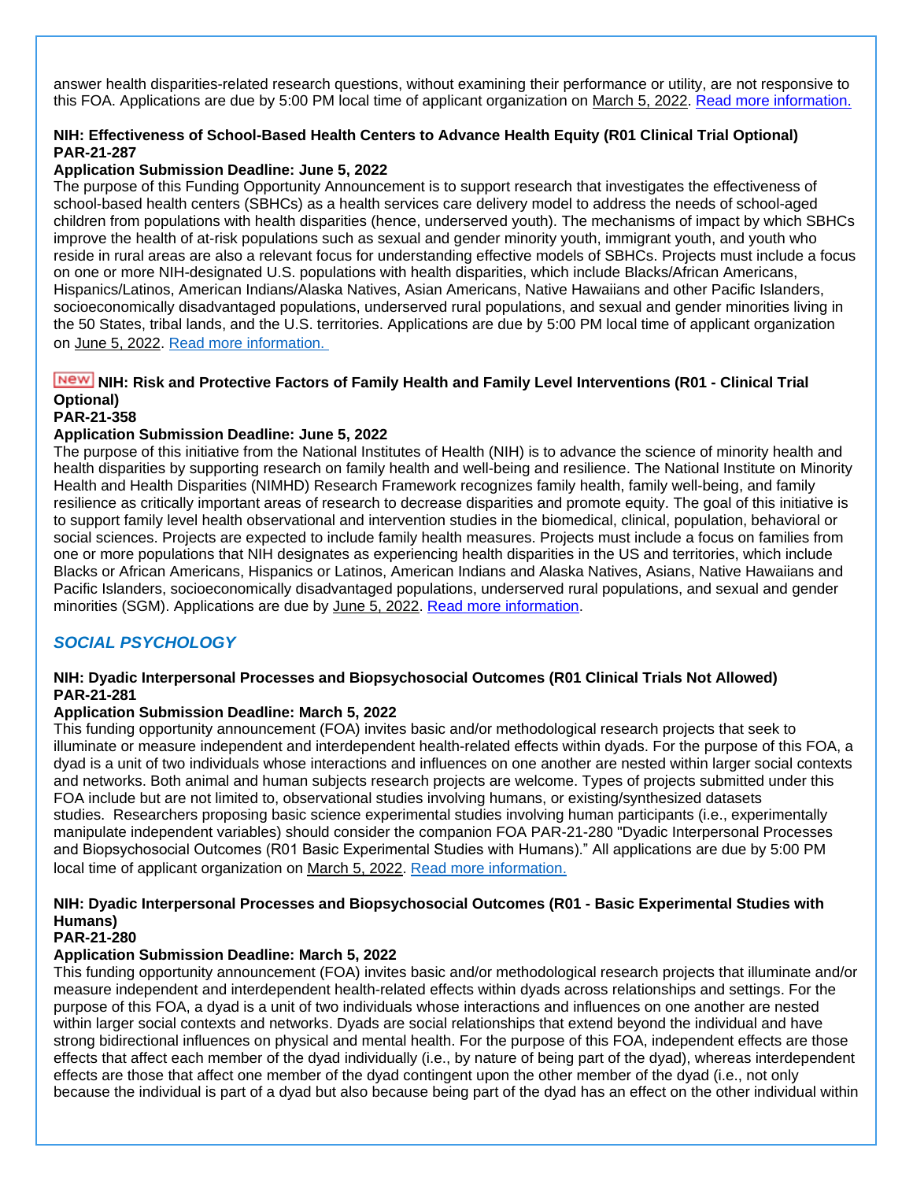answer health disparities-related research questions, without examining their performance or utility, are not responsive to this FOA. Applications are due by 5:00 PM local time of applicant organization on March 5, 2022. Read more information.

**NIH: Effectiveness of School-Based Health Centers to Advance Health Equity (R01 Clinical Trial Optional)**
**PAR-21-287**
**Application Submission Deadline: June 5, 2022**
The purpose of this Funding Opportunity Announcement is to support research that investigates the effectiveness of school-based health centers (SBHCs) as a health services care delivery model to address the needs of school-aged children from populations with health disparities (hence, underserved youth). The mechanisms of impact by which SBHCs improve the health of at-risk populations such as sexual and gender minority youth, immigrant youth, and youth who reside in rural areas are also a relevant focus for understanding effective models of SBHCs. Projects must include a focus on one or more NIH-designated U.S. populations with health disparities, which include Blacks/African Americans, Hispanics/Latinos, American Indians/Alaska Natives, Asian Americans, Native Hawaiians and other Pacific Islanders, socioeconomically disadvantaged populations, underserved rural populations, and sexual and gender minorities living in the 50 States, tribal lands, and the U.S. territories. Applications are due by 5:00 PM local time of applicant organization on June 5, 2022. Read more information.

**New NIH: Risk and Protective Factors of Family Health and Family Level Interventions (R01 - Clinical Trial Optional)**
**PAR-21-358**
**Application Submission Deadline: June 5, 2022**
The purpose of this initiative from the National Institutes of Health (NIH) is to advance the science of minority health and health disparities by supporting research on family health and well-being and resilience. The National Institute on Minority Health and Health Disparities (NIMHD) Research Framework recognizes family health, family well-being, and family resilience as critically important areas of research to decrease disparities and promote equity. The goal of this initiative is to support family level health observational and intervention studies in the biomedical, clinical, population, behavioral or social sciences. Projects are expected to include family health measures. Projects must include a focus on families from one or more populations that NIH designates as experiencing health disparities in the US and territories, which include Blacks or African Americans, Hispanics or Latinos, American Indians and Alaska Natives, Asians, Native Hawaiians and Pacific Islanders, socioeconomically disadvantaged populations, underserved rural populations, and sexual and gender minorities (SGM). Applications are due by June 5, 2022. Read more information.

## *SOCIAL PSYCHOLOGY*

**NIH: Dyadic Interpersonal Processes and Biopsychosocial Outcomes (R01 Clinical Trials Not Allowed)**
**PAR-21-281**
**Application Submission Deadline: March 5, 2022**
This funding opportunity announcement (FOA) invites basic and/or methodological research projects that seek to illuminate or measure independent and interdependent health-related effects within dyads. For the purpose of this FOA, a dyad is a unit of two individuals whose interactions and influences on one another are nested within larger social contexts and networks. Both animal and human subjects research projects are welcome. Types of projects submitted under this FOA include but are not limited to, observational studies involving humans, or existing/synthesized datasets studies. Researchers proposing basic science experimental studies involving human participants (i.e., experimentally manipulate independent variables) should consider the companion FOA PAR-21-280 "Dyadic Interpersonal Processes and Biopsychosocial Outcomes (R01 Basic Experimental Studies with Humans)." All applications are due by 5:00 PM local time of applicant organization on March 5, 2022. Read more information.

**NIH: Dyadic Interpersonal Processes and Biopsychosocial Outcomes (R01 - Basic Experimental Studies with Humans)**
**PAR-21-280**
**Application Submission Deadline: March 5, 2022**
This funding opportunity announcement (FOA) invites basic and/or methodological research projects that illuminate and/or measure independent and interdependent health-related effects within dyads across relationships and settings. For the purpose of this FOA, a dyad is a unit of two individuals whose interactions and influences on one another are nested within larger social contexts and networks. Dyads are social relationships that extend beyond the individual and have strong bidirectional influences on physical and mental health. For the purpose of this FOA, independent effects are those effects that affect each member of the dyad individually (i.e., by nature of being part of the dyad), whereas interdependent effects are those that affect one member of the dyad contingent upon the other member of the dyad (i.e., not only because the individual is part of a dyad but also because being part of the dyad has an effect on the other individual within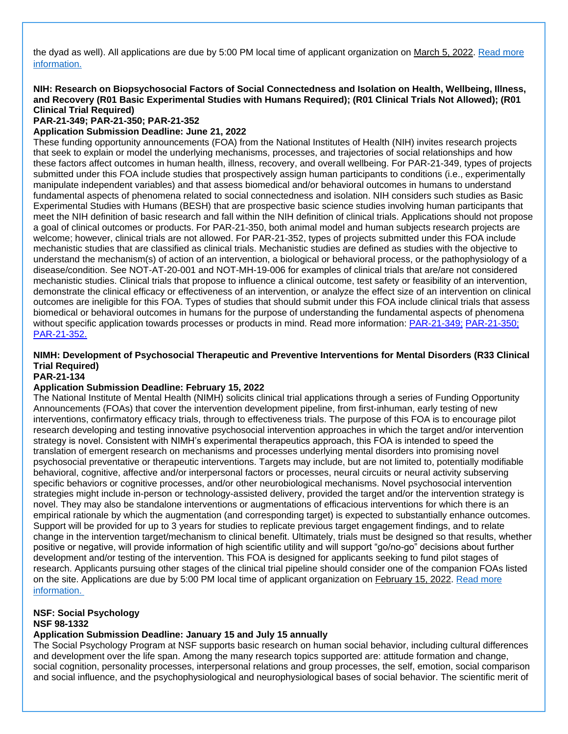the dyad as well). All applications are due by 5:00 PM local time of applicant organization on March 5, 2022. [Read more information.]

**NIH: Research on Biopsychosocial Factors of Social Connectedness and Isolation on Health, Wellbeing, Illness, and Recovery (R01 Basic Experimental Studies with Humans Required); (R01 Clinical Trials Not Allowed); (R01 Clinical Trial Required)**
**PAR-21-349; PAR-21-350; PAR-21-352**
**Application Submission Deadline: June 21, 2022**
These funding opportunity announcements (FOA) from the National Institutes of Health (NIH) invites research projects that seek to explain or model the underlying mechanisms, processes, and trajectories of social relationships and how these factors affect outcomes in human health, illness, recovery, and overall wellbeing. For PAR-21-349, types of projects submitted under this FOA include studies that prospectively assign human participants to conditions (i.e., experimentally manipulate independent variables) and that assess biomedical and/or behavioral outcomes in humans to understand fundamental aspects of phenomena related to social connectedness and isolation. NIH considers such studies as Basic Experimental Studies with Humans (BESH) that are prospective basic science studies involving human participants that meet the NIH definition of basic research and fall within the NIH definition of clinical trials. Applications should not propose a goal of clinical outcomes or products. For PAR-21-350, both animal model and human subjects research projects are welcome; however, clinical trials are not allowed. For PAR-21-352, types of projects submitted under this FOA include mechanistic studies that are classified as clinical trials. Mechanistic studies are defined as studies with the objective to understand the mechanism(s) of action of an intervention, a biological or behavioral process, or the pathophysiology of a disease/condition. See NOT-AT-20-001 and NOT-MH-19-006 for examples of clinical trials that are/are not considered mechanistic studies. Clinical trials that propose to influence a clinical outcome, test safety or feasibility of an intervention, demonstrate the clinical efficacy or effectiveness of an intervention, or analyze the effect size of an intervention on clinical outcomes are ineligible for this FOA. Types of studies that should submit under this FOA include clinical trials that assess biomedical or behavioral outcomes in humans for the purpose of understanding the fundamental aspects of phenomena without specific application towards processes or products in mind. Read more information: [PAR-21-349;] [PAR-21-350;] [PAR-21-352.]

**NIMH: Development of Psychosocial Therapeutic and Preventive Interventions for Mental Disorders (R33 Clinical Trial Required)**
**PAR-21-134**
**Application Submission Deadline: February 15, 2022**
The National Institute of Mental Health (NIMH) solicits clinical trial applications through a series of Funding Opportunity Announcements (FOAs) that cover the intervention development pipeline, from first-inhuman, early testing of new interventions, confirmatory efficacy trials, through to effectiveness trials. The purpose of this FOA is to encourage pilot research developing and testing innovative psychosocial intervention approaches in which the target and/or intervention strategy is novel. Consistent with NIMH's experimental therapeutics approach, this FOA is intended to speed the translation of emergent research on mechanisms and processes underlying mental disorders into promising novel psychosocial preventative or therapeutic interventions. Targets may include, but are not limited to, potentially modifiable behavioral, cognitive, affective and/or interpersonal factors or processes, neural circuits or neural activity subserving specific behaviors or cognitive processes, and/or other neurobiological mechanisms. Novel psychosocial intervention strategies might include in-person or technology-assisted delivery, provided the target and/or the intervention strategy is novel. They may also be standalone interventions or augmentations of efficacious interventions for which there is an empirical rationale by which the augmentation (and corresponding target) is expected to substantially enhance outcomes. Support will be provided for up to 3 years for studies to replicate previous target engagement findings, and to relate change in the intervention target/mechanism to clinical benefit. Ultimately, trials must be designed so that results, whether positive or negative, will provide information of high scientific utility and will support "go/no-go" decisions about further development and/or testing of the intervention. This FOA is designed for applicants seeking to fund pilot stages of research. Applicants pursuing other stages of the clinical trial pipeline should consider one of the companion FOAs listed on the site. Applications are due by 5:00 PM local time of applicant organization on February 15, 2022. [Read more information.]

**NSF: Social Psychology**
**NSF 98-1332**
**Application Submission Deadline: January 15 and July 15 annually**
The Social Psychology Program at NSF supports basic research on human social behavior, including cultural differences and development over the life span. Among the many research topics supported are: attitude formation and change, social cognition, personality processes, interpersonal relations and group processes, the self, emotion, social comparison and social influence, and the psychophysiological and neurophysiological bases of social behavior. The scientific merit of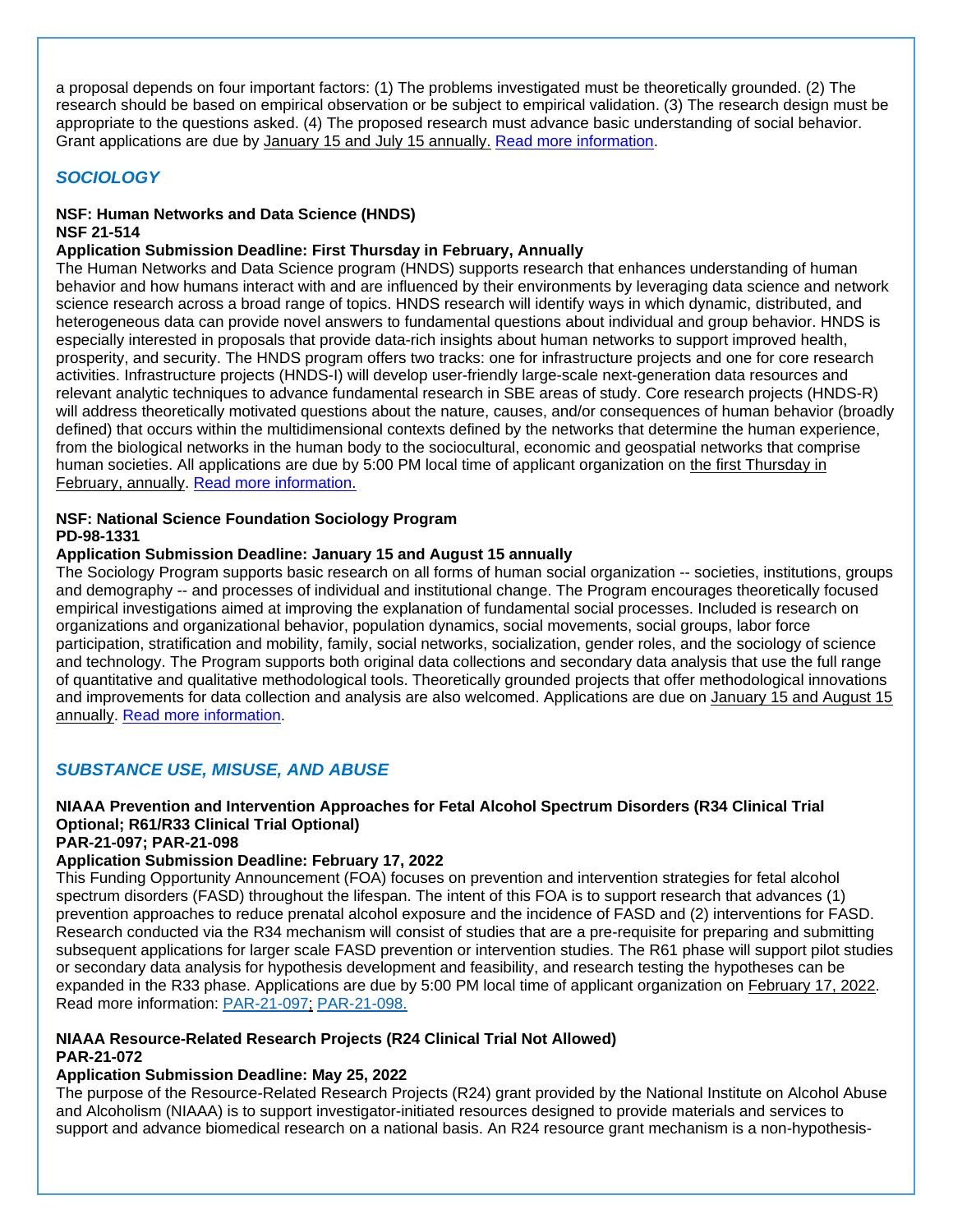a proposal depends on four important factors: (1) The problems investigated must be theoretically grounded. (2) The research should be based on empirical observation or be subject to empirical validation. (3) The research design must be appropriate to the questions asked. (4) The proposed research must advance basic understanding of social behavior. Grant applications are due by January 15 and July 15 annually. Read more information.

## *SOCIOLOGY*

**NSF: Human Networks and Data Science (HNDS)**
**NSF 21-514**
**Application Submission Deadline: First Thursday in February, Annually**
The Human Networks and Data Science program (HNDS) supports research that enhances understanding of human behavior and how humans interact with and are influenced by their environments by leveraging data science and network science research across a broad range of topics. HNDS research will identify ways in which dynamic, distributed, and heterogeneous data can provide novel answers to fundamental questions about individual and group behavior. HNDS is especially interested in proposals that provide data-rich insights about human networks to support improved health, prosperity, and security. The HNDS program offers two tracks: one for infrastructure projects and one for core research activities. Infrastructure projects (HNDS-I) will develop user-friendly large-scale next-generation data resources and relevant analytic techniques to advance fundamental research in SBE areas of study. Core research projects (HNDS-R) will address theoretically motivated questions about the nature, causes, and/or consequences of human behavior (broadly defined) that occurs within the multidimensional contexts defined by the networks that determine the human experience, from the biological networks in the human body to the sociocultural, economic and geospatial networks that comprise human societies. All applications are due by 5:00 PM local time of applicant organization on the first Thursday in February, annually. Read more information.

**NSF: National Science Foundation Sociology Program**
**PD-98-1331**
**Application Submission Deadline: January 15 and August 15 annually**
The Sociology Program supports basic research on all forms of human social organization -- societies, institutions, groups and demography -- and processes of individual and institutional change. The Program encourages theoretically focused empirical investigations aimed at improving the explanation of fundamental social processes. Included is research on organizations and organizational behavior, population dynamics, social movements, social groups, labor force participation, stratification and mobility, family, social networks, socialization, gender roles, and the sociology of science and technology. The Program supports both original data collections and secondary data analysis that use the full range of quantitative and qualitative methodological tools. Theoretically grounded projects that offer methodological innovations and improvements for data collection and analysis are also welcomed. Applications are due on January 15 and August 15 annually. Read more information.

## *SUBSTANCE USE, MISUSE, AND ABUSE*

**NIAAA Prevention and Intervention Approaches for Fetal Alcohol Spectrum Disorders (R34 Clinical Trial Optional; R61/R33 Clinical Trial Optional)**
**PAR-21-097; PAR-21-098**
**Application Submission Deadline: February 17, 2022**
This Funding Opportunity Announcement (FOA) focuses on prevention and intervention strategies for fetal alcohol spectrum disorders (FASD) throughout the lifespan. The intent of this FOA is to support research that advances (1) prevention approaches to reduce prenatal alcohol exposure and the incidence of FASD and (2) interventions for FASD. Research conducted via the R34 mechanism will consist of studies that are a pre-requisite for preparing and submitting subsequent applications for larger scale FASD prevention or intervention studies. The R61 phase will support pilot studies or secondary data analysis for hypothesis development and feasibility, and research testing the hypotheses can be expanded in the R33 phase. Applications are due by 5:00 PM local time of applicant organization on February 17, 2022. Read more information: PAR-21-097; PAR-21-098.

**NIAAA Resource-Related Research Projects (R24 Clinical Trial Not Allowed)**
**PAR-21-072**
**Application Submission Deadline: May 25, 2022**
The purpose of the Resource-Related Research Projects (R24) grant provided by the National Institute on Alcohol Abuse and Alcoholism (NIAAA) is to support investigator-initiated resources designed to provide materials and services to support and advance biomedical research on a national basis. An R24 resource grant mechanism is a non-hypothesis-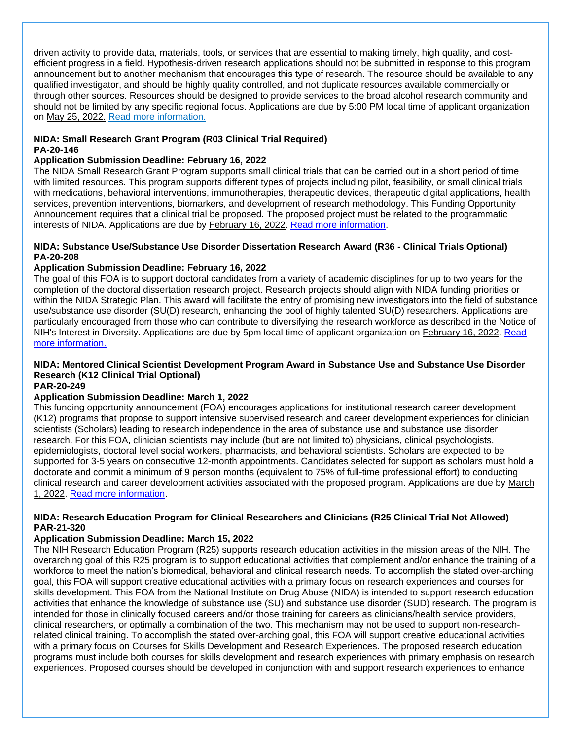driven activity to provide data, materials, tools, or services that are essential to making timely, high quality, and cost-efficient progress in a field. Hypothesis-driven research applications should not be submitted in response to this program announcement but to another mechanism that encourages this type of research. The resource should be available to any qualified investigator, and should be highly quality controlled, and not duplicate resources available commercially or through other sources. Resources should be designed to provide services to the broad alcohol research community and should not be limited by any specific regional focus. Applications are due by 5:00 PM local time of applicant organization on May 25, 2022. [Read more information.]

**NIDA: Small Research Grant Program (R03 Clinical Trial Required)**
**PA-20-146**
**Application Submission Deadline: February 16, 2022**
The NIDA Small Research Grant Program supports small clinical trials that can be carried out in a short period of time with limited resources. This program supports different types of projects including pilot, feasibility, or small clinical trials with medications, behavioral interventions, immunotherapies, therapeutic devices, therapeutic digital applications, health services, prevention interventions, biomarkers, and development of research methodology. This Funding Opportunity Announcement requires that a clinical trial be proposed. The proposed project must be related to the programmatic interests of NIDA. Applications are due by February 16, 2022. [Read more information].

**NIDA: Substance Use/Substance Use Disorder Dissertation Research Award (R36 - Clinical Trials Optional)**
**PA-20-208**
**Application Submission Deadline: February 16, 2022**
The goal of this FOA is to support doctoral candidates from a variety of academic disciplines for up to two years for the completion of the doctoral dissertation research project. Research projects should align with NIDA funding priorities or within the NIDA Strategic Plan. This award will facilitate the entry of promising new investigators into the field of substance use/substance use disorder (SU(D) research, enhancing the pool of highly talented SU(D) researchers. Applications are particularly encouraged from those who can contribute to diversifying the research workforce as described in the Notice of NIH's Interest in Diversity. Applications are due by 5pm local time of applicant organization on February 16, 2022. [Read more information.]

**NIDA: Mentored Clinical Scientist Development Program Award in Substance Use and Substance Use Disorder Research (K12 Clinical Trial Optional)**
**PAR-20-249**
**Application Submission Deadline: March 1, 2022**
This funding opportunity announcement (FOA) encourages applications for institutional research career development (K12) programs that propose to support intensive supervised research and career development experiences for clinician scientists (Scholars) leading to research independence in the area of substance use and substance use disorder research. For this FOA, clinician scientists may include (but are not limited to) physicians, clinical psychologists, epidemiologists, doctoral level social workers, pharmacists, and behavioral scientists. Scholars are expected to be supported for 3-5 years on consecutive 12-month appointments. Candidates selected for support as scholars must hold a doctorate and commit a minimum of 9 person months (equivalent to 75% of full-time professional effort) to conducting clinical research and career development activities associated with the proposed program. Applications are due by March 1, 2022. [Read more information].

**NIDA: Research Education Program for Clinical Researchers and Clinicians (R25 Clinical Trial Not Allowed)**
**PAR-21-320**
**Application Submission Deadline: March 15, 2022**
The NIH Research Education Program (R25) supports research education activities in the mission areas of the NIH. The overarching goal of this R25 program is to support educational activities that complement and/or enhance the training of a workforce to meet the nation's biomedical, behavioral and clinical research needs. To accomplish the stated over-arching goal, this FOA will support creative educational activities with a primary focus on research experiences and courses for skills development. This FOA from the National Institute on Drug Abuse (NIDA) is intended to support research education activities that enhance the knowledge of substance use (SU) and substance use disorder (SUD) research. The program is intended for those in clinically focused careers and/or those training for careers as clinicians/health service providers, clinical researchers, or optimally a combination of the two. This mechanism may not be used to support non-research-related clinical training. To accomplish the stated over-arching goal, this FOA will support creative educational activities with a primary focus on Courses for Skills Development and Research Experiences. The proposed research education programs must include both courses for skills development and research experiences with primary emphasis on research experiences. Proposed courses should be developed in conjunction with and support research experiences to enhance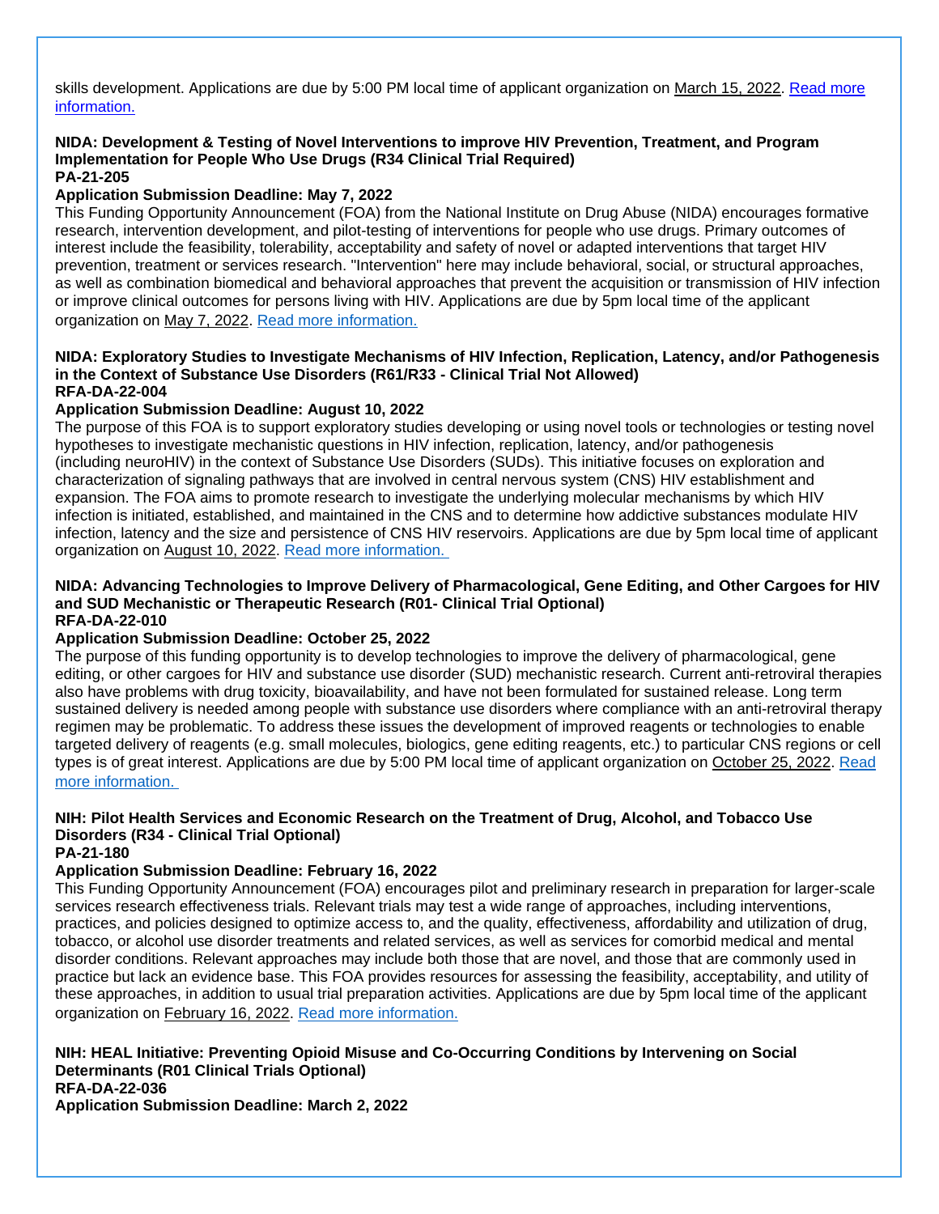skills development. Applications are due by 5:00 PM local time of applicant organization on March 15, 2022. [Read more information.]

**NIDA: Development & Testing of Novel Interventions to improve HIV Prevention, Treatment, and Program Implementation for People Who Use Drugs (R34 Clinical Trial Required)**
**PA-21-205**
**Application Submission Deadline: May 7, 2022**
This Funding Opportunity Announcement (FOA) from the National Institute on Drug Abuse (NIDA) encourages formative research, intervention development, and pilot-testing of interventions for people who use drugs. Primary outcomes of interest include the feasibility, tolerability, acceptability and safety of novel or adapted interventions that target HIV prevention, treatment or services research. "Intervention" here may include behavioral, social, or structural approaches, as well as combination biomedical and behavioral approaches that prevent the acquisition or transmission of HIV infection or improve clinical outcomes for persons living with HIV. Applications are due by 5pm local time of the applicant organization on May 7, 2022. [Read more information.]

**NIDA: Exploratory Studies to Investigate Mechanisms of HIV Infection, Replication, Latency, and/or Pathogenesis in the Context of Substance Use Disorders (R61/R33 - Clinical Trial Not Allowed)**
**RFA-DA-22-004**
**Application Submission Deadline: August 10, 2022**
The purpose of this FOA is to support exploratory studies developing or using novel tools or technologies or testing novel hypotheses to investigate mechanistic questions in HIV infection, replication, latency, and/or pathogenesis (including neuroHIV) in the context of Substance Use Disorders (SUDs). This initiative focuses on exploration and characterization of signaling pathways that are involved in central nervous system (CNS) HIV establishment and expansion. The FOA aims to promote research to investigate the underlying molecular mechanisms by which HIV infection is initiated, established, and maintained in the CNS and to determine how addictive substances modulate HIV infection, latency and the size and persistence of CNS HIV reservoirs. Applications are due by 5pm local time of applicant organization on August 10, 2022. [Read more information.]

**NIDA: Advancing Technologies to Improve Delivery of Pharmacological, Gene Editing, and Other Cargoes for HIV and SUD Mechanistic or Therapeutic Research (R01- Clinical Trial Optional)**
**RFA-DA-22-010**
**Application Submission Deadline: October 25, 2022**
The purpose of this funding opportunity is to develop technologies to improve the delivery of pharmacological, gene editing, or other cargoes for HIV and substance use disorder (SUD) mechanistic research. Current anti-retroviral therapies also have problems with drug toxicity, bioavailability, and have not been formulated for sustained release. Long term sustained delivery is needed among people with substance use disorders where compliance with an anti-retroviral therapy regimen may be problematic. To address these issues the development of improved reagents or technologies to enable targeted delivery of reagents (e.g. small molecules, biologics, gene editing reagents, etc.) to particular CNS regions or cell types is of great interest. Applications are due by 5:00 PM local time of applicant organization on October 25, 2022. [Read more information.]

**NIH: Pilot Health Services and Economic Research on the Treatment of Drug, Alcohol, and Tobacco Use Disorders (R34 - Clinical Trial Optional)**
**PA-21-180**
**Application Submission Deadline: February 16, 2022**
This Funding Opportunity Announcement (FOA) encourages pilot and preliminary research in preparation for larger-scale services research effectiveness trials. Relevant trials may test a wide range of approaches, including interventions, practices, and policies designed to optimize access to, and the quality, effectiveness, affordability and utilization of drug, tobacco, or alcohol use disorder treatments and related services, as well as services for comorbid medical and mental disorder conditions. Relevant approaches may include both those that are novel, and those that are commonly used in practice but lack an evidence base. This FOA provides resources for assessing the feasibility, acceptability, and utility of these approaches, in addition to usual trial preparation activities. Applications are due by 5pm local time of the applicant organization on February 16, 2022. [Read more information.]

**NIH: HEAL Initiative: Preventing Opioid Misuse and Co-Occurring Conditions by Intervening on Social Determinants (R01 Clinical Trials Optional)**
**RFA-DA-22-036**
**Application Submission Deadline: March 2, 2022**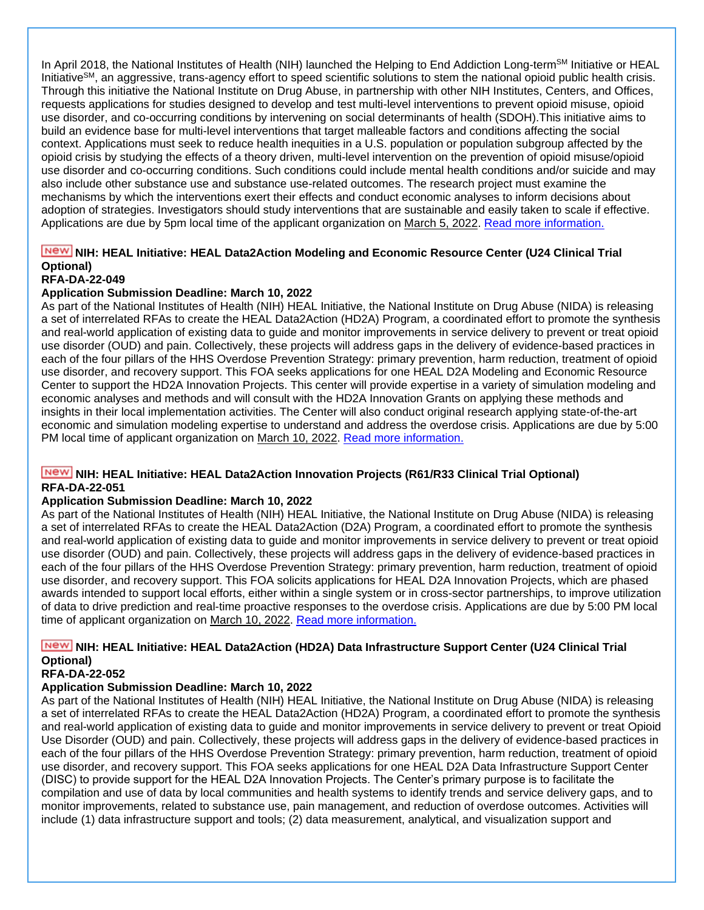In April 2018, the National Institutes of Health (NIH) launched the Helping to End Addiction Long-term[SM] Initiative or HEAL Initiative[SM], an aggressive, trans-agency effort to speed scientific solutions to stem the national opioid public health crisis. Through this initiative the National Institute on Drug Abuse, in partnership with other NIH Institutes, Centers, and Offices, requests applications for studies designed to develop and test multi-level interventions to prevent opioid misuse, opioid use disorder, and co-occurring conditions by intervening on social determinants of health (SDOH).This initiative aims to build an evidence base for multi-level interventions that target malleable factors and conditions affecting the social context. Applications must seek to reduce health inequities in a U.S. population or population subgroup affected by the opioid crisis by studying the effects of a theory driven, multi-level intervention on the prevention of opioid misuse/opioid use disorder and co-occurring conditions. Such conditions could include mental health conditions and/or suicide and may also include other substance use and substance use-related outcomes. The research project must examine the mechanisms by which the interventions exert their effects and conduct economic analyses to inform decisions about adoption of strategies. Investigators should study interventions that are sustainable and easily taken to scale if effective. Applications are due by 5pm local time of the applicant organization on March 5, 2022. [Read more information.]

**New NIH: HEAL Initiative: HEAL Data2Action Modeling and Economic Resource Center (U24 Clinical Trial Optional)**
**RFA-DA-22-049**
**Application Submission Deadline: March 10, 2022**

As part of the National Institutes of Health (NIH) HEAL Initiative, the National Institute on Drug Abuse (NIDA) is releasing a set of interrelated RFAs to create the HEAL Data2Action (HD2A) Program, a coordinated effort to promote the synthesis and real-world application of existing data to guide and monitor improvements in service delivery to prevent or treat opioid use disorder (OUD) and pain. Collectively, these projects will address gaps in the delivery of evidence-based practices in each of the four pillars of the HHS Overdose Prevention Strategy: primary prevention, harm reduction, treatment of opioid use disorder, and recovery support. This FOA seeks applications for one HEAL D2A Modeling and Economic Resource Center to support the HD2A Innovation Projects. This center will provide expertise in a variety of simulation modeling and economic analyses and methods and will consult with the HD2A Innovation Grants on applying these methods and insights in their local implementation activities. The Center will also conduct original research applying state-of-the-art economic and simulation modeling expertise to understand and address the overdose crisis. Applications are due by 5:00 PM local time of applicant organization on March 10, 2022. [Read more information.]

**New NIH: HEAL Initiative: HEAL Data2Action Innovation Projects (R61/R33 Clinical Trial Optional)**
**RFA-DA-22-051**
**Application Submission Deadline: March 10, 2022**

As part of the National Institutes of Health (NIH) HEAL Initiative, the National Institute on Drug Abuse (NIDA) is releasing a set of interrelated RFAs to create the HEAL Data2Action (D2A) Program, a coordinated effort to promote the synthesis and real-world application of existing data to guide and monitor improvements in service delivery to prevent or treat opioid use disorder (OUD) and pain. Collectively, these projects will address gaps in the delivery of evidence-based practices in each of the four pillars of the HHS Overdose Prevention Strategy: primary prevention, harm reduction, treatment of opioid use disorder, and recovery support. This FOA solicits applications for HEAL D2A Innovation Projects, which are phased awards intended to support local efforts, either within a single system or in cross-sector partnerships, to improve utilization of data to drive prediction and real-time proactive responses to the overdose crisis. Applications are due by 5:00 PM local time of applicant organization on March 10, 2022. [Read more information.]

**New NIH: HEAL Initiative: HEAL Data2Action (HD2A) Data Infrastructure Support Center (U24 Clinical Trial Optional)**
**RFA-DA-22-052**
**Application Submission Deadline: March 10, 2022**

As part of the National Institutes of Health (NIH) HEAL Initiative, the National Institute on Drug Abuse (NIDA) is releasing a set of interrelated RFAs to create the HEAL Data2Action (HD2A) Program, a coordinated effort to promote the synthesis and real-world application of existing data to guide and monitor improvements in service delivery to prevent or treat Opioid Use Disorder (OUD) and pain. Collectively, these projects will address gaps in the delivery of evidence-based practices in each of the four pillars of the HHS Overdose Prevention Strategy: primary prevention, harm reduction, treatment of opioid use disorder, and recovery support. This FOA seeks applications for one HEAL D2A Data Infrastructure Support Center (DISC) to provide support for the HEAL D2A Innovation Projects. The Center's primary purpose is to facilitate the compilation and use of data by local communities and health systems to identify trends and service delivery gaps, and to monitor improvements, related to substance use, pain management, and reduction of overdose outcomes. Activities will include (1) data infrastructure support and tools; (2) data measurement, analytical, and visualization support and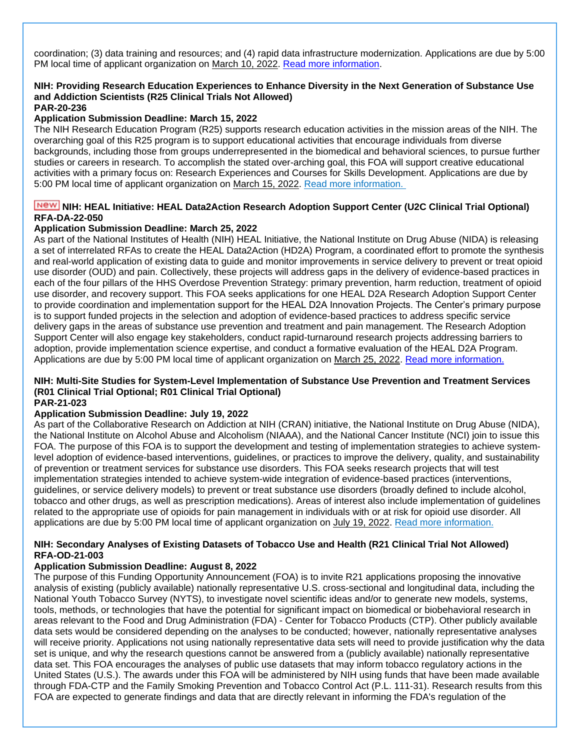coordination; (3) data training and resources; and (4) rapid data infrastructure modernization. Applications are due by 5:00 PM local time of applicant organization on March 10, 2022. [Read more information](#).

**NIH: Providing Research Education Experiences to Enhance Diversity in the Next Generation of Substance Use and Addiction Scientists (R25 Clinical Trials Not Allowed)**
**PAR-20-236**
**Application Submission Deadline: March 15, 2022**
The NIH Research Education Program (R25) supports research education activities in the mission areas of the NIH. The overarching goal of this R25 program is to support educational activities that encourage individuals from diverse backgrounds, including those from groups underrepresented in the biomedical and behavioral sciences, to pursue further studies or careers in research. To accomplish the stated over-arching goal, this FOA will support creative educational activities with a primary focus on: Research Experiences and Courses for Skills Development. Applications are due by 5:00 PM local time of applicant organization on March 15, 2022. [Read more information.](#)

**New NIH: HEAL Initiative: HEAL Data2Action Research Adoption Support Center (U2C Clinical Trial Optional)**
**RFA-DA-22-050**
**Application Submission Deadline: March 25, 2022**
As part of the National Institutes of Health (NIH) HEAL Initiative, the National Institute on Drug Abuse (NIDA) is releasing a set of interrelated RFAs to create the HEAL Data2Action (HD2A) Program, a coordinated effort to promote the synthesis and real-world application of existing data to guide and monitor improvements in service delivery to prevent or treat opioid use disorder (OUD) and pain. Collectively, these projects will address gaps in the delivery of evidence-based practices in each of the four pillars of the HHS Overdose Prevention Strategy: primary prevention, harm reduction, treatment of opioid use disorder, and recovery support. This FOA seeks applications for one HEAL D2A Research Adoption Support Center to provide coordination and implementation support for the HEAL D2A Innovation Projects. The Center's primary purpose is to support funded projects in the selection and adoption of evidence-based practices to address specific service delivery gaps in the areas of substance use prevention and treatment and pain management. The Research Adoption Support Center will also engage key stakeholders, conduct rapid-turnaround research projects addressing barriers to adoption, provide implementation science expertise, and conduct a formative evaluation of the HEAL D2A Program. Applications are due by 5:00 PM local time of applicant organization on March 25, 2022. [Read more information.](#)

**NIH: Multi-Site Studies for System-Level Implementation of Substance Use Prevention and Treatment Services (R01 Clinical Trial Optional; R01 Clinical Trial Optional)**
**PAR-21-023**
**Application Submission Deadline: July 19, 2022**
As part of the Collaborative Research on Addiction at NIH (CRAN) initiative, the National Institute on Drug Abuse (NIDA), the National Institute on Alcohol Abuse and Alcoholism (NIAAA), and the National Cancer Institute (NCI) join to issue this FOA. The purpose of this FOA is to support the development and testing of implementation strategies to achieve system-level adoption of evidence-based interventions, guidelines, or practices to improve the delivery, quality, and sustainability of prevention or treatment services for substance use disorders. This FOA seeks research projects that will test implementation strategies intended to achieve system-wide integration of evidence-based practices (interventions, guidelines, or service delivery models) to prevent or treat substance use disorders (broadly defined to include alcohol, tobacco and other drugs, as well as prescription medications). Areas of interest also include implementation of guidelines related to the appropriate use of opioids for pain management in individuals with or at risk for opioid use disorder. All applications are due by 5:00 PM local time of applicant organization on July 19, 2022. [Read more information.](#)

**NIH: Secondary Analyses of Existing Datasets of Tobacco Use and Health (R21 Clinical Trial Not Allowed)**
**RFA-OD-21-003**
**Application Submission Deadline: August 8, 2022**
The purpose of this Funding Opportunity Announcement (FOA) is to invite R21 applications proposing the innovative analysis of existing (publicly available) nationally representative U.S. cross-sectional and longitudinal data, including the National Youth Tobacco Survey (NYTS), to investigate novel scientific ideas and/or to generate new models, systems, tools, methods, or technologies that have the potential for significant impact on biomedical or biobehavioral research in areas relevant to the Food and Drug Administration (FDA) - Center for Tobacco Products (CTP). Other publicly available data sets would be considered depending on the analyses to be conducted; however, nationally representative analyses will receive priority. Applications not using nationally representative data sets will need to provide justification why the data set is unique, and why the research questions cannot be answered from a (publicly available) nationally representative data set. This FOA encourages the analyses of public use datasets that may inform tobacco regulatory actions in the United States (U.S.). The awards under this FOA will be administered by NIH using funds that have been made available through FDA-CTP and the Family Smoking Prevention and Tobacco Control Act (P.L. 111-31). Research results from this FOA are expected to generate findings and data that are directly relevant in informing the FDA's regulation of the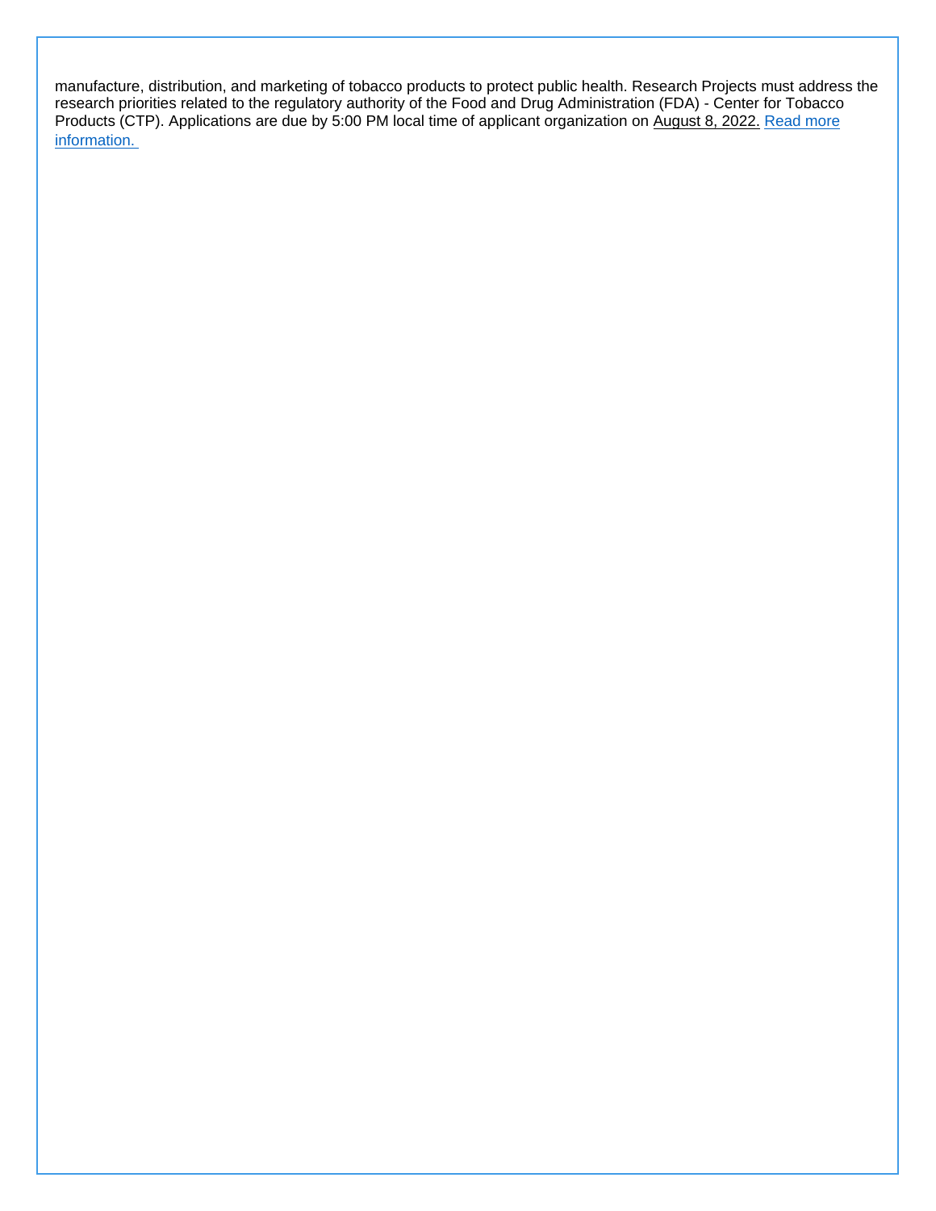manufacture, distribution, and marketing of tobacco products to protect public health. Research Projects must address the research priorities related to the regulatory authority of the Food and Drug Administration (FDA) - Center for Tobacco Products (CTP). Applications are due by 5:00 PM local time of applicant organization on August 8, 2022. Read more information.